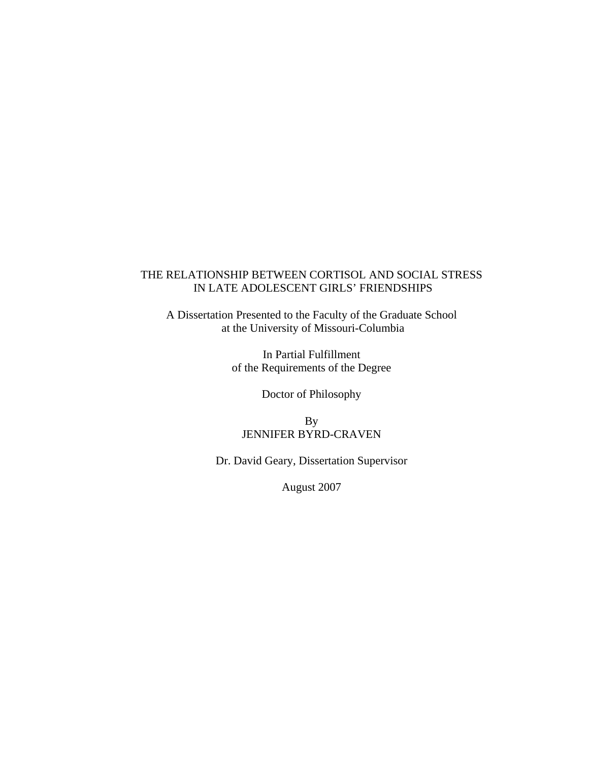# THE RELATIONSHIP BETWEEN CORTISOL AND SOCIAL STRESS IN LATE ADOLESCENT GIRLS' FRIENDSHIPS

A Dissertation Presented to the Faculty of the Graduate School
at the University of Missouri-Columbia

In Partial Fulfillment
of the Requirements of the Degree

Doctor of Philosophy

By
JENNIFER BYRD-CRAVEN

Dr. David Geary, Dissertation Supervisor

August 2007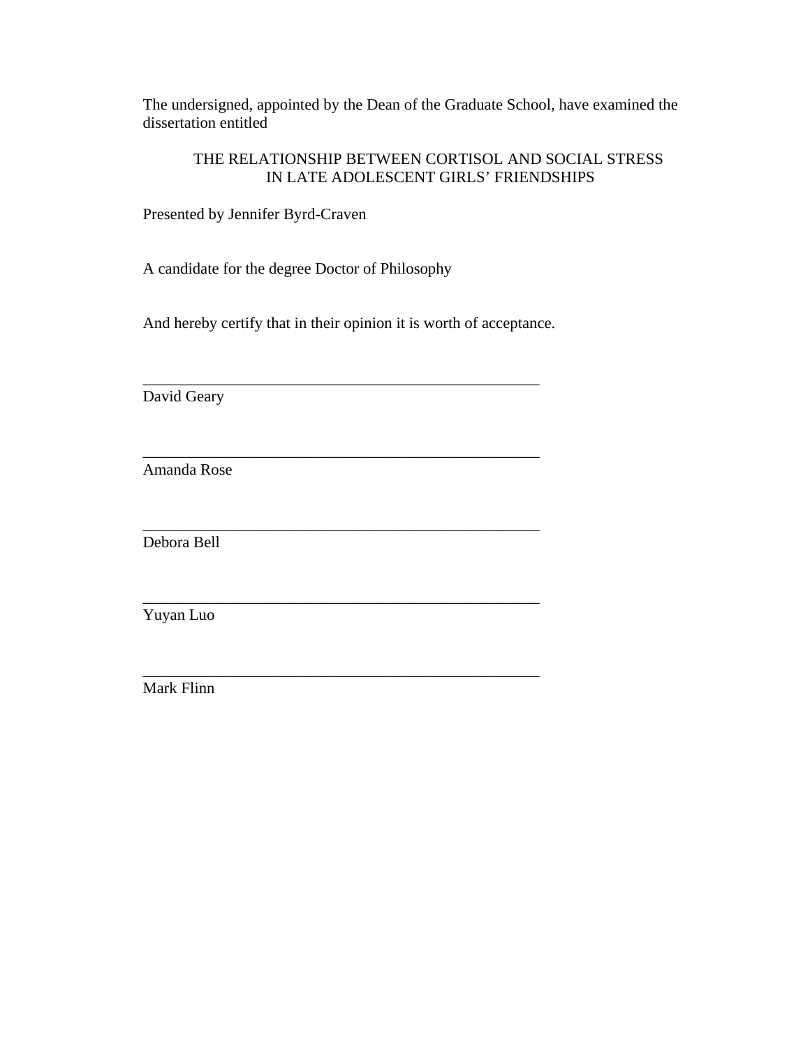The undersigned, appointed by the Dean of the Graduate School, have examined the dissertation entitled

THE RELATIONSHIP BETWEEN CORTISOL AND SOCIAL STRESS IN LATE ADOLESCENT GIRLS' FRIENDSHIPS

Presented by Jennifer Byrd-Craven

A candidate for the degree Doctor of Philosophy

And hereby certify that in their opinion it is worth of acceptance.

\_\_\_\_\_\_\_\_\_\_\_\_\_\_\_\_\_\_\_\_\_\_\_\_\_\_\_\_\_\_\_\_\_\_\_\_\_\_\_\_\_\_\_\_\_\_\_\_\_\_\_\_

David Geary

\_\_\_\_\_\_\_\_\_\_\_\_\_\_\_\_\_\_\_\_\_\_\_\_\_\_\_\_\_\_\_\_\_\_\_\_\_\_\_\_\_\_\_\_\_\_\_\_\_\_\_\_

Amanda Rose

\_\_\_\_\_\_\_\_\_\_\_\_\_\_\_\_\_\_\_\_\_\_\_\_\_\_\_\_\_\_\_\_\_\_\_\_\_\_\_\_\_\_\_\_\_\_\_\_\_\_\_\_

Debora Bell

\_\_\_\_\_\_\_\_\_\_\_\_\_\_\_\_\_\_\_\_\_\_\_\_\_\_\_\_\_\_\_\_\_\_\_\_\_\_\_\_\_\_\_\_\_\_\_\_\_\_\_\_

Yuyan Luo

\_\_\_\_\_\_\_\_\_\_\_\_\_\_\_\_\_\_\_\_\_\_\_\_\_\_\_\_\_\_\_\_\_\_\_\_\_\_\_\_\_\_\_\_\_\_\_\_\_\_\_\_

Mark Flinn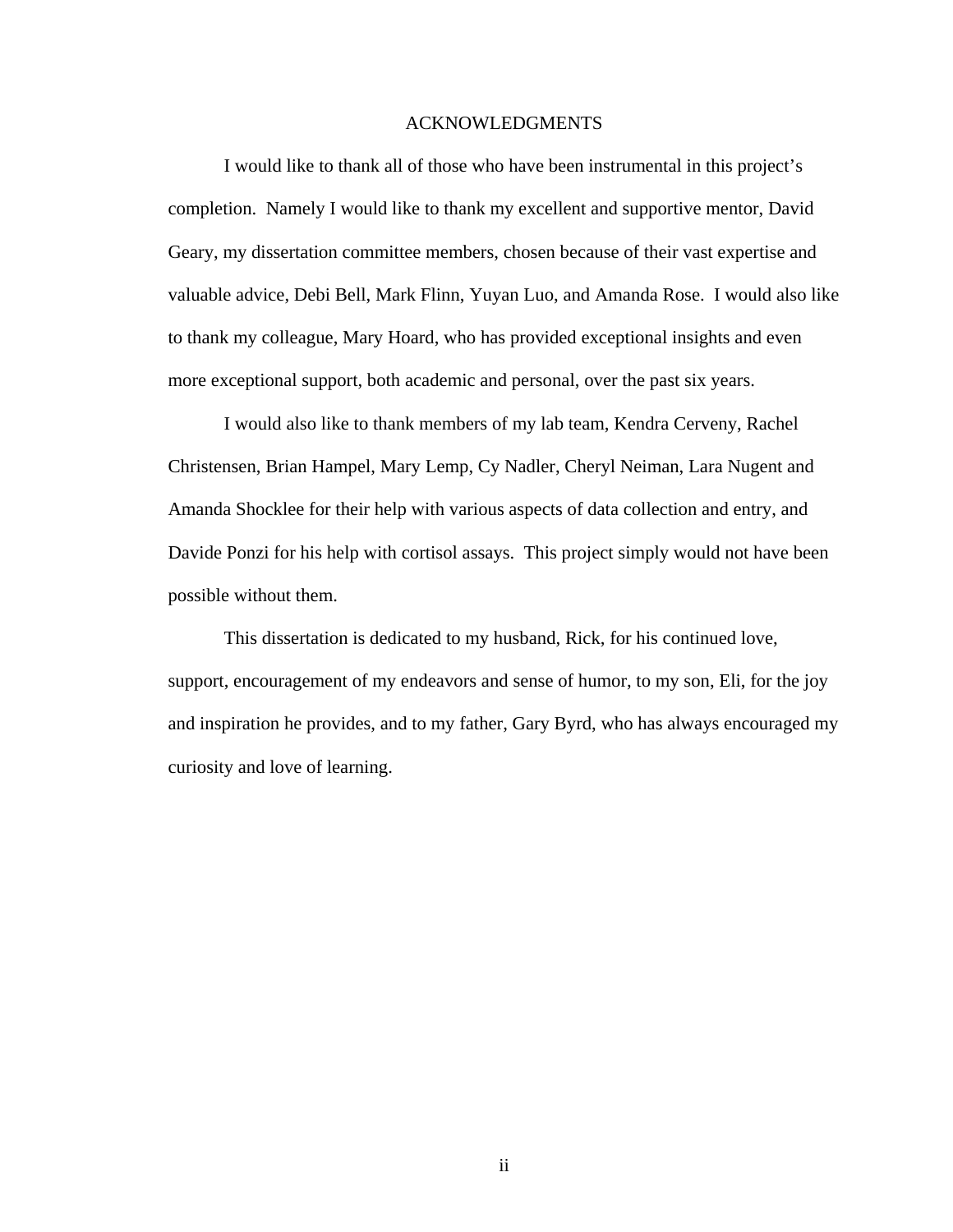# ACKNOWLEDGMENTS

I would like to thank all of those who have been instrumental in this project's completion. Namely I would like to thank my excellent and supportive mentor, David Geary, my dissertation committee members, chosen because of their vast expertise and valuable advice, Debi Bell, Mark Flinn, Yuyan Luo, and Amanda Rose. I would also like to thank my colleague, Mary Hoard, who has provided exceptional insights and even more exceptional support, both academic and personal, over the past six years.

I would also like to thank members of my lab team, Kendra Cerveny, Rachel Christensen, Brian Hampel, Mary Lemp, Cy Nadler, Cheryl Neiman, Lara Nugent and Amanda Shocklee for their help with various aspects of data collection and entry, and Davide Ponzi for his help with cortisol assays. This project simply would not have been possible without them.

This dissertation is dedicated to my husband, Rick, for his continued love, support, encouragement of my endeavors and sense of humor, to my son, Eli, for the joy and inspiration he provides, and to my father, Gary Byrd, who has always encouraged my curiosity and love of learning.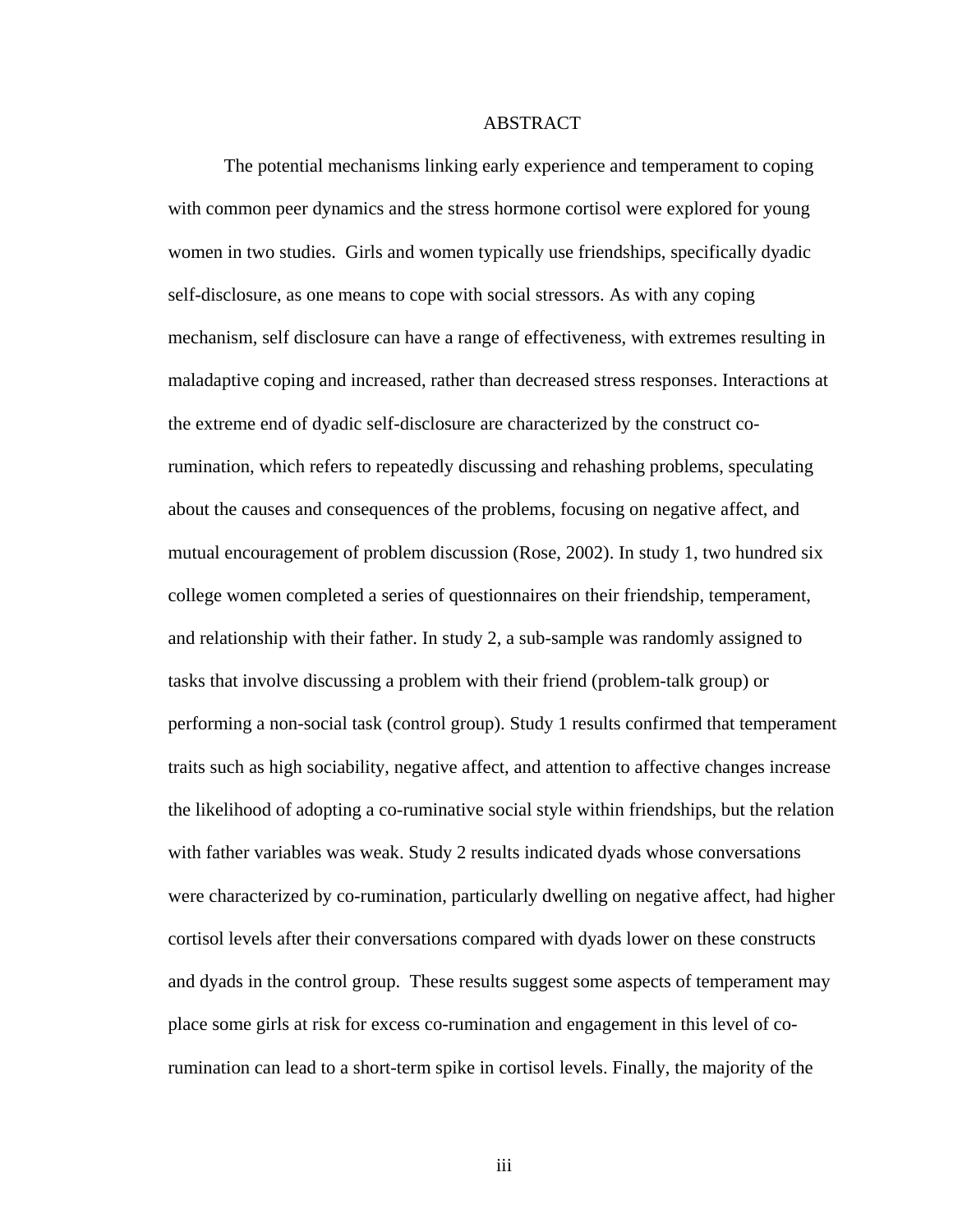# ABSTRACT

The potential mechanisms linking early experience and temperament to coping with common peer dynamics and the stress hormone cortisol were explored for young women in two studies. Girls and women typically use friendships, specifically dyadic self-disclosure, as one means to cope with social stressors. As with any coping mechanism, self disclosure can have a range of effectiveness, with extremes resulting in maladaptive coping and increased, rather than decreased stress responses. Interactions at the extreme end of dyadic self-disclosure are characterized by the construct co-rumination, which refers to repeatedly discussing and rehashing problems, speculating about the causes and consequences of the problems, focusing on negative affect, and mutual encouragement of problem discussion (Rose, 2002). In study 1, two hundred six college women completed a series of questionnaires on their friendship, temperament, and relationship with their father. In study 2, a sub-sample was randomly assigned to tasks that involve discussing a problem with their friend (problem-talk group) or performing a non-social task (control group). Study 1 results confirmed that temperament traits such as high sociability, negative affect, and attention to affective changes increase the likelihood of adopting a co-ruminative social style within friendships, but the relation with father variables was weak. Study 2 results indicated dyads whose conversations were characterized by co-rumination, particularly dwelling on negative affect, had higher cortisol levels after their conversations compared with dyads lower on these constructs and dyads in the control group. These results suggest some aspects of temperament may place some girls at risk for excess co-rumination and engagement in this level of co-rumination can lead to a short-term spike in cortisol levels. Finally, the majority of the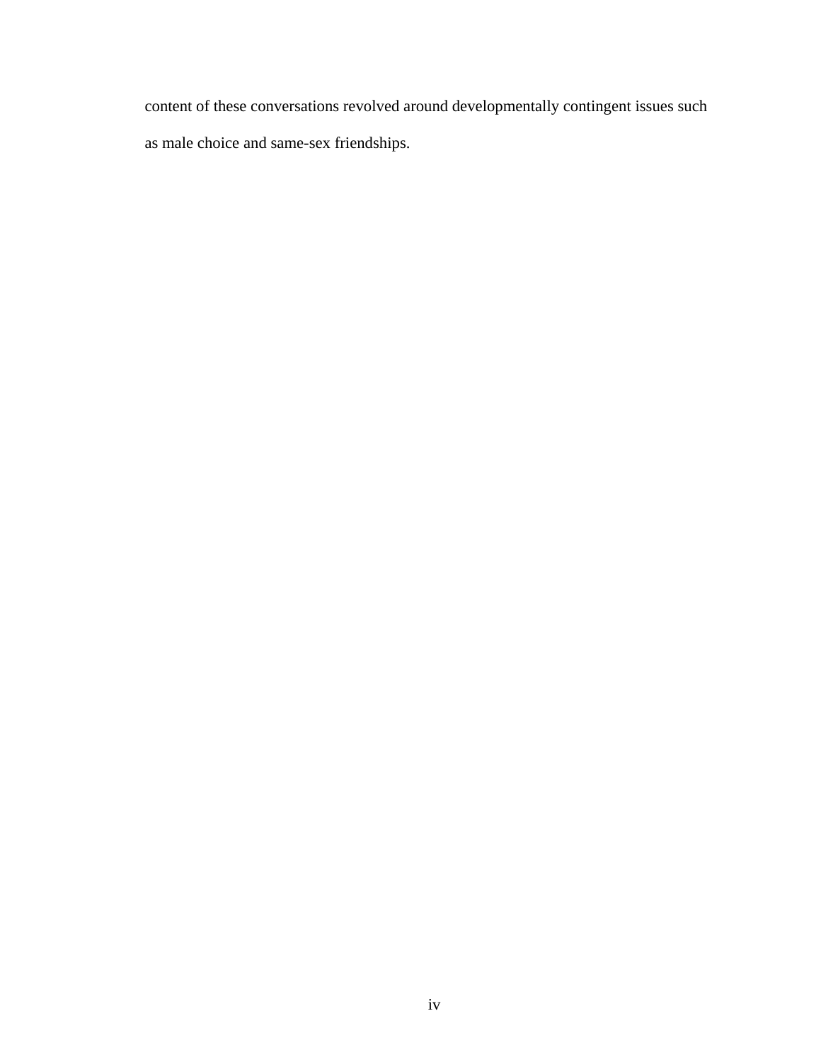content of these conversations revolved around developmentally contingent issues such as male choice and same-sex friendships.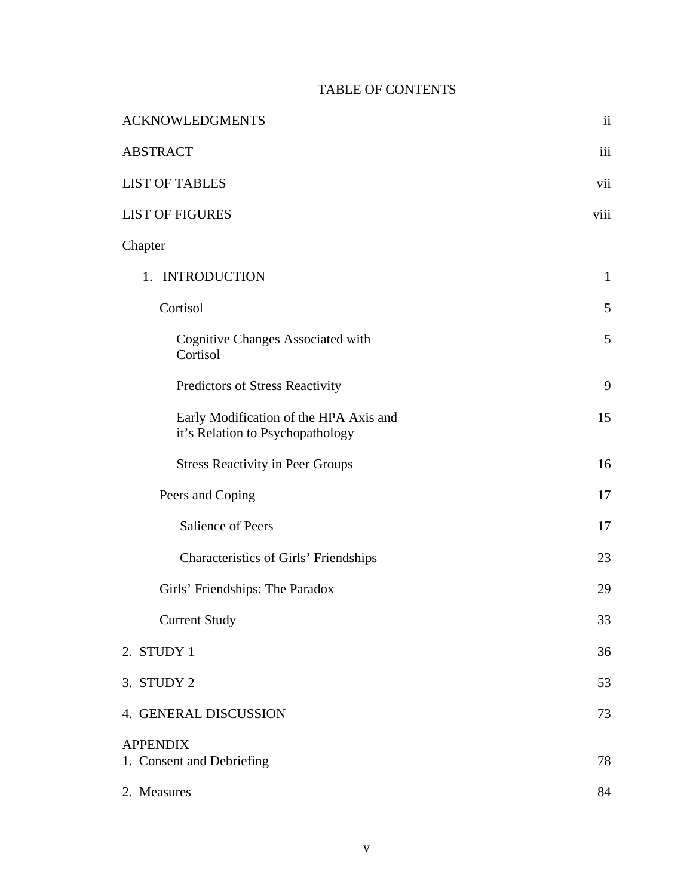# TABLE OF CONTENTS

ACKNOWLEDGMENTS ii

ABSTRACT iii

LIST OF TABLES vii

LIST OF FIGURES viii

Chapter

1. INTRODUCTION 1
   - Cortisol 5
     - Cognitive Changes Associated with Cortisol 5
     - Predictors of Stress Reactivity 9
     - Early Modification of the HPA Axis and it's Relation to Psychopathology 15
     - Stress Reactivity in Peer Groups 16
   - Peers and Coping 17
     - Salience of Peers 17
     - Characteristics of Girls' Friendships 23
   - Girls' Friendships: The Paradox 29
   - Current Study 33

2. STUDY 1 36

3. STUDY 2 53

4. GENERAL DISCUSSION 73

APPENDIX

1. Consent and Debriefing 78

2. Measures 84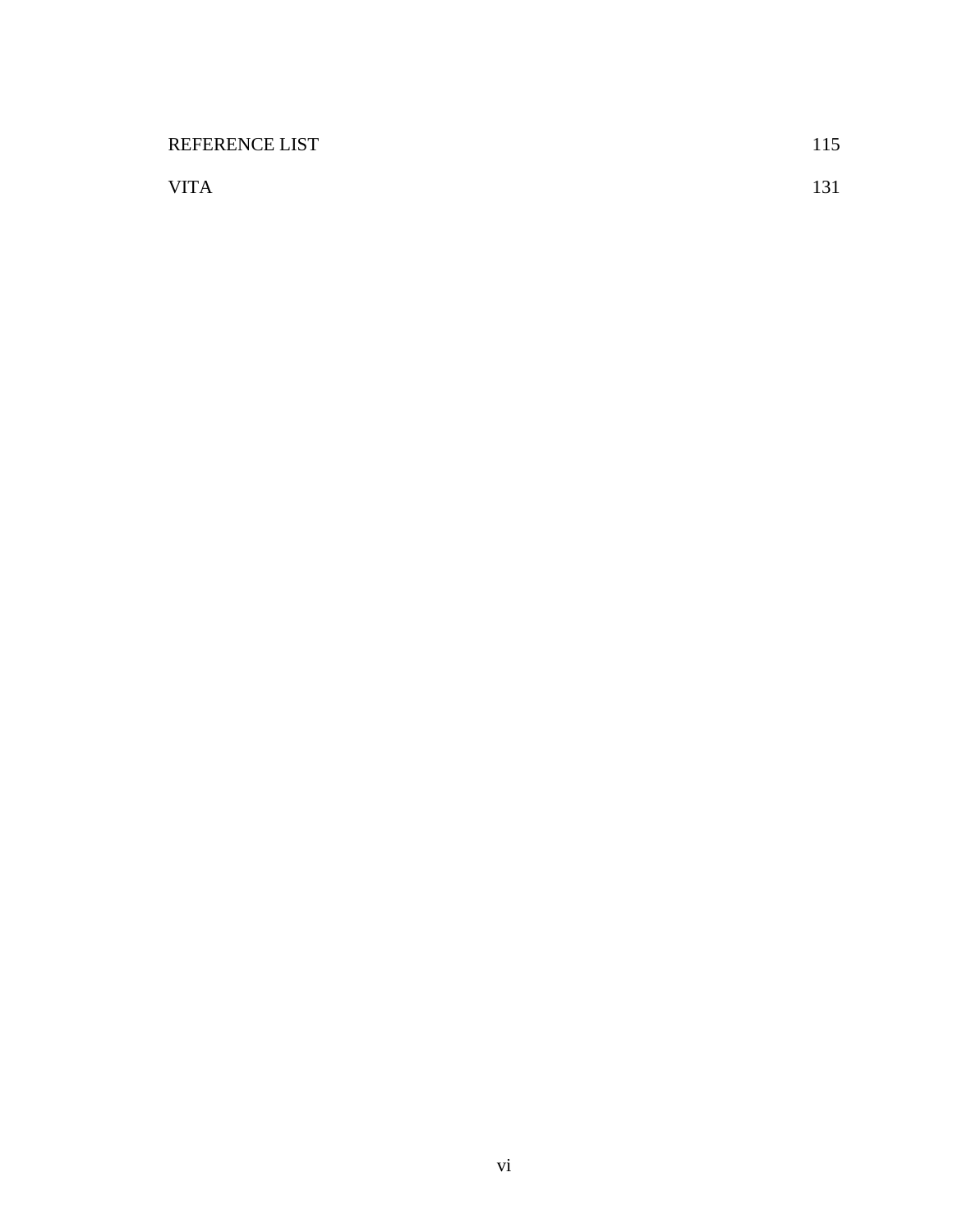REFERENCE LIST 115

VITA 131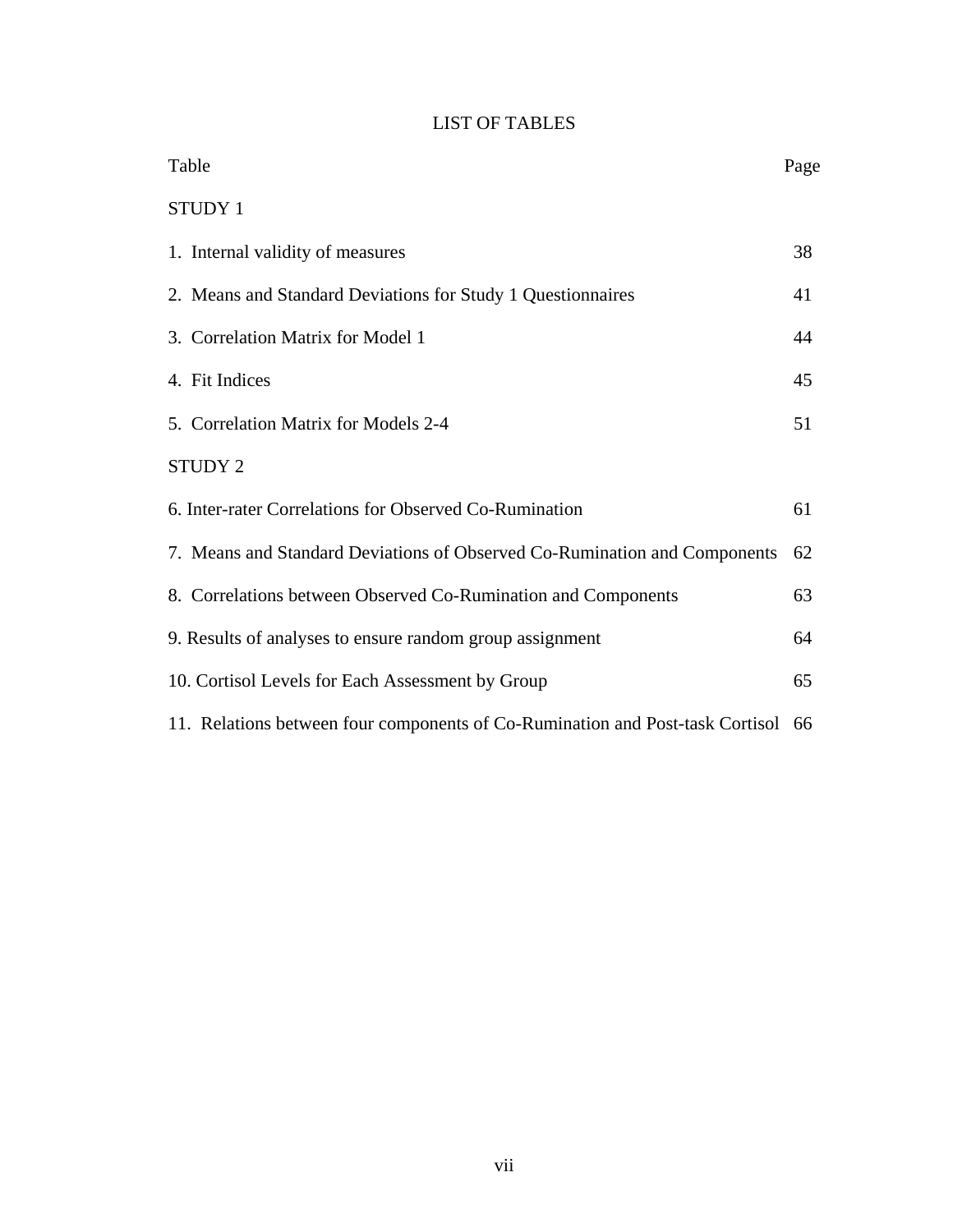# LIST OF TABLES

| Table | Page |
|---|---|
| STUDY 1 | |
| 1. Internal validity of measures | 38 |
| 2. Means and Standard Deviations for Study 1 Questionnaires | 41 |
| 3. Correlation Matrix for Model 1 | 44 |
| 4. Fit Indices | 45 |
| 5. Correlation Matrix for Models 2-4 | 51 |
| STUDY 2 | |
| 6. Inter-rater Correlations for Observed Co-Rumination | 61 |
| 7. Means and Standard Deviations of Observed Co-Rumination and Components | 62 |
| 8. Correlations between Observed Co-Rumination and Components | 63 |
| 9. Results of analyses to ensure random group assignment | 64 |
| 10. Cortisol Levels for Each Assessment by Group | 65 |
| 11. Relations between four components of Co-Rumination and Post-task Cortisol | 66 |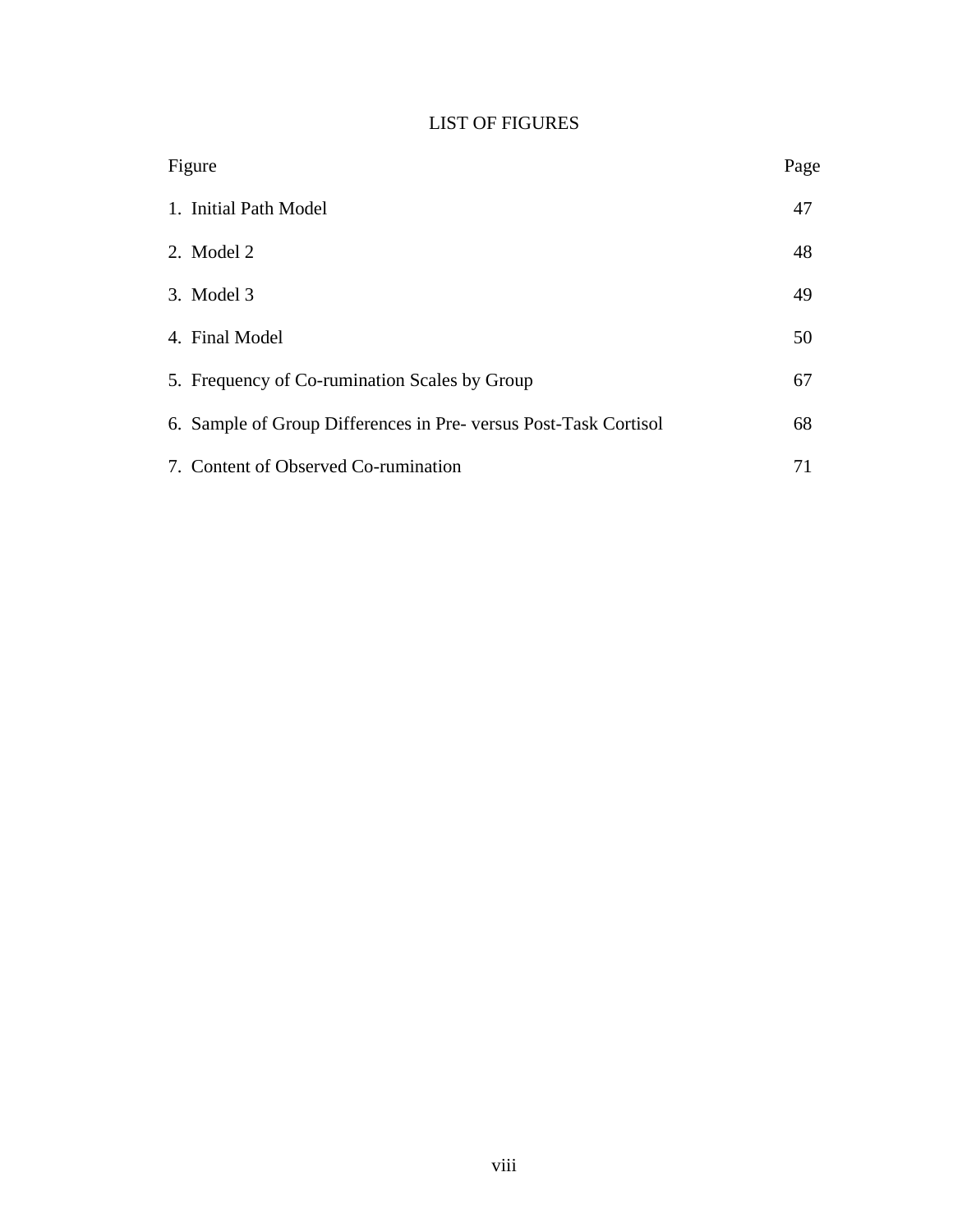# LIST OF FIGURES

| Figure | Page |
| --- | --- |
| 1. Initial Path Model | 47 |
| 2. Model 2 | 48 |
| 3. Model 3 | 49 |
| 4. Final Model | 50 |
| 5. Frequency of Co-rumination Scales by Group | 67 |
| 6. Sample of Group Differences in Pre- versus Post-Task Cortisol | 68 |
| 7. Content of Observed Co-rumination | 71 |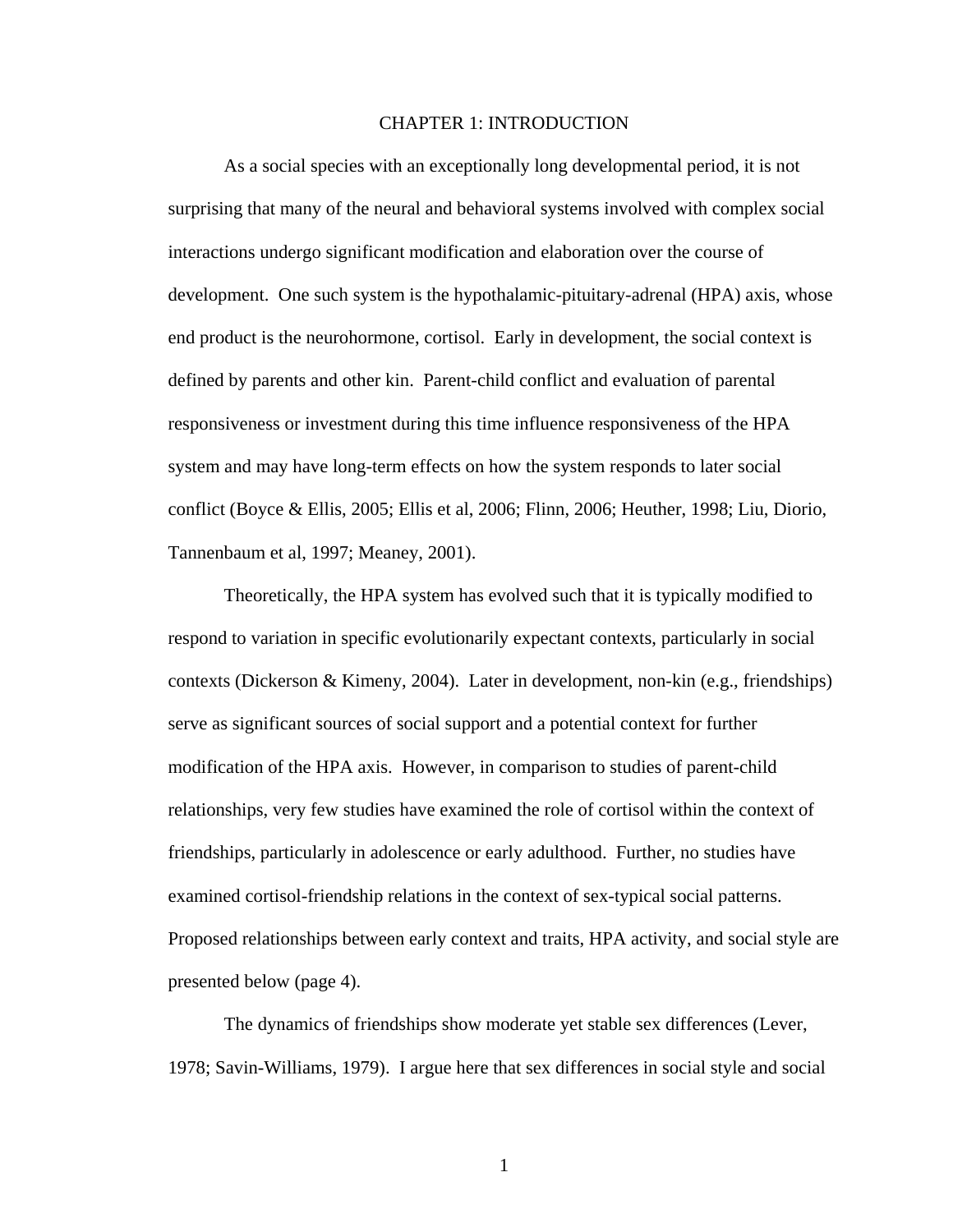# CHAPTER 1: INTRODUCTION

As a social species with an exceptionally long developmental period, it is not surprising that many of the neural and behavioral systems involved with complex social interactions undergo significant modification and elaboration over the course of development. One such system is the hypothalamic-pituitary-adrenal (HPA) axis, whose end product is the neurohormone, cortisol. Early in development, the social context is defined by parents and other kin. Parent-child conflict and evaluation of parental responsiveness or investment during this time influence responsiveness of the HPA system and may have long-term effects on how the system responds to later social conflict (Boyce & Ellis, 2005; Ellis et al, 2006; Flinn, 2006; Heuther, 1998; Liu, Diorio, Tannenbaum et al, 1997; Meaney, 2001).

Theoretically, the HPA system has evolved such that it is typically modified to respond to variation in specific evolutionarily expectant contexts, particularly in social contexts (Dickerson & Kimeny, 2004). Later in development, non-kin (e.g., friendships) serve as significant sources of social support and a potential context for further modification of the HPA axis. However, in comparison to studies of parent-child relationships, very few studies have examined the role of cortisol within the context of friendships, particularly in adolescence or early adulthood. Further, no studies have examined cortisol-friendship relations in the context of sex-typical social patterns. Proposed relationships between early context and traits, HPA activity, and social style are presented below (page 4).

The dynamics of friendships show moderate yet stable sex differences (Lever, 1978; Savin-Williams, 1979). I argue here that sex differences in social style and social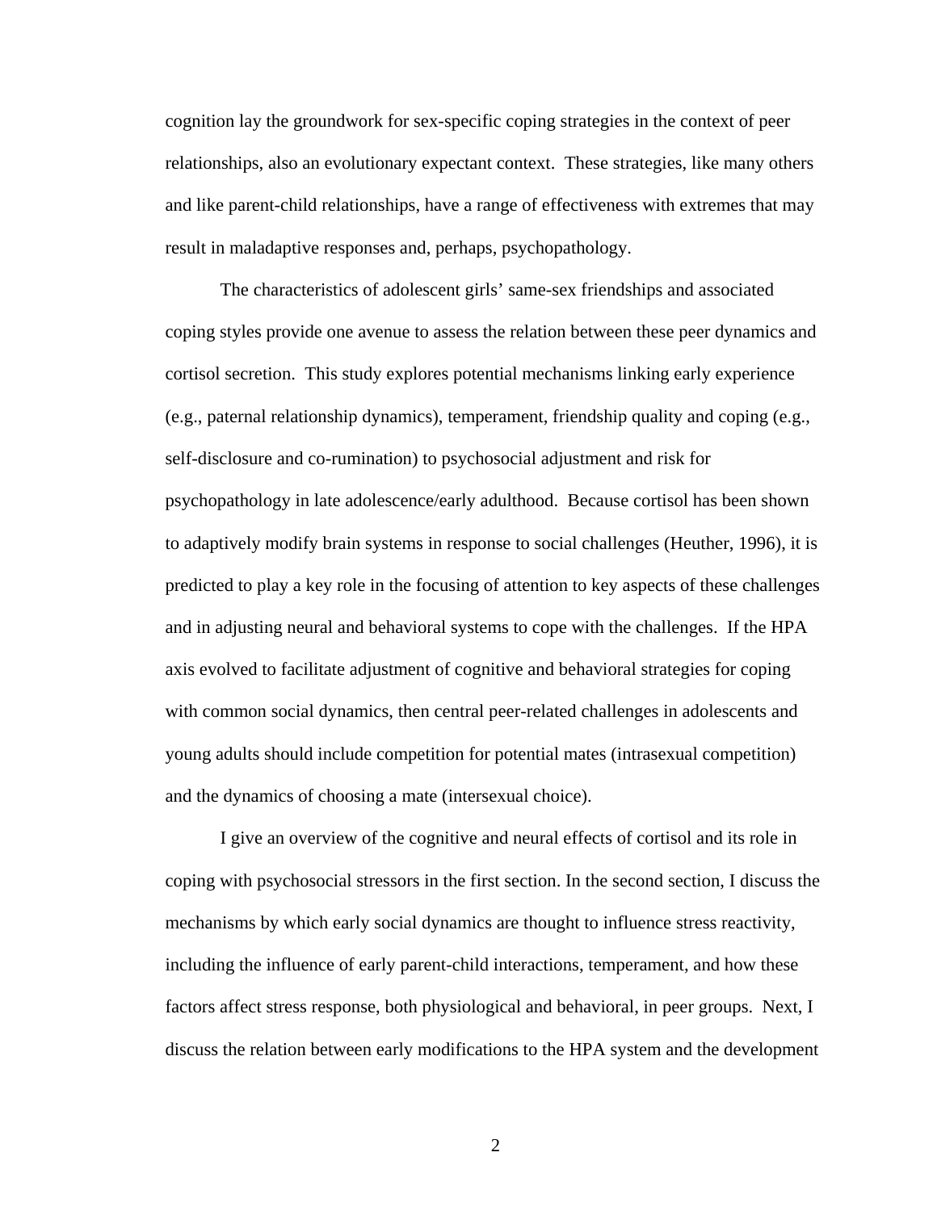cognition lay the groundwork for sex-specific coping strategies in the context of peer relationships, also an evolutionary expectant context. These strategies, like many others and like parent-child relationships, have a range of effectiveness with extremes that may result in maladaptive responses and, perhaps, psychopathology.

The characteristics of adolescent girls' same-sex friendships and associated coping styles provide one avenue to assess the relation between these peer dynamics and cortisol secretion. This study explores potential mechanisms linking early experience (e.g., paternal relationship dynamics), temperament, friendship quality and coping (e.g., self-disclosure and co-rumination) to psychosocial adjustment and risk for psychopathology in late adolescence/early adulthood. Because cortisol has been shown to adaptively modify brain systems in response to social challenges (Heuther, 1996), it is predicted to play a key role in the focusing of attention to key aspects of these challenges and in adjusting neural and behavioral systems to cope with the challenges. If the HPA axis evolved to facilitate adjustment of cognitive and behavioral strategies for coping with common social dynamics, then central peer-related challenges in adolescents and young adults should include competition for potential mates (intrasexual competition) and the dynamics of choosing a mate (intersexual choice).

I give an overview of the cognitive and neural effects of cortisol and its role in coping with psychosocial stressors in the first section. In the second section, I discuss the mechanisms by which early social dynamics are thought to influence stress reactivity, including the influence of early parent-child interactions, temperament, and how these factors affect stress response, both physiological and behavioral, in peer groups. Next, I discuss the relation between early modifications to the HPA system and the development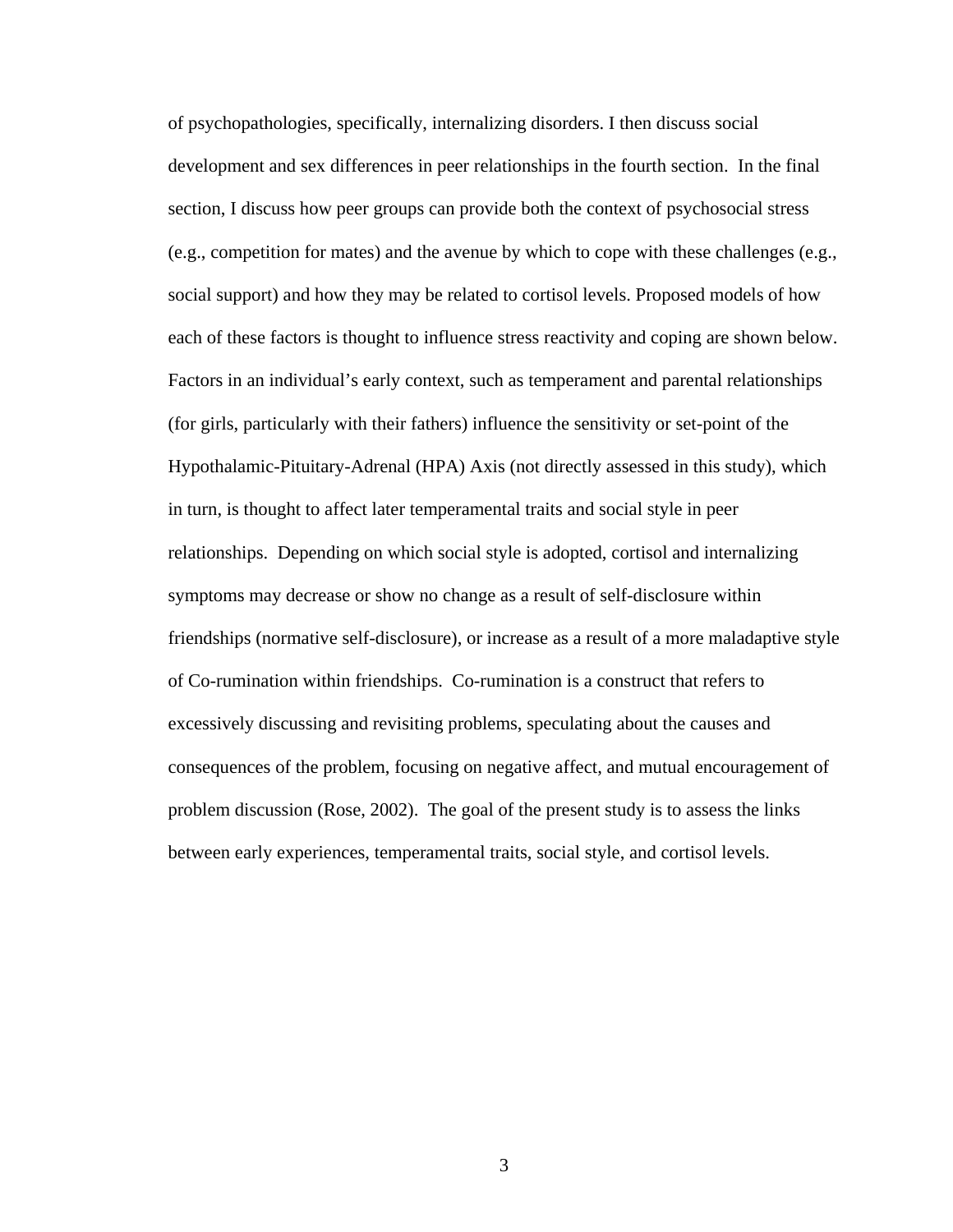of psychopathologies, specifically, internalizing disorders. I then discuss social development and sex differences in peer relationships in the fourth section. In the final section, I discuss how peer groups can provide both the context of psychosocial stress (e.g., competition for mates) and the avenue by which to cope with these challenges (e.g., social support) and how they may be related to cortisol levels. Proposed models of how each of these factors is thought to influence stress reactivity and coping are shown below. Factors in an individual's early context, such as temperament and parental relationships (for girls, particularly with their fathers) influence the sensitivity or set-point of the Hypothalamic-Pituitary-Adrenal (HPA) Axis (not directly assessed in this study), which in turn, is thought to affect later temperamental traits and social style in peer relationships. Depending on which social style is adopted, cortisol and internalizing symptoms may decrease or show no change as a result of self-disclosure within friendships (normative self-disclosure), or increase as a result of a more maladaptive style of Co-rumination within friendships. Co-rumination is a construct that refers to excessively discussing and revisiting problems, speculating about the causes and consequences of the problem, focusing on negative affect, and mutual encouragement of problem discussion (Rose, 2002). The goal of the present study is to assess the links between early experiences, temperamental traits, social style, and cortisol levels.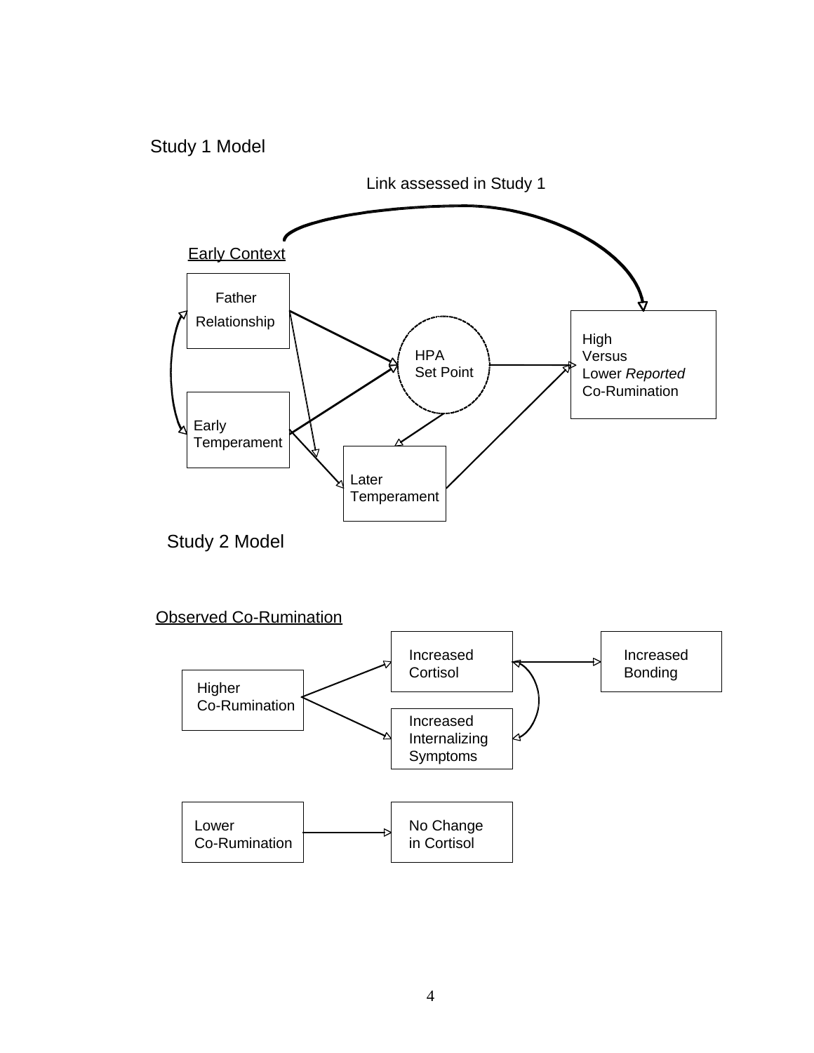Study 1 Model

Link assessed in Study 1

Early Context

Father Relationship

Early Temperament

HPA Set Point

Later Temperament

High Versus Lower *Reported* Co-Rumination

Study 2 Model

Observed Co-Rumination

Higher Co-Rumination

Increased Cortisol

Increased Internalizing Symptoms

Increased Bonding

Lower Co-Rumination

No Change in Cortisol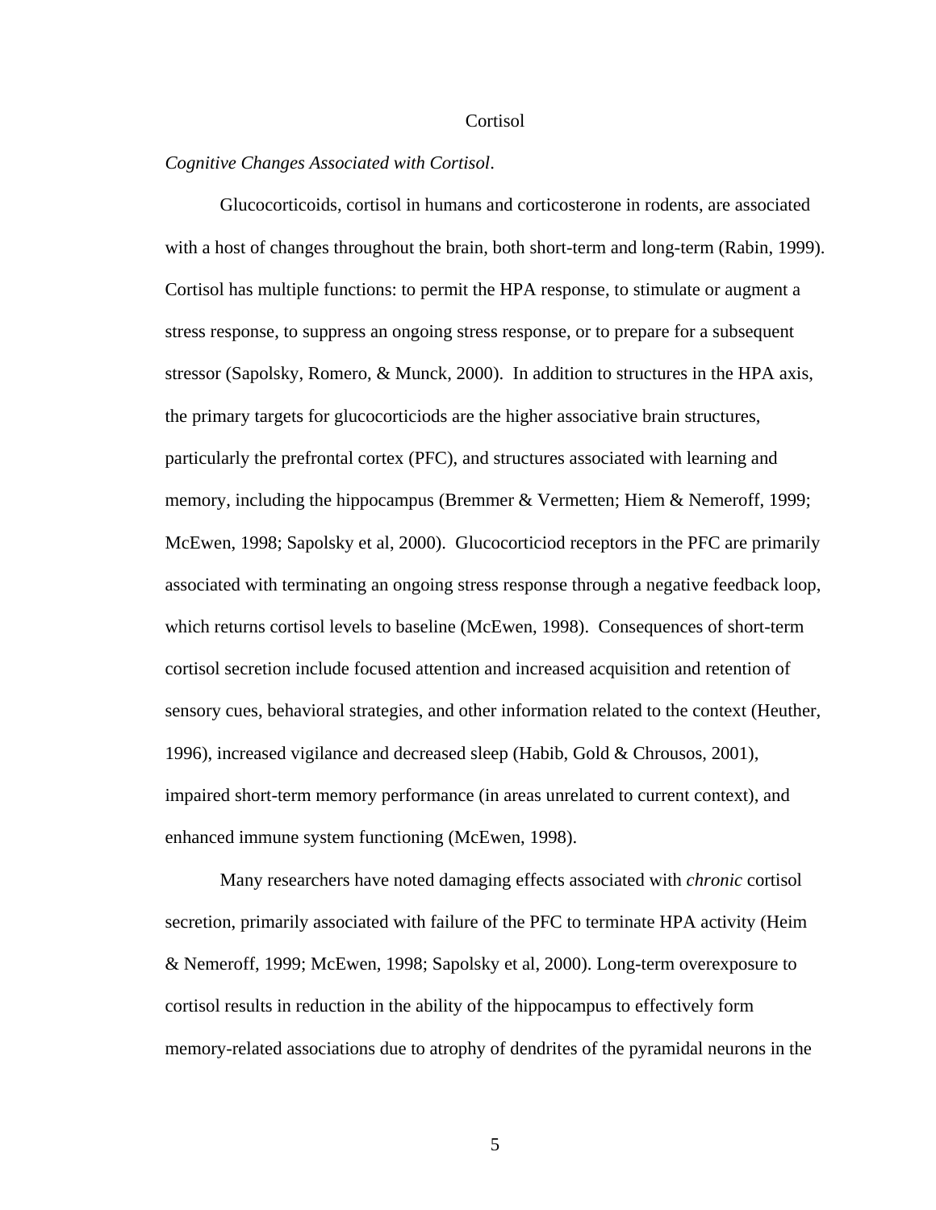## Cortisol

*Cognitive Changes Associated with Cortisol*.

Glucocorticoids, cortisol in humans and corticosterone in rodents, are associated with a host of changes throughout the brain, both short-term and long-term (Rabin, 1999). Cortisol has multiple functions: to permit the HPA response, to stimulate or augment a stress response, to suppress an ongoing stress response, or to prepare for a subsequent stressor (Sapolsky, Romero, & Munck, 2000). In addition to structures in the HPA axis, the primary targets for glucocorticiods are the higher associative brain structures, particularly the prefrontal cortex (PFC), and structures associated with learning and memory, including the hippocampus (Bremmer & Vermetten; Hiem & Nemeroff, 1999; McEwen, 1998; Sapolsky et al, 2000). Glucocorticiod receptors in the PFC are primarily associated with terminating an ongoing stress response through a negative feedback loop, which returns cortisol levels to baseline (McEwen, 1998). Consequences of short-term cortisol secretion include focused attention and increased acquisition and retention of sensory cues, behavioral strategies, and other information related to the context (Heuther, 1996), increased vigilance and decreased sleep (Habib, Gold & Chrousos, 2001), impaired short-term memory performance (in areas unrelated to current context), and enhanced immune system functioning (McEwen, 1998).

Many researchers have noted damaging effects associated with *chronic* cortisol secretion, primarily associated with failure of the PFC to terminate HPA activity (Heim & Nemeroff, 1999; McEwen, 1998; Sapolsky et al, 2000). Long-term overexposure to cortisol results in reduction in the ability of the hippocampus to effectively form memory-related associations due to atrophy of dendrites of the pyramidal neurons in the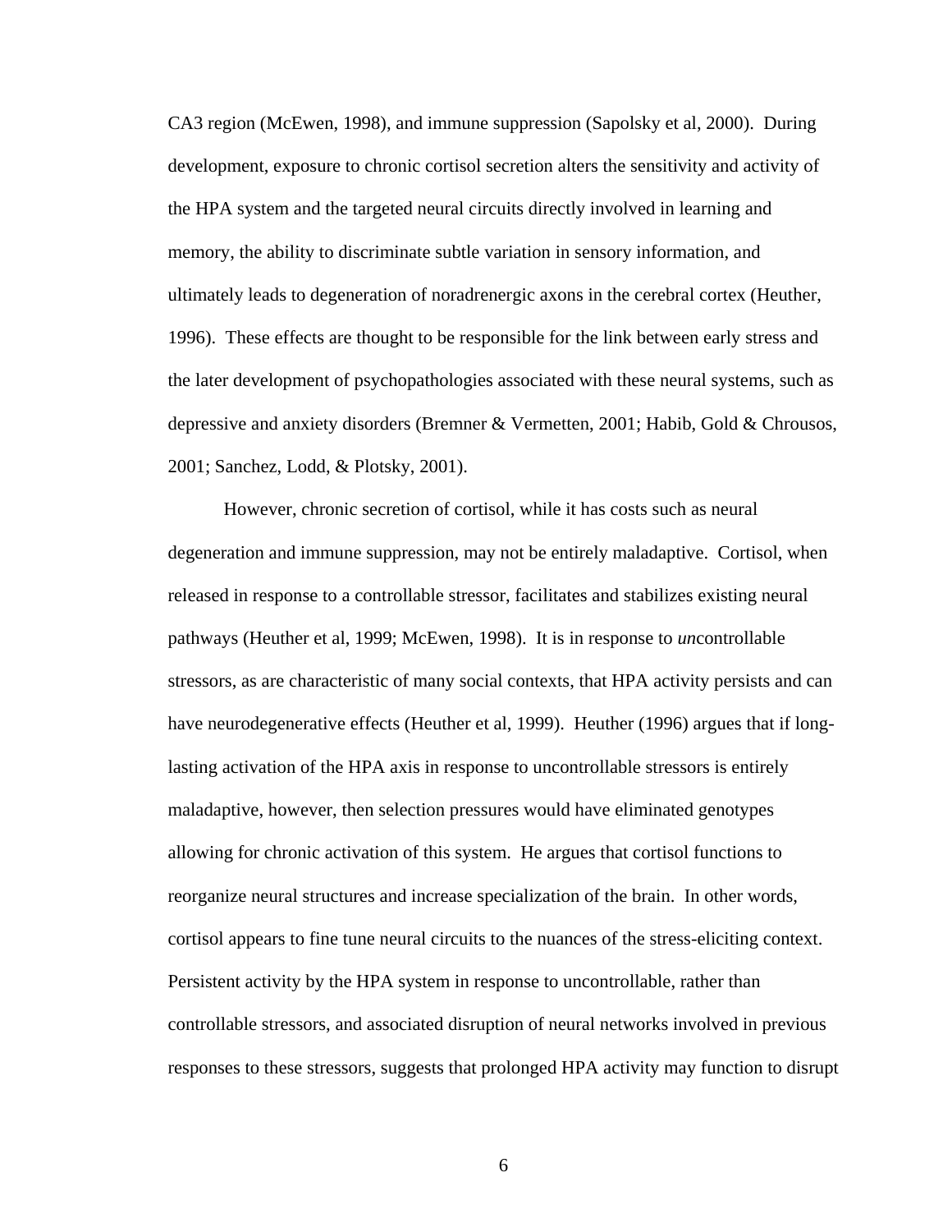CA3 region (McEwen, 1998), and immune suppression (Sapolsky et al, 2000). During development, exposure to chronic cortisol secretion alters the sensitivity and activity of the HPA system and the targeted neural circuits directly involved in learning and memory, the ability to discriminate subtle variation in sensory information, and ultimately leads to degeneration of noradrenergic axons in the cerebral cortex (Heuther, 1996). These effects are thought to be responsible for the link between early stress and the later development of psychopathologies associated with these neural systems, such as depressive and anxiety disorders (Bremner & Vermetten, 2001; Habib, Gold & Chrousos, 2001; Sanchez, Lodd, & Plotsky, 2001).

However, chronic secretion of cortisol, while it has costs such as neural degeneration and immune suppression, may not be entirely maladaptive. Cortisol, when released in response to a controllable stressor, facilitates and stabilizes existing neural pathways (Heuther et al, 1999; McEwen, 1998). It is in response to *un*controllable stressors, as are characteristic of many social contexts, that HPA activity persists and can have neurodegenerative effects (Heuther et al, 1999). Heuther (1996) argues that if long-lasting activation of the HPA axis in response to uncontrollable stressors is entirely maladaptive, however, then selection pressures would have eliminated genotypes allowing for chronic activation of this system. He argues that cortisol functions to reorganize neural structures and increase specialization of the brain. In other words, cortisol appears to fine tune neural circuits to the nuances of the stress-eliciting context. Persistent activity by the HPA system in response to uncontrollable, rather than controllable stressors, and associated disruption of neural networks involved in previous responses to these stressors, suggests that prolonged HPA activity may function to disrupt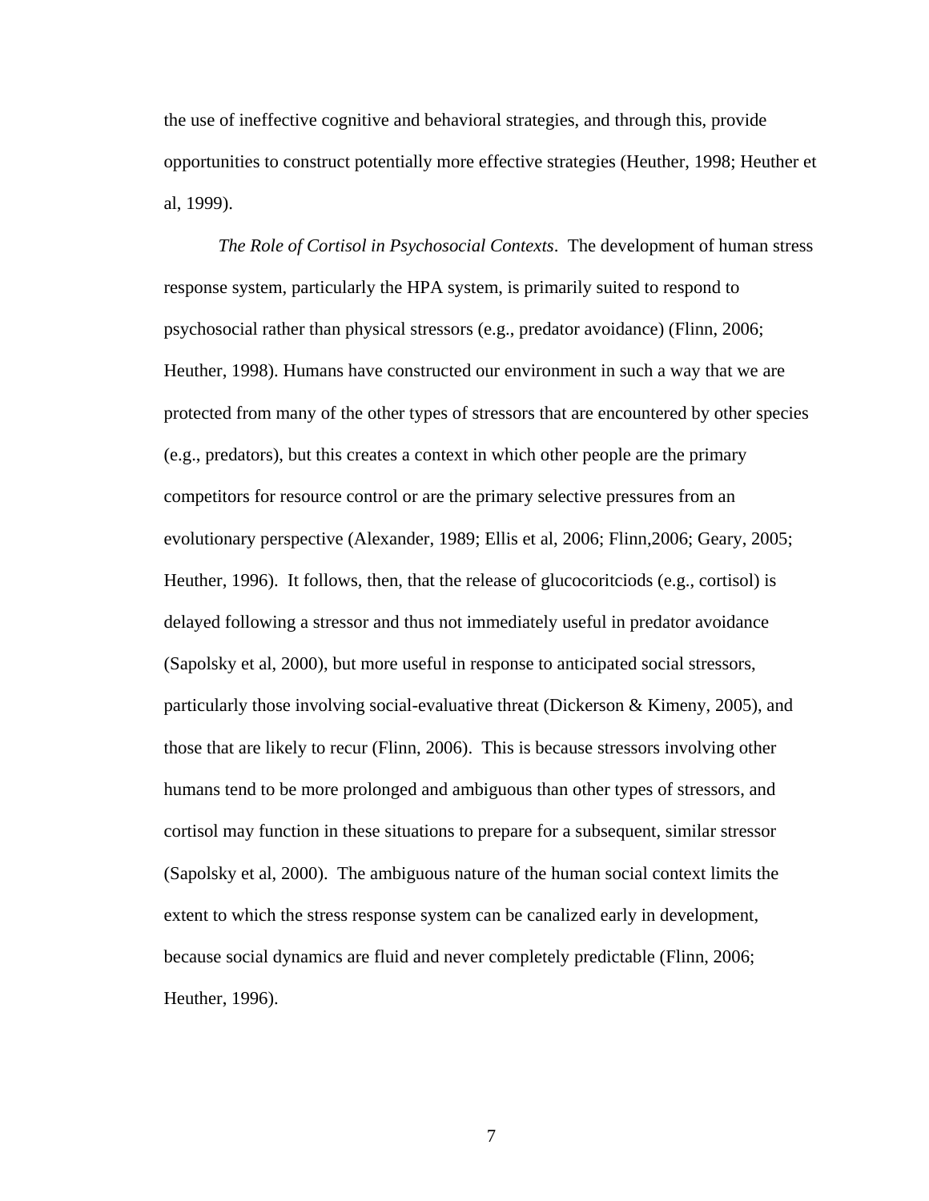the use of ineffective cognitive and behavioral strategies, and through this, provide opportunities to construct potentially more effective strategies (Heuther, 1998; Heuther et al, 1999).

*The Role of Cortisol in Psychosocial Contexts*. The development of human stress response system, particularly the HPA system, is primarily suited to respond to psychosocial rather than physical stressors (e.g., predator avoidance) (Flinn, 2006; Heuther, 1998). Humans have constructed our environment in such a way that we are protected from many of the other types of stressors that are encountered by other species (e.g., predators), but this creates a context in which other people are the primary competitors for resource control or are the primary selective pressures from an evolutionary perspective (Alexander, 1989; Ellis et al, 2006; Flinn,2006; Geary, 2005; Heuther, 1996). It follows, then, that the release of glucocoritciods (e.g., cortisol) is delayed following a stressor and thus not immediately useful in predator avoidance (Sapolsky et al, 2000), but more useful in response to anticipated social stressors, particularly those involving social-evaluative threat (Dickerson & Kimeny, 2005), and those that are likely to recur (Flinn, 2006). This is because stressors involving other humans tend to be more prolonged and ambiguous than other types of stressors, and cortisol may function in these situations to prepare for a subsequent, similar stressor (Sapolsky et al, 2000). The ambiguous nature of the human social context limits the extent to which the stress response system can be canalized early in development, because social dynamics are fluid and never completely predictable (Flinn, 2006; Heuther, 1996).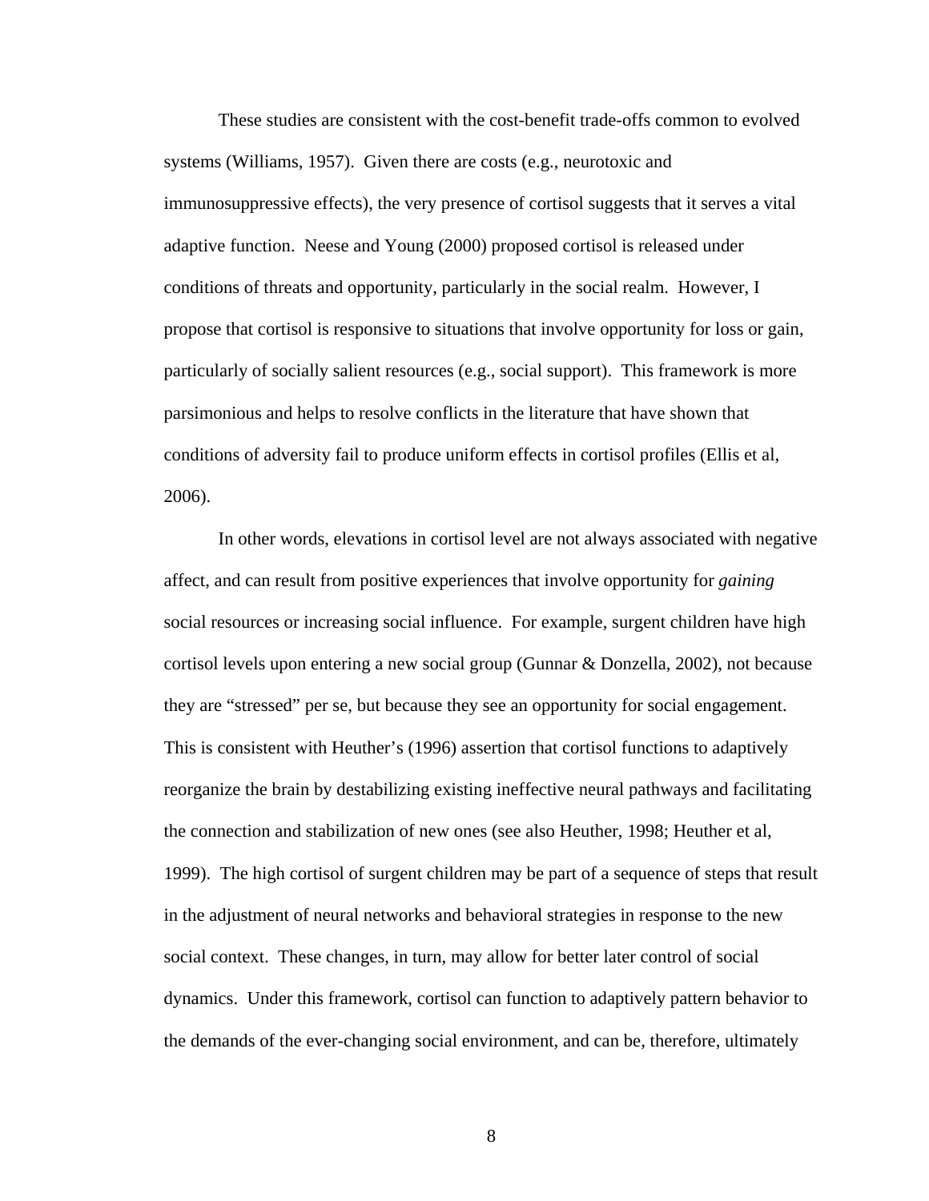These studies are consistent with the cost-benefit trade-offs common to evolved systems (Williams, 1957). Given there are costs (e.g., neurotoxic and immunosuppressive effects), the very presence of cortisol suggests that it serves a vital adaptive function. Neese and Young (2000) proposed cortisol is released under conditions of threats and opportunity, particularly in the social realm. However, I propose that cortisol is responsive to situations that involve opportunity for loss or gain, particularly of socially salient resources (e.g., social support). This framework is more parsimonious and helps to resolve conflicts in the literature that have shown that conditions of adversity fail to produce uniform effects in cortisol profiles (Ellis et al, 2006).

In other words, elevations in cortisol level are not always associated with negative affect, and can result from positive experiences that involve opportunity for *gaining* social resources or increasing social influence. For example, surgent children have high cortisol levels upon entering a new social group (Gunnar & Donzella, 2002), not because they are "stressed" per se, but because they see an opportunity for social engagement. This is consistent with Heuther's (1996) assertion that cortisol functions to adaptively reorganize the brain by destabilizing existing ineffective neural pathways and facilitating the connection and stabilization of new ones (see also Heuther, 1998; Heuther et al, 1999). The high cortisol of surgent children may be part of a sequence of steps that result in the adjustment of neural networks and behavioral strategies in response to the new social context. These changes, in turn, may allow for better later control of social dynamics. Under this framework, cortisol can function to adaptively pattern behavior to the demands of the ever-changing social environment, and can be, therefore, ultimately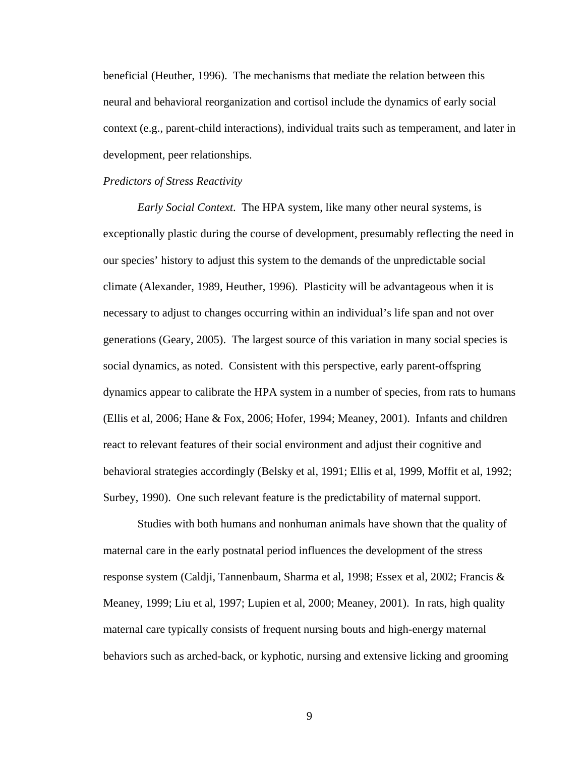beneficial (Heuther, 1996). The mechanisms that mediate the relation between this neural and behavioral reorganization and cortisol include the dynamics of early social context (e.g., parent-child interactions), individual traits such as temperament, and later in development, peer relationships.

### *Predictors of Stress Reactivity*

*Early Social Context*. The HPA system, like many other neural systems, is exceptionally plastic during the course of development, presumably reflecting the need in our species' history to adjust this system to the demands of the unpredictable social climate (Alexander, 1989, Heuther, 1996). Plasticity will be advantageous when it is necessary to adjust to changes occurring within an individual's life span and not over generations (Geary, 2005). The largest source of this variation in many social species is social dynamics, as noted. Consistent with this perspective, early parent-offspring dynamics appear to calibrate the HPA system in a number of species, from rats to humans (Ellis et al, 2006; Hane & Fox, 2006; Hofer, 1994; Meaney, 2001). Infants and children react to relevant features of their social environment and adjust their cognitive and behavioral strategies accordingly (Belsky et al, 1991; Ellis et al, 1999, Moffit et al, 1992; Surbey, 1990). One such relevant feature is the predictability of maternal support.

Studies with both humans and nonhuman animals have shown that the quality of maternal care in the early postnatal period influences the development of the stress response system (Caldji, Tannenbaum, Sharma et al, 1998; Essex et al, 2002; Francis & Meaney, 1999; Liu et al, 1997; Lupien et al, 2000; Meaney, 2001). In rats, high quality maternal care typically consists of frequent nursing bouts and high-energy maternal behaviors such as arched-back, or kyphotic, nursing and extensive licking and grooming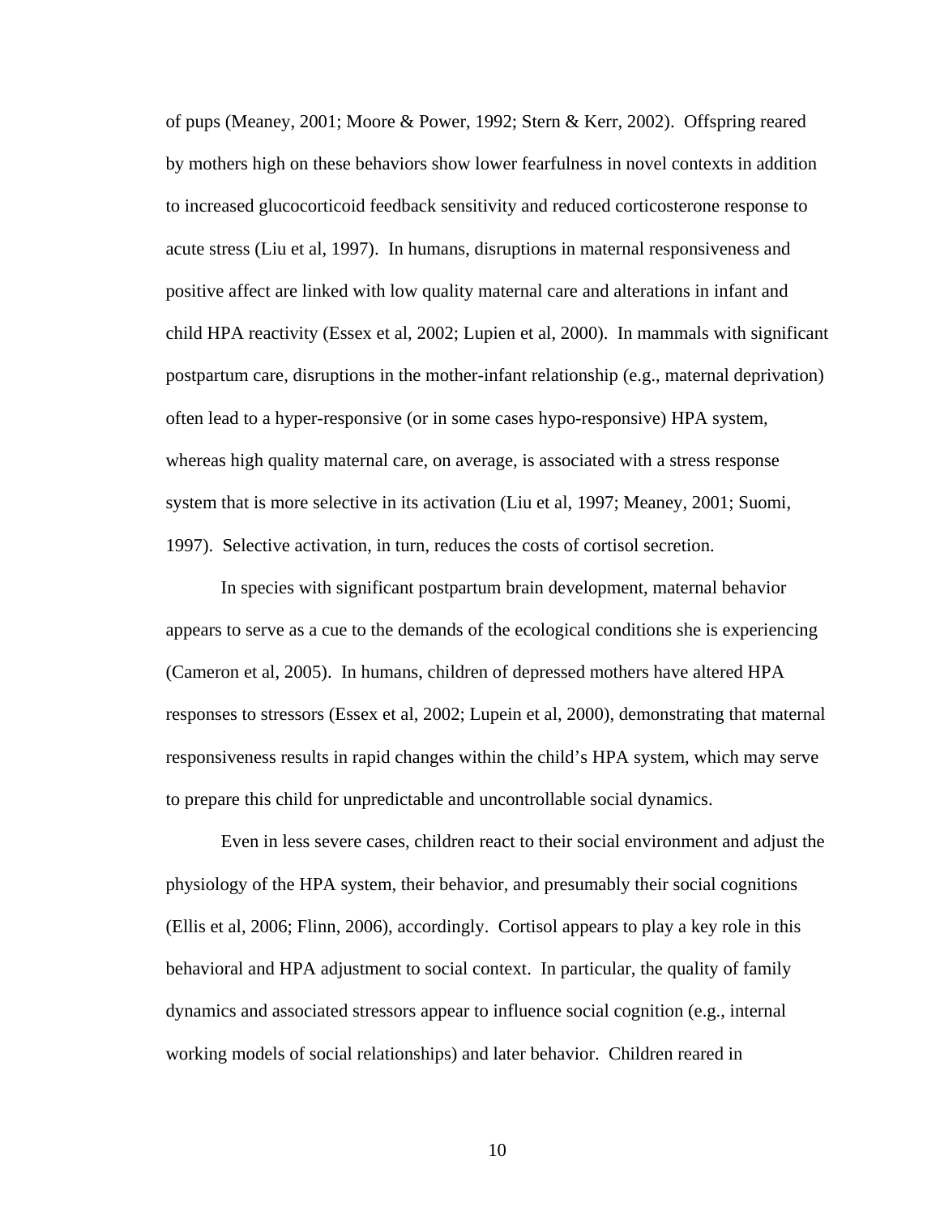of pups (Meaney, 2001; Moore & Power, 1992; Stern & Kerr, 2002). Offspring reared by mothers high on these behaviors show lower fearfulness in novel contexts in addition to increased glucocorticoid feedback sensitivity and reduced corticosterone response to acute stress (Liu et al, 1997). In humans, disruptions in maternal responsiveness and positive affect are linked with low quality maternal care and alterations in infant and child HPA reactivity (Essex et al, 2002; Lupien et al, 2000). In mammals with significant postpartum care, disruptions in the mother-infant relationship (e.g., maternal deprivation) often lead to a hyper-responsive (or in some cases hypo-responsive) HPA system, whereas high quality maternal care, on average, is associated with a stress response system that is more selective in its activation (Liu et al, 1997; Meaney, 2001; Suomi, 1997). Selective activation, in turn, reduces the costs of cortisol secretion.

In species with significant postpartum brain development, maternal behavior appears to serve as a cue to the demands of the ecological conditions she is experiencing (Cameron et al, 2005). In humans, children of depressed mothers have altered HPA responses to stressors (Essex et al, 2002; Lupein et al, 2000), demonstrating that maternal responsiveness results in rapid changes within the child's HPA system, which may serve to prepare this child for unpredictable and uncontrollable social dynamics.

Even in less severe cases, children react to their social environment and adjust the physiology of the HPA system, their behavior, and presumably their social cognitions (Ellis et al, 2006; Flinn, 2006), accordingly. Cortisol appears to play a key role in this behavioral and HPA adjustment to social context. In particular, the quality of family dynamics and associated stressors appear to influence social cognition (e.g., internal working models of social relationships) and later behavior. Children reared in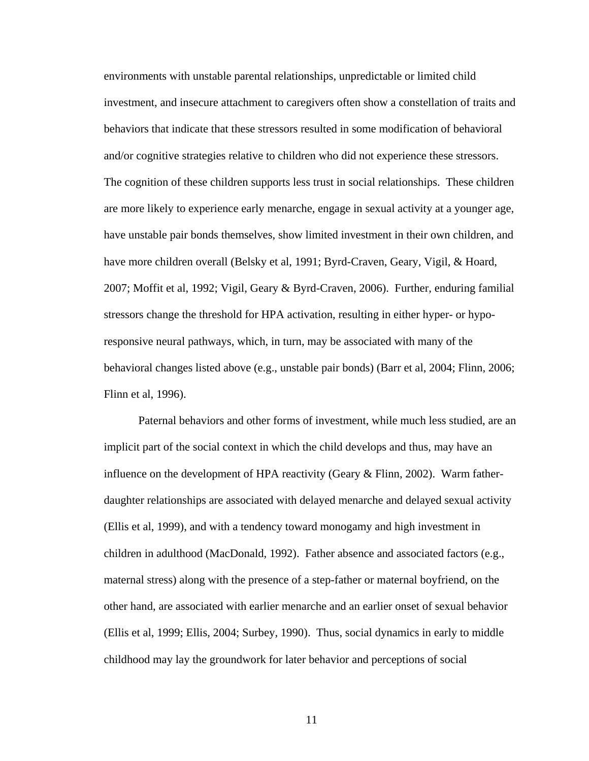environments with unstable parental relationships, unpredictable or limited child investment, and insecure attachment to caregivers often show a constellation of traits and behaviors that indicate that these stressors resulted in some modification of behavioral and/or cognitive strategies relative to children who did not experience these stressors. The cognition of these children supports less trust in social relationships. These children are more likely to experience early menarche, engage in sexual activity at a younger age, have unstable pair bonds themselves, show limited investment in their own children, and have more children overall (Belsky et al, 1991; Byrd-Craven, Geary, Vigil, & Hoard, 2007; Moffit et al, 1992; Vigil, Geary & Byrd-Craven, 2006). Further, enduring familial stressors change the threshold for HPA activation, resulting in either hyper- or hypo-responsive neural pathways, which, in turn, may be associated with many of the behavioral changes listed above (e.g., unstable pair bonds) (Barr et al, 2004; Flinn, 2006; Flinn et al, 1996).

Paternal behaviors and other forms of investment, while much less studied, are an implicit part of the social context in which the child develops and thus, may have an influence on the development of HPA reactivity (Geary & Flinn, 2002). Warm father-daughter relationships are associated with delayed menarche and delayed sexual activity (Ellis et al, 1999), and with a tendency toward monogamy and high investment in children in adulthood (MacDonald, 1992). Father absence and associated factors (e.g., maternal stress) along with the presence of a step-father or maternal boyfriend, on the other hand, are associated with earlier menarche and an earlier onset of sexual behavior (Ellis et al, 1999; Ellis, 2004; Surbey, 1990). Thus, social dynamics in early to middle childhood may lay the groundwork for later behavior and perceptions of social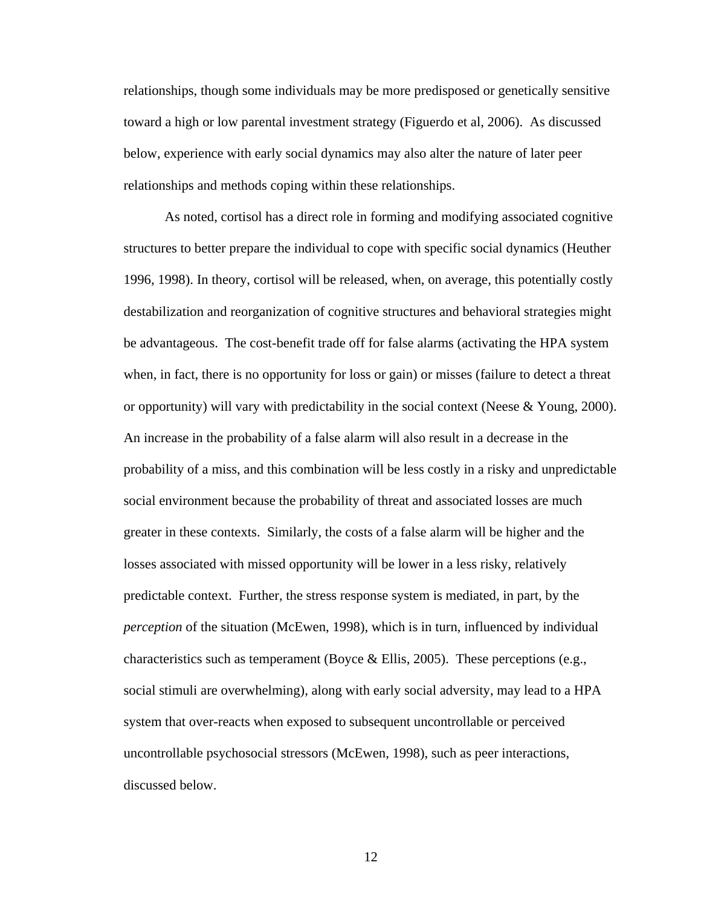relationships, though some individuals may be more predisposed or genetically sensitive toward a high or low parental investment strategy (Figuerdo et al, 2006). As discussed below, experience with early social dynamics may also alter the nature of later peer relationships and methods coping within these relationships.

As noted, cortisol has a direct role in forming and modifying associated cognitive structures to better prepare the individual to cope with specific social dynamics (Heuther 1996, 1998). In theory, cortisol will be released, when, on average, this potentially costly destabilization and reorganization of cognitive structures and behavioral strategies might be advantageous. The cost-benefit trade off for false alarms (activating the HPA system when, in fact, there is no opportunity for loss or gain) or misses (failure to detect a threat or opportunity) will vary with predictability in the social context (Neese & Young, 2000). An increase in the probability of a false alarm will also result in a decrease in the probability of a miss, and this combination will be less costly in a risky and unpredictable social environment because the probability of threat and associated losses are much greater in these contexts. Similarly, the costs of a false alarm will be higher and the losses associated with missed opportunity will be lower in a less risky, relatively predictable context. Further, the stress response system is mediated, in part, by the *perception* of the situation (McEwen, 1998), which is in turn, influenced by individual characteristics such as temperament (Boyce & Ellis, 2005). These perceptions (e.g., social stimuli are overwhelming), along with early social adversity, may lead to a HPA system that over-reacts when exposed to subsequent uncontrollable or perceived uncontrollable psychosocial stressors (McEwen, 1998), such as peer interactions, discussed below.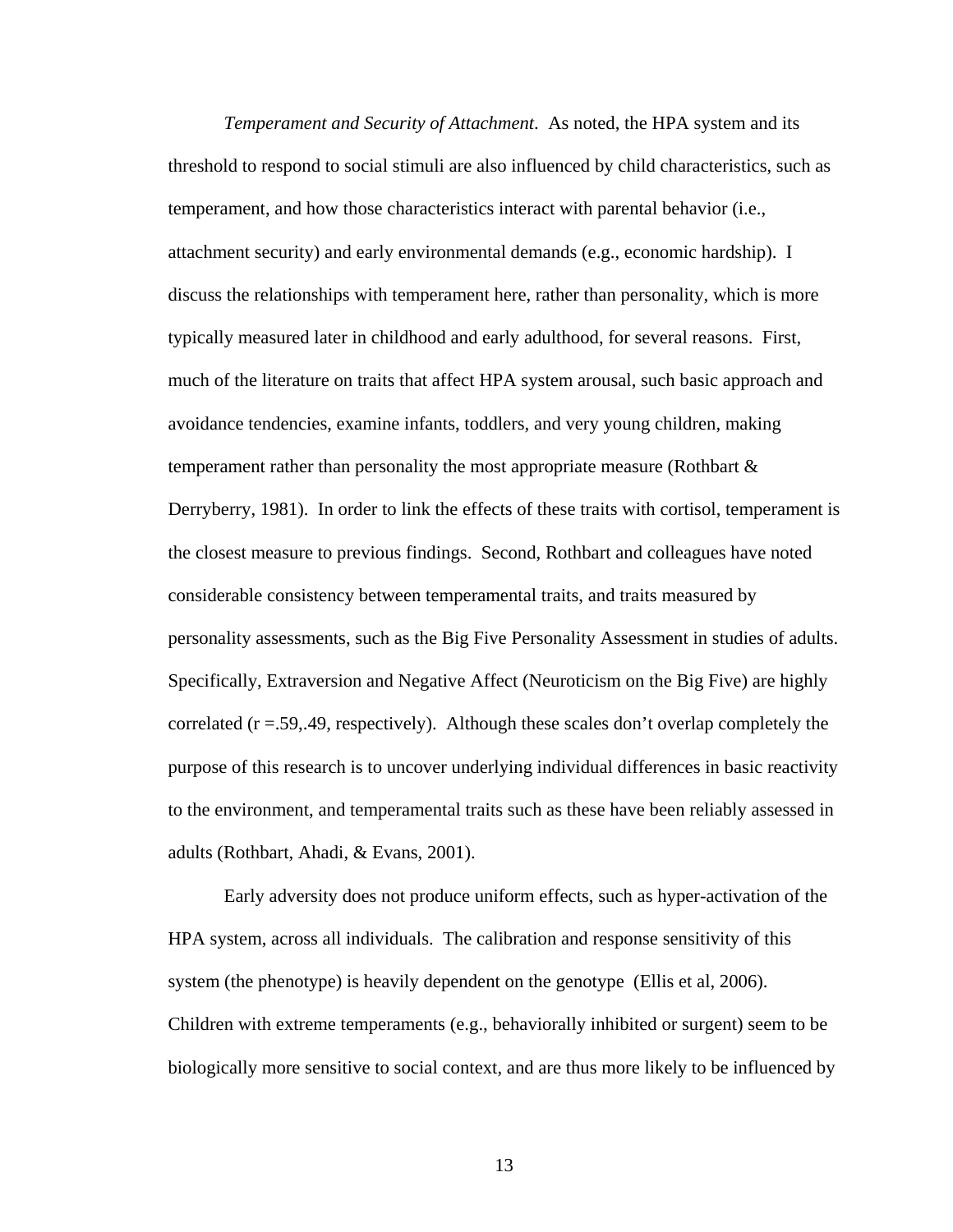*Temperament and Security of Attachment*. As noted, the HPA system and its threshold to respond to social stimuli are also influenced by child characteristics, such as temperament, and how those characteristics interact with parental behavior (i.e., attachment security) and early environmental demands (e.g., economic hardship). I discuss the relationships with temperament here, rather than personality, which is more typically measured later in childhood and early adulthood, for several reasons. First, much of the literature on traits that affect HPA system arousal, such basic approach and avoidance tendencies, examine infants, toddlers, and very young children, making temperament rather than personality the most appropriate measure (Rothbart & Derryberry, 1981). In order to link the effects of these traits with cortisol, temperament is the closest measure to previous findings. Second, Rothbart and colleagues have noted considerable consistency between temperamental traits, and traits measured by personality assessments, such as the Big Five Personality Assessment in studies of adults. Specifically, Extraversion and Negative Affect (Neuroticism on the Big Five) are highly correlated (r =.59,.49, respectively). Although these scales don't overlap completely the purpose of this research is to uncover underlying individual differences in basic reactivity to the environment, and temperamental traits such as these have been reliably assessed in adults (Rothbart, Ahadi, & Evans, 2001).

Early adversity does not produce uniform effects, such as hyper-activation of the HPA system, across all individuals. The calibration and response sensitivity of this system (the phenotype) is heavily dependent on the genotype (Ellis et al, 2006). Children with extreme temperaments (e.g., behaviorally inhibited or surgent) seem to be biologically more sensitive to social context, and are thus more likely to be influenced by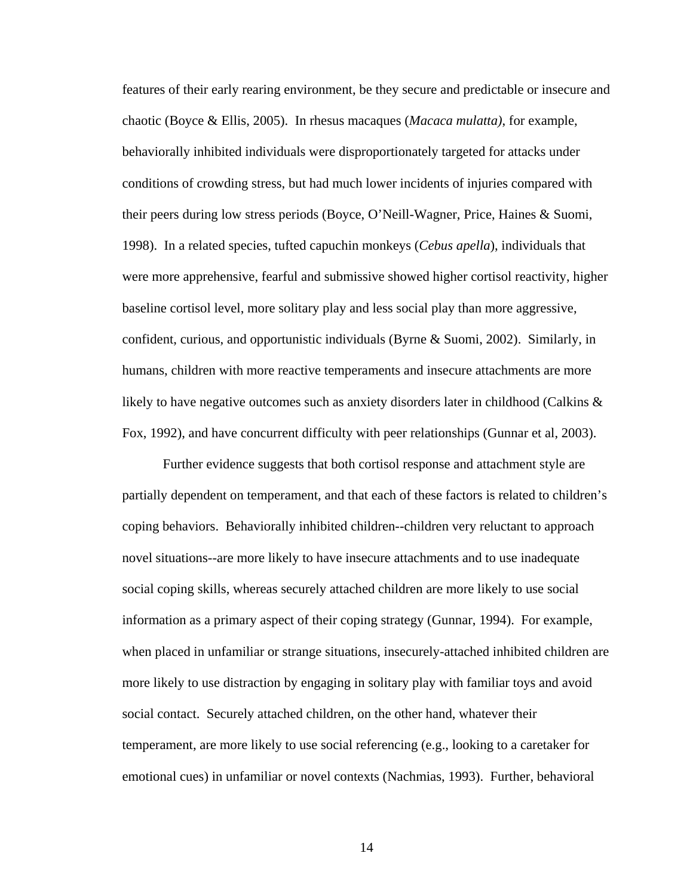features of their early rearing environment, be they secure and predictable or insecure and chaotic (Boyce & Ellis, 2005). In rhesus macaques (*Macaca mulatta)*, for example, behaviorally inhibited individuals were disproportionately targeted for attacks under conditions of crowding stress, but had much lower incidents of injuries compared with their peers during low stress periods (Boyce, O'Neill-Wagner, Price, Haines & Suomi, 1998). In a related species, tufted capuchin monkeys (*Cebus apella*), individuals that were more apprehensive, fearful and submissive showed higher cortisol reactivity, higher baseline cortisol level, more solitary play and less social play than more aggressive, confident, curious, and opportunistic individuals (Byrne & Suomi, 2002). Similarly, in humans, children with more reactive temperaments and insecure attachments are more likely to have negative outcomes such as anxiety disorders later in childhood (Calkins & Fox, 1992), and have concurrent difficulty with peer relationships (Gunnar et al, 2003).

Further evidence suggests that both cortisol response and attachment style are partially dependent on temperament, and that each of these factors is related to children's coping behaviors. Behaviorally inhibited children--children very reluctant to approach novel situations--are more likely to have insecure attachments and to use inadequate social coping skills, whereas securely attached children are more likely to use social information as a primary aspect of their coping strategy (Gunnar, 1994). For example, when placed in unfamiliar or strange situations, insecurely-attached inhibited children are more likely to use distraction by engaging in solitary play with familiar toys and avoid social contact. Securely attached children, on the other hand, whatever their temperament, are more likely to use social referencing (e.g., looking to a caretaker for emotional cues) in unfamiliar or novel contexts (Nachmias, 1993). Further, behavioral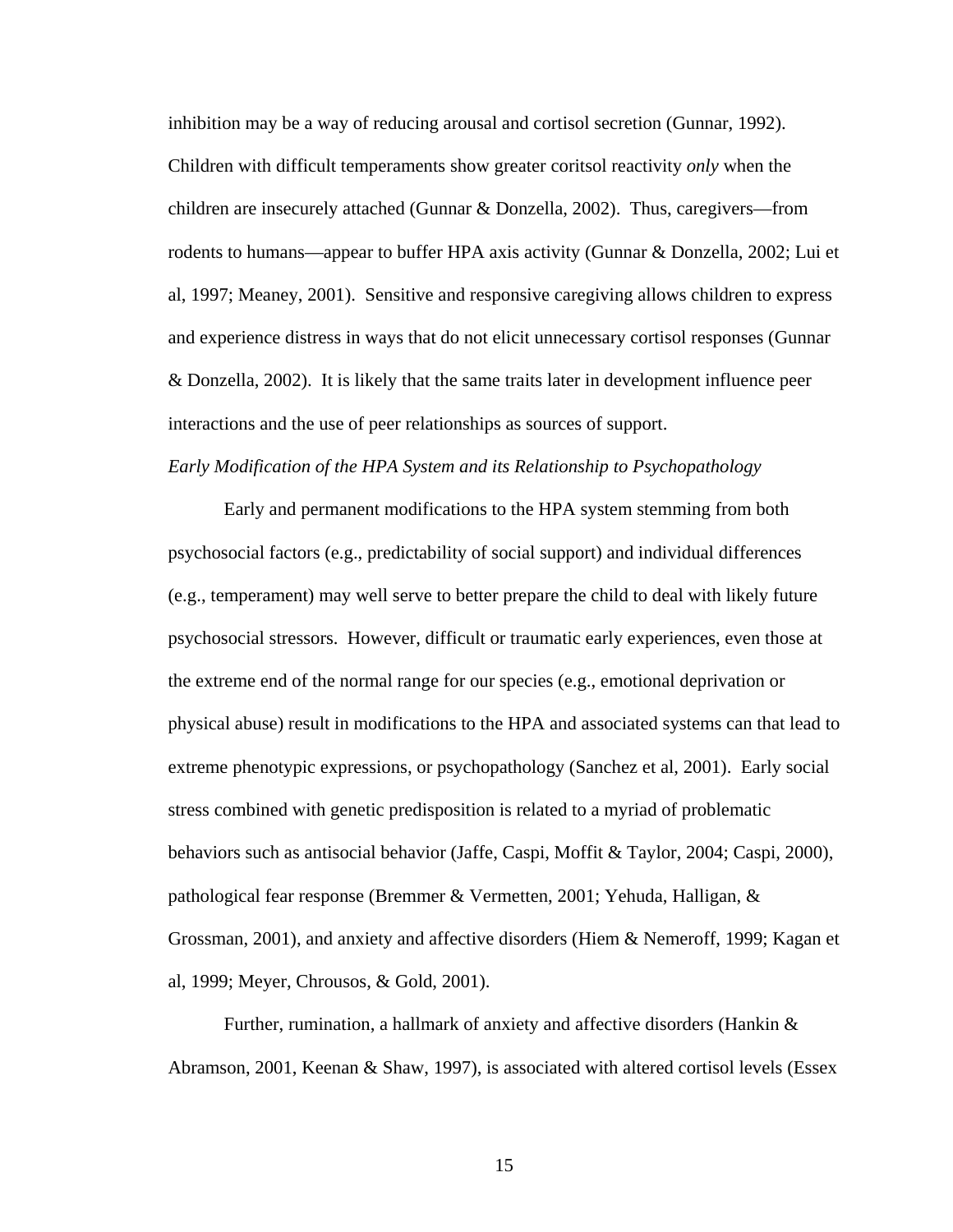inhibition may be a way of reducing arousal and cortisol secretion (Gunnar, 1992). Children with difficult temperaments show greater coritsol reactivity *only* when the children are insecurely attached (Gunnar & Donzella, 2002). Thus, caregivers—from rodents to humans—appear to buffer HPA axis activity (Gunnar & Donzella, 2002; Lui et al, 1997; Meaney, 2001). Sensitive and responsive caregiving allows children to express and experience distress in ways that do not elicit unnecessary cortisol responses (Gunnar & Donzella, 2002). It is likely that the same traits later in development influence peer interactions and the use of peer relationships as sources of support.

*Early Modification of the HPA System and its Relationship to Psychopathology*

Early and permanent modifications to the HPA system stemming from both psychosocial factors (e.g., predictability of social support) and individual differences (e.g., temperament) may well serve to better prepare the child to deal with likely future psychosocial stressors. However, difficult or traumatic early experiences, even those at the extreme end of the normal range for our species (e.g., emotional deprivation or physical abuse) result in modifications to the HPA and associated systems can that lead to extreme phenotypic expressions, or psychopathology (Sanchez et al, 2001). Early social stress combined with genetic predisposition is related to a myriad of problematic behaviors such as antisocial behavior (Jaffe, Caspi, Moffit & Taylor, 2004; Caspi, 2000), pathological fear response (Bremmer & Vermetten, 2001; Yehuda, Halligan, & Grossman, 2001), and anxiety and affective disorders (Hiem & Nemeroff, 1999; Kagan et al, 1999; Meyer, Chrousos, & Gold, 2001).

Further, rumination, a hallmark of anxiety and affective disorders (Hankin & Abramson, 2001, Keenan & Shaw, 1997), is associated with altered cortisol levels (Essex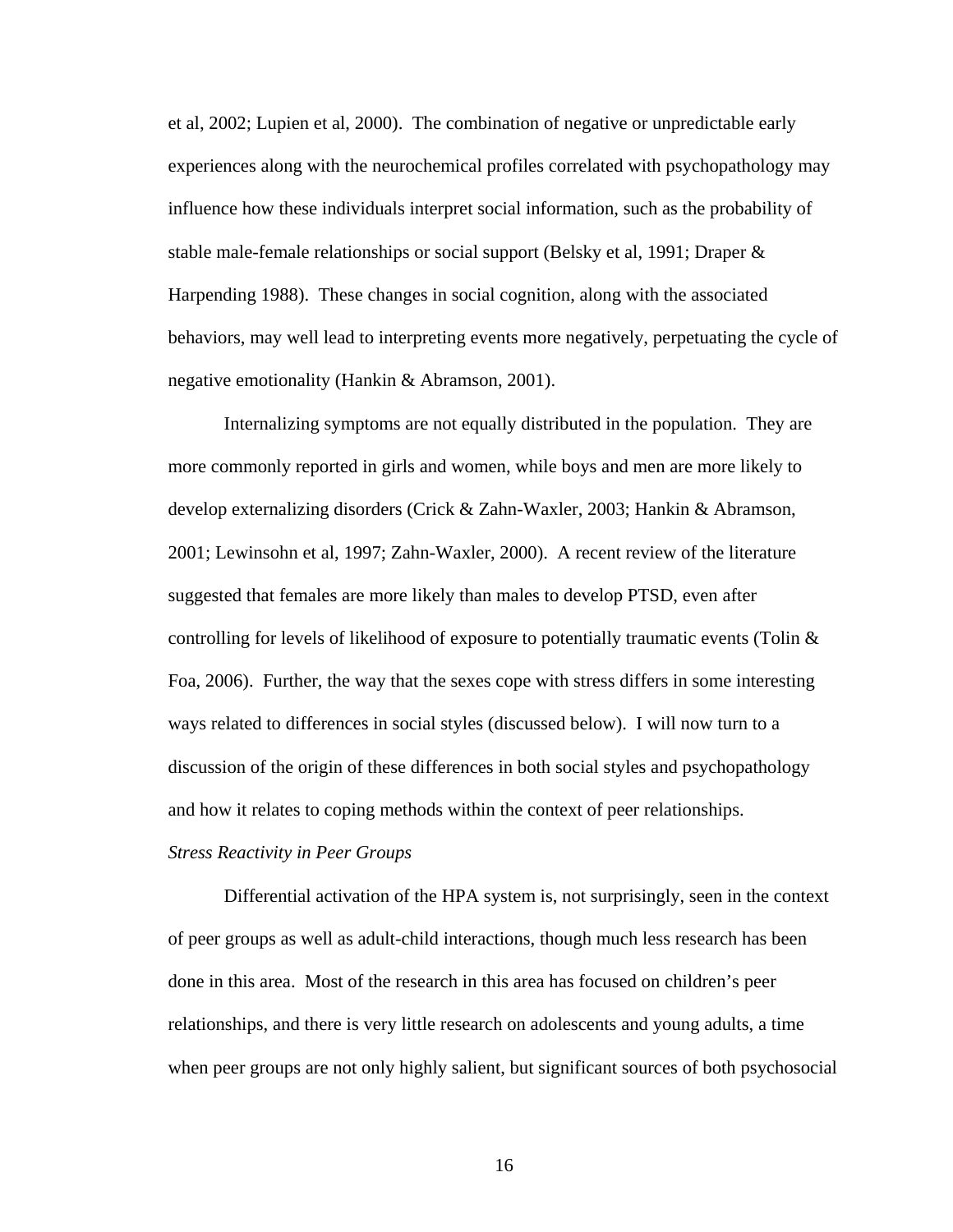et al, 2002; Lupien et al, 2000). The combination of negative or unpredictable early experiences along with the neurochemical profiles correlated with psychopathology may influence how these individuals interpret social information, such as the probability of stable male-female relationships or social support (Belsky et al, 1991; Draper & Harpending 1988). These changes in social cognition, along with the associated behaviors, may well lead to interpreting events more negatively, perpetuating the cycle of negative emotionality (Hankin & Abramson, 2001).

Internalizing symptoms are not equally distributed in the population. They are more commonly reported in girls and women, while boys and men are more likely to develop externalizing disorders (Crick & Zahn-Waxler, 2003; Hankin & Abramson, 2001; Lewinsohn et al, 1997; Zahn-Waxler, 2000). A recent review of the literature suggested that females are more likely than males to develop PTSD, even after controlling for levels of likelihood of exposure to potentially traumatic events (Tolin & Foa, 2006). Further, the way that the sexes cope with stress differs in some interesting ways related to differences in social styles (discussed below). I will now turn to a discussion of the origin of these differences in both social styles and psychopathology and how it relates to coping methods within the context of peer relationships.

*Stress Reactivity in Peer Groups*

Differential activation of the HPA system is, not surprisingly, seen in the context of peer groups as well as adult-child interactions, though much less research has been done in this area. Most of the research in this area has focused on children's peer relationships, and there is very little research on adolescents and young adults, a time when peer groups are not only highly salient, but significant sources of both psychosocial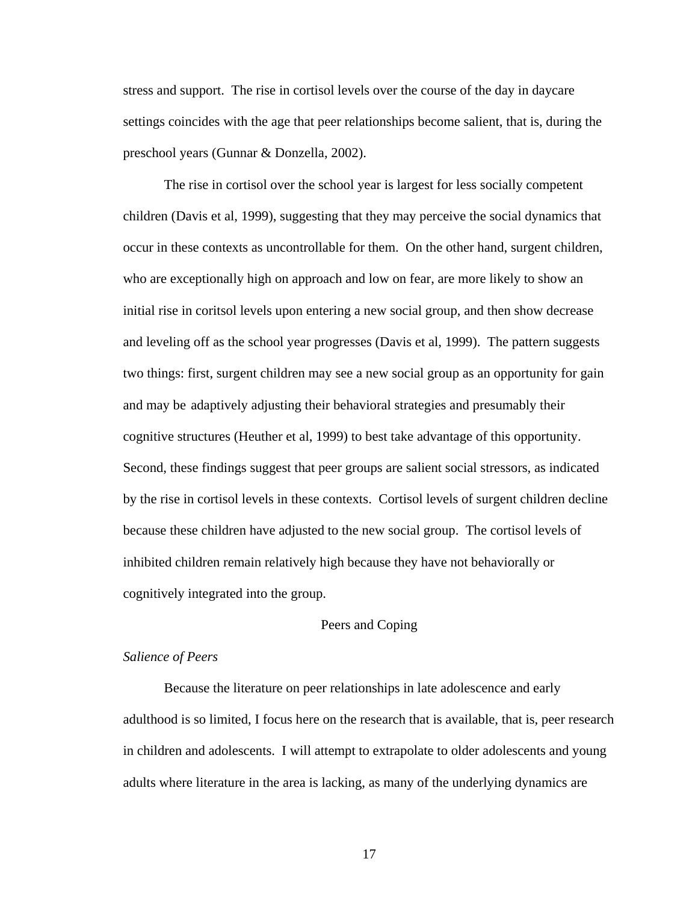stress and support. The rise in cortisol levels over the course of the day in daycare settings coincides with the age that peer relationships become salient, that is, during the preschool years (Gunnar & Donzella, 2002).

The rise in cortisol over the school year is largest for less socially competent children (Davis et al, 1999), suggesting that they may perceive the social dynamics that occur in these contexts as uncontrollable for them. On the other hand, surgent children, who are exceptionally high on approach and low on fear, are more likely to show an initial rise in coritsol levels upon entering a new social group, and then show decrease and leveling off as the school year progresses (Davis et al, 1999). The pattern suggests two things: first, surgent children may see a new social group as an opportunity for gain and may be adaptively adjusting their behavioral strategies and presumably their cognitive structures (Heuther et al, 1999) to best take advantage of this opportunity. Second, these findings suggest that peer groups are salient social stressors, as indicated by the rise in cortisol levels in these contexts. Cortisol levels of surgent children decline because these children have adjusted to the new social group. The cortisol levels of inhibited children remain relatively high because they have not behaviorally or cognitively integrated into the group.

## Peers and Coping

### *Salience of Peers*

Because the literature on peer relationships in late adolescence and early adulthood is so limited, I focus here on the research that is available, that is, peer research in children and adolescents. I will attempt to extrapolate to older adolescents and young adults where literature in the area is lacking, as many of the underlying dynamics are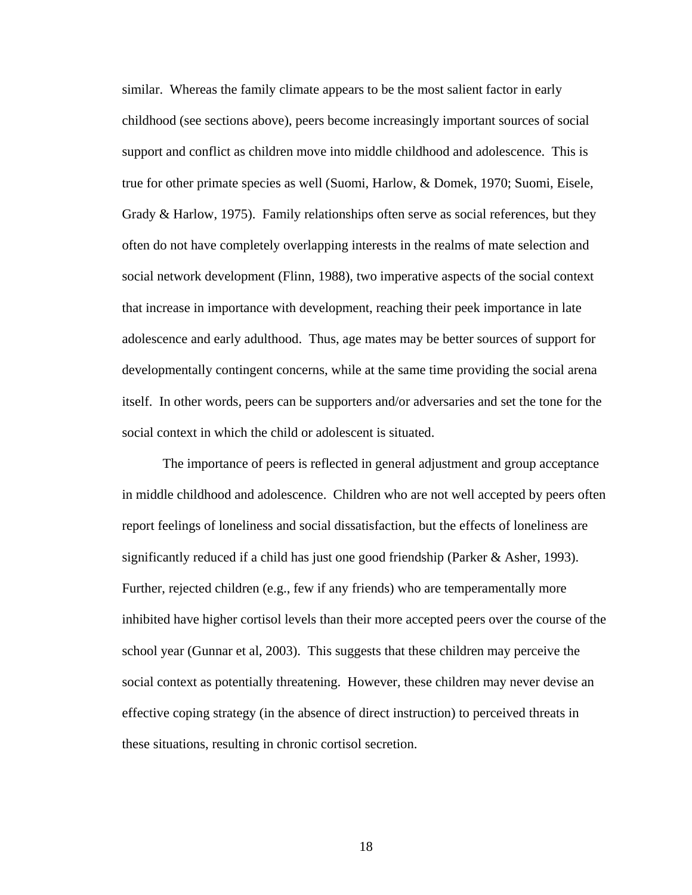similar. Whereas the family climate appears to be the most salient factor in early childhood (see sections above), peers become increasingly important sources of social support and conflict as children move into middle childhood and adolescence. This is true for other primate species as well (Suomi, Harlow, & Domek, 1970; Suomi, Eisele, Grady & Harlow, 1975). Family relationships often serve as social references, but they often do not have completely overlapping interests in the realms of mate selection and social network development (Flinn, 1988), two imperative aspects of the social context that increase in importance with development, reaching their peek importance in late adolescence and early adulthood. Thus, age mates may be better sources of support for developmentally contingent concerns, while at the same time providing the social arena itself. In other words, peers can be supporters and/or adversaries and set the tone for the social context in which the child or adolescent is situated.

The importance of peers is reflected in general adjustment and group acceptance in middle childhood and adolescence. Children who are not well accepted by peers often report feelings of loneliness and social dissatisfaction, but the effects of loneliness are significantly reduced if a child has just one good friendship (Parker & Asher, 1993). Further, rejected children (e.g., few if any friends) who are temperamentally more inhibited have higher cortisol levels than their more accepted peers over the course of the school year (Gunnar et al, 2003). This suggests that these children may perceive the social context as potentially threatening. However, these children may never devise an effective coping strategy (in the absence of direct instruction) to perceived threats in these situations, resulting in chronic cortisol secretion.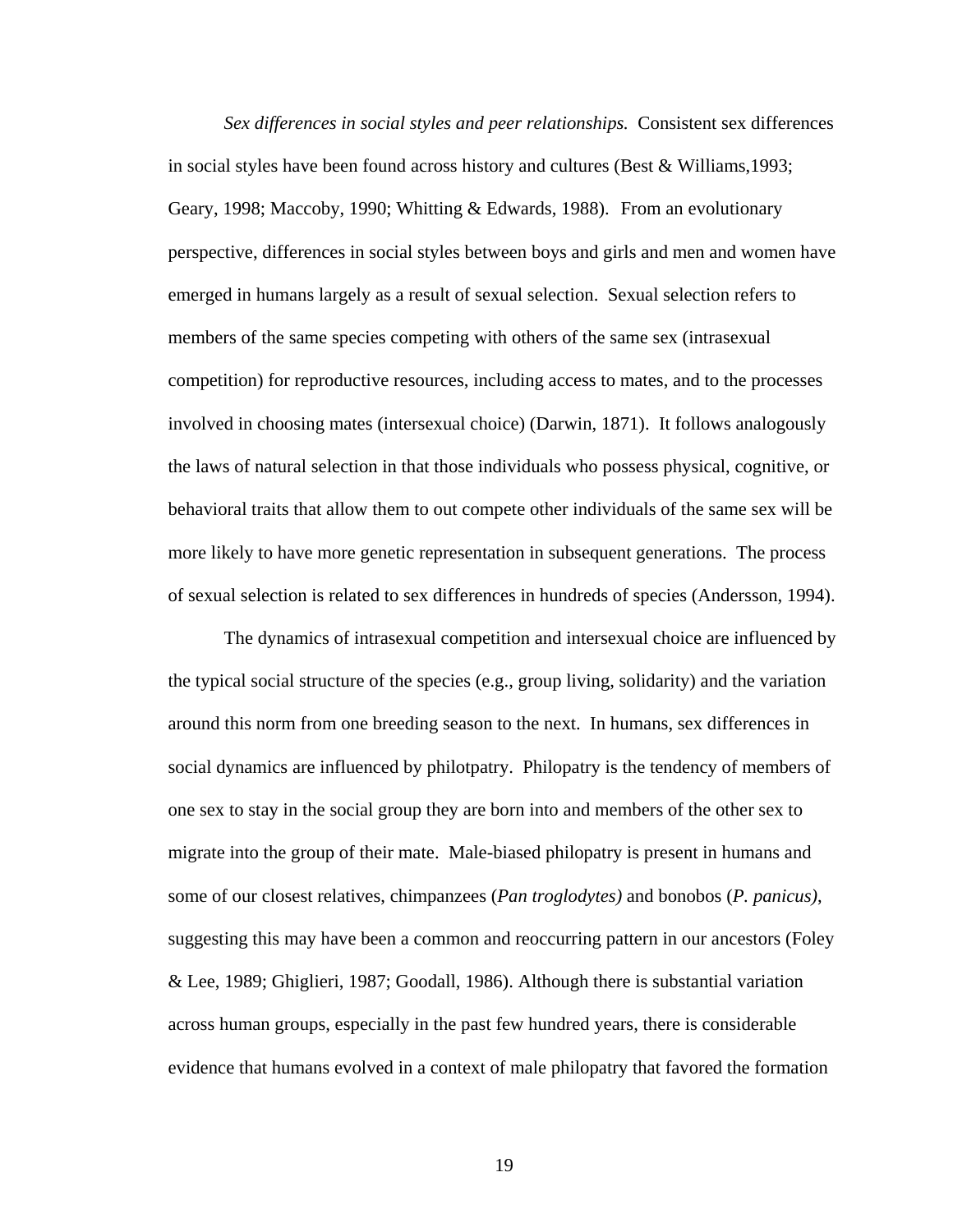*Sex differences in social styles and peer relationships.* Consistent sex differences in social styles have been found across history and cultures (Best & Williams,1993; Geary, 1998; Maccoby, 1990; Whitting & Edwards, 1988). From an evolutionary perspective, differences in social styles between boys and girls and men and women have emerged in humans largely as a result of sexual selection. Sexual selection refers to members of the same species competing with others of the same sex (intrasexual competition) for reproductive resources, including access to mates, and to the processes involved in choosing mates (intersexual choice) (Darwin, 1871). It follows analogously the laws of natural selection in that those individuals who possess physical, cognitive, or behavioral traits that allow them to out compete other individuals of the same sex will be more likely to have more genetic representation in subsequent generations. The process of sexual selection is related to sex differences in hundreds of species (Andersson, 1994).

The dynamics of intrasexual competition and intersexual choice are influenced by the typical social structure of the species (e.g., group living, solidarity) and the variation around this norm from one breeding season to the next. In humans, sex differences in social dynamics are influenced by philotpatry. Philopatry is the tendency of members of one sex to stay in the social group they are born into and members of the other sex to migrate into the group of their mate. Male-biased philopatry is present in humans and some of our closest relatives, chimpanzees (*Pan troglodytes)* and bonobos (*P. panicus)*, suggesting this may have been a common and reoccurring pattern in our ancestors (Foley & Lee, 1989; Ghiglieri, 1987; Goodall, 1986). Although there is substantial variation across human groups, especially in the past few hundred years, there is considerable evidence that humans evolved in a context of male philopatry that favored the formation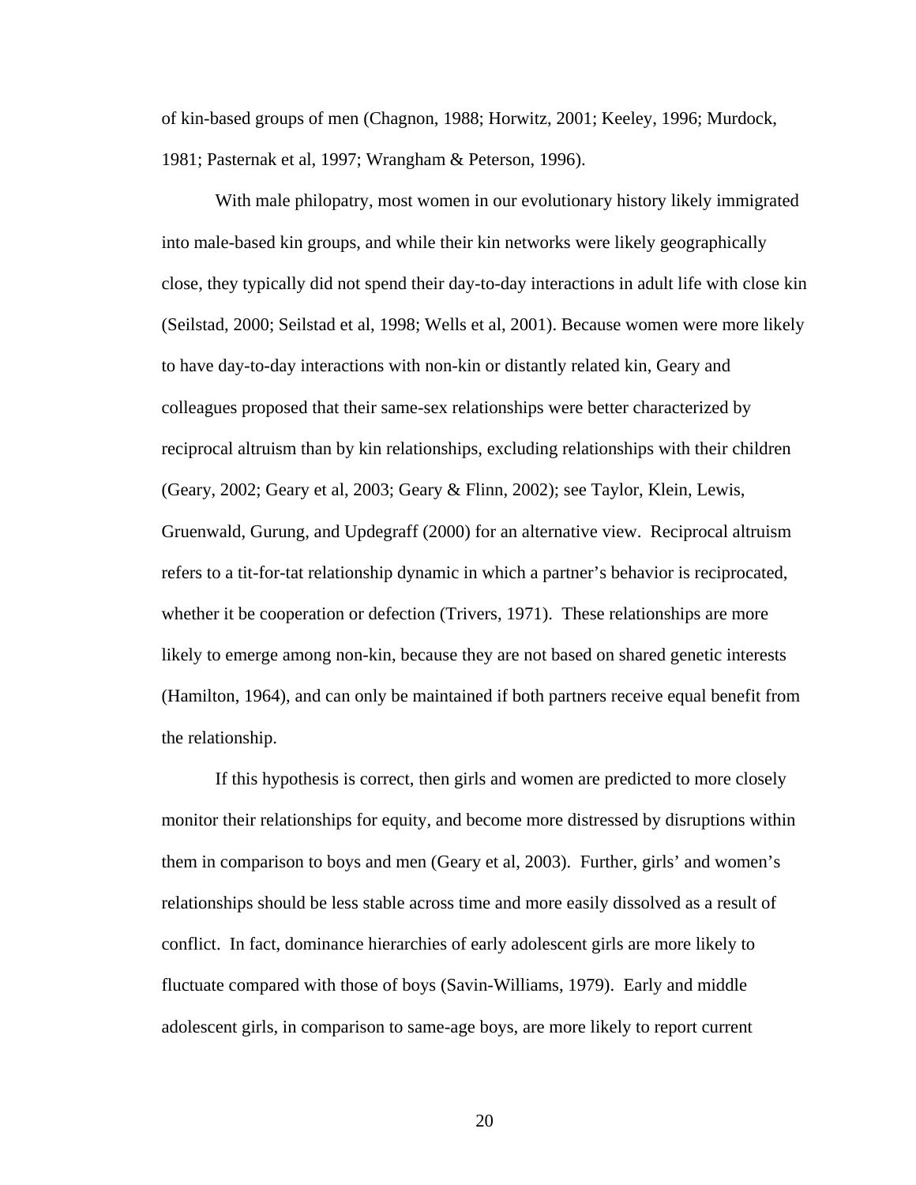of kin-based groups of men (Chagnon, 1988; Horwitz, 2001; Keeley, 1996; Murdock, 1981; Pasternak et al, 1997; Wrangham & Peterson, 1996).

With male philopatry, most women in our evolutionary history likely immigrated into male-based kin groups, and while their kin networks were likely geographically close, they typically did not spend their day-to-day interactions in adult life with close kin (Seilstad, 2000; Seilstad et al, 1998; Wells et al, 2001). Because women were more likely to have day-to-day interactions with non-kin or distantly related kin, Geary and colleagues proposed that their same-sex relationships were better characterized by reciprocal altruism than by kin relationships, excluding relationships with their children (Geary, 2002; Geary et al, 2003; Geary & Flinn, 2002); see Taylor, Klein, Lewis, Gruenwald, Gurung, and Updegraff (2000) for an alternative view. Reciprocal altruism refers to a tit-for-tat relationship dynamic in which a partner's behavior is reciprocated, whether it be cooperation or defection (Trivers, 1971). These relationships are more likely to emerge among non-kin, because they are not based on shared genetic interests (Hamilton, 1964), and can only be maintained if both partners receive equal benefit from the relationship.

If this hypothesis is correct, then girls and women are predicted to more closely monitor their relationships for equity, and become more distressed by disruptions within them in comparison to boys and men (Geary et al, 2003). Further, girls' and women's relationships should be less stable across time and more easily dissolved as a result of conflict. In fact, dominance hierarchies of early adolescent girls are more likely to fluctuate compared with those of boys (Savin-Williams, 1979). Early and middle adolescent girls, in comparison to same-age boys, are more likely to report current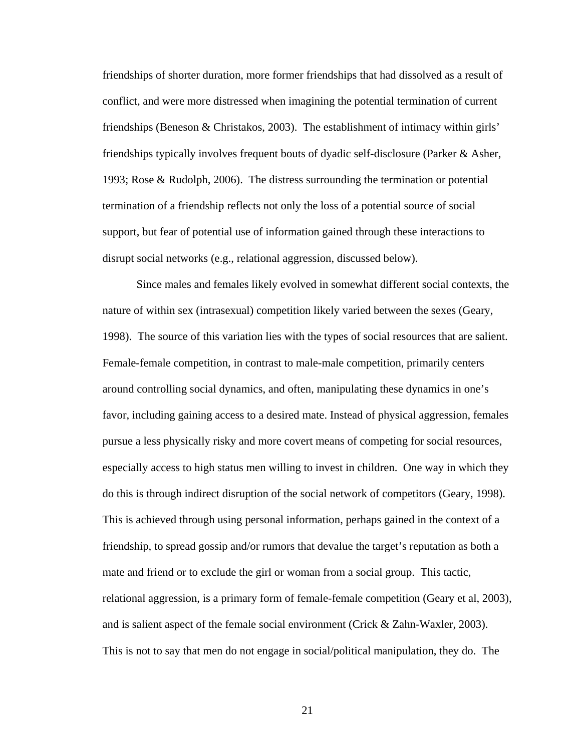friendships of shorter duration, more former friendships that had dissolved as a result of conflict, and were more distressed when imagining the potential termination of current friendships (Beneson & Christakos, 2003). The establishment of intimacy within girls' friendships typically involves frequent bouts of dyadic self-disclosure (Parker & Asher, 1993; Rose & Rudolph, 2006). The distress surrounding the termination or potential termination of a friendship reflects not only the loss of a potential source of social support, but fear of potential use of information gained through these interactions to disrupt social networks (e.g., relational aggression, discussed below).

Since males and females likely evolved in somewhat different social contexts, the nature of within sex (intrasexual) competition likely varied between the sexes (Geary, 1998). The source of this variation lies with the types of social resources that are salient. Female-female competition, in contrast to male-male competition, primarily centers around controlling social dynamics, and often, manipulating these dynamics in one's favor, including gaining access to a desired mate. Instead of physical aggression, females pursue a less physically risky and more covert means of competing for social resources, especially access to high status men willing to invest in children. One way in which they do this is through indirect disruption of the social network of competitors (Geary, 1998). This is achieved through using personal information, perhaps gained in the context of a friendship, to spread gossip and/or rumors that devalue the target's reputation as both a mate and friend or to exclude the girl or woman from a social group. This tactic, relational aggression, is a primary form of female-female competition (Geary et al, 2003), and is salient aspect of the female social environment (Crick & Zahn-Waxler, 2003). This is not to say that men do not engage in social/political manipulation, they do. The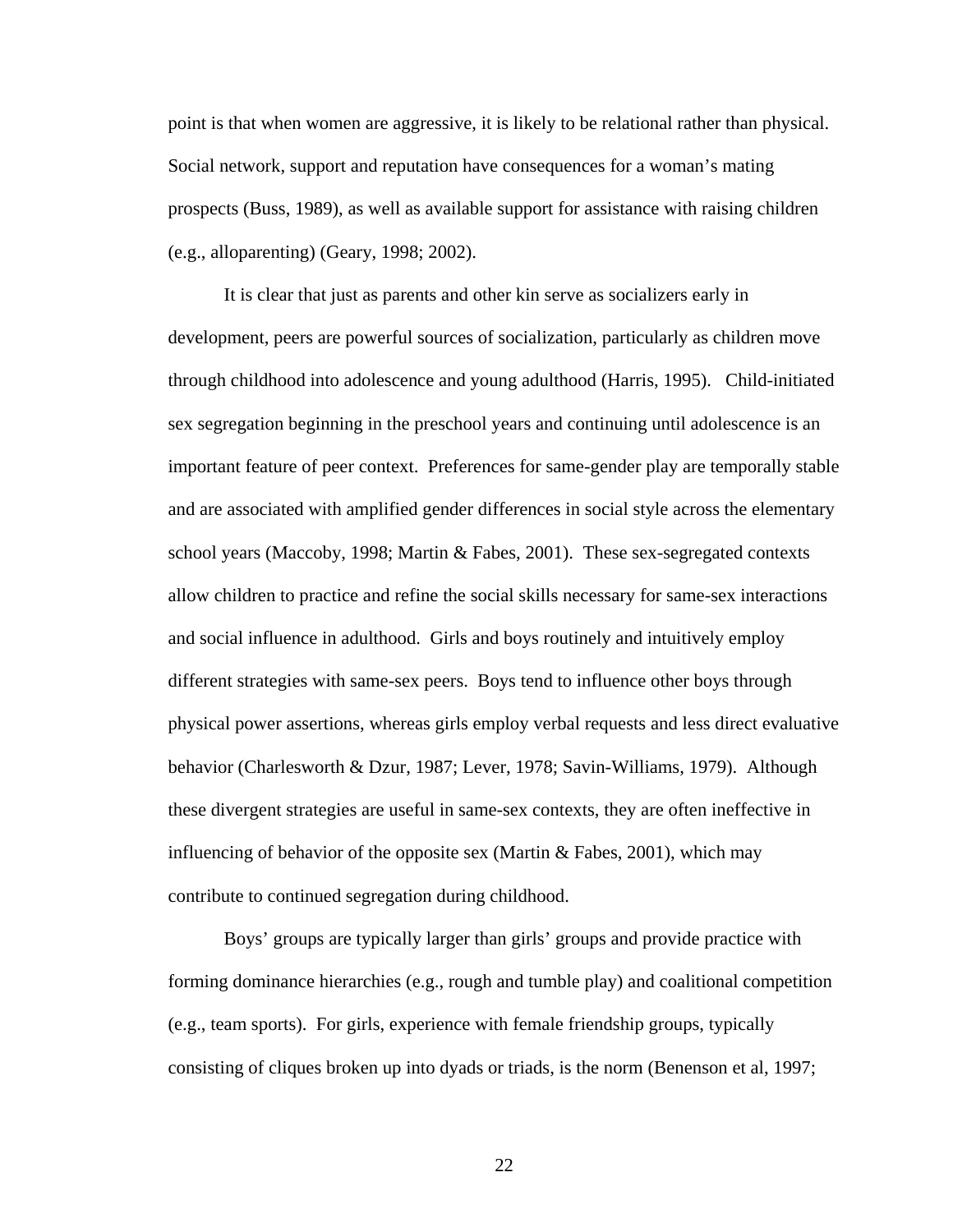point is that when women are aggressive, it is likely to be relational rather than physical. Social network, support and reputation have consequences for a woman's mating prospects (Buss, 1989), as well as available support for assistance with raising children (e.g., alloparenting) (Geary, 1998; 2002).

It is clear that just as parents and other kin serve as socializers early in development, peers are powerful sources of socialization, particularly as children move through childhood into adolescence and young adulthood (Harris, 1995). Child-initiated sex segregation beginning in the preschool years and continuing until adolescence is an important feature of peer context. Preferences for same-gender play are temporally stable and are associated with amplified gender differences in social style across the elementary school years (Maccoby, 1998; Martin & Fabes, 2001). These sex-segregated contexts allow children to practice and refine the social skills necessary for same-sex interactions and social influence in adulthood. Girls and boys routinely and intuitively employ different strategies with same-sex peers. Boys tend to influence other boys through physical power assertions, whereas girls employ verbal requests and less direct evaluative behavior (Charlesworth & Dzur, 1987; Lever, 1978; Savin-Williams, 1979). Although these divergent strategies are useful in same-sex contexts, they are often ineffective in influencing of behavior of the opposite sex (Martin & Fabes, 2001), which may contribute to continued segregation during childhood.

Boys' groups are typically larger than girls' groups and provide practice with forming dominance hierarchies (e.g., rough and tumble play) and coalitional competition (e.g., team sports). For girls, experience with female friendship groups, typically consisting of cliques broken up into dyads or triads, is the norm (Benenson et al, 1997;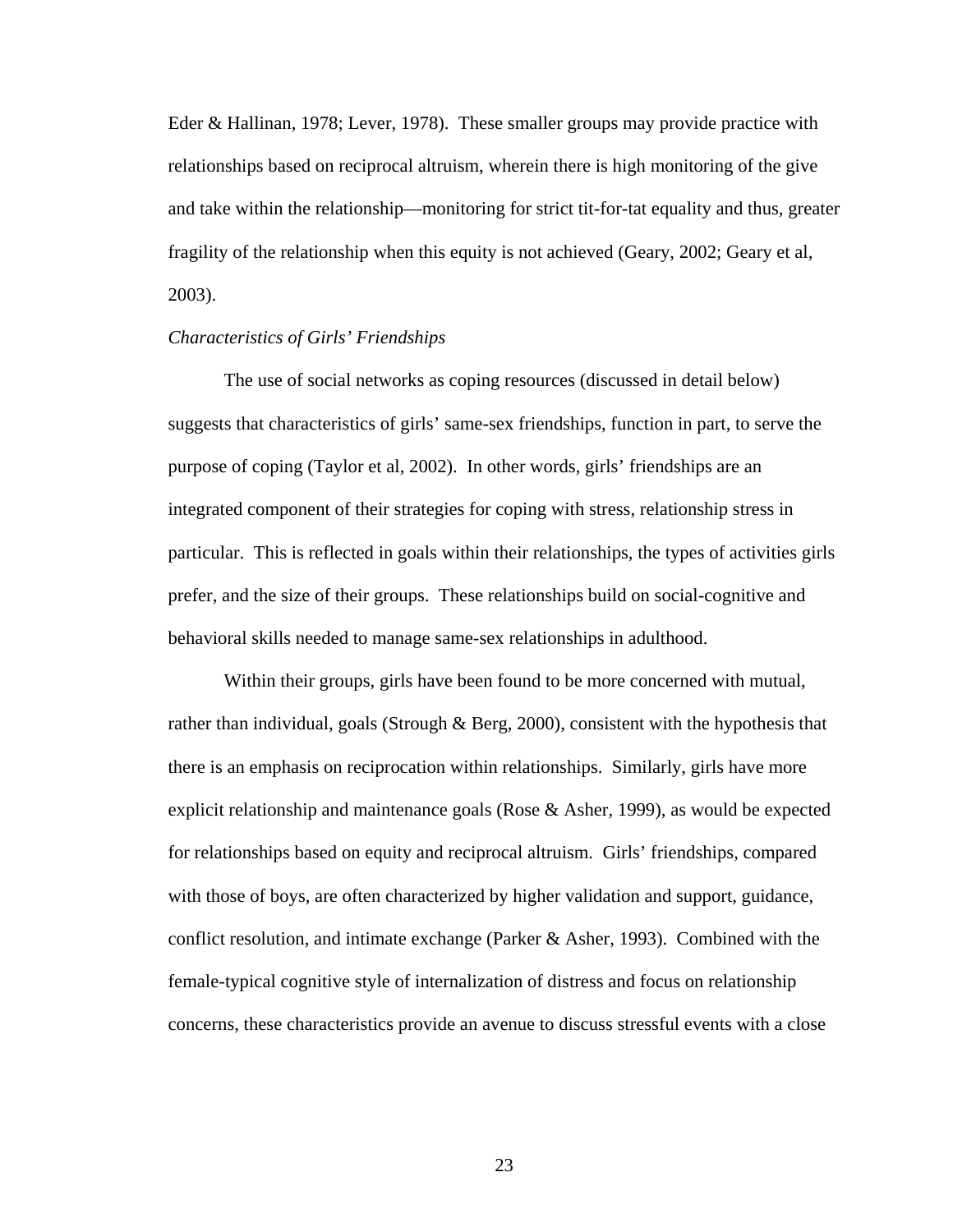Eder & Hallinan, 1978; Lever, 1978). These smaller groups may provide practice with relationships based on reciprocal altruism, wherein there is high monitoring of the give and take within the relationship—monitoring for strict tit-for-tat equality and thus, greater fragility of the relationship when this equity is not achieved (Geary, 2002; Geary et al, 2003).

*Characteristics of Girls' Friendships*

The use of social networks as coping resources (discussed in detail below) suggests that characteristics of girls' same-sex friendships, function in part, to serve the purpose of coping (Taylor et al, 2002). In other words, girls' friendships are an integrated component of their strategies for coping with stress, relationship stress in particular. This is reflected in goals within their relationships, the types of activities girls prefer, and the size of their groups. These relationships build on social-cognitive and behavioral skills needed to manage same-sex relationships in adulthood.

Within their groups, girls have been found to be more concerned with mutual, rather than individual, goals (Strough & Berg, 2000), consistent with the hypothesis that there is an emphasis on reciprocation within relationships. Similarly, girls have more explicit relationship and maintenance goals (Rose & Asher, 1999), as would be expected for relationships based on equity and reciprocal altruism. Girls' friendships, compared with those of boys, are often characterized by higher validation and support, guidance, conflict resolution, and intimate exchange (Parker & Asher, 1993). Combined with the female-typical cognitive style of internalization of distress and focus on relationship concerns, these characteristics provide an avenue to discuss stressful events with a close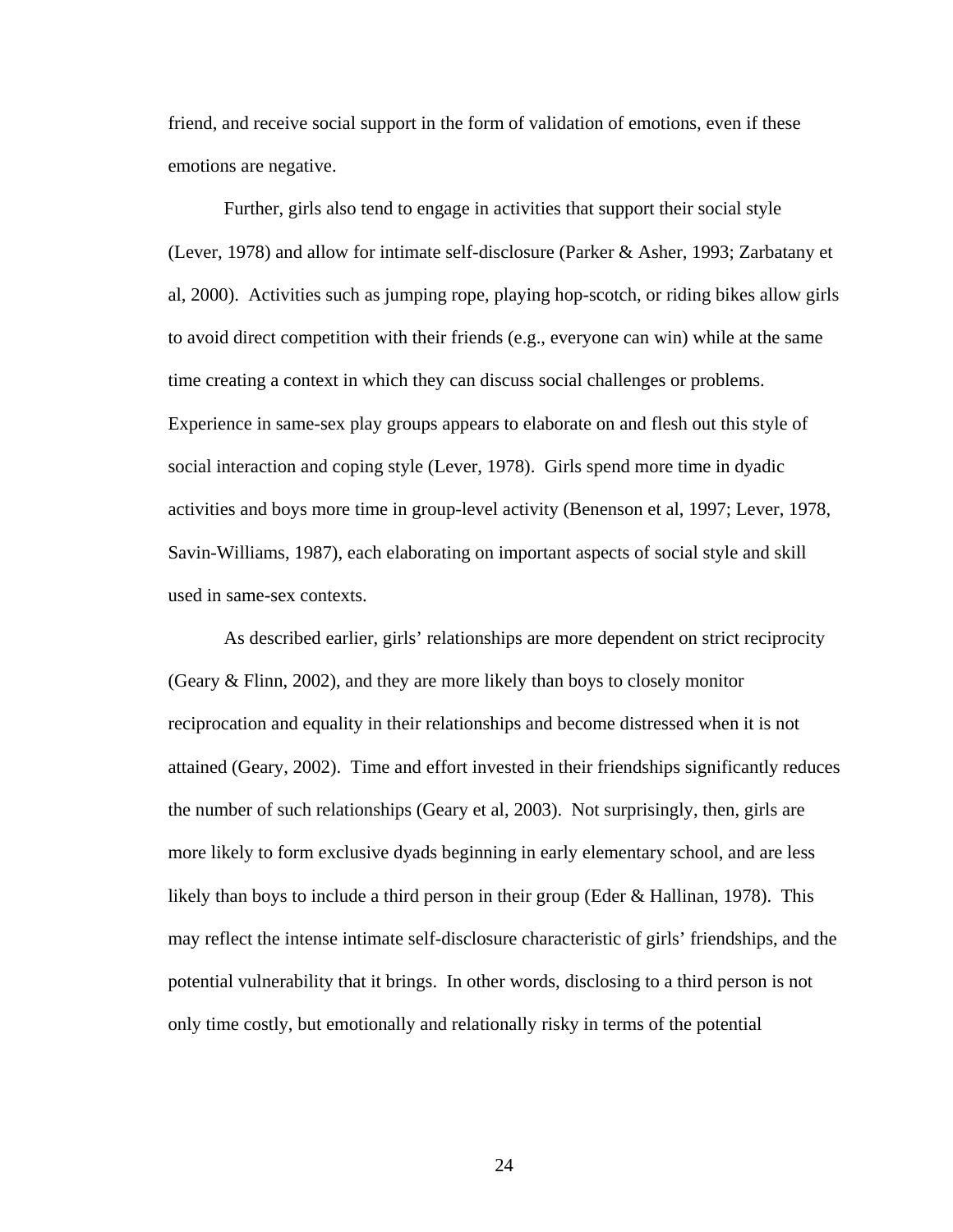friend, and receive social support in the form of validation of emotions, even if these emotions are negative.

Further, girls also tend to engage in activities that support their social style (Lever, 1978) and allow for intimate self-disclosure (Parker & Asher, 1993; Zarbatany et al, 2000). Activities such as jumping rope, playing hop-scotch, or riding bikes allow girls to avoid direct competition with their friends (e.g., everyone can win) while at the same time creating a context in which they can discuss social challenges or problems. Experience in same-sex play groups appears to elaborate on and flesh out this style of social interaction and coping style (Lever, 1978). Girls spend more time in dyadic activities and boys more time in group-level activity (Benenson et al, 1997; Lever, 1978, Savin-Williams, 1987), each elaborating on important aspects of social style and skill used in same-sex contexts.

As described earlier, girls' relationships are more dependent on strict reciprocity (Geary & Flinn, 2002), and they are more likely than boys to closely monitor reciprocation and equality in their relationships and become distressed when it is not attained (Geary, 2002). Time and effort invested in their friendships significantly reduces the number of such relationships (Geary et al, 2003). Not surprisingly, then, girls are more likely to form exclusive dyads beginning in early elementary school, and are less likely than boys to include a third person in their group (Eder & Hallinan, 1978). This may reflect the intense intimate self-disclosure characteristic of girls' friendships, and the potential vulnerability that it brings. In other words, disclosing to a third person is not only time costly, but emotionally and relationally risky in terms of the potential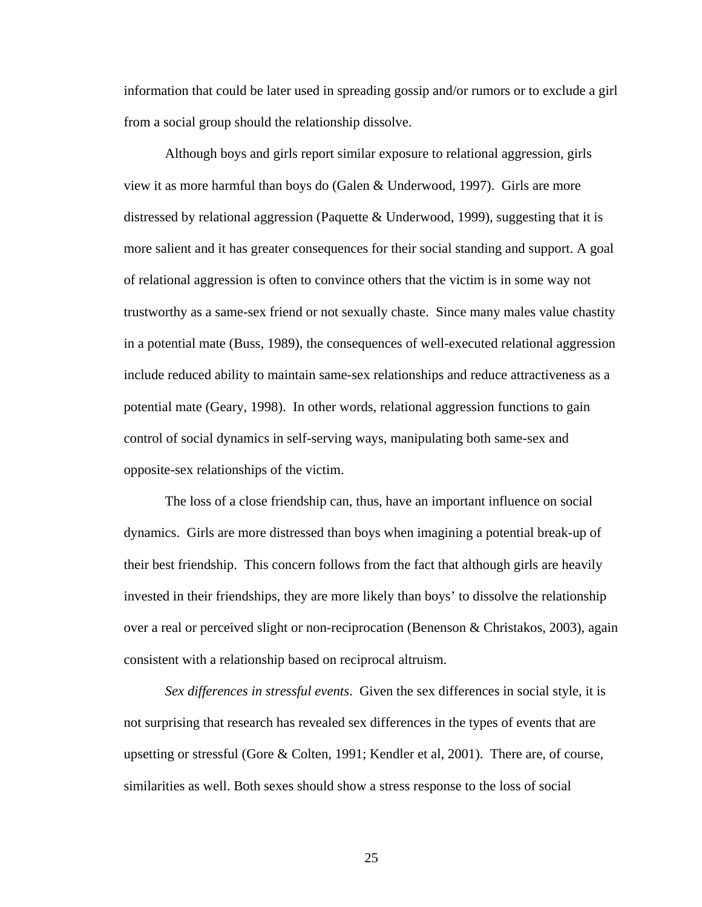information that could be later used in spreading gossip and/or rumors or to exclude a girl from a social group should the relationship dissolve.

Although boys and girls report similar exposure to relational aggression, girls view it as more harmful than boys do (Galen & Underwood, 1997). Girls are more distressed by relational aggression (Paquette & Underwood, 1999), suggesting that it is more salient and it has greater consequences for their social standing and support. A goal of relational aggression is often to convince others that the victim is in some way not trustworthy as a same-sex friend or not sexually chaste. Since many males value chastity in a potential mate (Buss, 1989), the consequences of well-executed relational aggression include reduced ability to maintain same-sex relationships and reduce attractiveness as a potential mate (Geary, 1998). In other words, relational aggression functions to gain control of social dynamics in self-serving ways, manipulating both same-sex and opposite-sex relationships of the victim.

The loss of a close friendship can, thus, have an important influence on social dynamics. Girls are more distressed than boys when imagining a potential break-up of their best friendship. This concern follows from the fact that although girls are heavily invested in their friendships, they are more likely than boys' to dissolve the relationship over a real or perceived slight or non-reciprocation (Benenson & Christakos, 2003), again consistent with a relationship based on reciprocal altruism.

*Sex differences in stressful events*. Given the sex differences in social style, it is not surprising that research has revealed sex differences in the types of events that are upsetting or stressful (Gore & Colten, 1991; Kendler et al, 2001). There are, of course, similarities as well. Both sexes should show a stress response to the loss of social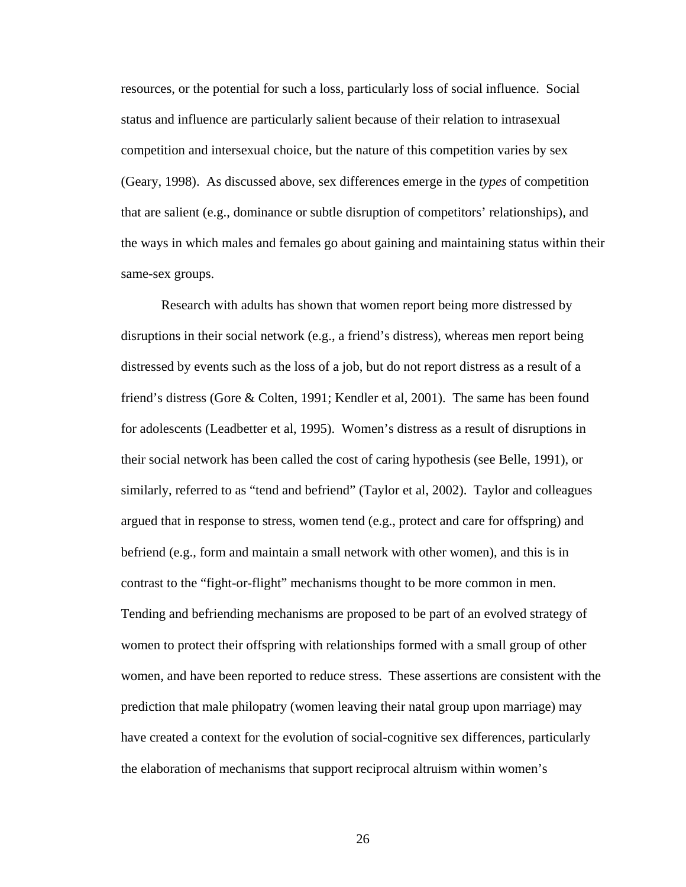resources, or the potential for such a loss, particularly loss of social influence. Social status and influence are particularly salient because of their relation to intrasexual competition and intersexual choice, but the nature of this competition varies by sex (Geary, 1998). As discussed above, sex differences emerge in the *types* of competition that are salient (e.g., dominance or subtle disruption of competitors' relationships), and the ways in which males and females go about gaining and maintaining status within their same-sex groups.

Research with adults has shown that women report being more distressed by disruptions in their social network (e.g., a friend's distress), whereas men report being distressed by events such as the loss of a job, but do not report distress as a result of a friend's distress (Gore & Colten, 1991; Kendler et al, 2001). The same has been found for adolescents (Leadbetter et al, 1995). Women's distress as a result of disruptions in their social network has been called the cost of caring hypothesis (see Belle, 1991), or similarly, referred to as "tend and befriend" (Taylor et al, 2002). Taylor and colleagues argued that in response to stress, women tend (e.g., protect and care for offspring) and befriend (e.g., form and maintain a small network with other women), and this is in contrast to the "fight-or-flight" mechanisms thought to be more common in men. Tending and befriending mechanisms are proposed to be part of an evolved strategy of women to protect their offspring with relationships formed with a small group of other women, and have been reported to reduce stress. These assertions are consistent with the prediction that male philopatry (women leaving their natal group upon marriage) may have created a context for the evolution of social-cognitive sex differences, particularly the elaboration of mechanisms that support reciprocal altruism within women's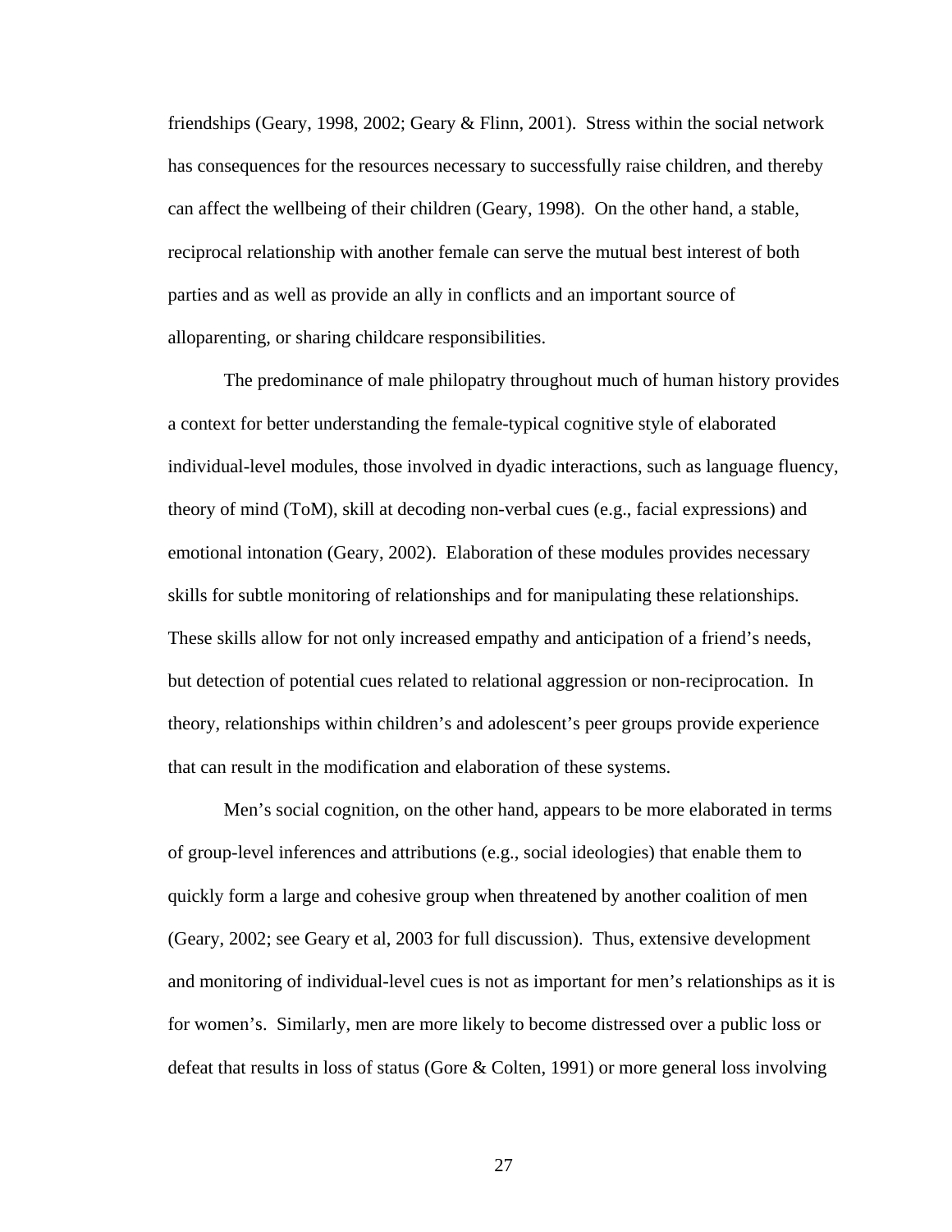friendships (Geary, 1998, 2002; Geary & Flinn, 2001). Stress within the social network has consequences for the resources necessary to successfully raise children, and thereby can affect the wellbeing of their children (Geary, 1998). On the other hand, a stable, reciprocal relationship with another female can serve the mutual best interest of both parties and as well as provide an ally in conflicts and an important source of alloparenting, or sharing childcare responsibilities.

The predominance of male philopatry throughout much of human history provides a context for better understanding the female-typical cognitive style of elaborated individual-level modules, those involved in dyadic interactions, such as language fluency, theory of mind (ToM), skill at decoding non-verbal cues (e.g., facial expressions) and emotional intonation (Geary, 2002). Elaboration of these modules provides necessary skills for subtle monitoring of relationships and for manipulating these relationships. These skills allow for not only increased empathy and anticipation of a friend's needs, but detection of potential cues related to relational aggression or non-reciprocation. In theory, relationships within children's and adolescent's peer groups provide experience that can result in the modification and elaboration of these systems.

Men's social cognition, on the other hand, appears to be more elaborated in terms of group-level inferences and attributions (e.g., social ideologies) that enable them to quickly form a large and cohesive group when threatened by another coalition of men (Geary, 2002; see Geary et al, 2003 for full discussion). Thus, extensive development and monitoring of individual-level cues is not as important for men's relationships as it is for women's. Similarly, men are more likely to become distressed over a public loss or defeat that results in loss of status (Gore & Colten, 1991) or more general loss involving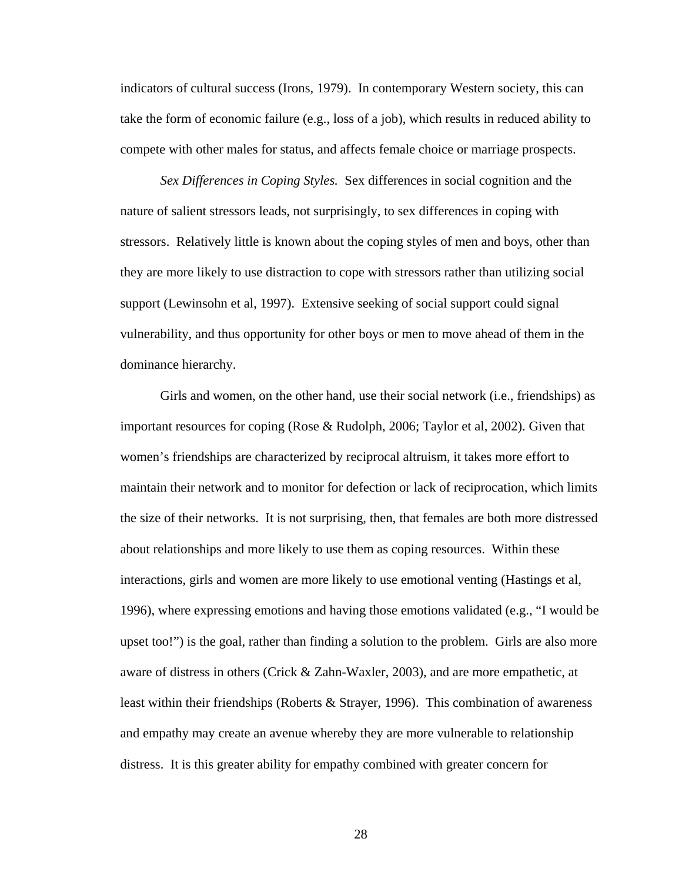indicators of cultural success (Irons, 1979). In contemporary Western society, this can take the form of economic failure (e.g., loss of a job), which results in reduced ability to compete with other males for status, and affects female choice or marriage prospects.

*Sex Differences in Coping Styles.* Sex differences in social cognition and the nature of salient stressors leads, not surprisingly, to sex differences in coping with stressors. Relatively little is known about the coping styles of men and boys, other than they are more likely to use distraction to cope with stressors rather than utilizing social support (Lewinsohn et al, 1997). Extensive seeking of social support could signal vulnerability, and thus opportunity for other boys or men to move ahead of them in the dominance hierarchy.

Girls and women, on the other hand, use their social network (i.e., friendships) as important resources for coping (Rose & Rudolph, 2006; Taylor et al, 2002). Given that women's friendships are characterized by reciprocal altruism, it takes more effort to maintain their network and to monitor for defection or lack of reciprocation, which limits the size of their networks. It is not surprising, then, that females are both more distressed about relationships and more likely to use them as coping resources. Within these interactions, girls and women are more likely to use emotional venting (Hastings et al, 1996), where expressing emotions and having those emotions validated (e.g., "I would be upset too!") is the goal, rather than finding a solution to the problem. Girls are also more aware of distress in others (Crick & Zahn-Waxler, 2003), and are more empathetic, at least within their friendships (Roberts & Strayer, 1996). This combination of awareness and empathy may create an avenue whereby they are more vulnerable to relationship distress. It is this greater ability for empathy combined with greater concern for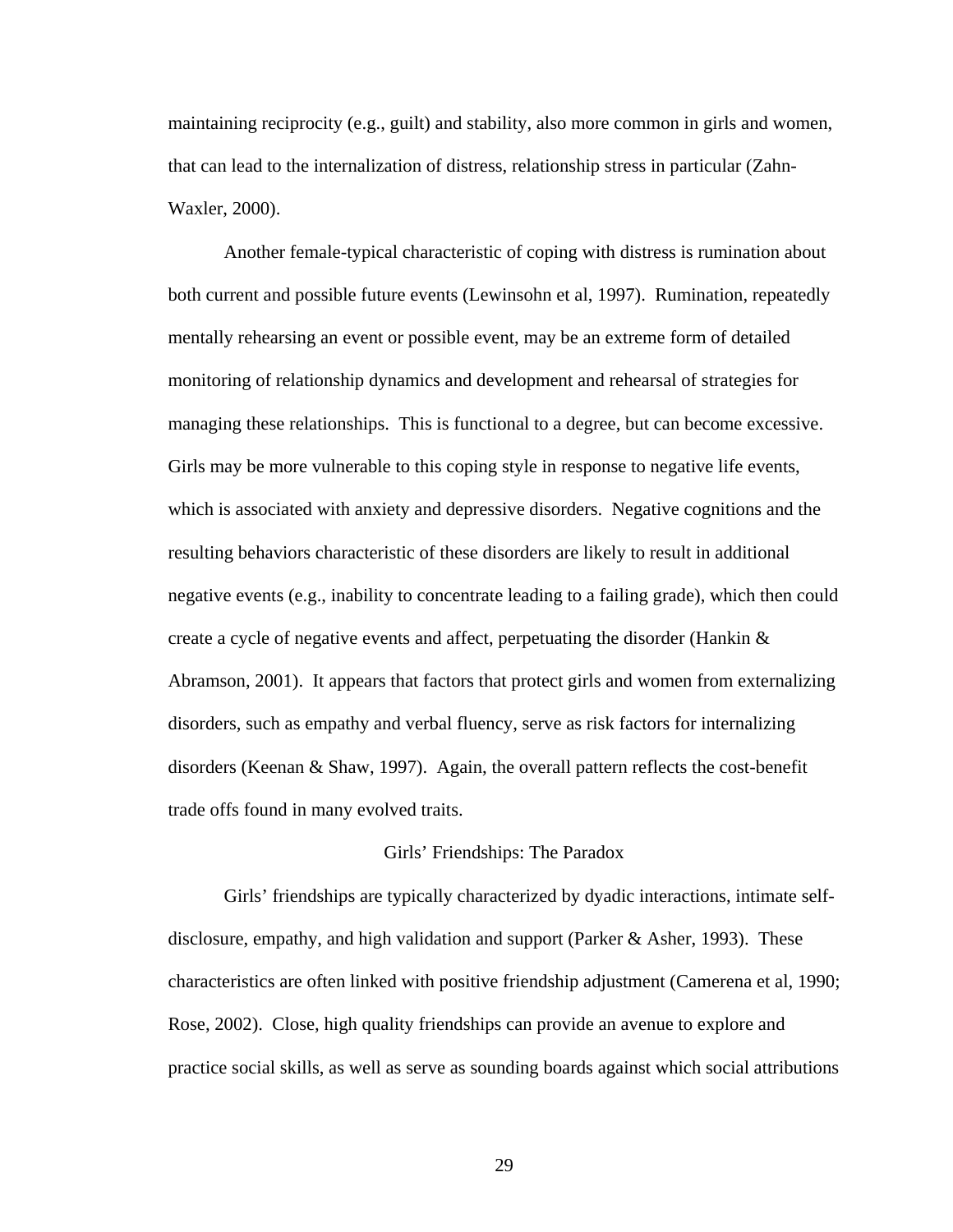maintaining reciprocity (e.g., guilt) and stability, also more common in girls and women, that can lead to the internalization of distress, relationship stress in particular (Zahn-Waxler, 2000).

Another female-typical characteristic of coping with distress is rumination about both current and possible future events (Lewinsohn et al, 1997). Rumination, repeatedly mentally rehearsing an event or possible event, may be an extreme form of detailed monitoring of relationship dynamics and development and rehearsal of strategies for managing these relationships. This is functional to a degree, but can become excessive. Girls may be more vulnerable to this coping style in response to negative life events, which is associated with anxiety and depressive disorders. Negative cognitions and the resulting behaviors characteristic of these disorders are likely to result in additional negative events (e.g., inability to concentrate leading to a failing grade), which then could create a cycle of negative events and affect, perpetuating the disorder (Hankin & Abramson, 2001). It appears that factors that protect girls and women from externalizing disorders, such as empathy and verbal fluency, serve as risk factors for internalizing disorders (Keenan & Shaw, 1997). Again, the overall pattern reflects the cost-benefit trade offs found in many evolved traits.

## Girls' Friendships: The Paradox

Girls' friendships are typically characterized by dyadic interactions, intimate self-disclosure, empathy, and high validation and support (Parker & Asher, 1993). These characteristics are often linked with positive friendship adjustment (Camerena et al, 1990; Rose, 2002). Close, high quality friendships can provide an avenue to explore and practice social skills, as well as serve as sounding boards against which social attributions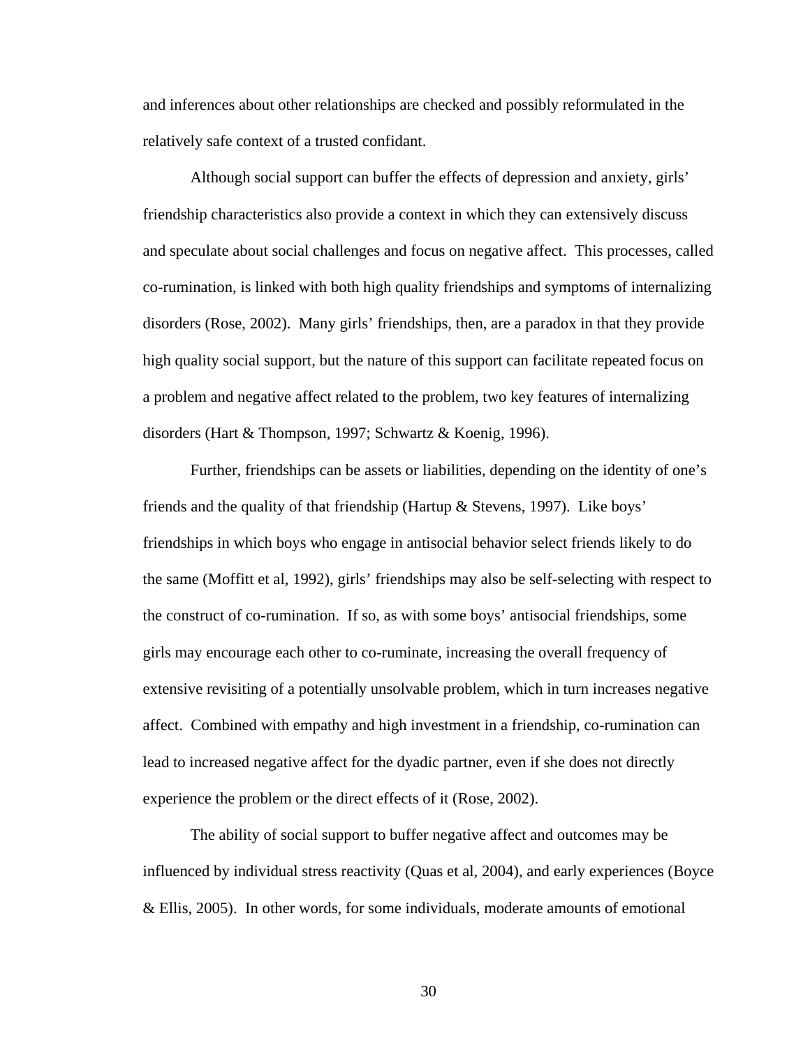and inferences about other relationships are checked and possibly reformulated in the relatively safe context of a trusted confidant.

Although social support can buffer the effects of depression and anxiety, girls' friendship characteristics also provide a context in which they can extensively discuss and speculate about social challenges and focus on negative affect. This processes, called co-rumination, is linked with both high quality friendships and symptoms of internalizing disorders (Rose, 2002). Many girls' friendships, then, are a paradox in that they provide high quality social support, but the nature of this support can facilitate repeated focus on a problem and negative affect related to the problem, two key features of internalizing disorders (Hart & Thompson, 1997; Schwartz & Koenig, 1996).

Further, friendships can be assets or liabilities, depending on the identity of one's friends and the quality of that friendship (Hartup & Stevens, 1997). Like boys' friendships in which boys who engage in antisocial behavior select friends likely to do the same (Moffitt et al, 1992), girls' friendships may also be self-selecting with respect to the construct of co-rumination. If so, as with some boys' antisocial friendships, some girls may encourage each other to co-ruminate, increasing the overall frequency of extensive revisiting of a potentially unsolvable problem, which in turn increases negative affect. Combined with empathy and high investment in a friendship, co-rumination can lead to increased negative affect for the dyadic partner, even if she does not directly experience the problem or the direct effects of it (Rose, 2002).

The ability of social support to buffer negative affect and outcomes may be influenced by individual stress reactivity (Quas et al, 2004), and early experiences (Boyce & Ellis, 2005). In other words, for some individuals, moderate amounts of emotional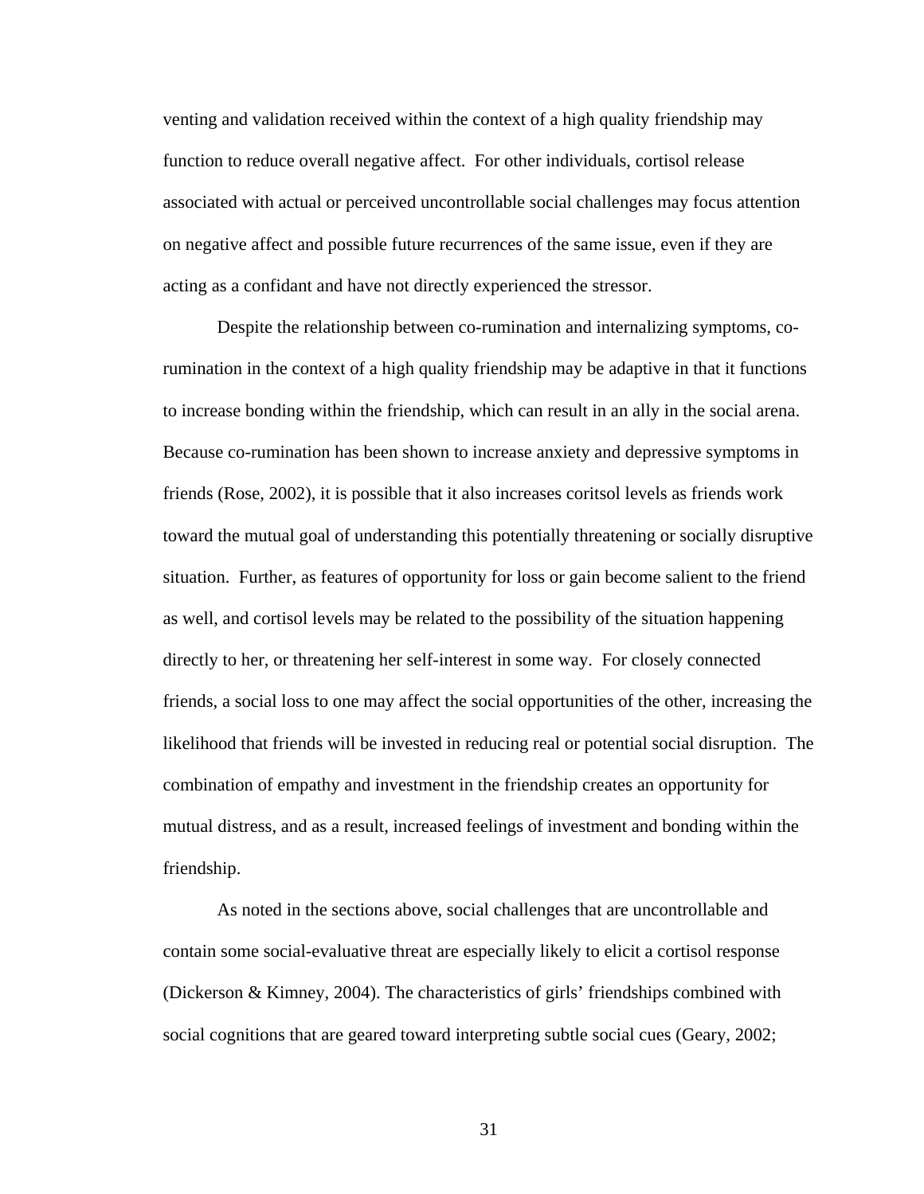venting and validation received within the context of a high quality friendship may function to reduce overall negative affect. For other individuals, cortisol release associated with actual or perceived uncontrollable social challenges may focus attention on negative affect and possible future recurrences of the same issue, even if they are acting as a confidant and have not directly experienced the stressor.

Despite the relationship between co-rumination and internalizing symptoms, co-rumination in the context of a high quality friendship may be adaptive in that it functions to increase bonding within the friendship, which can result in an ally in the social arena. Because co-rumination has been shown to increase anxiety and depressive symptoms in friends (Rose, 2002), it is possible that it also increases coritsol levels as friends work toward the mutual goal of understanding this potentially threatening or socially disruptive situation. Further, as features of opportunity for loss or gain become salient to the friend as well, and cortisol levels may be related to the possibility of the situation happening directly to her, or threatening her self-interest in some way. For closely connected friends, a social loss to one may affect the social opportunities of the other, increasing the likelihood that friends will be invested in reducing real or potential social disruption. The combination of empathy and investment in the friendship creates an opportunity for mutual distress, and as a result, increased feelings of investment and bonding within the friendship.

As noted in the sections above, social challenges that are uncontrollable and contain some social-evaluative threat are especially likely to elicit a cortisol response (Dickerson & Kimney, 2004). The characteristics of girls' friendships combined with social cognitions that are geared toward interpreting subtle social cues (Geary, 2002;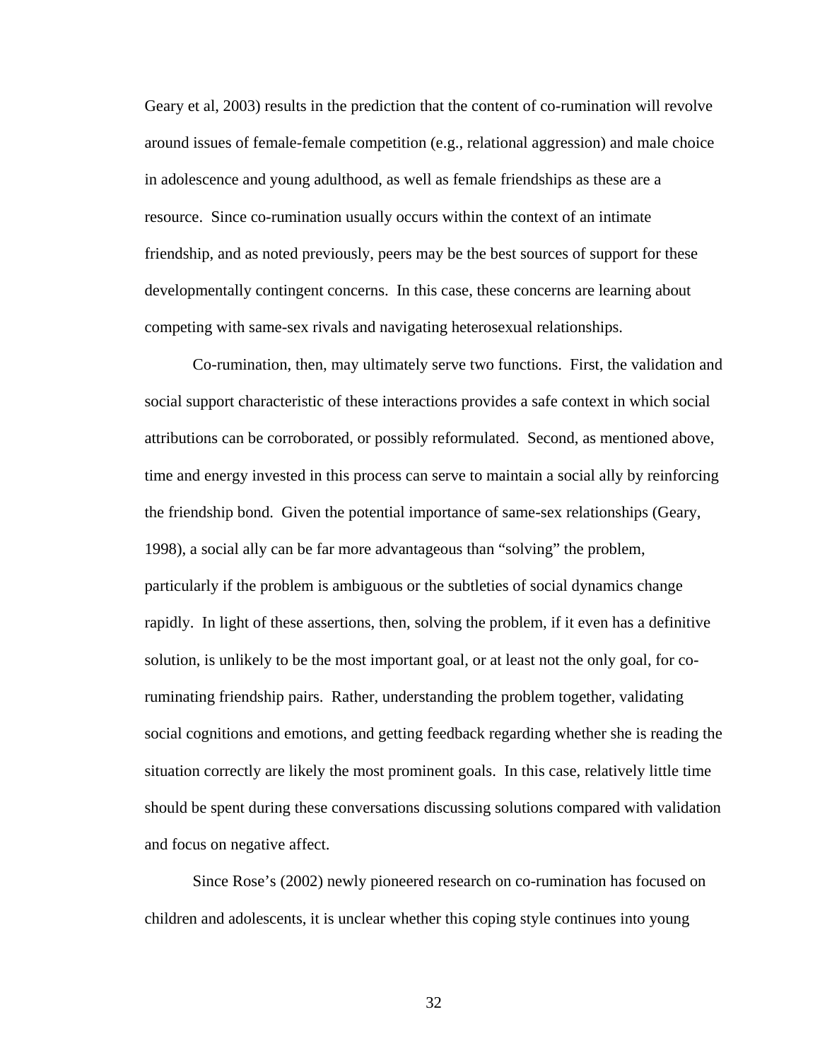Geary et al, 2003) results in the prediction that the content of co-rumination will revolve around issues of female-female competition (e.g., relational aggression) and male choice in adolescence and young adulthood, as well as female friendships as these are a resource. Since co-rumination usually occurs within the context of an intimate friendship, and as noted previously, peers may be the best sources of support for these developmentally contingent concerns. In this case, these concerns are learning about competing with same-sex rivals and navigating heterosexual relationships.

Co-rumination, then, may ultimately serve two functions. First, the validation and social support characteristic of these interactions provides a safe context in which social attributions can be corroborated, or possibly reformulated. Second, as mentioned above, time and energy invested in this process can serve to maintain a social ally by reinforcing the friendship bond. Given the potential importance of same-sex relationships (Geary, 1998), a social ally can be far more advantageous than "solving" the problem, particularly if the problem is ambiguous or the subtleties of social dynamics change rapidly. In light of these assertions, then, solving the problem, if it even has a definitive solution, is unlikely to be the most important goal, or at least not the only goal, for co-ruminating friendship pairs. Rather, understanding the problem together, validating social cognitions and emotions, and getting feedback regarding whether she is reading the situation correctly are likely the most prominent goals. In this case, relatively little time should be spent during these conversations discussing solutions compared with validation and focus on negative affect.

Since Rose's (2002) newly pioneered research on co-rumination has focused on children and adolescents, it is unclear whether this coping style continues into young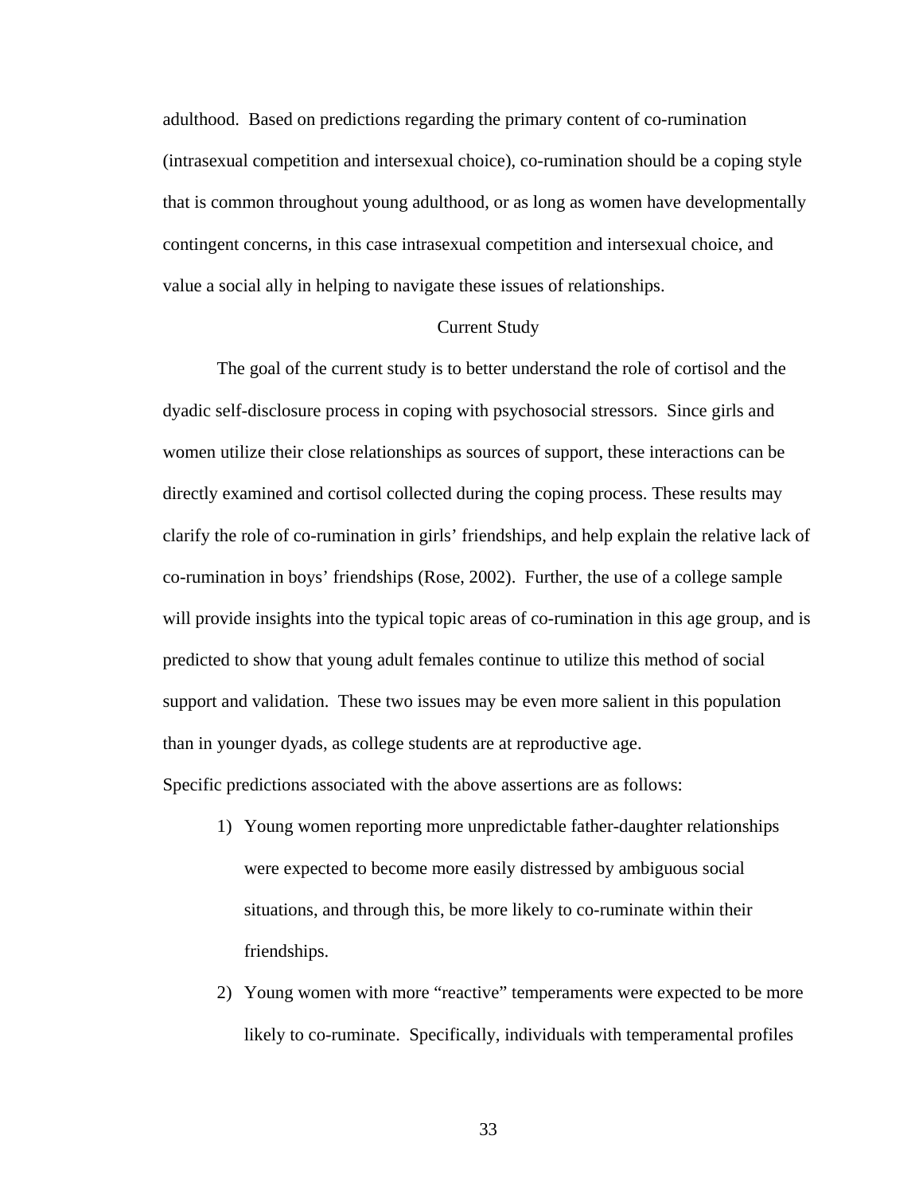adulthood. Based on predictions regarding the primary content of co-rumination (intrasexual competition and intersexual choice), co-rumination should be a coping style that is common throughout young adulthood, or as long as women have developmentally contingent concerns, in this case intrasexual competition and intersexual choice, and value a social ally in helping to navigate these issues of relationships.

## Current Study

The goal of the current study is to better understand the role of cortisol and the dyadic self-disclosure process in coping with psychosocial stressors. Since girls and women utilize their close relationships as sources of support, these interactions can be directly examined and cortisol collected during the coping process. These results may clarify the role of co-rumination in girls' friendships, and help explain the relative lack of co-rumination in boys' friendships (Rose, 2002). Further, the use of a college sample will provide insights into the typical topic areas of co-rumination in this age group, and is predicted to show that young adult females continue to utilize this method of social support and validation. These two issues may be even more salient in this population than in younger dyads, as college students are at reproductive age.

Specific predictions associated with the above assertions are as follows:

1) Young women reporting more unpredictable father-daughter relationships were expected to become more easily distressed by ambiguous social situations, and through this, be more likely to co-ruminate within their friendships.

2) Young women with more "reactive" temperaments were expected to be more likely to co-ruminate. Specifically, individuals with temperamental profiles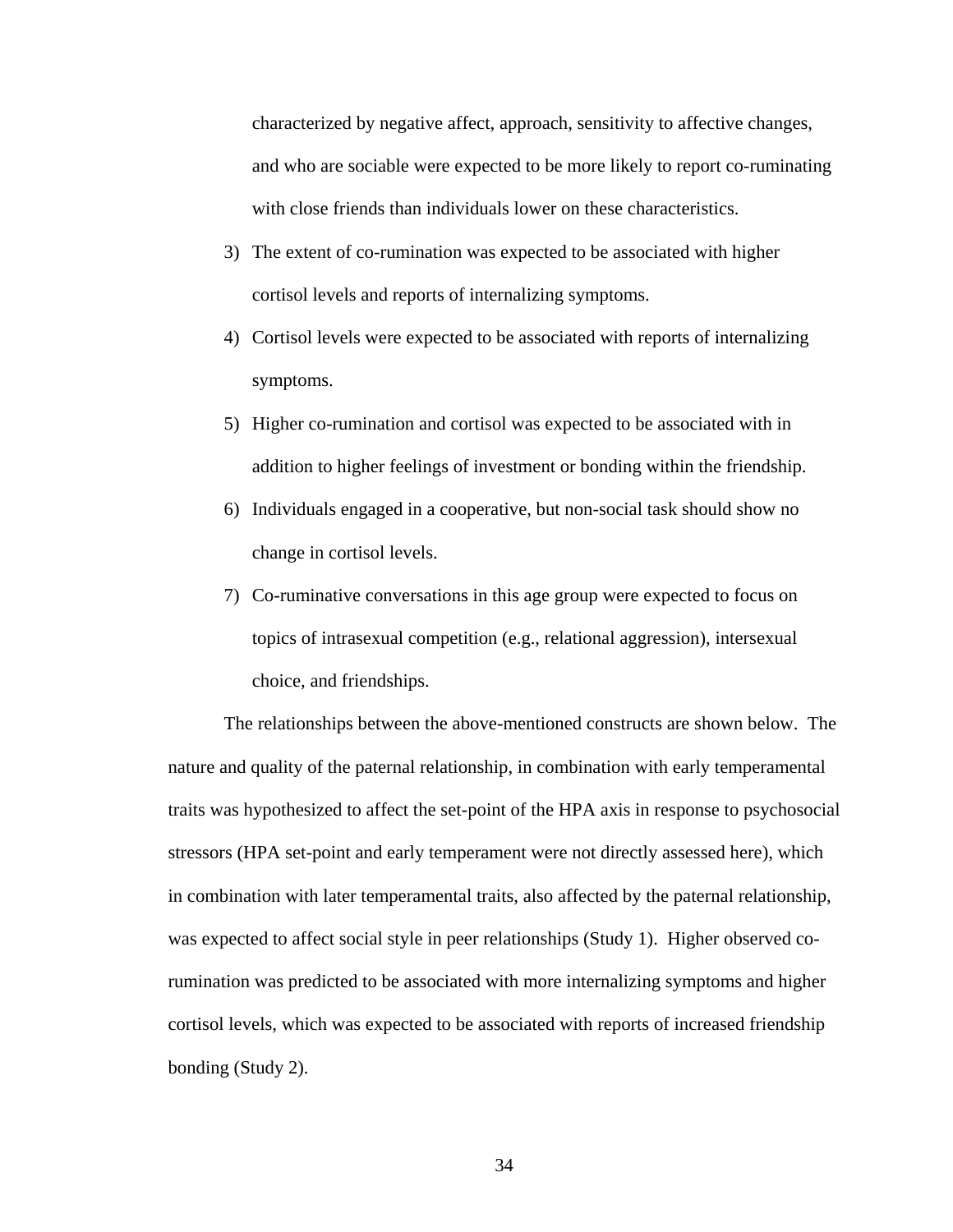characterized by negative affect, approach, sensitivity to affective changes, and who are sociable were expected to be more likely to report co-ruminating with close friends than individuals lower on these characteristics.

3) The extent of co-rumination was expected to be associated with higher cortisol levels and reports of internalizing symptoms.
4) Cortisol levels were expected to be associated with reports of internalizing symptoms.
5) Higher co-rumination and cortisol was expected to be associated with in addition to higher feelings of investment or bonding within the friendship.
6) Individuals engaged in a cooperative, but non-social task should show no change in cortisol levels.
7) Co-ruminative conversations in this age group were expected to focus on topics of intrasexual competition (e.g., relational aggression), intersexual choice, and friendships.

The relationships between the above-mentioned constructs are shown below. The nature and quality of the paternal relationship, in combination with early temperamental traits was hypothesized to affect the set-point of the HPA axis in response to psychosocial stressors (HPA set-point and early temperament were not directly assessed here), which in combination with later temperamental traits, also affected by the paternal relationship, was expected to affect social style in peer relationships (Study 1). Higher observed co-rumination was predicted to be associated with more internalizing symptoms and higher cortisol levels, which was expected to be associated with reports of increased friendship bonding (Study 2).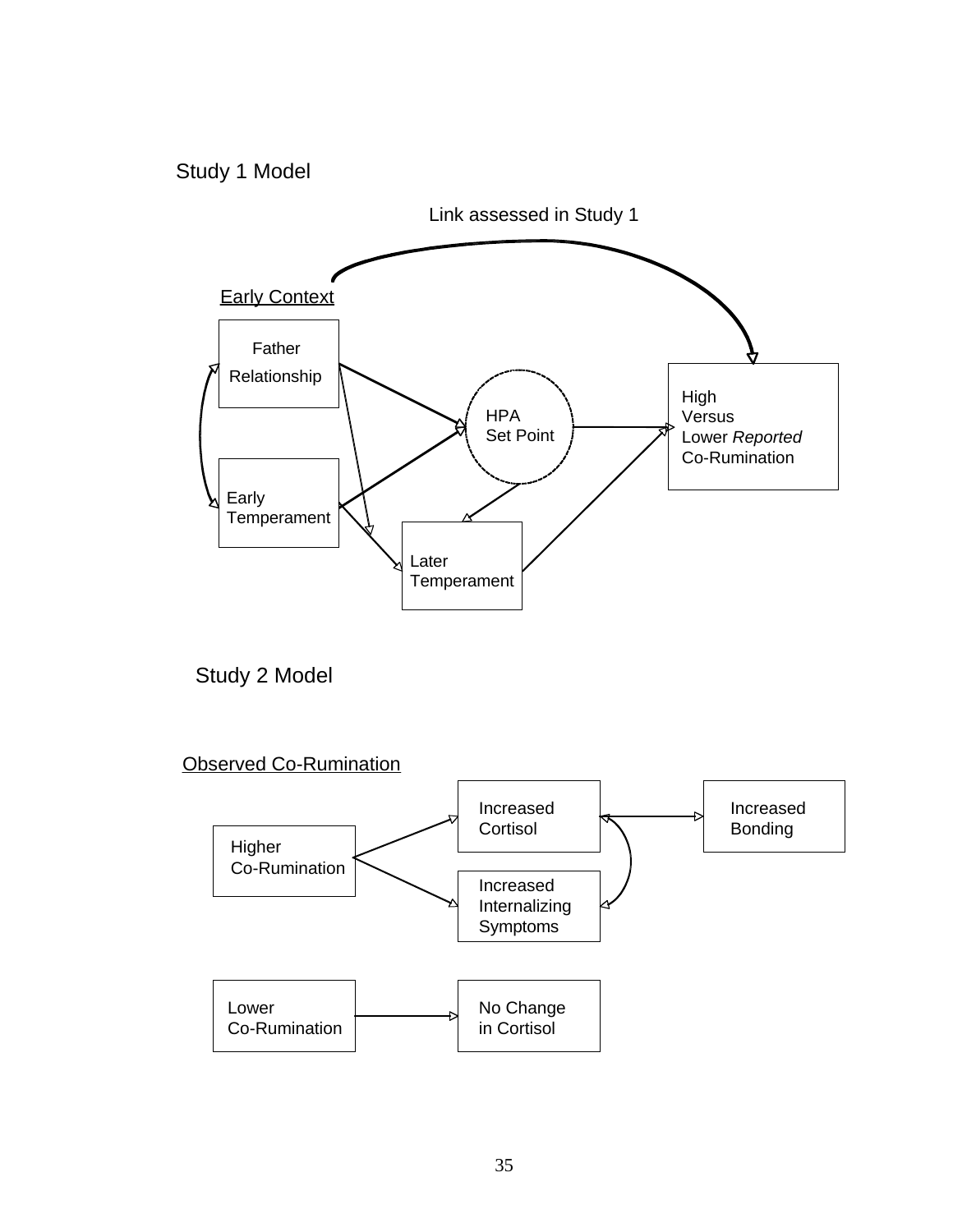Study 1 Model

Link assessed in Study 1

Early Context

Father Relationship

Early Temperament

HPA Set Point

Later Temperament

High Versus Lower *Reported* Co-Rumination

Study 2 Model

Observed Co-Rumination

Higher Co-Rumination

Increased Cortisol

Increased Internalizing Symptoms

Increased Bonding

Lower Co-Rumination

No Change in Cortisol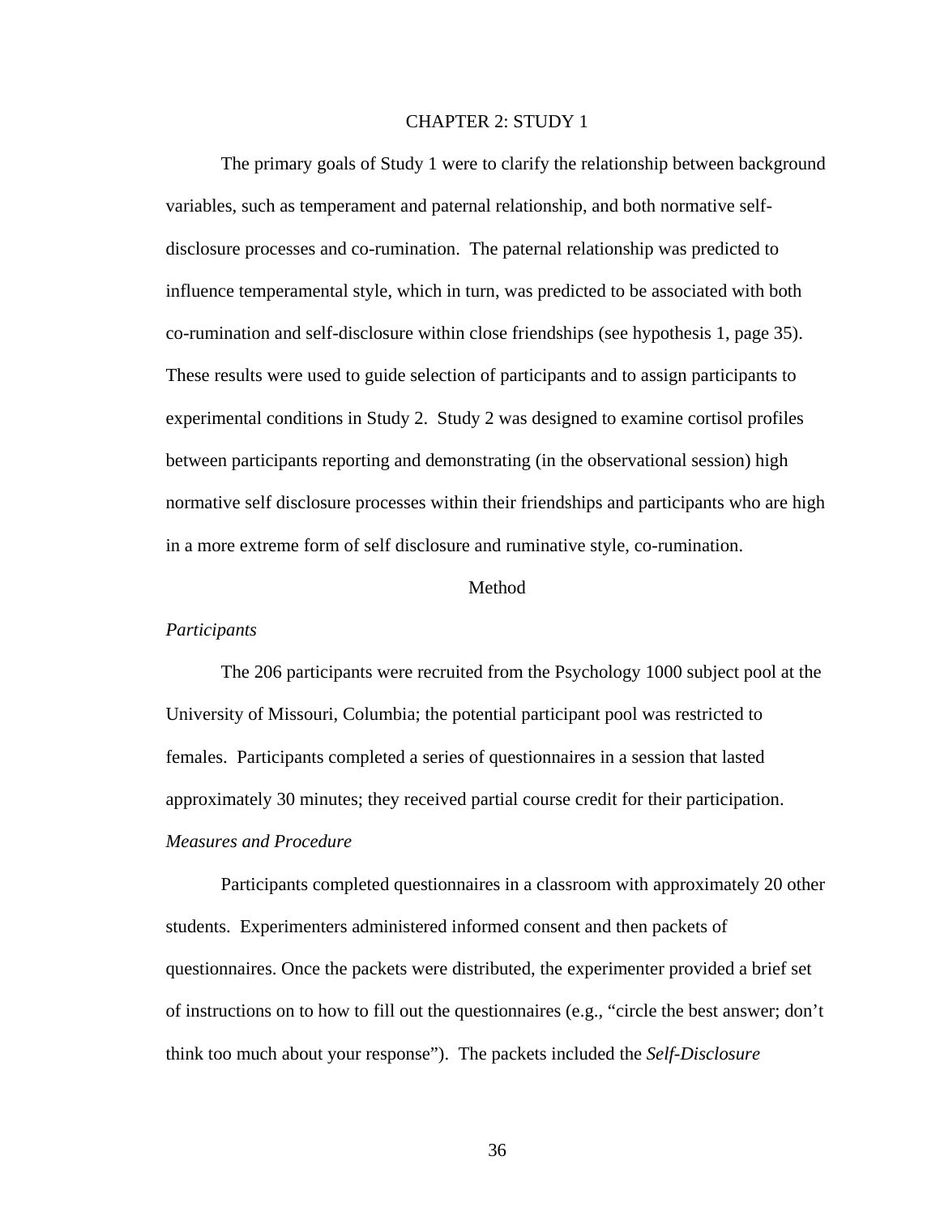# CHAPTER 2: STUDY 1

The primary goals of Study 1 were to clarify the relationship between background variables, such as temperament and paternal relationship, and both normative self-disclosure processes and co-rumination. The paternal relationship was predicted to influence temperamental style, which in turn, was predicted to be associated with both co-rumination and self-disclosure within close friendships (see hypothesis 1, page 35). These results were used to guide selection of participants and to assign participants to experimental conditions in Study 2. Study 2 was designed to examine cortisol profiles between participants reporting and demonstrating (in the observational session) high normative self disclosure processes within their friendships and participants who are high in a more extreme form of self disclosure and ruminative style, co-rumination.

## Method

### *Participants*

The 206 participants were recruited from the Psychology 1000 subject pool at the University of Missouri, Columbia; the potential participant pool was restricted to females. Participants completed a series of questionnaires in a session that lasted approximately 30 minutes; they received partial course credit for their participation.

### *Measures and Procedure*

Participants completed questionnaires in a classroom with approximately 20 other students. Experimenters administered informed consent and then packets of questionnaires. Once the packets were distributed, the experimenter provided a brief set of instructions on to how to fill out the questionnaires (e.g., "circle the best answer; don't think too much about your response"). The packets included the *Self-Disclosure*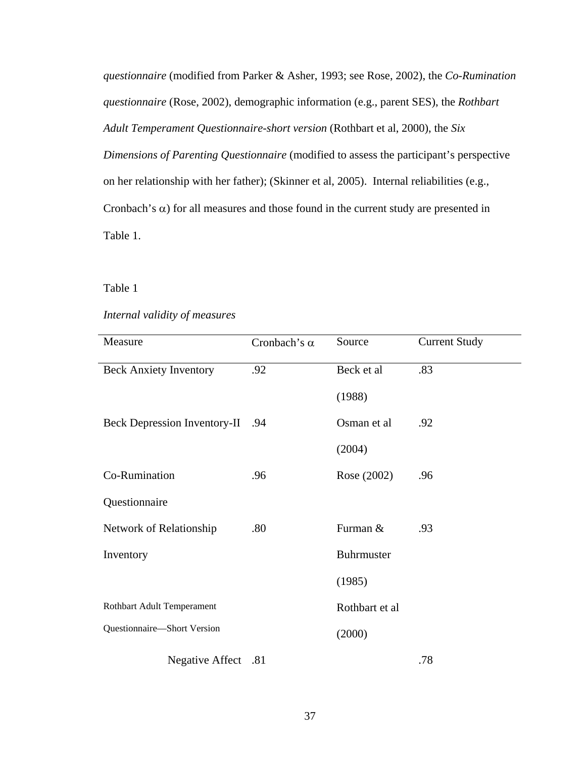*questionnaire* (modified from Parker & Asher, 1993; see Rose, 2002), the *Co-Rumination questionnaire* (Rose, 2002), demographic information (e.g., parent SES), the *Rothbart Adult Temperament Questionnaire-short version* (Rothbart et al, 2000), the *Six Dimensions of Parenting Questionnaire* (modified to assess the participant's perspective on her relationship with her father); (Skinner et al, 2005). Internal reliabilities (e.g., Cronbach's $\alpha$) for all measures and those found in the current study are presented in Table 1.

Table 1

*Internal validity of measures*

| Measure | Cronbach's $\alpha$ | Source | Current Study |
|---|---|---|---|
| Beck Anxiety Inventory | .92 | Beck et al (1988) | .83 |
| Beck Depression Inventory-II | .94 | Osman et al (2004) | .92 |
| Co-Rumination Questionnaire | .96 | Rose (2002) | .96 |
| Network of Relationship Inventory | .80 | Furman & Buhrmuster (1985) | .93 |
| Rothbart Adult Temperament Questionnaire—Short Version | | Rothbart et al (2000) | |
| Negative Affect | .81 | | .78 |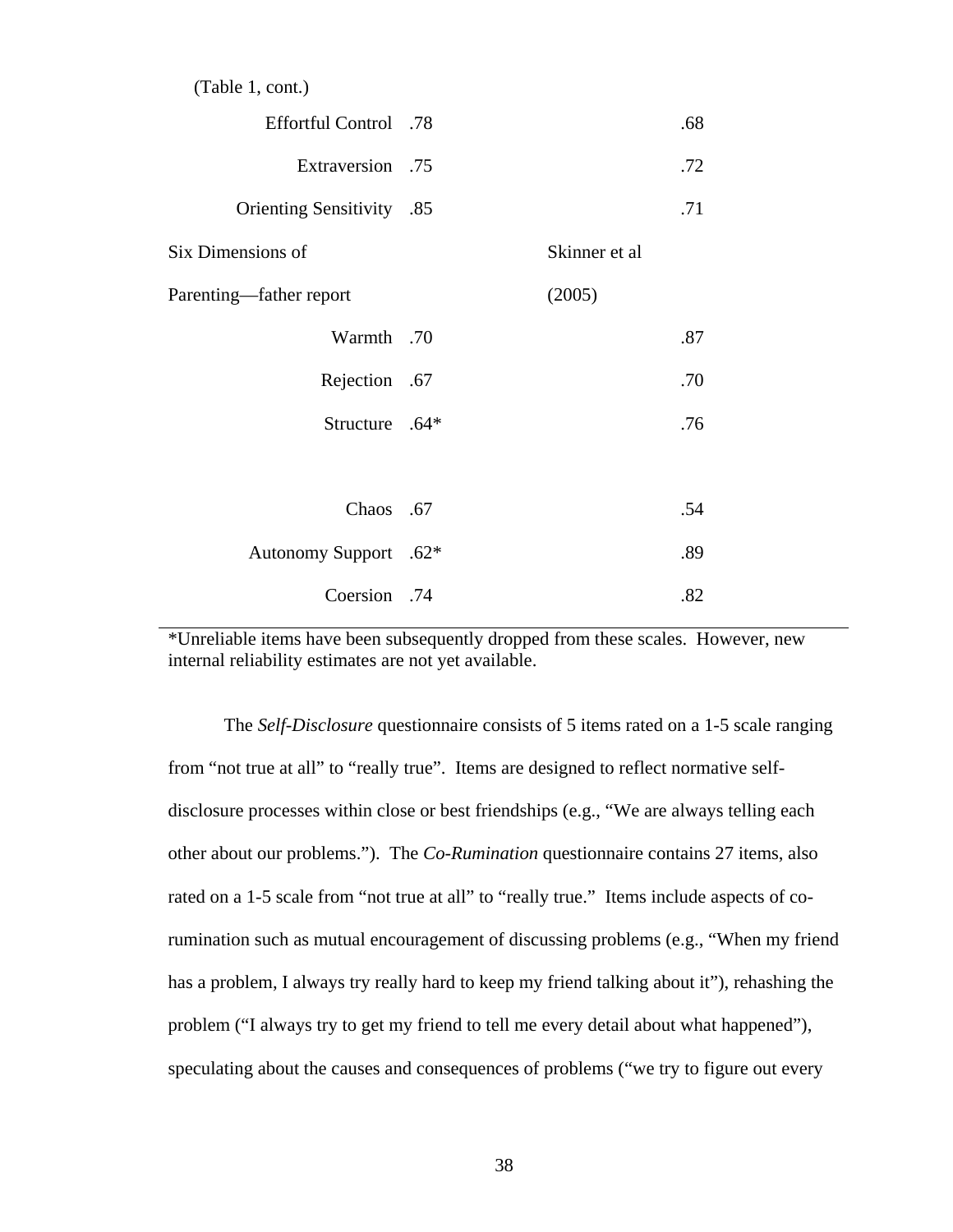(Table 1, cont.)

| | | | |
|---|---|---|---|
| Effortful Control | .78 | | .68 |
| Extraversion | .75 | | .72 |
| Orienting Sensitivity | .85 | | .71 |
| Six Dimensions of Parenting—father report | | Skinner et al (2005) | |
| Warmth | .70 | | .87 |
| Rejection | .67 | | .70 |
| Structure | .64* | | .76 |
| Chaos | .67 | | .54 |
| Autonomy Support | .62* | | .89 |
| Coersion | .74 | | .82 |

*Unreliable items have been subsequently dropped from these scales. However, new internal reliability estimates are not yet available.

The *Self-Disclosure* questionnaire consists of 5 items rated on a 1-5 scale ranging from "not true at all" to "really true". Items are designed to reflect normative self-disclosure processes within close or best friendships (e.g., "We are always telling each other about our problems."). The *Co-Rumination* questionnaire contains 27 items, also rated on a 1-5 scale from "not true at all" to "really true." Items include aspects of co-rumination such as mutual encouragement of discussing problems (e.g., "When my friend has a problem, I always try really hard to keep my friend talking about it"), rehashing the problem ("I always try to get my friend to tell me every detail about what happened"), speculating about the causes and consequences of problems ("we try to figure out every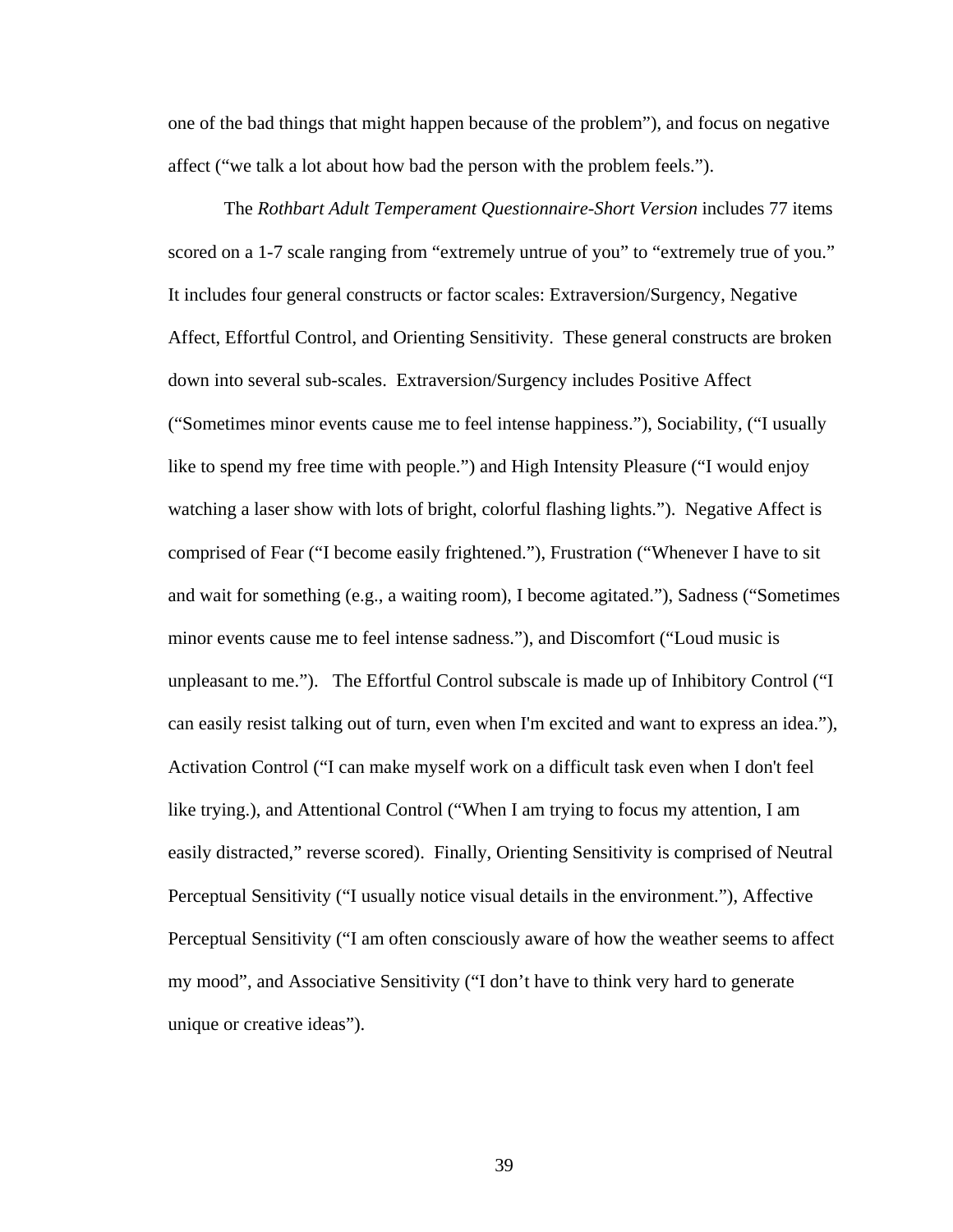one of the bad things that might happen because of the problem"), and focus on negative affect ("we talk a lot about how bad the person with the problem feels.").

The *Rothbart Adult Temperament Questionnaire-Short Version* includes 77 items scored on a 1-7 scale ranging from "extremely untrue of you" to "extremely true of you." It includes four general constructs or factor scales: Extraversion/Surgency, Negative Affect, Effortful Control, and Orienting Sensitivity. These general constructs are broken down into several sub-scales. Extraversion/Surgency includes Positive Affect ("Sometimes minor events cause me to feel intense happiness."), Sociability, ("I usually like to spend my free time with people.") and High Intensity Pleasure ("I would enjoy watching a laser show with lots of bright, colorful flashing lights."). Negative Affect is comprised of Fear ("I become easily frightened."), Frustration ("Whenever I have to sit and wait for something (e.g., a waiting room), I become agitated."), Sadness ("Sometimes minor events cause me to feel intense sadness."), and Discomfort ("Loud music is unpleasant to me."). The Effortful Control subscale is made up of Inhibitory Control ("I can easily resist talking out of turn, even when I'm excited and want to express an idea."), Activation Control ("I can make myself work on a difficult task even when I don't feel like trying.), and Attentional Control ("When I am trying to focus my attention, I am easily distracted," reverse scored). Finally, Orienting Sensitivity is comprised of Neutral Perceptual Sensitivity ("I usually notice visual details in the environment."), Affective Perceptual Sensitivity ("I am often consciously aware of how the weather seems to affect my mood", and Associative Sensitivity ("I don't have to think very hard to generate unique or creative ideas").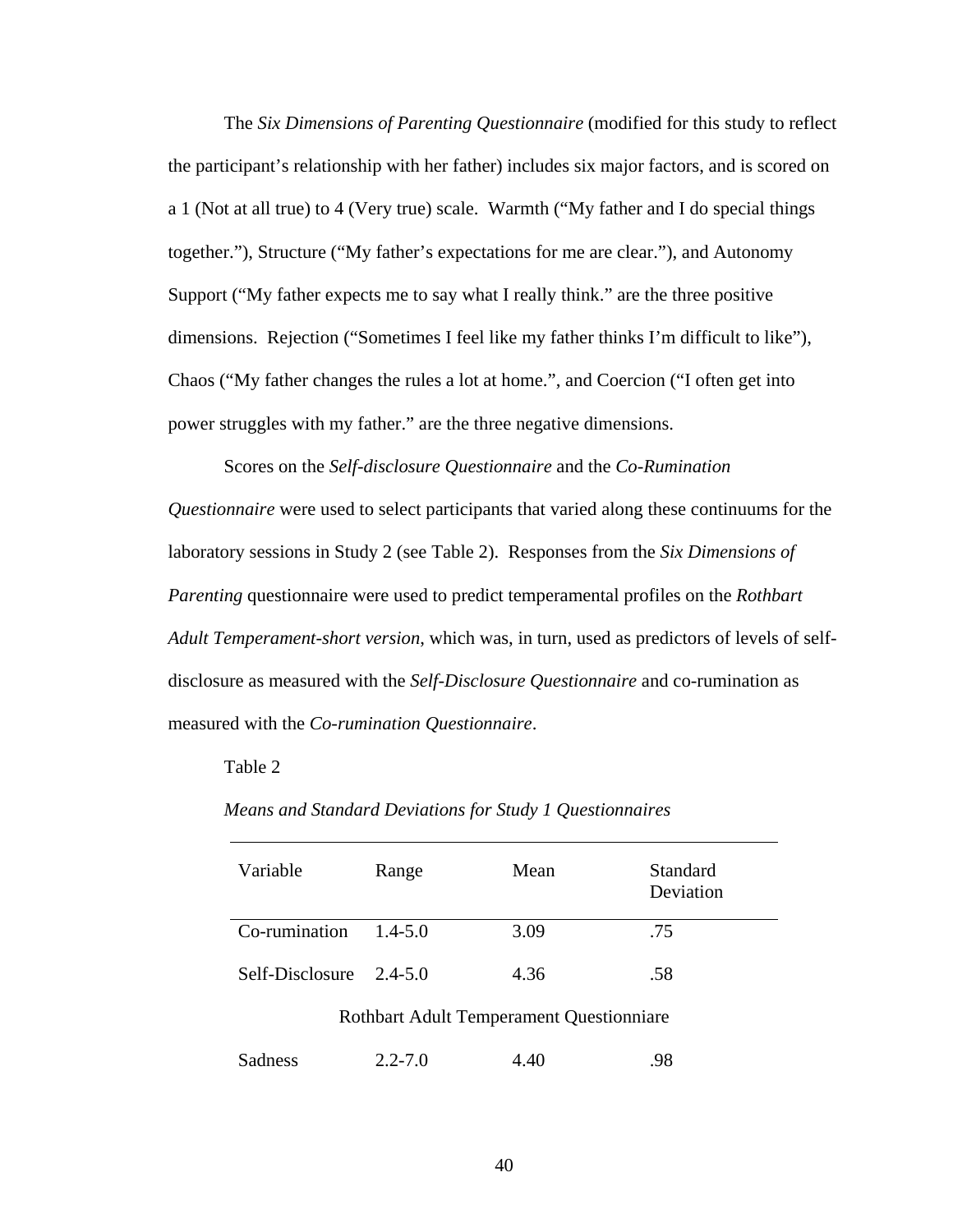The *Six Dimensions of Parenting Questionnaire* (modified for this study to reflect the participant's relationship with her father) includes six major factors, and is scored on a 1 (Not at all true) to 4 (Very true) scale. Warmth ("My father and I do special things together."), Structure ("My father's expectations for me are clear."), and Autonomy Support ("My father expects me to say what I really think." are the three positive dimensions. Rejection ("Sometimes I feel like my father thinks I'm difficult to like"), Chaos ("My father changes the rules a lot at home.", and Coercion ("I often get into power struggles with my father." are the three negative dimensions.

Scores on the *Self-disclosure Questionnaire* and the *Co-Rumination Questionnaire* were used to select participants that varied along these continuums for the laboratory sessions in Study 2 (see Table 2). Responses from the *Six Dimensions of Parenting* questionnaire were used to predict temperamental profiles on the *Rothbart Adult Temperament-short version*, which was, in turn, used as predictors of levels of self-disclosure as measured with the *Self-Disclosure Questionnaire* and co-rumination as measured with the *Co-rumination Questionnaire*.

Table 2

*Means and Standard Deviations for Study 1 Questionnaires*

| Variable | Range | Mean | Standard Deviation |
|---|---|---|---|
| Co-rumination | 1.4-5.0 | 3.09 | .75 |
| Self-Disclosure | 2.4-5.0 | 4.36 | .58 |
| | Rothbart Adult Temperament Questionniare | | |
| Sadness | 2.2-7.0 | 4.40 | .98 |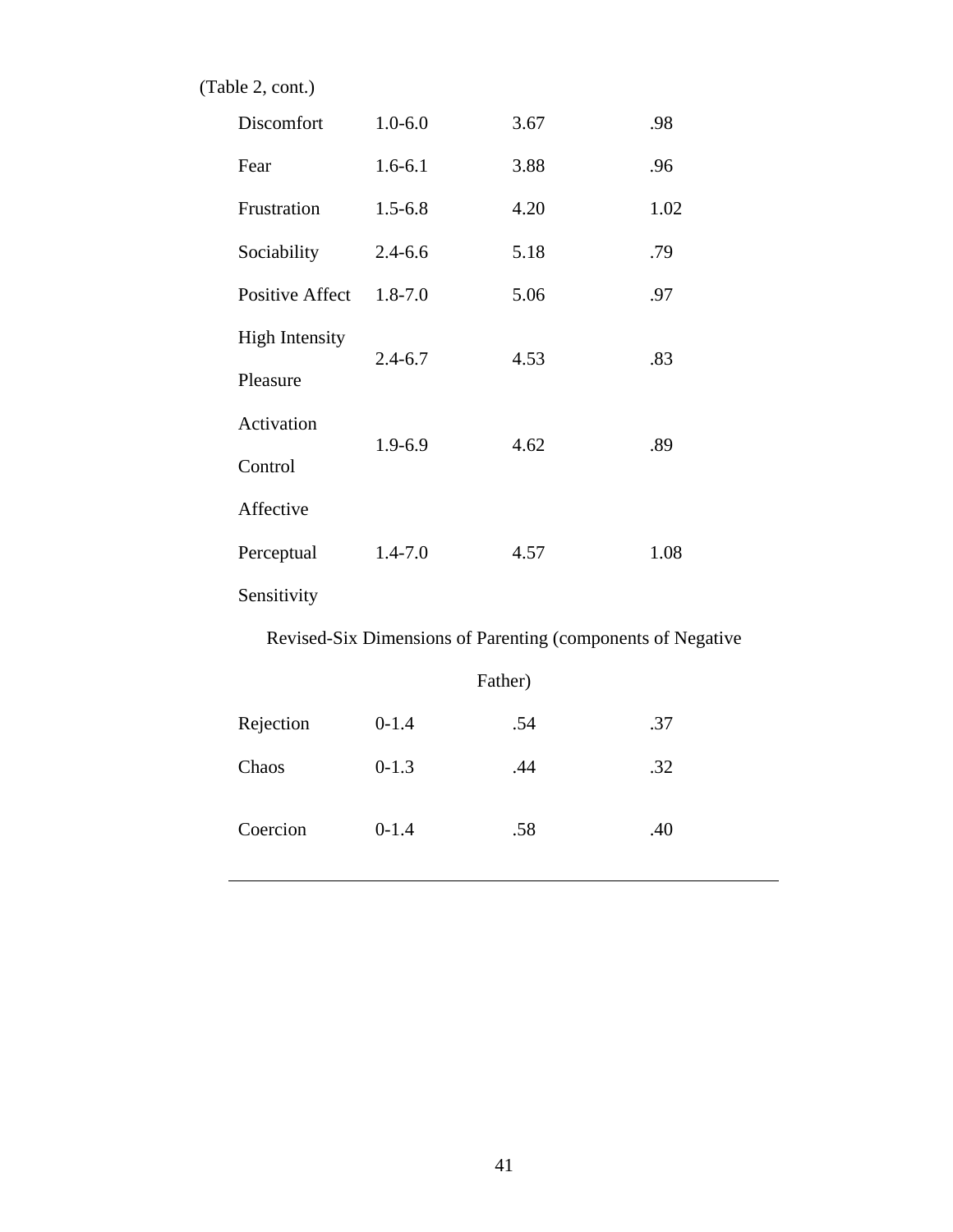(Table 2, cont.)

| | | | |
|---|---|---|---|
| Discomfort | 1.0-6.0 | 3.67 | .98 |
| Fear | 1.6-6.1 | 3.88 | .96 |
| Frustration | 1.5-6.8 | 4.20 | 1.02 |
| Sociability | 2.4-6.6 | 5.18 | .79 |
| Positive Affect | 1.8-7.0 | 5.06 | .97 |
| High Intensity Pleasure | 2.4-6.7 | 4.53 | .83 |
| Activation Control | 1.9-6.9 | 4.62 | .89 |
| Affective Perceptual Sensitivity | 1.4-7.0 | 4.57 | 1.08 |
| Revised-Six Dimensions of Parenting (components of Negative Father) | | | |
| Rejection | 0-1.4 | .54 | .37 |
| Chaos | 0-1.3 | .44 | .32 |
| Coercion | 0-1.4 | .58 | .40 |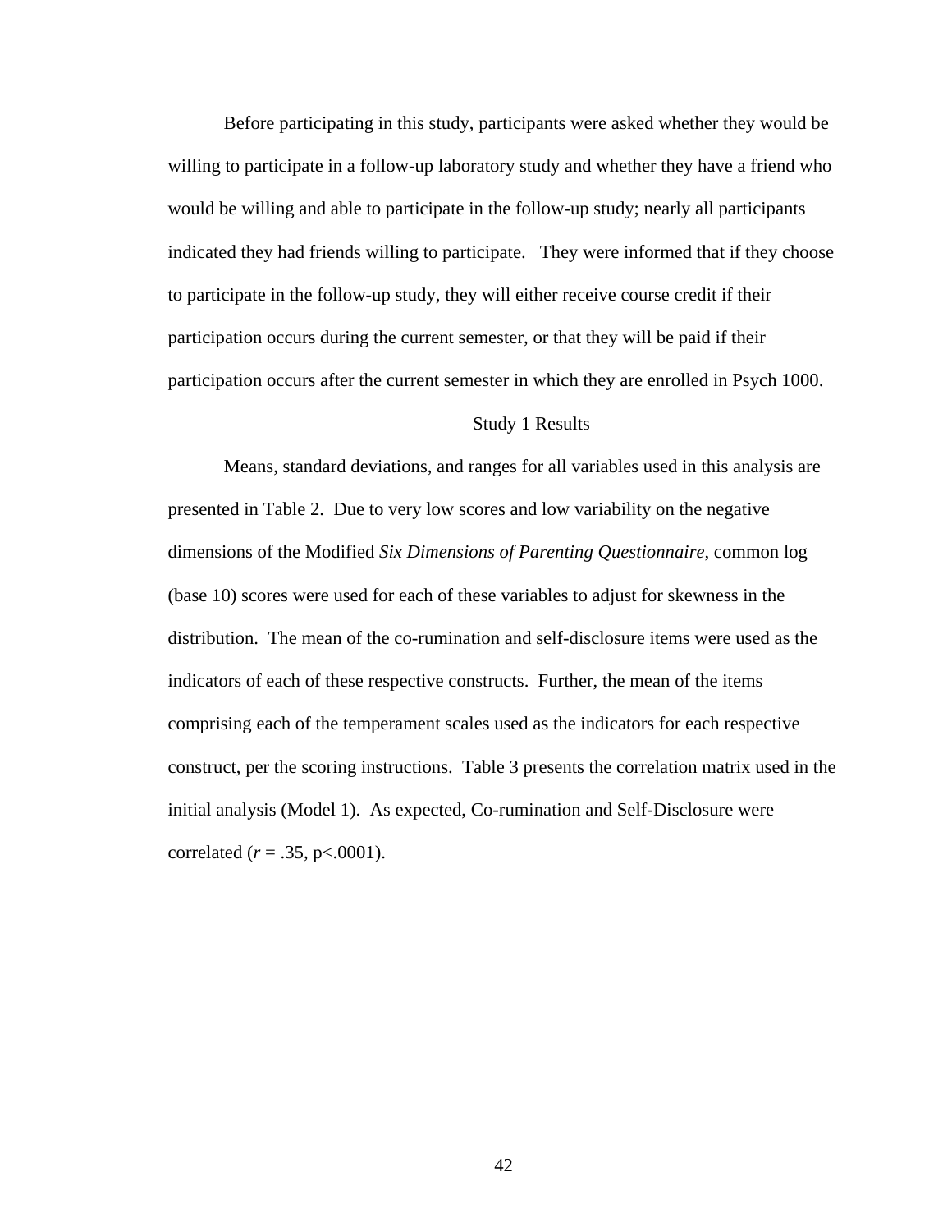Before participating in this study, participants were asked whether they would be willing to participate in a follow-up laboratory study and whether they have a friend who would be willing and able to participate in the follow-up study; nearly all participants indicated they had friends willing to participate. They were informed that if they choose to participate in the follow-up study, they will either receive course credit if their participation occurs during the current semester, or that they will be paid if their participation occurs after the current semester in which they are enrolled in Psych 1000.

## Study 1 Results

Means, standard deviations, and ranges for all variables used in this analysis are presented in Table 2. Due to very low scores and low variability on the negative dimensions of the Modified *Six Dimensions of Parenting Questionnaire*, common log (base 10) scores were used for each of these variables to adjust for skewness in the distribution. The mean of the co-rumination and self-disclosure items were used as the indicators of each of these respective constructs. Further, the mean of the items comprising each of the temperament scales used as the indicators for each respective construct, per the scoring instructions. Table 3 presents the correlation matrix used in the initial analysis (Model 1). As expected, Co-rumination and Self-Disclosure were correlated ($r = .35$, $p<.0001$).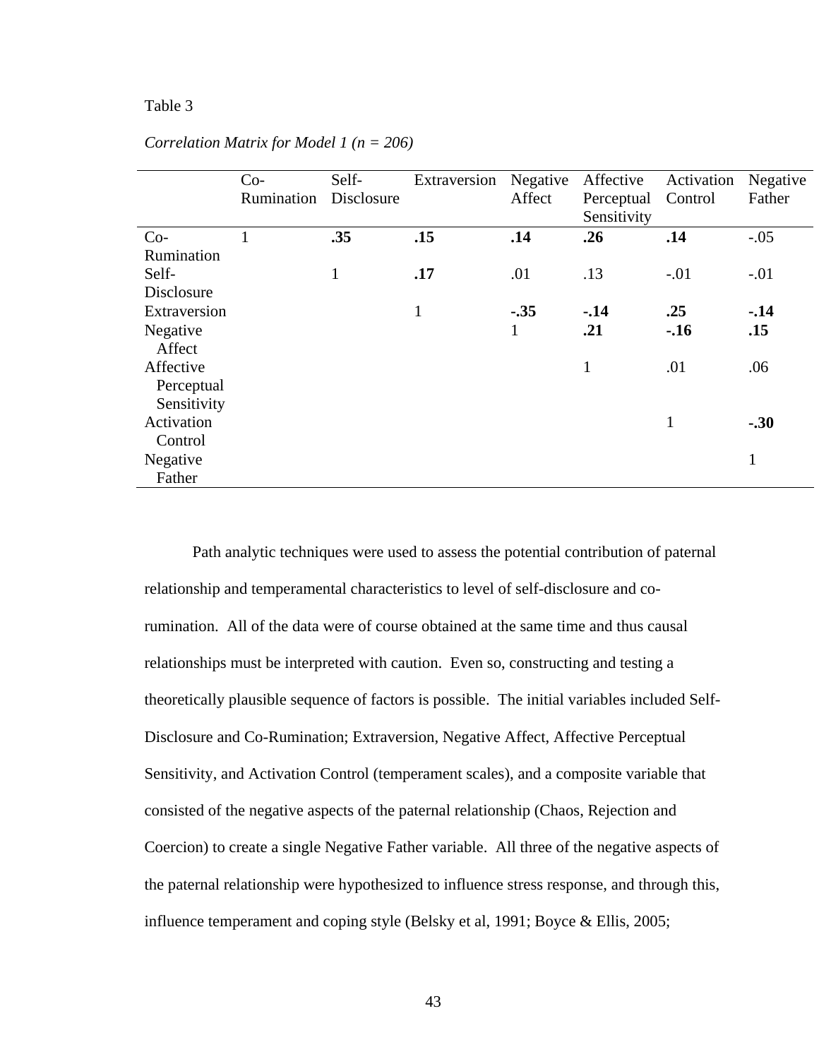Table 3

*Correlation Matrix for Model 1 (n = 206)*

| | Co-Rumination | Self-Disclosure | Extraversion | Negative Affect | Affective Perceptual Sensitivity | Activation Control | Negative Father |
|---|---|---|---|---|---|---|---|
| Co-Rumination | 1 | **.35** | **.15** | **.14** | **.26** | **.14** | -.05 |
| Self-Disclosure | | 1 | **.17** | .01 | .13 | -.01 | -.01 |
| Extraversion | | | 1 | **-.35** | **-.14** | **.25** | **-.14** |
| Negative Affect | | | | 1 | **.21** | **-.16** | **.15** |
| Affective Perceptual Sensitivity | | | | | 1 | .01 | .06 |
| Activation Control | | | | | | 1 | **-.30** |
| Negative Father | | | | | | | 1 |

Path analytic techniques were used to assess the potential contribution of paternal relationship and temperamental characteristics to level of self-disclosure and co-rumination. All of the data were of course obtained at the same time and thus causal relationships must be interpreted with caution. Even so, constructing and testing a theoretically plausible sequence of factors is possible. The initial variables included Self-Disclosure and Co-Rumination; Extraversion, Negative Affect, Affective Perceptual Sensitivity, and Activation Control (temperament scales), and a composite variable that consisted of the negative aspects of the paternal relationship (Chaos, Rejection and Coercion) to create a single Negative Father variable. All three of the negative aspects of the paternal relationship were hypothesized to influence stress response, and through this, influence temperament and coping style (Belsky et al, 1991; Boyce & Ellis, 2005;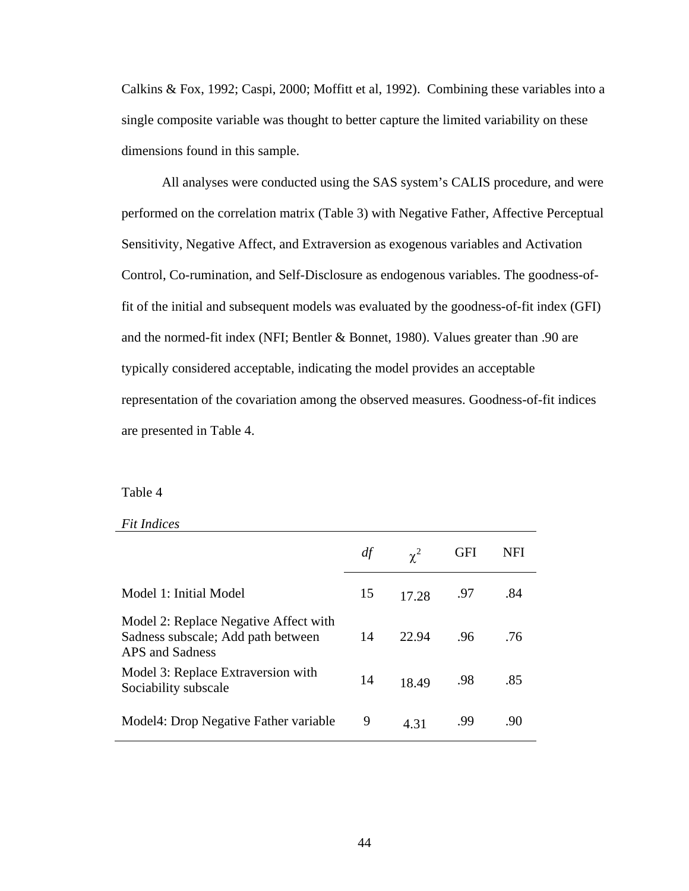Calkins & Fox, 1992; Caspi, 2000; Moffitt et al, 1992). Combining these variables into a single composite variable was thought to better capture the limited variability on these dimensions found in this sample.

All analyses were conducted using the SAS system's CALIS procedure, and were performed on the correlation matrix (Table 3) with Negative Father, Affective Perceptual Sensitivity, Negative Affect, and Extraversion as exogenous variables and Activation Control, Co-rumination, and Self-Disclosure as endogenous variables. The goodness-of-fit of the initial and subsequent models was evaluated by the goodness-of-fit index (GFI) and the normed-fit index (NFI; Bentler & Bonnet, 1980). Values greater than .90 are typically considered acceptable, indicating the model provides an acceptable representation of the covariation among the observed measures. Goodness-of-fit indices are presented in Table 4.

Table 4

*Fit Indices*

| | *df* | $\chi^2$ | GFI | NFI |
|---|---|---|---|---|
| Model 1: Initial Model | 15 | 17.28 | .97 | .84 |
| Model 2: Replace Negative Affect with Sadness subscale; Add path between APS and Sadness | 14 | 22.94 | .96 | .76 |
| Model 3: Replace Extraversion with Sociability subscale | 14 | 18.49 | .98 | .85 |
| Model4: Drop Negative Father variable | 9 | 4.31 | .99 | .90 |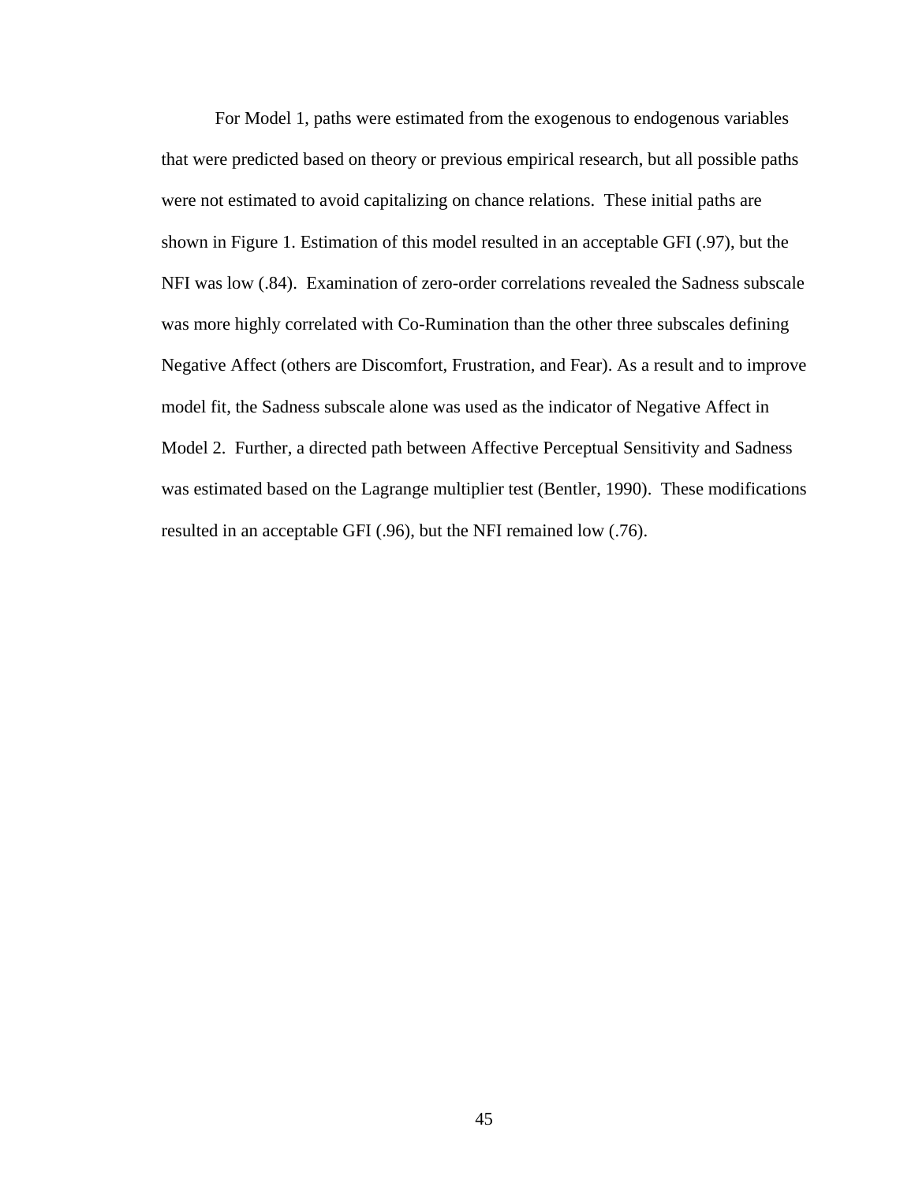For Model 1, paths were estimated from the exogenous to endogenous variables that were predicted based on theory or previous empirical research, but all possible paths were not estimated to avoid capitalizing on chance relations.  These initial paths are shown in Figure 1. Estimation of this model resulted in an acceptable GFI (.97), but the NFI was low (.84).  Examination of zero-order correlations revealed the Sadness subscale was more highly correlated with Co-Rumination than the other three subscales defining Negative Affect (others are Discomfort, Frustration, and Fear). As a result and to improve model fit, the Sadness subscale alone was used as the indicator of Negative Affect in Model 2.  Further, a directed path between Affective Perceptual Sensitivity and Sadness was estimated based on the Lagrange multiplier test (Bentler, 1990).  These modifications resulted in an acceptable GFI (.96), but the NFI remained low (.76).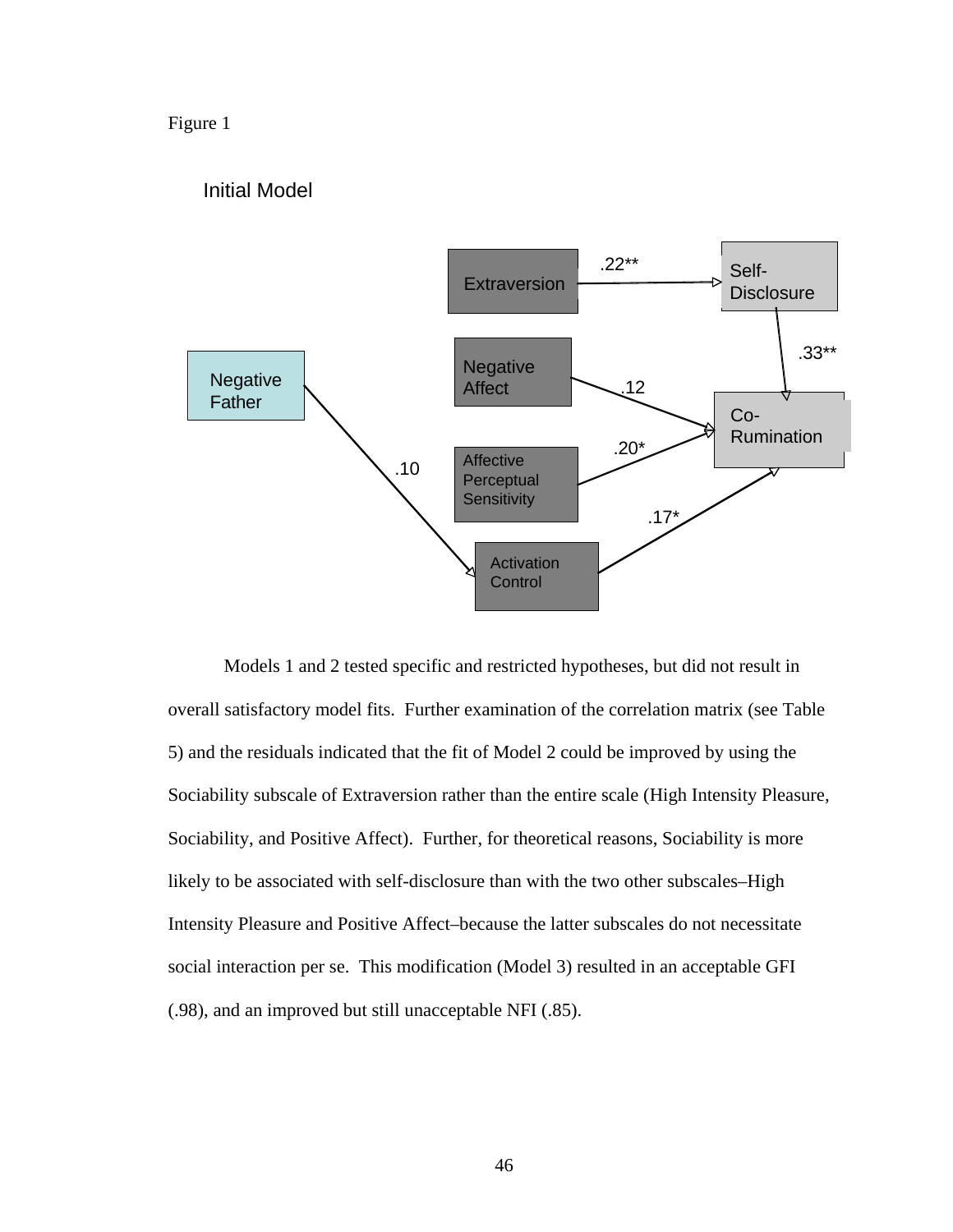Figure 1

Initial Model

Extraversion

Self-Disclosure

.22**

Negative Affect

.33**

Negative Father

.12

Co-Rumination

.20*

Affective Perceptual Sensitivity

.10

.17*

Activation Control

Models 1 and 2 tested specific and restricted hypotheses, but did not result in overall satisfactory model fits. Further examination of the correlation matrix (see Table 5) and the residuals indicated that the fit of Model 2 could be improved by using the Sociability subscale of Extraversion rather than the entire scale (High Intensity Pleasure, Sociability, and Positive Affect). Further, for theoretical reasons, Sociability is more likely to be associated with self-disclosure than with the two other subscales–High Intensity Pleasure and Positive Affect–because the latter subscales do not necessitate social interaction per se. This modification (Model 3) resulted in an acceptable GFI (.98), and an improved but still unacceptable NFI (.85).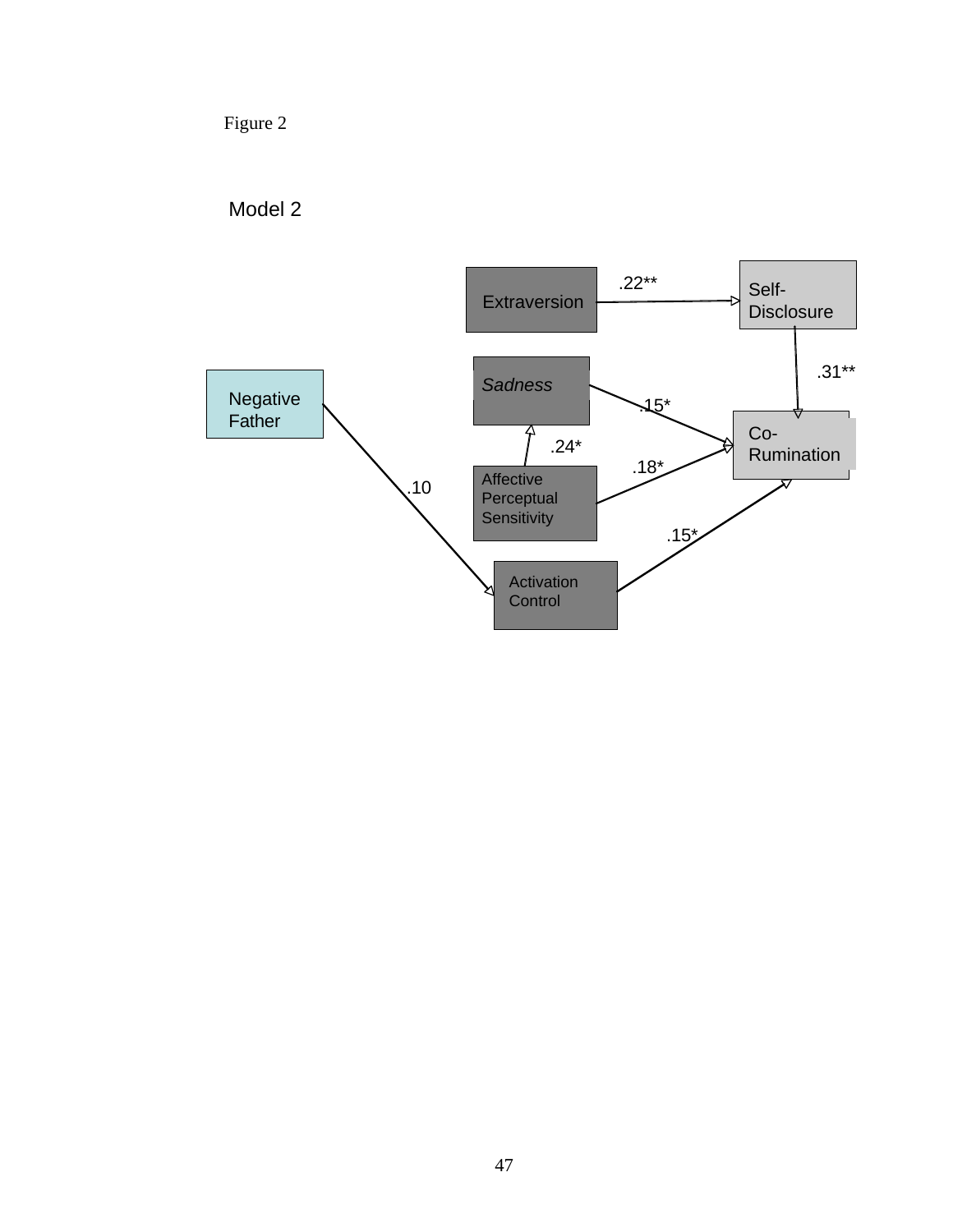Figure 2

Model 2

Extraversion

Self-Disclosure

.22**

Sadness

.31**

Negative Father

.15*

Co-Rumination

.24*

.18*

Affective Perceptual Sensitivity

.10

.15*

Activation Control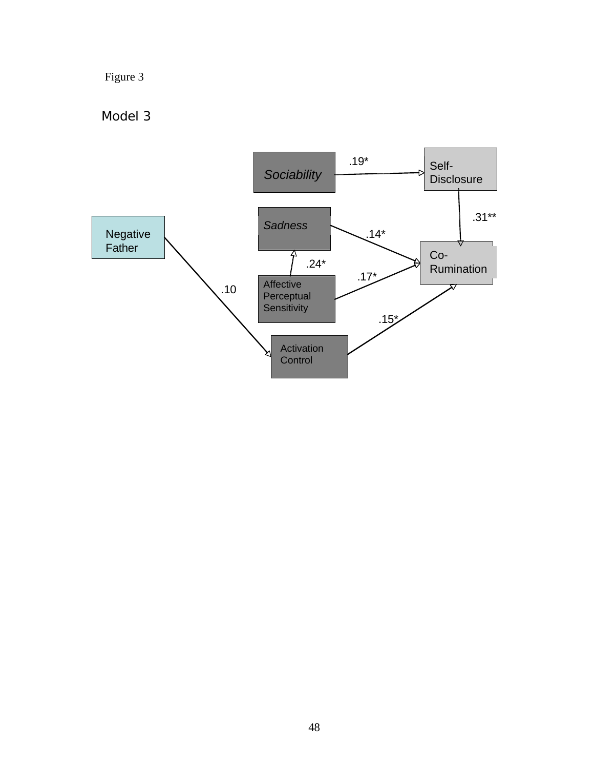Figure 3

Model 3

Sociability → Self-Disclosure: .19*

Self-Disclosure → Co-Rumination: .31**

Sadness → Co-Rumination: .14*

Affective Perceptual Sensitivity → Sadness: .24*

Affective Perceptual Sensitivity → Co-Rumination: .17*

Negative Father → Activation Control: .10

Activation Control → Co-Rumination: .15*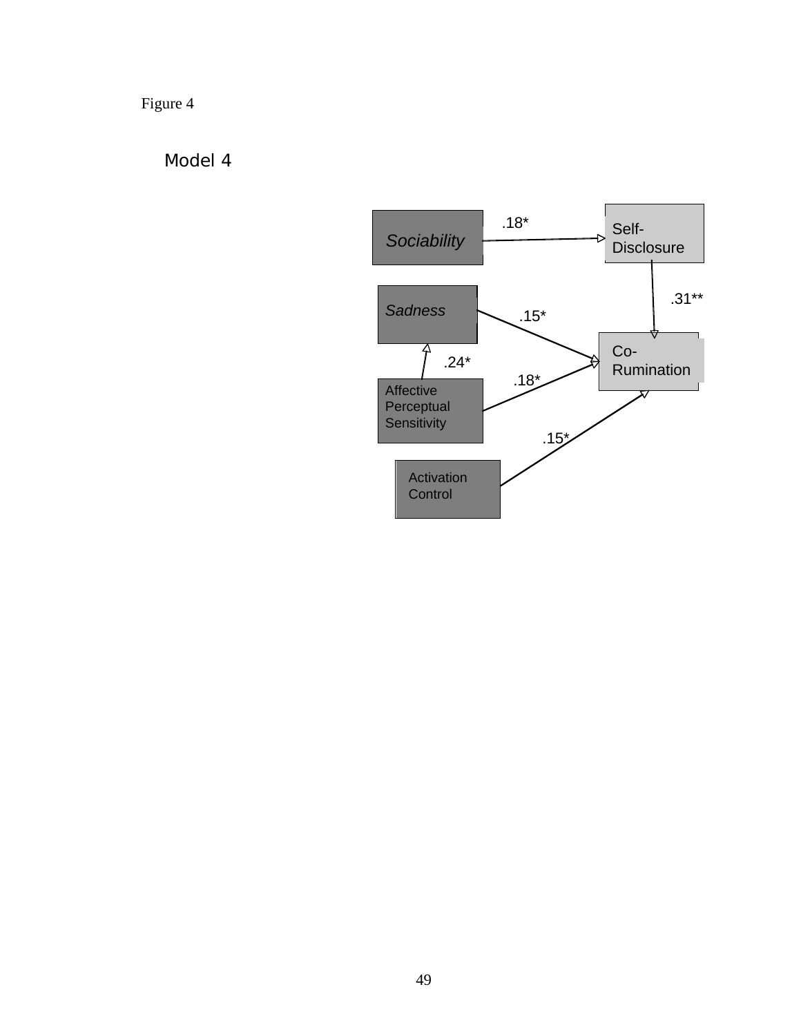Figure 4

Model 4

Sociability → Self-Disclosure: .18*

Self-Disclosure → Co-Rumination: .31**

Sadness → Co-Rumination: .15*

Affective Perceptual Sensitivity → Sadness: .24*

Affective Perceptual Sensitivity → Co-Rumination: .18*

Activation Control → Co-Rumination: .15*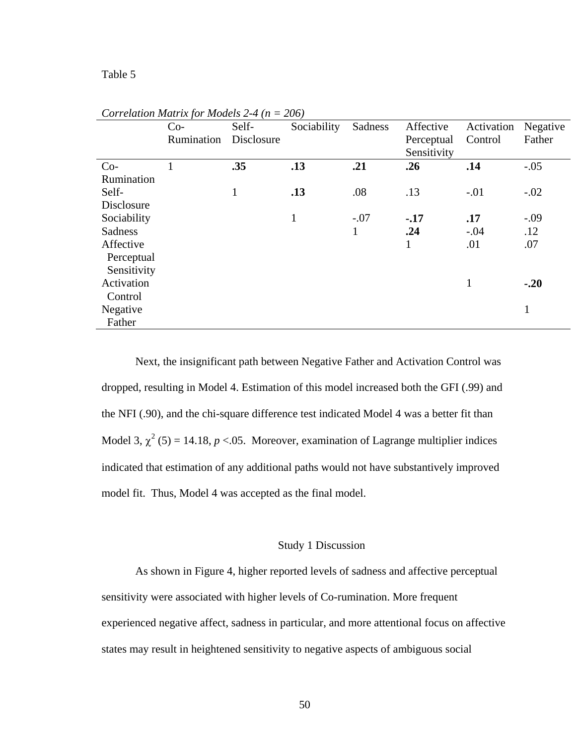Table 5

*Correlation Matrix for Models 2-4 (n = 206)*

| | Co-Rumination | Self-Disclosure | Sociability | Sadness | Affective Perceptual Sensitivity | Activation Control | Negative Father |
|---|---|---|---|---|---|---|---|
| Co-Rumination | 1 | **.35** | **.13** | **.21** | **.26** | **.14** | -.05 |
| Self-Disclosure | | 1 | **.13** | .08 | .13 | -.01 | -.02 |
| Sociability | | | 1 | -.07 | **-.17** | **.17** | -.09 |
| Sadness | | | | 1 | **.24** | -.04 | .12 |
| Affective Perceptual Sensitivity | | | | | 1 | .01 | .07 |
| Activation Control | | | | | | 1 | **-.20** |
| Negative Father | | | | | | | 1 |

Next, the insignificant path between Negative Father and Activation Control was dropped, resulting in Model 4. Estimation of this model increased both the GFI (.99) and the NFI (.90), and the chi-square difference test indicated Model 4 was a better fit than Model 3, $\chi^2$ (5) = 14.18, $p$ <.05. Moreover, examination of Lagrange multiplier indices indicated that estimation of any additional paths would not have substantively improved model fit. Thus, Model 4 was accepted as the final model.

## Study 1 Discussion

As shown in Figure 4, higher reported levels of sadness and affective perceptual sensitivity were associated with higher levels of Co-rumination. More frequent experienced negative affect, sadness in particular, and more attentional focus on affective states may result in heightened sensitivity to negative aspects of ambiguous social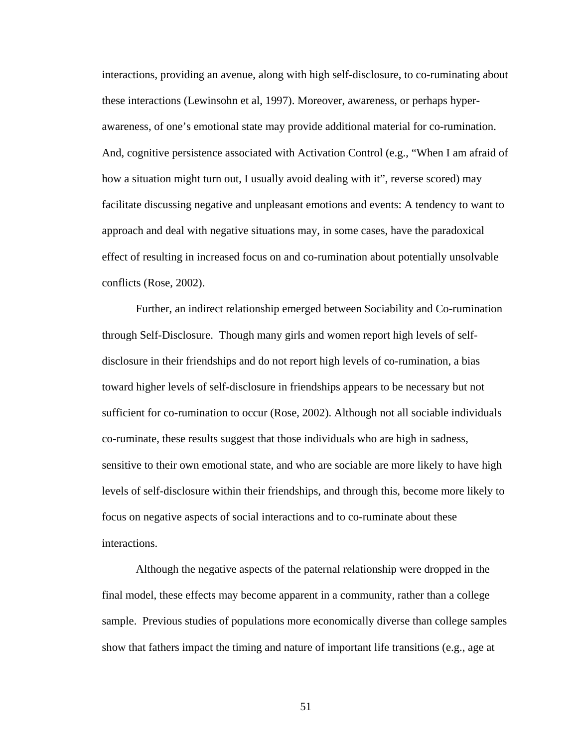interactions, providing an avenue, along with high self-disclosure, to co-ruminating about these interactions (Lewinsohn et al, 1997). Moreover, awareness, or perhaps hyper-awareness, of one's emotional state may provide additional material for co-rumination. And, cognitive persistence associated with Activation Control (e.g., "When I am afraid of how a situation might turn out, I usually avoid dealing with it", reverse scored) may facilitate discussing negative and unpleasant emotions and events: A tendency to want to approach and deal with negative situations may, in some cases, have the paradoxical effect of resulting in increased focus on and co-rumination about potentially unsolvable conflicts (Rose, 2002).

Further, an indirect relationship emerged between Sociability and Co-rumination through Self-Disclosure. Though many girls and women report high levels of self-disclosure in their friendships and do not report high levels of co-rumination, a bias toward higher levels of self-disclosure in friendships appears to be necessary but not sufficient for co-rumination to occur (Rose, 2002). Although not all sociable individuals co-ruminate, these results suggest that those individuals who are high in sadness, sensitive to their own emotional state, and who are sociable are more likely to have high levels of self-disclosure within their friendships, and through this, become more likely to focus on negative aspects of social interactions and to co-ruminate about these interactions.

Although the negative aspects of the paternal relationship were dropped in the final model, these effects may become apparent in a community, rather than a college sample. Previous studies of populations more economically diverse than college samples show that fathers impact the timing and nature of important life transitions (e.g., age at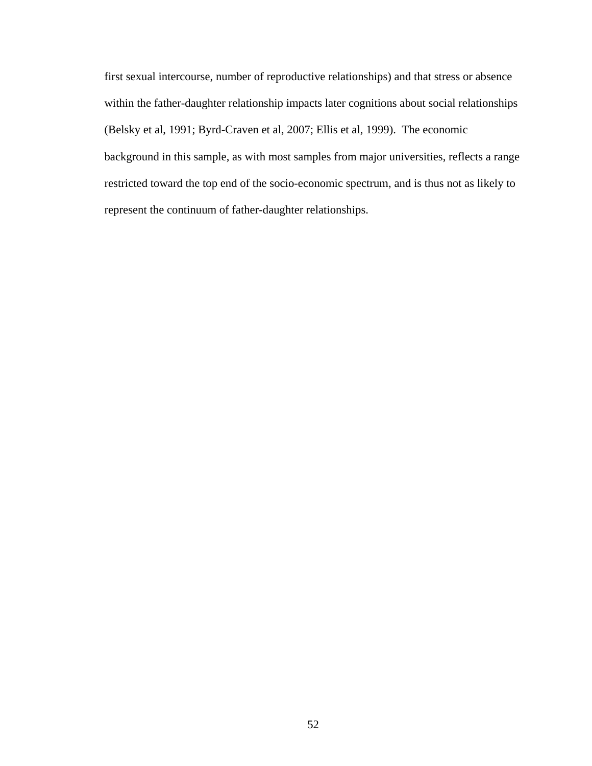first sexual intercourse, number of reproductive relationships) and that stress or absence within the father-daughter relationship impacts later cognitions about social relationships (Belsky et al, 1991; Byrd-Craven et al, 2007; Ellis et al, 1999). The economic background in this sample, as with most samples from major universities, reflects a range restricted toward the top end of the socio-economic spectrum, and is thus not as likely to represent the continuum of father-daughter relationships.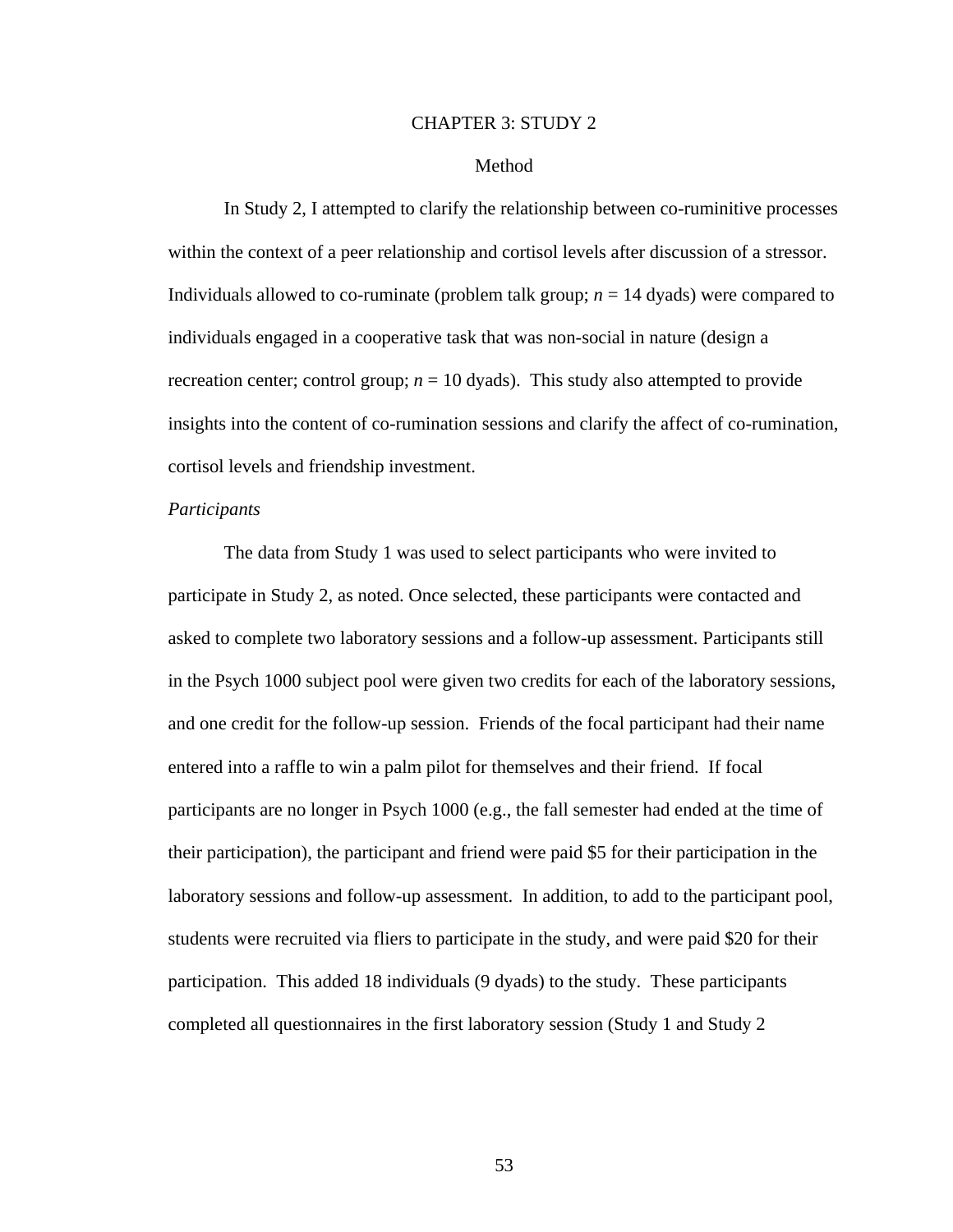# CHAPTER 3: STUDY 2

## Method

In Study 2, I attempted to clarify the relationship between co-ruminitive processes within the context of a peer relationship and cortisol levels after discussion of a stressor. Individuals allowed to co-ruminate (problem talk group; *n* = 14 dyads) were compared to individuals engaged in a cooperative task that was non-social in nature (design a recreation center; control group; *n* = 10 dyads). This study also attempted to provide insights into the content of co-rumination sessions and clarify the affect of co-rumination, cortisol levels and friendship investment.

### *Participants*

The data from Study 1 was used to select participants who were invited to participate in Study 2, as noted. Once selected, these participants were contacted and asked to complete two laboratory sessions and a follow-up assessment. Participants still in the Psych 1000 subject pool were given two credits for each of the laboratory sessions, and one credit for the follow-up session. Friends of the focal participant had their name entered into a raffle to win a palm pilot for themselves and their friend. If focal participants are no longer in Psych 1000 (e.g., the fall semester had ended at the time of their participation), the participant and friend were paid $5 for their participation in the laboratory sessions and follow-up assessment. In addition, to add to the participant pool, students were recruited via fliers to participate in the study, and were paid $20 for their participation. This added 18 individuals (9 dyads) to the study. These participants completed all questionnaires in the first laboratory session (Study 1 and Study 2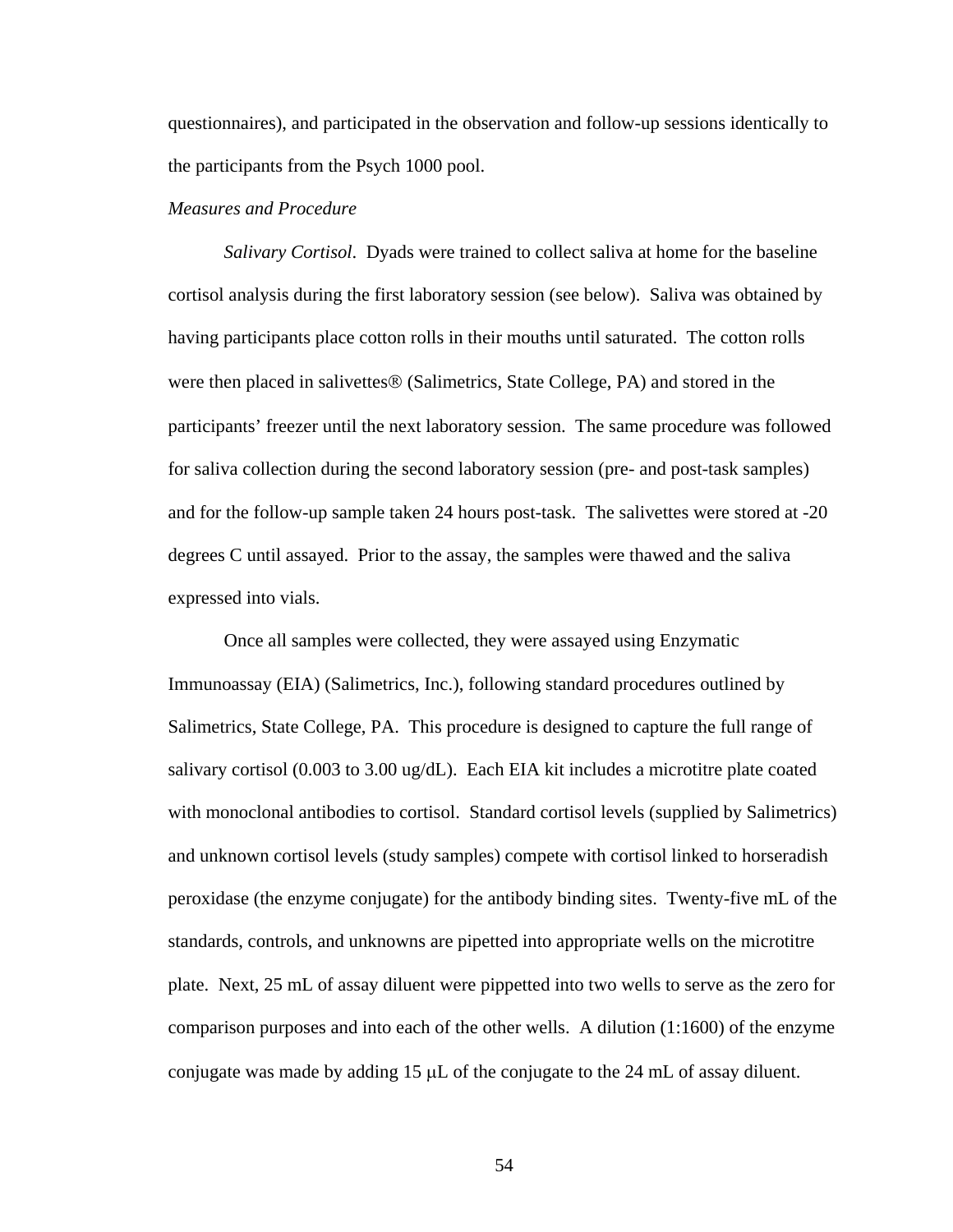questionnaires), and participated in the observation and follow-up sessions identically to the participants from the Psych 1000 pool.

*Measures and Procedure*

*Salivary Cortisol*. Dyads were trained to collect saliva at home for the baseline cortisol analysis during the first laboratory session (see below). Saliva was obtained by having participants place cotton rolls in their mouths until saturated. The cotton rolls were then placed in salivettes® (Salimetrics, State College, PA) and stored in the participants' freezer until the next laboratory session. The same procedure was followed for saliva collection during the second laboratory session (pre- and post-task samples) and for the follow-up sample taken 24 hours post-task. The salivettes were stored at -20 degrees C until assayed. Prior to the assay, the samples were thawed and the saliva expressed into vials.

Once all samples were collected, they were assayed using Enzymatic Immunoassay (EIA) (Salimetrics, Inc.), following standard procedures outlined by Salimetrics, State College, PA. This procedure is designed to capture the full range of salivary cortisol (0.003 to 3.00 ug/dL). Each EIA kit includes a microtitre plate coated with monoclonal antibodies to cortisol. Standard cortisol levels (supplied by Salimetrics) and unknown cortisol levels (study samples) compete with cortisol linked to horseradish peroxidase (the enzyme conjugate) for the antibody binding sites. Twenty-five mL of the standards, controls, and unknowns are pipetted into appropriate wells on the microtitre plate. Next, 25 mL of assay diluent were pippetted into two wells to serve as the zero for comparison purposes and into each of the other wells. A dilution (1:1600) of the enzyme conjugate was made by adding 15 μL of the conjugate to the 24 mL of assay diluent.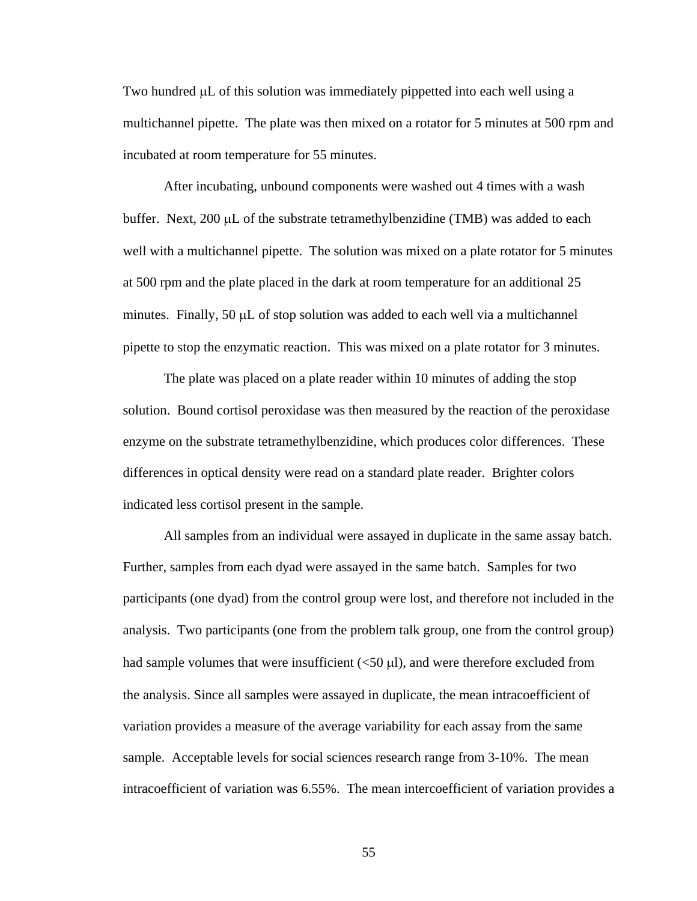Two hundred μL of this solution was immediately pippetted into each well using a multichannel pipette. The plate was then mixed on a rotator for 5 minutes at 500 rpm and incubated at room temperature for 55 minutes.

After incubating, unbound components were washed out 4 times with a wash buffer. Next, 200 μL of the substrate tetramethylbenzidine (TMB) was added to each well with a multichannel pipette. The solution was mixed on a plate rotator for 5 minutes at 500 rpm and the plate placed in the dark at room temperature for an additional 25 minutes. Finally, 50 μL of stop solution was added to each well via a multichannel pipette to stop the enzymatic reaction. This was mixed on a plate rotator for 3 minutes.

The plate was placed on a plate reader within 10 minutes of adding the stop solution. Bound cortisol peroxidase was then measured by the reaction of the peroxidase enzyme on the substrate tetramethylbenzidine, which produces color differences. These differences in optical density were read on a standard plate reader. Brighter colors indicated less cortisol present in the sample.

All samples from an individual were assayed in duplicate in the same assay batch. Further, samples from each dyad were assayed in the same batch. Samples for two participants (one dyad) from the control group were lost, and therefore not included in the analysis. Two participants (one from the problem talk group, one from the control group) had sample volumes that were insufficient (<50 μl), and were therefore excluded from the analysis. Since all samples were assayed in duplicate, the mean intracoefficient of variation provides a measure of the average variability for each assay from the same sample. Acceptable levels for social sciences research range from 3-10%. The mean intracoefficient of variation was 6.55%. The mean intercoefficient of variation provides a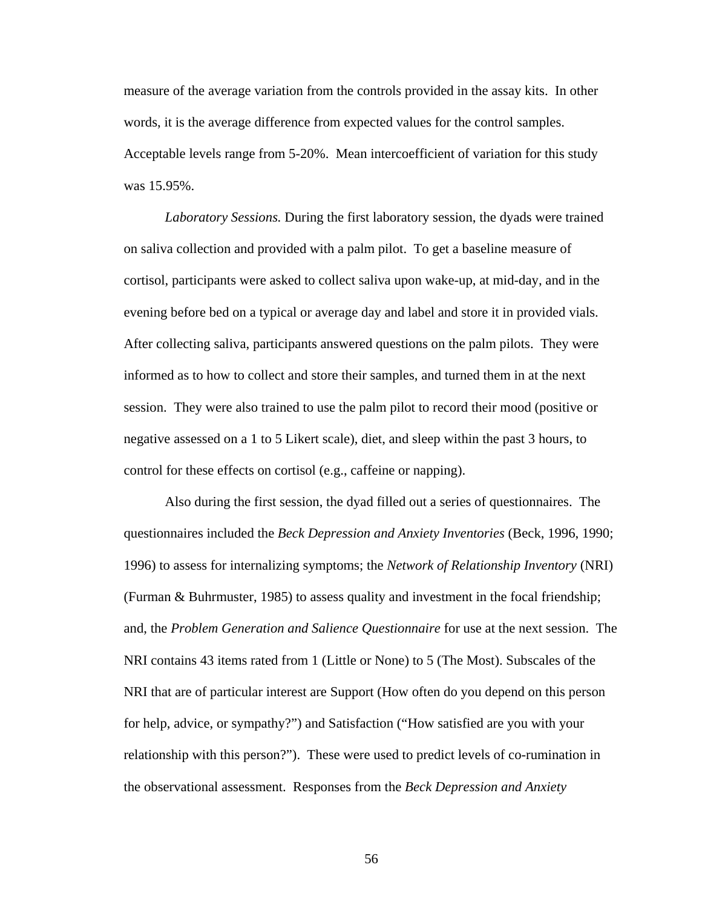measure of the average variation from the controls provided in the assay kits. In other words, it is the average difference from expected values for the control samples. Acceptable levels range from 5-20%. Mean intercoefficient of variation for this study was 15.95%.

*Laboratory Sessions.* During the first laboratory session, the dyads were trained on saliva collection and provided with a palm pilot. To get a baseline measure of cortisol, participants were asked to collect saliva upon wake-up, at mid-day, and in the evening before bed on a typical or average day and label and store it in provided vials. After collecting saliva, participants answered questions on the palm pilots. They were informed as to how to collect and store their samples, and turned them in at the next session. They were also trained to use the palm pilot to record their mood (positive or negative assessed on a 1 to 5 Likert scale), diet, and sleep within the past 3 hours, to control for these effects on cortisol (e.g., caffeine or napping).

Also during the first session, the dyad filled out a series of questionnaires. The questionnaires included the *Beck Depression and Anxiety Inventories* (Beck, 1996, 1990; 1996) to assess for internalizing symptoms; the *Network of Relationship Inventory* (NRI) (Furman & Buhrmuster, 1985) to assess quality and investment in the focal friendship; and, the *Problem Generation and Salience Questionnaire* for use at the next session. The NRI contains 43 items rated from 1 (Little or None) to 5 (The Most). Subscales of the NRI that are of particular interest are Support (How often do you depend on this person for help, advice, or sympathy?") and Satisfaction ("How satisfied are you with your relationship with this person?"). These were used to predict levels of co-rumination in the observational assessment. Responses from the *Beck Depression and Anxiety*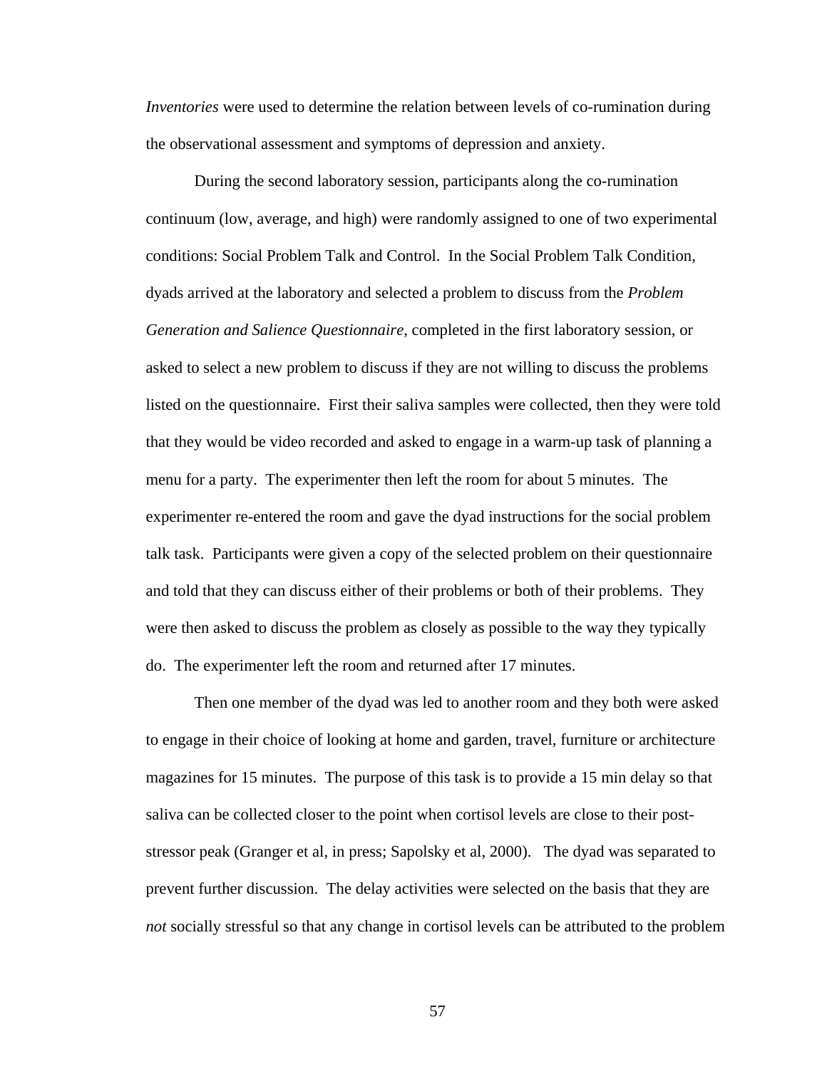*Inventories* were used to determine the relation between levels of co-rumination during the observational assessment and symptoms of depression and anxiety.

During the second laboratory session, participants along the co-rumination continuum (low, average, and high) were randomly assigned to one of two experimental conditions: Social Problem Talk and Control. In the Social Problem Talk Condition, dyads arrived at the laboratory and selected a problem to discuss from the *Problem Generation and Salience Questionnaire*, completed in the first laboratory session, or asked to select a new problem to discuss if they are not willing to discuss the problems listed on the questionnaire. First their saliva samples were collected, then they were told that they would be video recorded and asked to engage in a warm-up task of planning a menu for a party. The experimenter then left the room for about 5 minutes. The experimenter re-entered the room and gave the dyad instructions for the social problem talk task. Participants were given a copy of the selected problem on their questionnaire and told that they can discuss either of their problems or both of their problems. They were then asked to discuss the problem as closely as possible to the way they typically do. The experimenter left the room and returned after 17 minutes.

Then one member of the dyad was led to another room and they both were asked to engage in their choice of looking at home and garden, travel, furniture or architecture magazines for 15 minutes. The purpose of this task is to provide a 15 min delay so that saliva can be collected closer to the point when cortisol levels are close to their post-stressor peak (Granger et al, in press; Sapolsky et al, 2000). The dyad was separated to prevent further discussion. The delay activities were selected on the basis that they are *not* socially stressful so that any change in cortisol levels can be attributed to the problem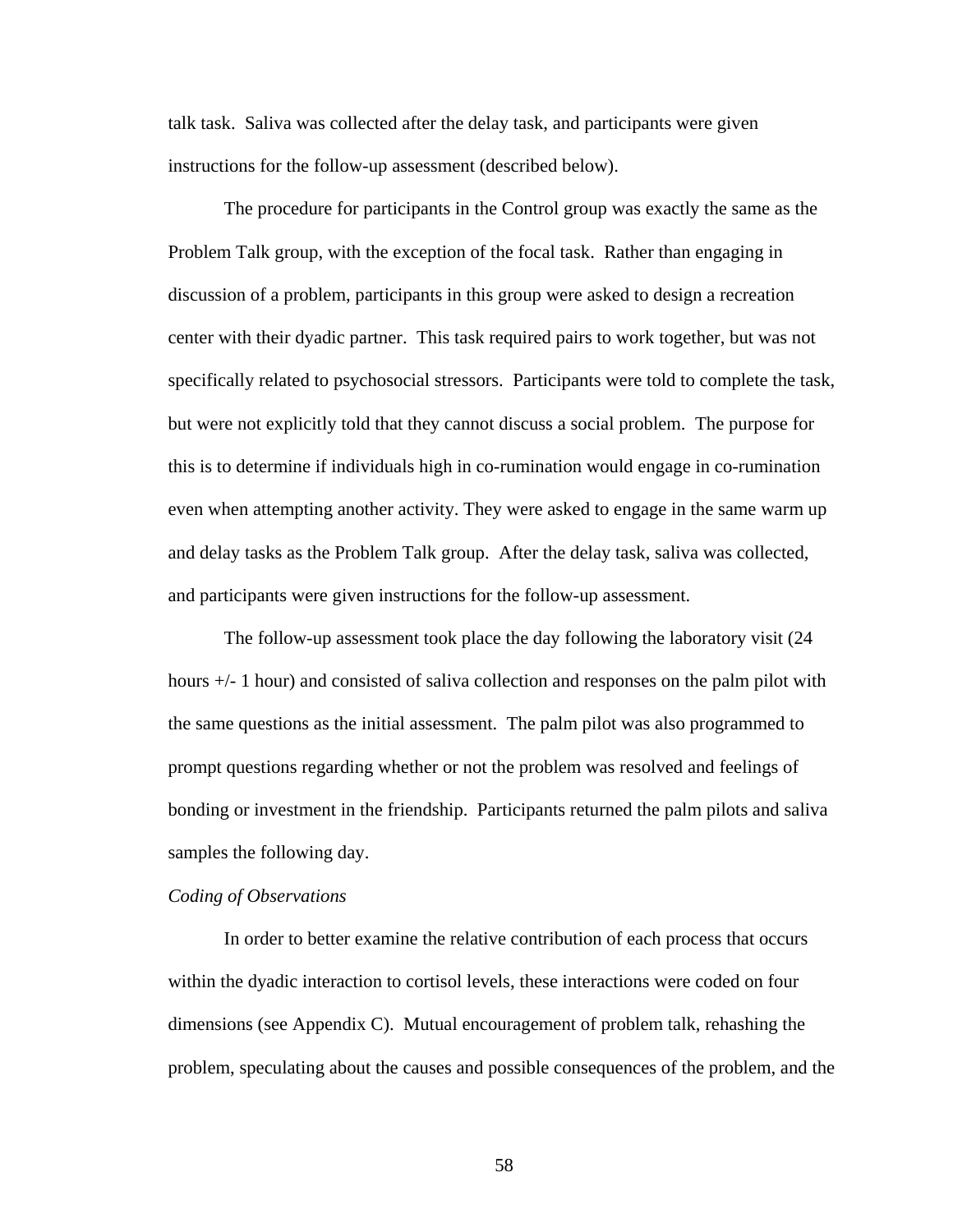talk task. Saliva was collected after the delay task, and participants were given instructions for the follow-up assessment (described below).

The procedure for participants in the Control group was exactly the same as the Problem Talk group, with the exception of the focal task. Rather than engaging in discussion of a problem, participants in this group were asked to design a recreation center with their dyadic partner. This task required pairs to work together, but was not specifically related to psychosocial stressors. Participants were told to complete the task, but were not explicitly told that they cannot discuss a social problem. The purpose for this is to determine if individuals high in co-rumination would engage in co-rumination even when attempting another activity. They were asked to engage in the same warm up and delay tasks as the Problem Talk group. After the delay task, saliva was collected, and participants were given instructions for the follow-up assessment.

The follow-up assessment took place the day following the laboratory visit (24 hours +/- 1 hour) and consisted of saliva collection and responses on the palm pilot with the same questions as the initial assessment. The palm pilot was also programmed to prompt questions regarding whether or not the problem was resolved and feelings of bonding or investment in the friendship. Participants returned the palm pilots and saliva samples the following day.

*Coding of Observations*

In order to better examine the relative contribution of each process that occurs within the dyadic interaction to cortisol levels, these interactions were coded on four dimensions (see Appendix C). Mutual encouragement of problem talk, rehashing the problem, speculating about the causes and possible consequences of the problem, and the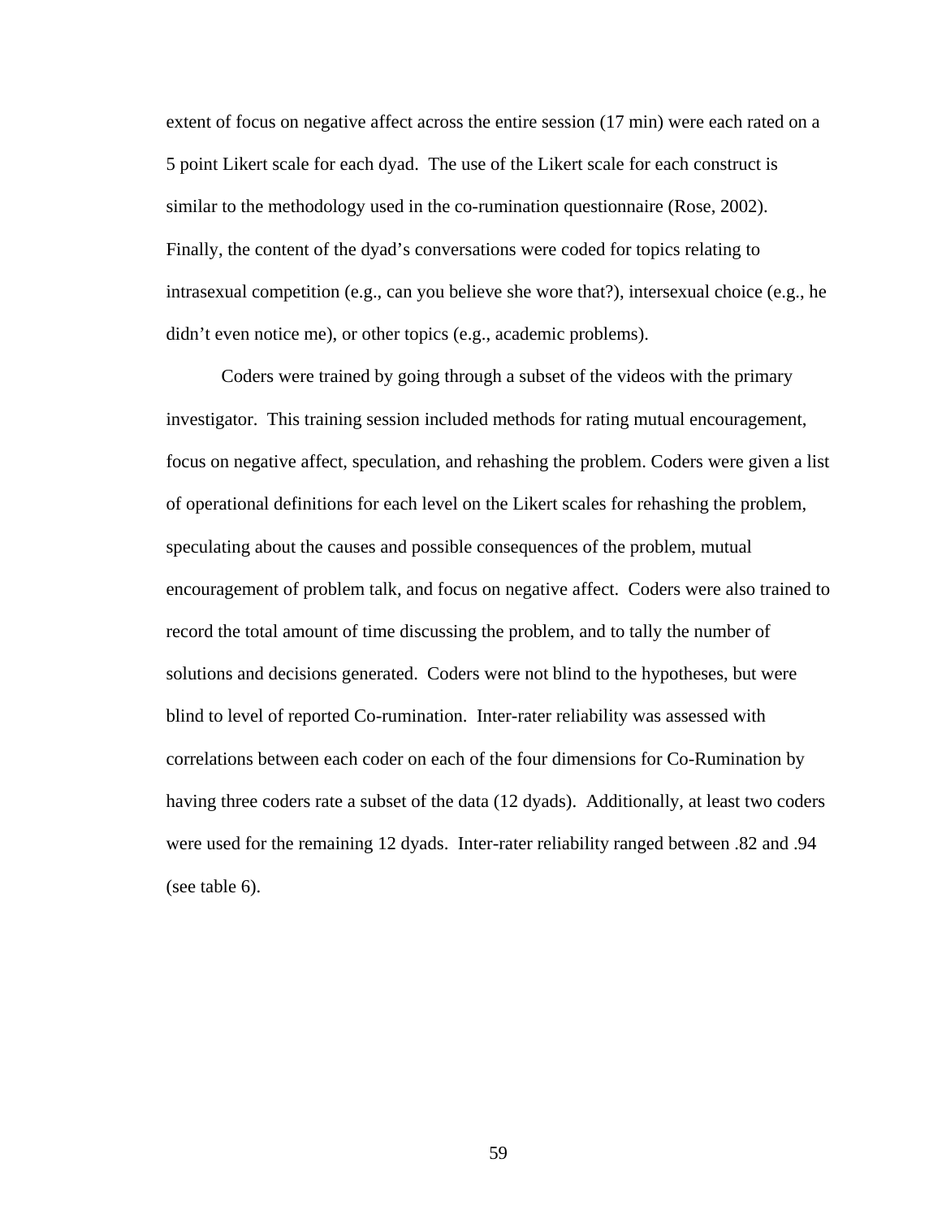extent of focus on negative affect across the entire session (17 min) were each rated on a 5 point Likert scale for each dyad. The use of the Likert scale for each construct is similar to the methodology used in the co-rumination questionnaire (Rose, 2002). Finally, the content of the dyad's conversations were coded for topics relating to intrasexual competition (e.g., can you believe she wore that?), intersexual choice (e.g., he didn't even notice me), or other topics (e.g., academic problems).

Coders were trained by going through a subset of the videos with the primary investigator. This training session included methods for rating mutual encouragement, focus on negative affect, speculation, and rehashing the problem. Coders were given a list of operational definitions for each level on the Likert scales for rehashing the problem, speculating about the causes and possible consequences of the problem, mutual encouragement of problem talk, and focus on negative affect. Coders were also trained to record the total amount of time discussing the problem, and to tally the number of solutions and decisions generated. Coders were not blind to the hypotheses, but were blind to level of reported Co-rumination. Inter-rater reliability was assessed with correlations between each coder on each of the four dimensions for Co-Rumination by having three coders rate a subset of the data (12 dyads). Additionally, at least two coders were used for the remaining 12 dyads. Inter-rater reliability ranged between .82 and .94 (see table 6).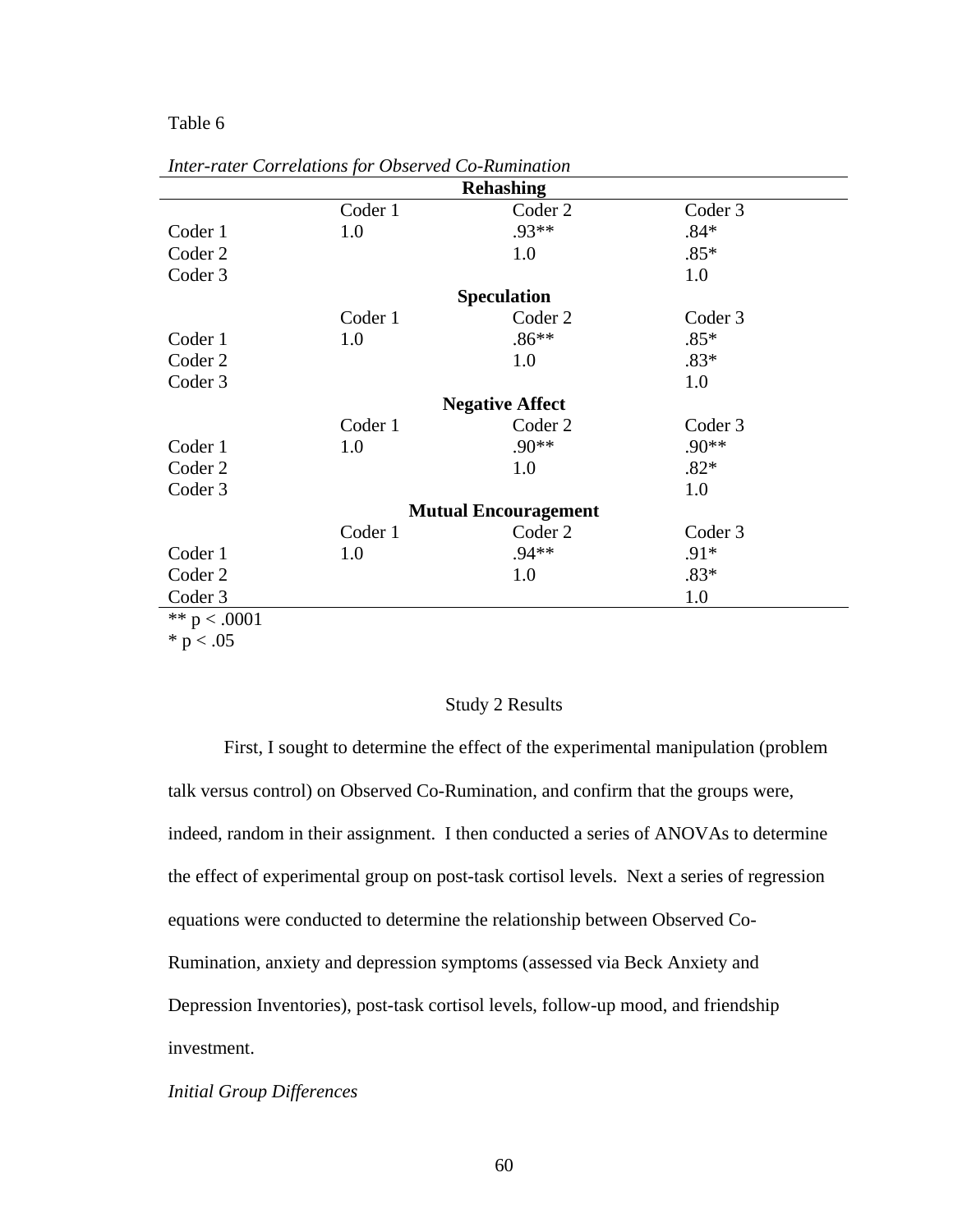Table 6

*Inter-rater Correlations for Observed Co-Rumination*

| | Coder 1 | Coder 2 | Coder 3 |
|---|---|---|---|
| **Rehashing** | | | |
| Coder 1 | 1.0 | .93** | .84* |
| Coder 2 | | 1.0 | .85* |
| Coder 3 | | | 1.0 |
| **Speculation** | | | |
| Coder 1 | 1.0 | .86** | .85* |
| Coder 2 | | 1.0 | .83* |
| Coder 3 | | | 1.0 |
| **Negative Affect** | | | |
| Coder 1 | 1.0 | .90** | .90** |
| Coder 2 | | 1.0 | .82* |
| Coder 3 | | | 1.0 |
| **Mutual Encouragement** | | | |
| Coder 1 | 1.0 | .94** | .91* |
| Coder 2 | | 1.0 | .83* |
| Coder 3 | | | 1.0 |

** $p < .0001$
* $p < .05$

## Study 2 Results

First, I sought to determine the effect of the experimental manipulation (problem talk versus control) on Observed Co-Rumination, and confirm that the groups were, indeed, random in their assignment. I then conducted a series of ANOVAs to determine the effect of experimental group on post-task cortisol levels. Next a series of regression equations were conducted to determine the relationship between Observed Co-Rumination, anxiety and depression symptoms (assessed via Beck Anxiety and Depression Inventories), post-task cortisol levels, follow-up mood, and friendship investment.

*Initial Group Differences*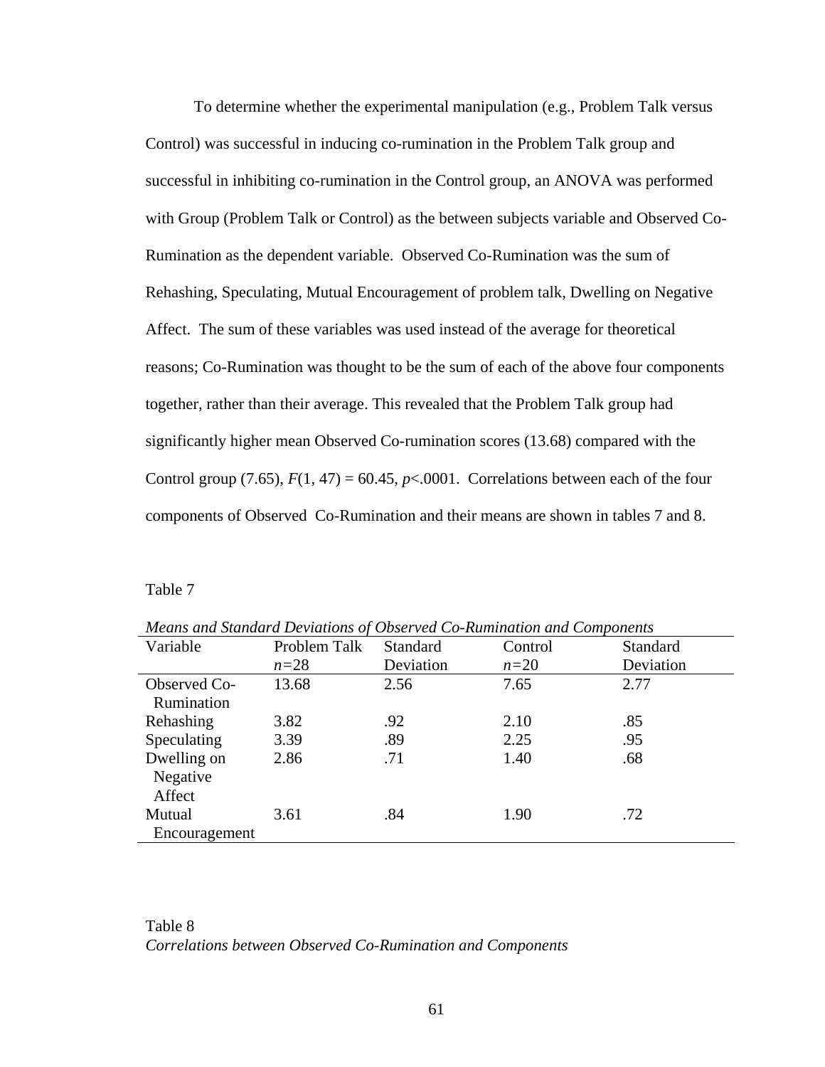To determine whether the experimental manipulation (e.g., Problem Talk versus Control) was successful in inducing co-rumination in the Problem Talk group and successful in inhibiting co-rumination in the Control group, an ANOVA was performed with Group (Problem Talk or Control) as the between subjects variable and Observed Co-Rumination as the dependent variable. Observed Co-Rumination was the sum of Rehashing, Speculating, Mutual Encouragement of problem talk, Dwelling on Negative Affect. The sum of these variables was used instead of the average for theoretical reasons; Co-Rumination was thought to be the sum of each of the above four components together, rather than their average. This revealed that the Problem Talk group had significantly higher mean Observed Co-rumination scores (13.68) compared with the Control group (7.65), $F(1, 47) = 60.45$, $p<.0001$. Correlations between each of the four components of Observed Co-Rumination and their means are shown in tables 7 and 8.

Table 7

*Means and Standard Deviations of Observed Co-Rumination and Components*

| Variable | Problem Talk *n*=28 | Standard Deviation | Control *n*=20 | Standard Deviation |
|---|---|---|---|---|
| Observed Co-Rumination | 13.68 | 2.56 | 7.65 | 2.77 |
| Rehashing | 3.82 | .92 | 2.10 | .85 |
| Speculating | 3.39 | .89 | 2.25 | .95 |
| Dwelling on Negative Affect | 2.86 | .71 | 1.40 | .68 |
| Mutual Encouragement | 3.61 | .84 | 1.90 | .72 |

Table 8

*Correlations between Observed Co-Rumination and Components*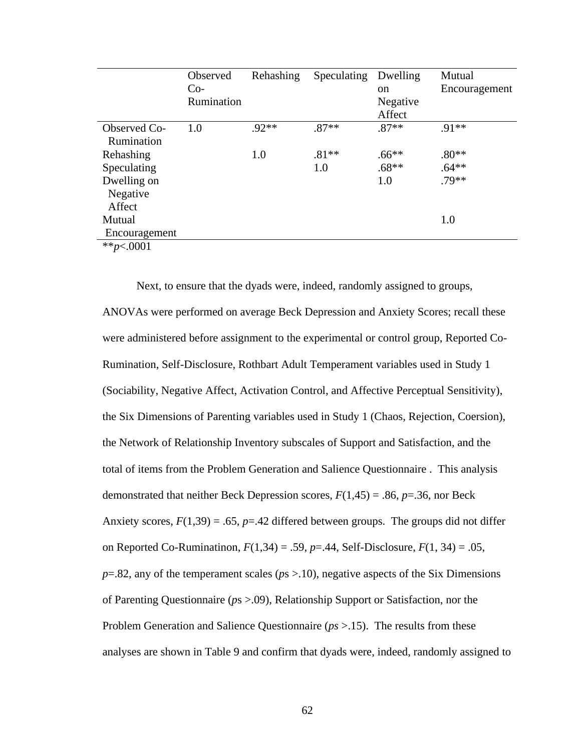| | Observed Co-Rumination | Rehashing | Speculating | Dwelling on Negative Affect | Mutual Encouragement |
|---|---|---|---|---|---|
| Observed Co-Rumination | 1.0 | .92** | .87** | .87** | .91** |
| Rehashing | | 1.0 | .81** | .66** | .80** |
| Speculating | | | 1.0 | .68** | .64** |
| Dwelling on Negative Affect | | | | 1.0 | .79** |
| Mutual Encouragement | | | | | 1.0 |

**$p$<.0001

Next, to ensure that the dyads were, indeed, randomly assigned to groups, ANOVAs were performed on average Beck Depression and Anxiety Scores; recall these were administered before assignment to the experimental or control group, Reported Co-Rumination, Self-Disclosure, Rothbart Adult Temperament variables used in Study 1 (Sociability, Negative Affect, Activation Control, and Affective Perceptual Sensitivity), the Six Dimensions of Parenting variables used in Study 1 (Chaos, Rejection, Coersion), the Network of Relationship Inventory subscales of Support and Satisfaction, and the total of items from the Problem Generation and Salience Questionnaire . This analysis demonstrated that neither Beck Depression scores, $F(1,45) = .86$, $p=.36$, nor Beck Anxiety scores, $F(1,39) = .65$, $p=.42$ differed between groups. The groups did not differ on Reported Co-Ruminatinon, $F(1,34) = .59$, $p=.44$, Self-Disclosure, $F(1, 34) = .05$, $p=.82$, any of the temperament scales (*p*s >.10), negative aspects of the Six Dimensions of Parenting Questionnaire (*p*s >.09), Relationship Support or Satisfaction, nor the Problem Generation and Salience Questionnaire (*ps* >.15). The results from these analyses are shown in Table 9 and confirm that dyads were, indeed, randomly assigned to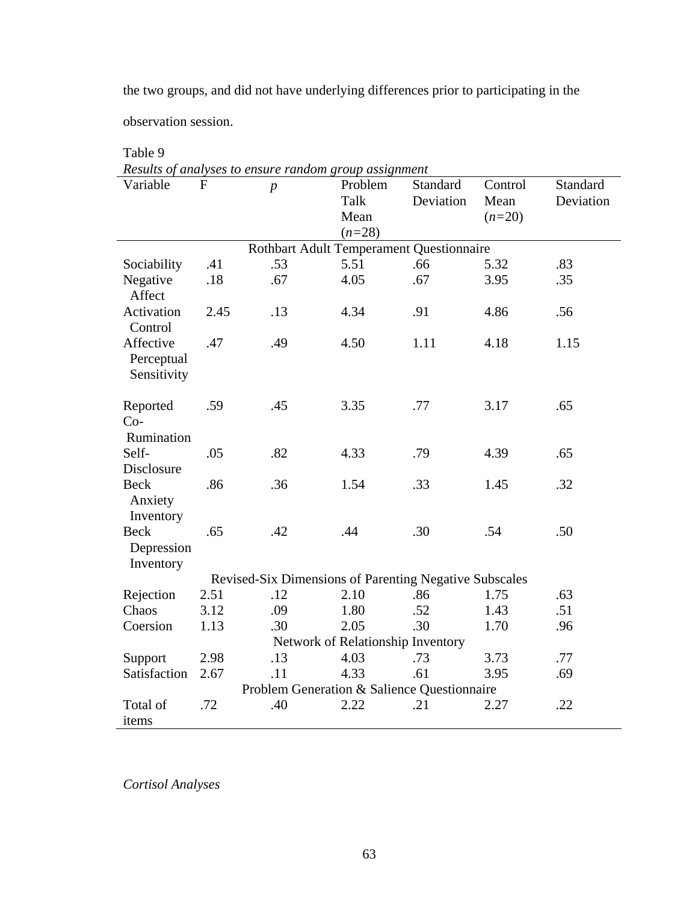the two groups, and did not have underlying differences prior to participating in the observation session.

Table 9

*Results of analyses to ensure random group assignment*

| Variable | F | *p* | Problem Talk Mean (*n*=28) | Standard Deviation | Control Mean (*n*=20) | Standard Deviation |
|---|---|---|---|---|---|---|
| Rothbart Adult Temperament Questionnaire | | | | | | |
| Sociability | .41 | .53 | 5.51 | .66 | 5.32 | .83 |
| Negative Affect | .18 | .67 | 4.05 | .67 | 3.95 | .35 |
| Activation Control | 2.45 | .13 | 4.34 | .91 | 4.86 | .56 |
| Affective Perceptual Sensitivity | .47 | .49 | 4.50 | 1.11 | 4.18 | 1.15 |
| Reported Co-Rumination | .59 | .45 | 3.35 | .77 | 3.17 | .65 |
| Self-Disclosure | .05 | .82 | 4.33 | .79 | 4.39 | .65 |
| Beck Anxiety Inventory | .86 | .36 | 1.54 | .33 | 1.45 | .32 |
| Beck Depression Inventory | .65 | .42 | .44 | .30 | .54 | .50 |
| Revised-Six Dimensions of Parenting Negative Subscales | | | | | | |
| Rejection | 2.51 | .12 | 2.10 | .86 | 1.75 | .63 |
| Chaos | 3.12 | .09 | 1.80 | .52 | 1.43 | .51 |
| Coersion | 1.13 | .30 | 2.05 | .30 | 1.70 | .96 |
| Network of Relationship Inventory | | | | | | |
| Support | 2.98 | .13 | 4.03 | .73 | 3.73 | .77 |
| Satisfaction | 2.67 | .11 | 4.33 | .61 | 3.95 | .69 |
| Problem Generation & Salience Questionnaire | | | | | | |
| Total of items | .72 | .40 | 2.22 | .21 | 2.27 | .22 |

*Cortisol Analyses*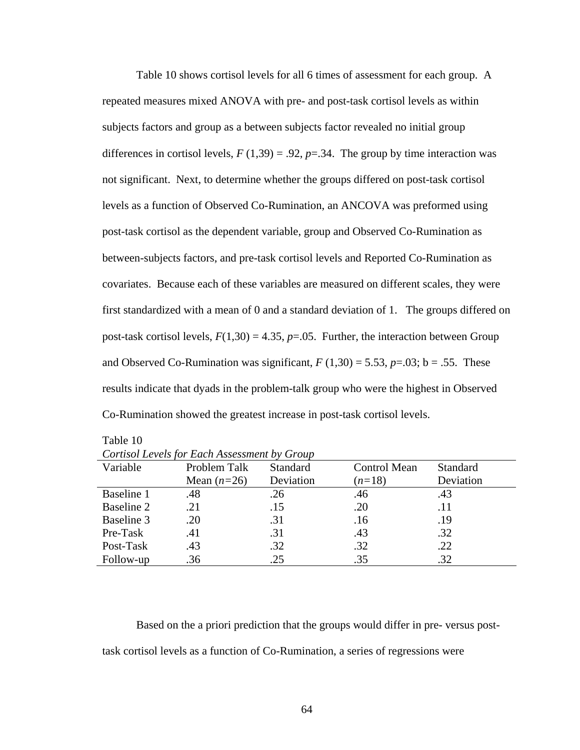Table 10 shows cortisol levels for all 6 times of assessment for each group. A repeated measures mixed ANOVA with pre- and post-task cortisol levels as within subjects factors and group as a between subjects factor revealed no initial group differences in cortisol levels, $F(1,39) = .92$, $p=.34$. The group by time interaction was not significant. Next, to determine whether the groups differed on post-task cortisol levels as a function of Observed Co-Rumination, an ANCOVA was preformed using post-task cortisol as the dependent variable, group and Observed Co-Rumination as between-subjects factors, and pre-task cortisol levels and Reported Co-Rumination as covariates. Because each of these variables are measured on different scales, they were first standardized with a mean of 0 and a standard deviation of 1. The groups differed on post-task cortisol levels, $F(1,30) = 4.35$, $p=.05$. Further, the interaction between Group and Observed Co-Rumination was significant, $F(1,30) = 5.53$, $p=.03$; b = .55. These results indicate that dyads in the problem-talk group who were the highest in Observed Co-Rumination showed the greatest increase in post-task cortisol levels.

Table 10

*Cortisol Levels for Each Assessment by Group*

| Variable | Problem Talk Mean (*n*=26) | Standard Deviation | Control Mean (*n*=18) | Standard Deviation |
|---|---|---|---|---|
| Baseline 1 | .48 | .26 | .46 | .43 |
| Baseline 2 | .21 | .15 | .20 | .11 |
| Baseline 3 | .20 | .31 | .16 | .19 |
| Pre-Task | .41 | .31 | .43 | .32 |
| Post-Task | .43 | .32 | .32 | .22 |
| Follow-up | .36 | .25 | .35 | .32 |

Based on the a priori prediction that the groups would differ in pre- versus post-task cortisol levels as a function of Co-Rumination, a series of regressions were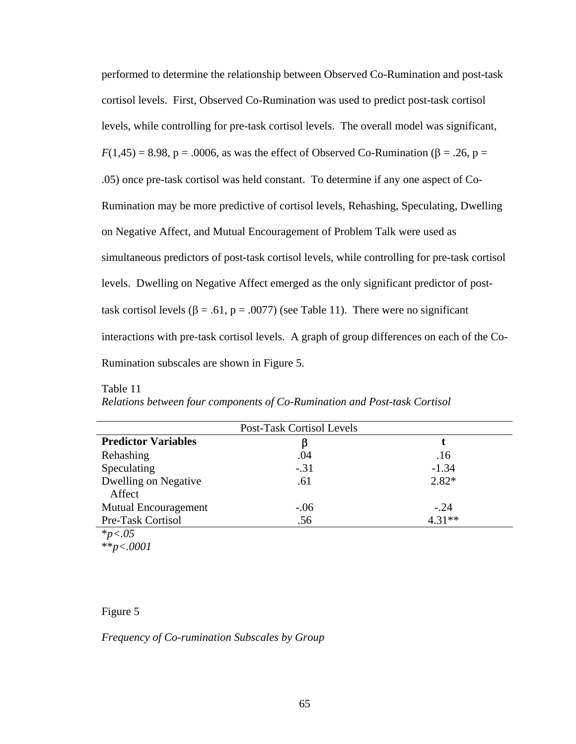performed to determine the relationship between Observed Co-Rumination and post-task cortisol levels. First, Observed Co-Rumination was used to predict post-task cortisol levels, while controlling for pre-task cortisol levels. The overall model was significant, $F(1,45) = 8.98$, $p = .0006$, as was the effect of Observed Co-Rumination ($\beta = .26$, $p = .05$) once pre-task cortisol was held constant. To determine if any one aspect of Co-Rumination may be more predictive of cortisol levels, Rehashing, Speculating, Dwelling on Negative Affect, and Mutual Encouragement of Problem Talk were used as simultaneous predictors of post-task cortisol levels, while controlling for pre-task cortisol levels. Dwelling on Negative Affect emerged as the only significant predictor of post-task cortisol levels ($\beta = .61$, $p = .0077$) (see Table 11). There were no significant interactions with pre-task cortisol levels. A graph of group differences on each of the Co-Rumination subscales are shown in Figure 5.

Table 11

*Relations between four components of Co-Rumination and Post-task Cortisol*

| | Post-Task Cortisol Levels | |
|---|---|---|
| **Predictor Variables** | $\beta$ | **t** |
| Rehashing | .04 | .16 |
| Speculating | -.31 | -1.34 |
| Dwelling on Negative Affect | .61 | 2.82* |
| Mutual Encouragement | -.06 | -.24 |
| Pre-Task Cortisol | .56 | 4.31** |

**p<.05*

***p<.0001*

Figure 5

*Frequency of Co-rumination Subscales by Group*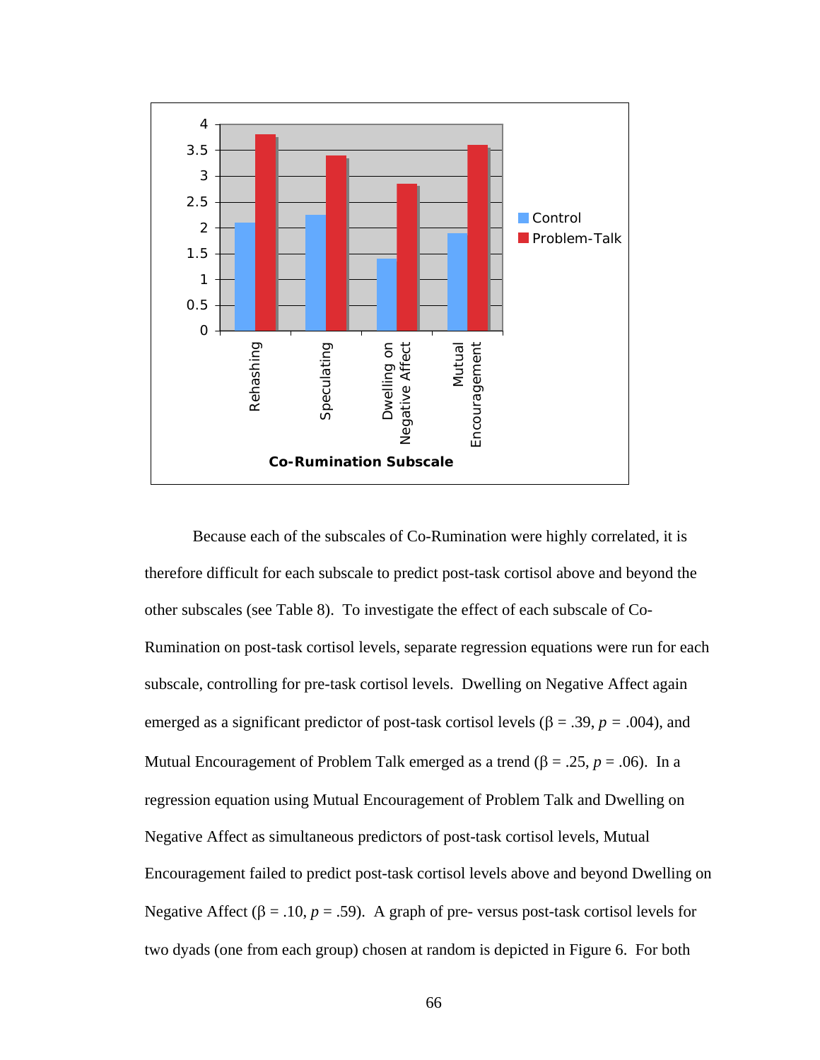Because each of the subscales of Co-Rumination were highly correlated, it is therefore difficult for each subscale to predict post-task cortisol above and beyond the other subscales (see Table 8). To investigate the effect of each subscale of Co-Rumination on post-task cortisol levels, separate regression equations were run for each subscale, controlling for pre-task cortisol levels. Dwelling on Negative Affect again emerged as a significant predictor of post-task cortisol levels ($\beta$ = .39, $p$ = .004), and Mutual Encouragement of Problem Talk emerged as a trend ($\beta$ = .25, $p$ = .06). In a regression equation using Mutual Encouragement of Problem Talk and Dwelling on Negative Affect as simultaneous predictors of post-task cortisol levels, Mutual Encouragement failed to predict post-task cortisol levels above and beyond Dwelling on Negative Affect ($\beta$ = .10, $p$ = .59). A graph of pre- versus post-task cortisol levels for two dyads (one from each group) chosen at random is depicted in Figure 6. For both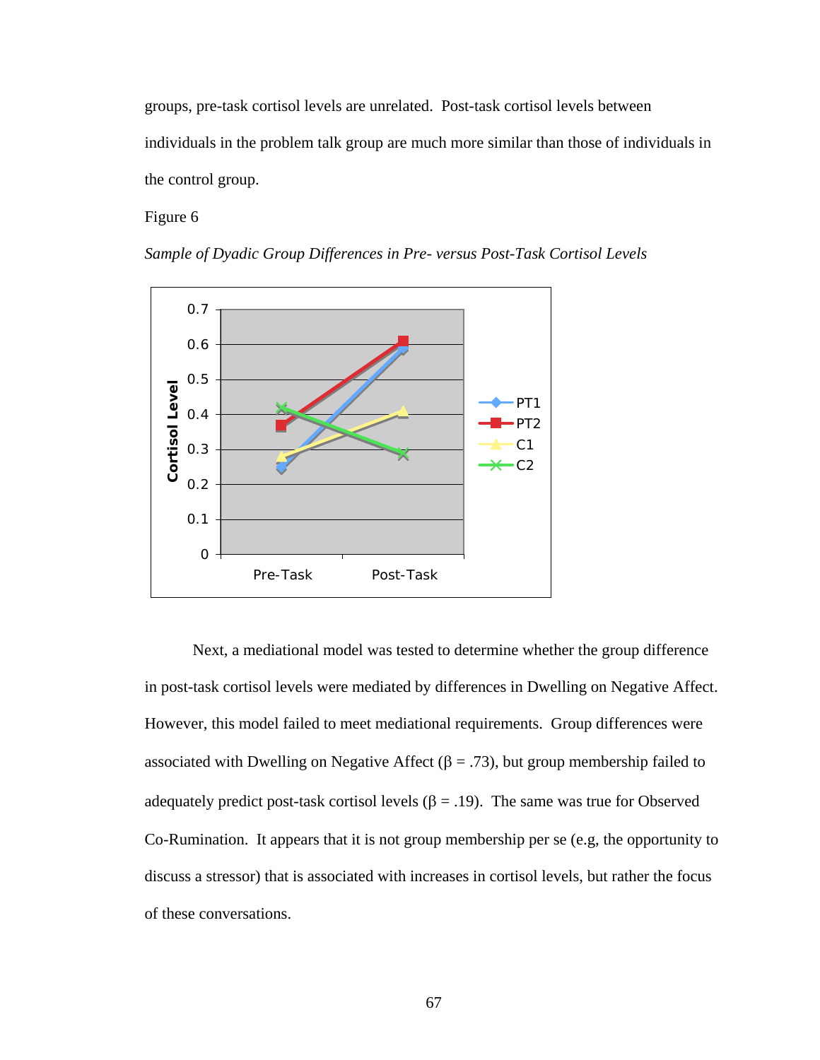groups, pre-task cortisol levels are unrelated. Post-task cortisol levels between individuals in the problem talk group are much more similar than those of individuals in the control group.

Figure 6

*Sample of Dyadic Group Differences in Pre- versus Post-Task Cortisol Levels*

Next, a mediational model was tested to determine whether the group difference in post-task cortisol levels were mediated by differences in Dwelling on Negative Affect. However, this model failed to meet mediational requirements. Group differences were associated with Dwelling on Negative Affect ($\beta = .73$), but group membership failed to adequately predict post-task cortisol levels ($\beta = .19$). The same was true for Observed Co-Rumination. It appears that it is not group membership per se (e.g, the opportunity to discuss a stressor) that is associated with increases in cortisol levels, but rather the focus of these conversations.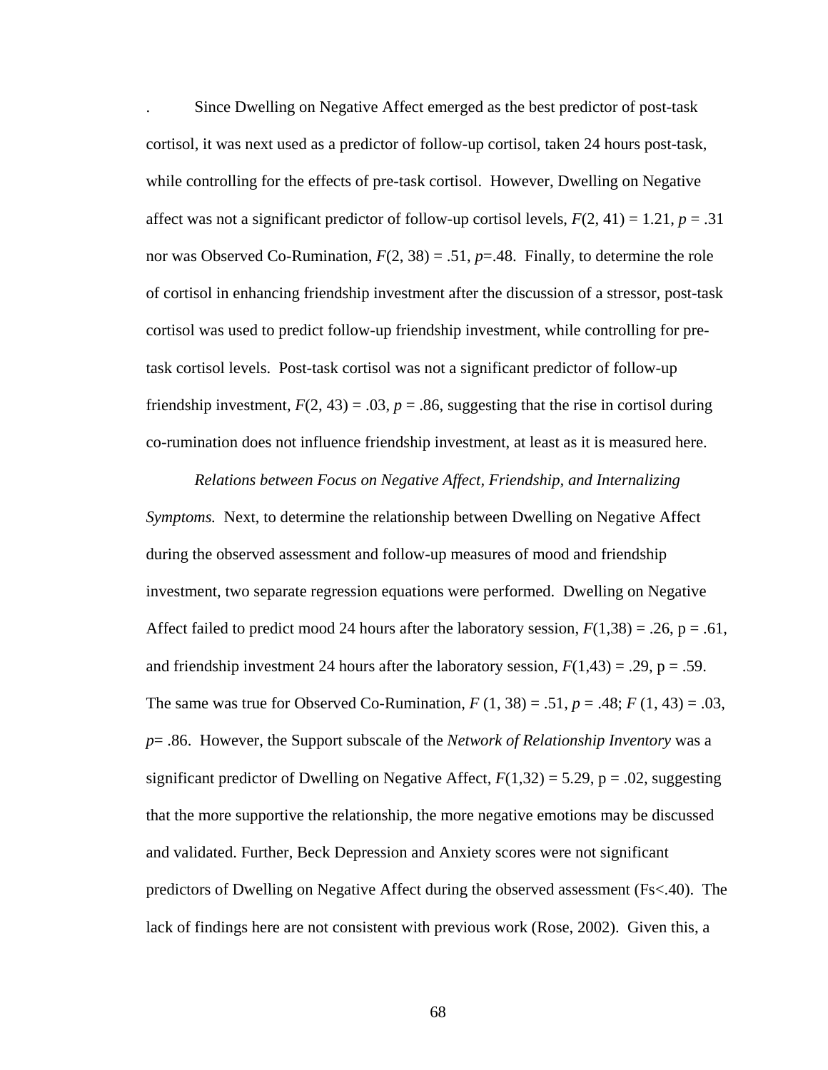. Since Dwelling on Negative Affect emerged as the best predictor of post-task cortisol, it was next used as a predictor of follow-up cortisol, taken 24 hours post-task, while controlling for the effects of pre-task cortisol. However, Dwelling on Negative affect was not a significant predictor of follow-up cortisol levels, $F(2, 41) = 1.21$, $p = .31$ nor was Observed Co-Rumination, $F(2, 38) = .51$, $p=.48$. Finally, to determine the role of cortisol in enhancing friendship investment after the discussion of a stressor, post-task cortisol was used to predict follow-up friendship investment, while controlling for pre-task cortisol levels. Post-task cortisol was not a significant predictor of follow-up friendship investment, $F(2, 43) = .03$, $p = .86$, suggesting that the rise in cortisol during co-rumination does not influence friendship investment, at least as it is measured here.

*Relations between Focus on Negative Affect, Friendship, and Internalizing Symptoms.* Next, to determine the relationship between Dwelling on Negative Affect during the observed assessment and follow-up measures of mood and friendship investment, two separate regression equations were performed. Dwelling on Negative Affect failed to predict mood 24 hours after the laboratory session, $F(1,38) = .26$, p = .61, and friendship investment 24 hours after the laboratory session, $F(1,43) = .29$, p = .59. The same was true for Observed Co-Rumination, $F(1, 38) = .51$, $p = .48$; $F(1, 43) = .03$, $p= .86$. However, the Support subscale of the *Network of Relationship Inventory* was a significant predictor of Dwelling on Negative Affect, $F(1,32) = 5.29$, p = .02, suggesting that the more supportive the relationship, the more negative emotions may be discussed and validated. Further, Beck Depression and Anxiety scores were not significant predictors of Dwelling on Negative Affect during the observed assessment (Fs<.40). The lack of findings here are not consistent with previous work (Rose, 2002). Given this, a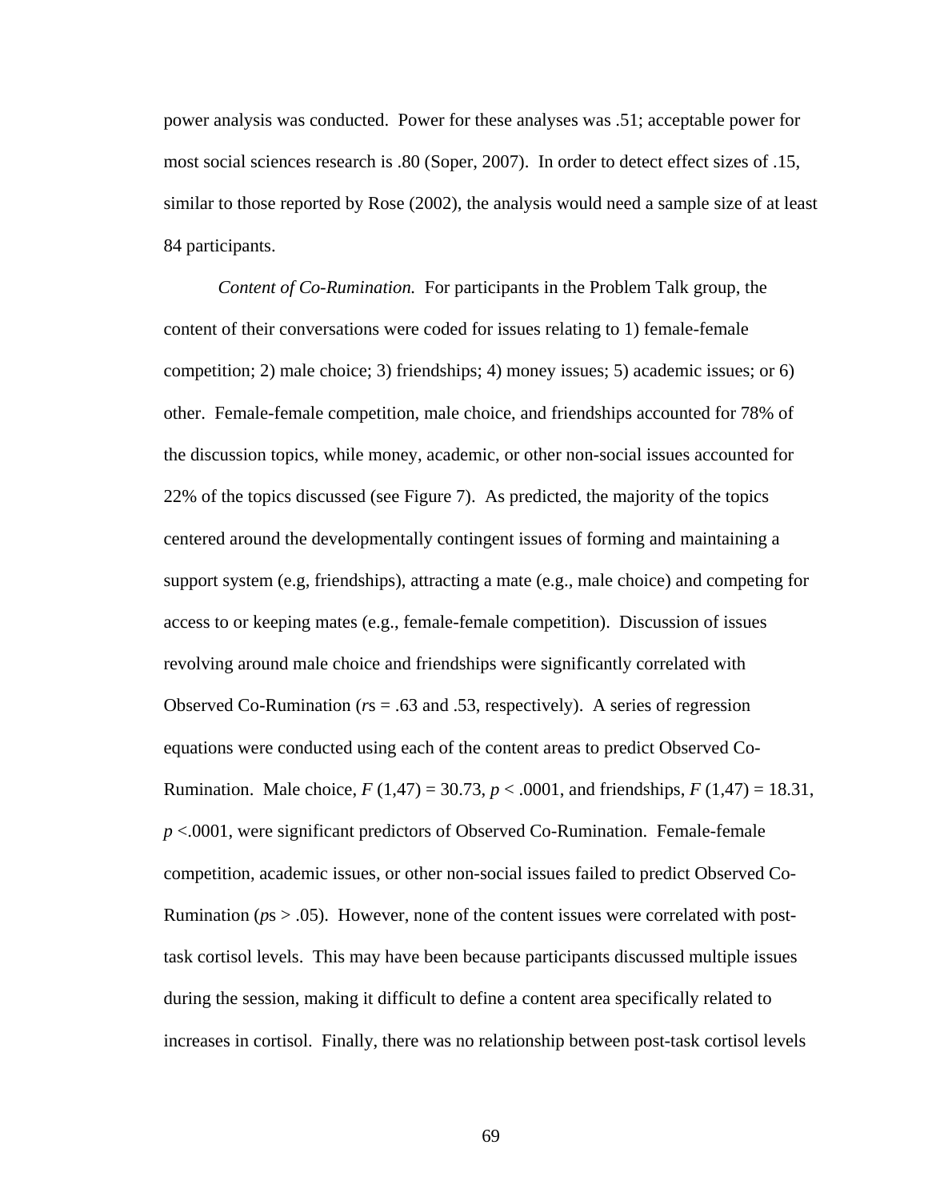power analysis was conducted. Power for these analyses was .51; acceptable power for most social sciences research is .80 (Soper, 2007). In order to detect effect sizes of .15, similar to those reported by Rose (2002), the analysis would need a sample size of at least 84 participants.

*Content of Co-Rumination.* For participants in the Problem Talk group, the content of their conversations were coded for issues relating to 1) female-female competition; 2) male choice; 3) friendships; 4) money issues; 5) academic issues; or 6) other. Female-female competition, male choice, and friendships accounted for 78% of the discussion topics, while money, academic, or other non-social issues accounted for 22% of the topics discussed (see Figure 7). As predicted, the majority of the topics centered around the developmentally contingent issues of forming and maintaining a support system (e.g, friendships), attracting a mate (e.g., male choice) and competing for access to or keeping mates (e.g., female-female competition). Discussion of issues revolving around male choice and friendships were significantly correlated with Observed Co-Rumination ($r$s = .63 and .53, respectively). A series of regression equations were conducted using each of the content areas to predict Observed Co-Rumination. Male choice, $F\ (1,47) = 30.73$, $p < .0001$, and friendships, $F\ (1,47) = 18.31$, $p <.0001$, were significant predictors of Observed Co-Rumination. Female-female competition, academic issues, or other non-social issues failed to predict Observed Co-Rumination ($p$s > .05). However, none of the content issues were correlated with post-task cortisol levels. This may have been because participants discussed multiple issues during the session, making it difficult to define a content area specifically related to increases in cortisol. Finally, there was no relationship between post-task cortisol levels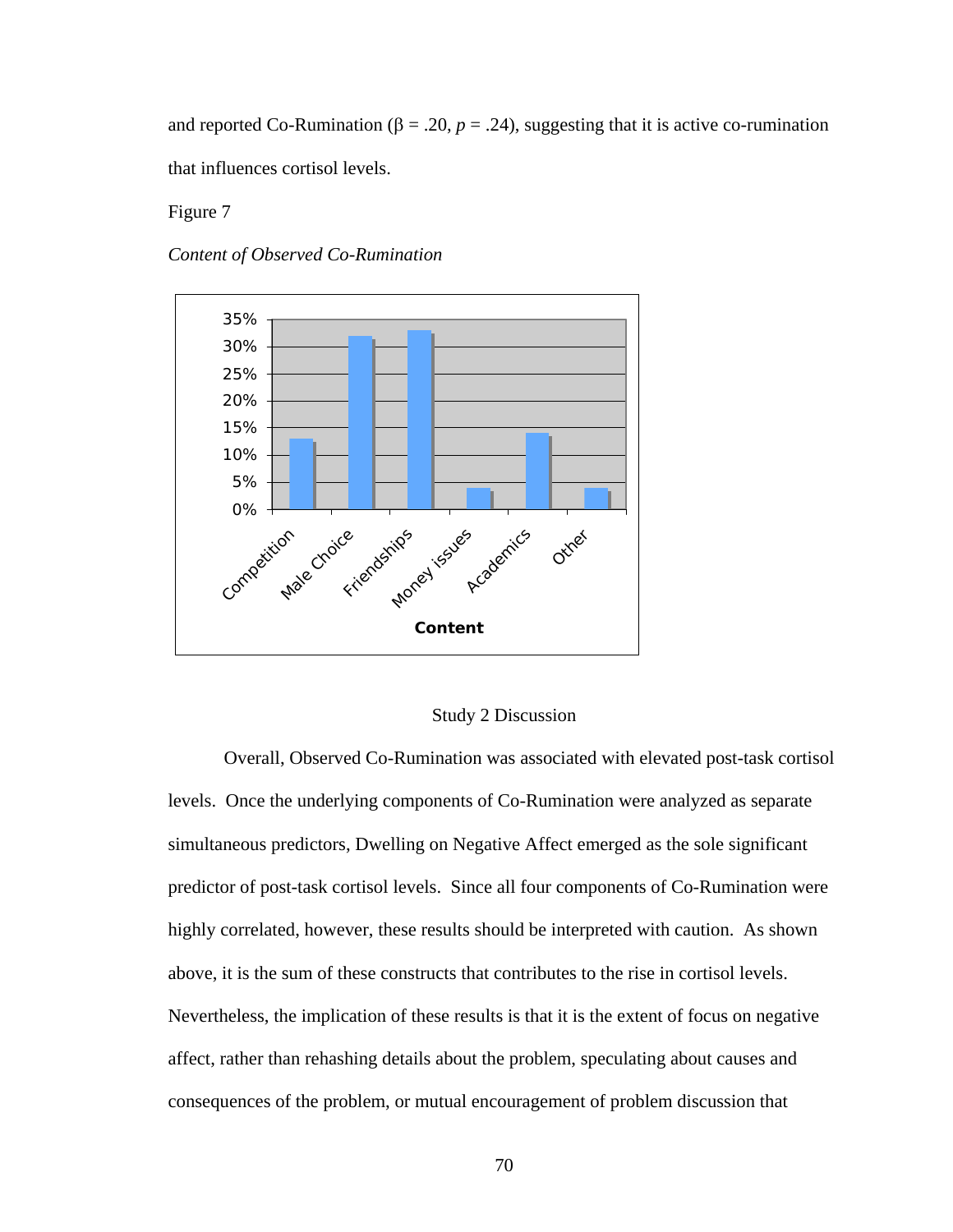and reported Co-Rumination (β = .20, *p* = .24), suggesting that it is active co-rumination that influences cortisol levels.

Figure 7

*Content of Observed Co-Rumination*

## Study 2 Discussion

Overall, Observed Co-Rumination was associated with elevated post-task cortisol levels. Once the underlying components of Co-Rumination were analyzed as separate simultaneous predictors, Dwelling on Negative Affect emerged as the sole significant predictor of post-task cortisol levels. Since all four components of Co-Rumination were highly correlated, however, these results should be interpreted with caution. As shown above, it is the sum of these constructs that contributes to the rise in cortisol levels. Nevertheless, the implication of these results is that it is the extent of focus on negative affect, rather than rehashing details about the problem, speculating about causes and consequences of the problem, or mutual encouragement of problem discussion that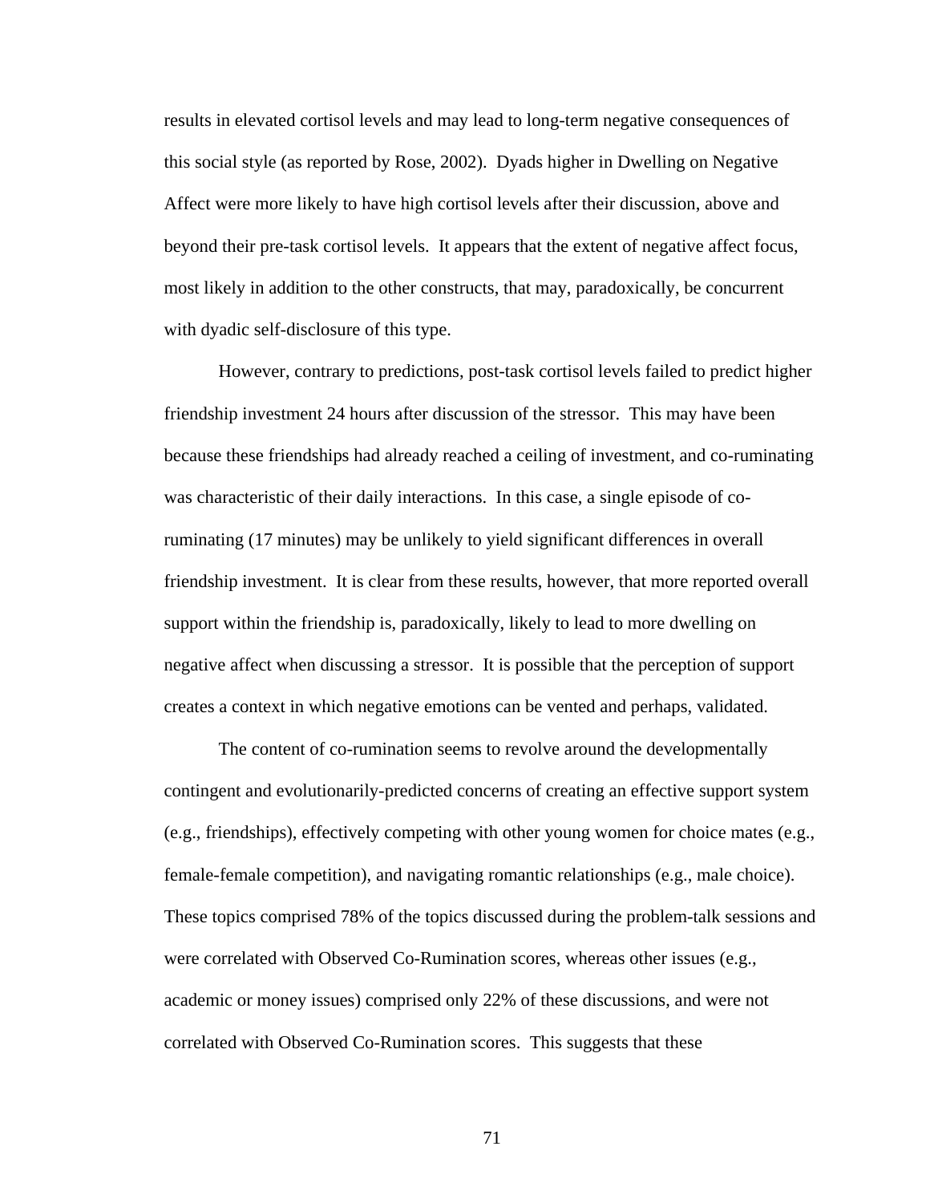results in elevated cortisol levels and may lead to long-term negative consequences of this social style (as reported by Rose, 2002). Dyads higher in Dwelling on Negative Affect were more likely to have high cortisol levels after their discussion, above and beyond their pre-task cortisol levels. It appears that the extent of negative affect focus, most likely in addition to the other constructs, that may, paradoxically, be concurrent with dyadic self-disclosure of this type.

However, contrary to predictions, post-task cortisol levels failed to predict higher friendship investment 24 hours after discussion of the stressor. This may have been because these friendships had already reached a ceiling of investment, and co-ruminating was characteristic of their daily interactions. In this case, a single episode of co-ruminating (17 minutes) may be unlikely to yield significant differences in overall friendship investment. It is clear from these results, however, that more reported overall support within the friendship is, paradoxically, likely to lead to more dwelling on negative affect when discussing a stressor. It is possible that the perception of support creates a context in which negative emotions can be vented and perhaps, validated.

The content of co-rumination seems to revolve around the developmentally contingent and evolutionarily-predicted concerns of creating an effective support system (e.g., friendships), effectively competing with other young women for choice mates (e.g., female-female competition), and navigating romantic relationships (e.g., male choice). These topics comprised 78% of the topics discussed during the problem-talk sessions and were correlated with Observed Co-Rumination scores, whereas other issues (e.g., academic or money issues) comprised only 22% of these discussions, and were not correlated with Observed Co-Rumination scores. This suggests that these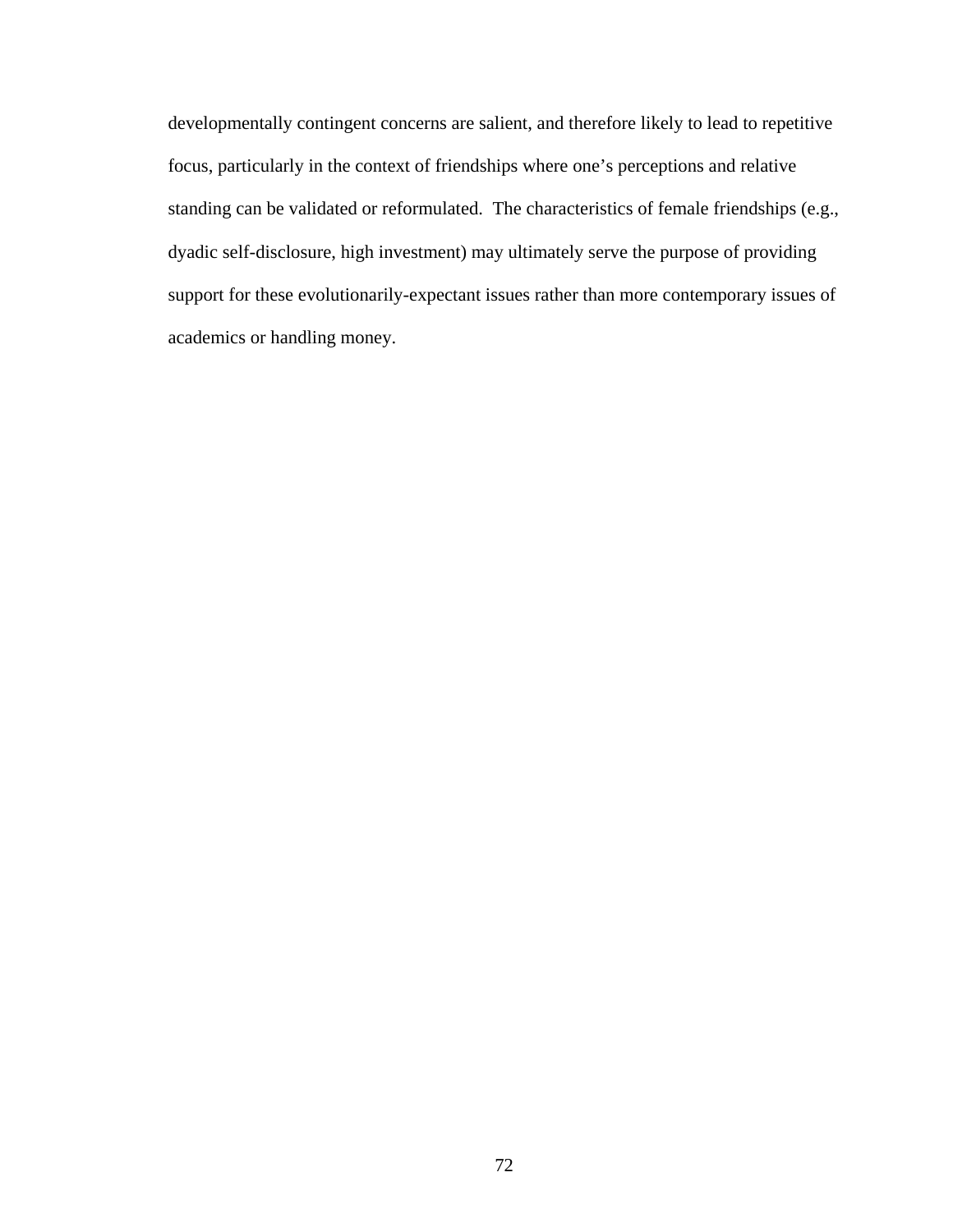developmentally contingent concerns are salient, and therefore likely to lead to repetitive focus, particularly in the context of friendships where one's perceptions and relative standing can be validated or reformulated.  The characteristics of female friendships (e.g., dyadic self-disclosure, high investment) may ultimately serve the purpose of providing support for these evolutionarily-expectant issues rather than more contemporary issues of academics or handling money.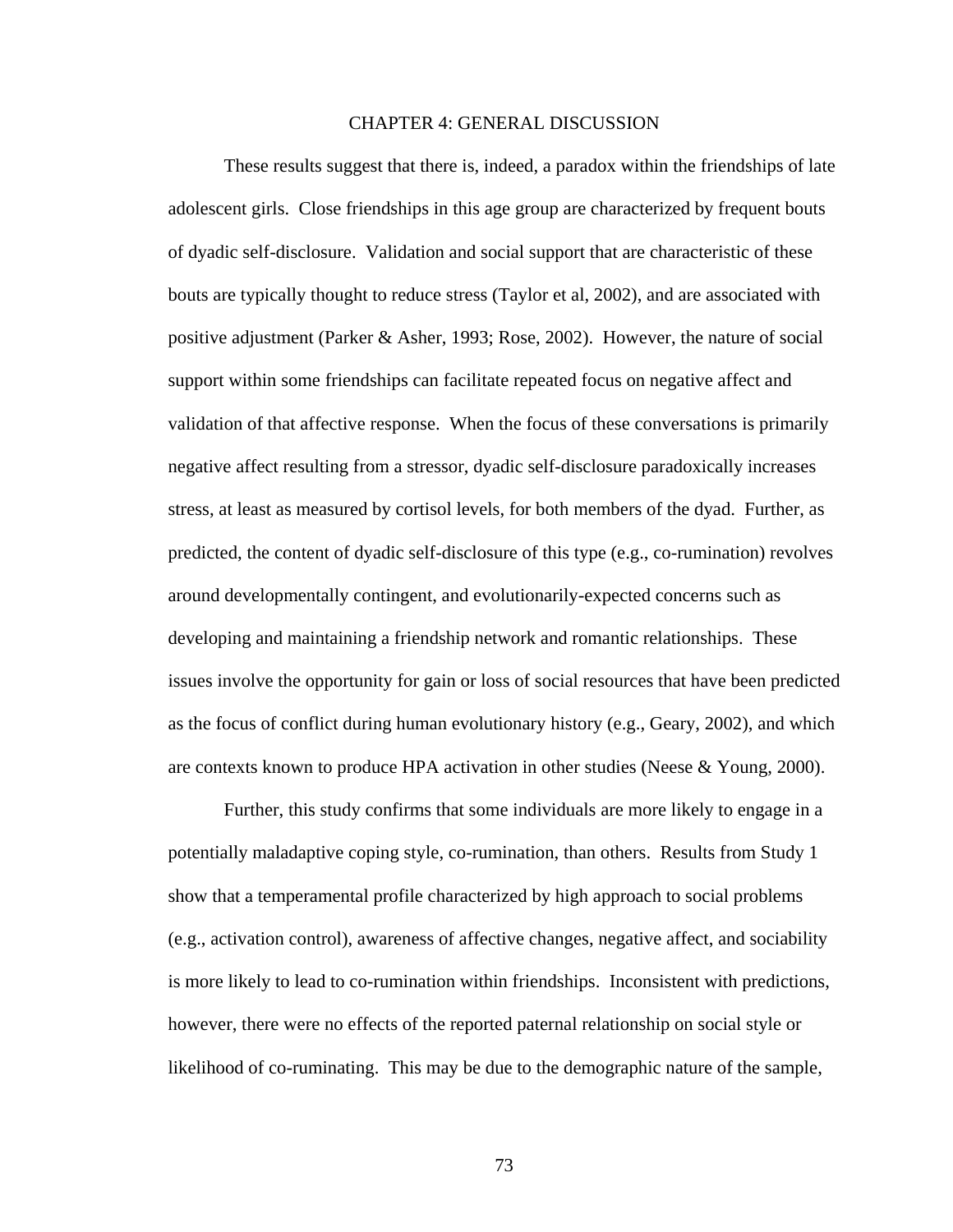# CHAPTER 4: GENERAL DISCUSSION

These results suggest that there is, indeed, a paradox within the friendships of late adolescent girls. Close friendships in this age group are characterized by frequent bouts of dyadic self-disclosure. Validation and social support that are characteristic of these bouts are typically thought to reduce stress (Taylor et al, 2002), and are associated with positive adjustment (Parker & Asher, 1993; Rose, 2002). However, the nature of social support within some friendships can facilitate repeated focus on negative affect and validation of that affective response. When the focus of these conversations is primarily negative affect resulting from a stressor, dyadic self-disclosure paradoxically increases stress, at least as measured by cortisol levels, for both members of the dyad. Further, as predicted, the content of dyadic self-disclosure of this type (e.g., co-rumination) revolves around developmentally contingent, and evolutionarily-expected concerns such as developing and maintaining a friendship network and romantic relationships. These issues involve the opportunity for gain or loss of social resources that have been predicted as the focus of conflict during human evolutionary history (e.g., Geary, 2002), and which are contexts known to produce HPA activation in other studies (Neese & Young, 2000).

Further, this study confirms that some individuals are more likely to engage in a potentially maladaptive coping style, co-rumination, than others. Results from Study 1 show that a temperamental profile characterized by high approach to social problems (e.g., activation control), awareness of affective changes, negative affect, and sociability is more likely to lead to co-rumination within friendships. Inconsistent with predictions, however, there were no effects of the reported paternal relationship on social style or likelihood of co-ruminating. This may be due to the demographic nature of the sample,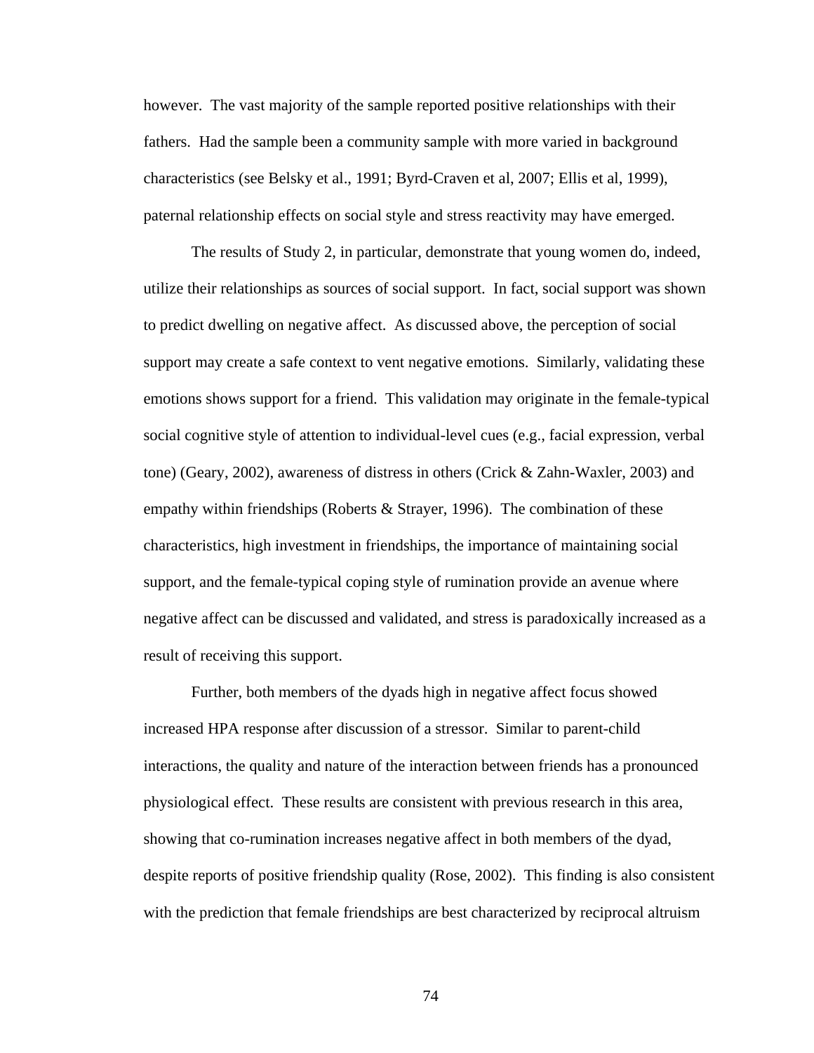however. The vast majority of the sample reported positive relationships with their fathers. Had the sample been a community sample with more varied in background characteristics (see Belsky et al., 1991; Byrd-Craven et al, 2007; Ellis et al, 1999), paternal relationship effects on social style and stress reactivity may have emerged.

The results of Study 2, in particular, demonstrate that young women do, indeed, utilize their relationships as sources of social support. In fact, social support was shown to predict dwelling on negative affect. As discussed above, the perception of social support may create a safe context to vent negative emotions. Similarly, validating these emotions shows support for a friend. This validation may originate in the female-typical social cognitive style of attention to individual-level cues (e.g., facial expression, verbal tone) (Geary, 2002), awareness of distress in others (Crick & Zahn-Waxler, 2003) and empathy within friendships (Roberts & Strayer, 1996). The combination of these characteristics, high investment in friendships, the importance of maintaining social support, and the female-typical coping style of rumination provide an avenue where negative affect can be discussed and validated, and stress is paradoxically increased as a result of receiving this support.

Further, both members of the dyads high in negative affect focus showed increased HPA response after discussion of a stressor. Similar to parent-child interactions, the quality and nature of the interaction between friends has a pronounced physiological effect. These results are consistent with previous research in this area, showing that co-rumination increases negative affect in both members of the dyad, despite reports of positive friendship quality (Rose, 2002). This finding is also consistent with the prediction that female friendships are best characterized by reciprocal altruism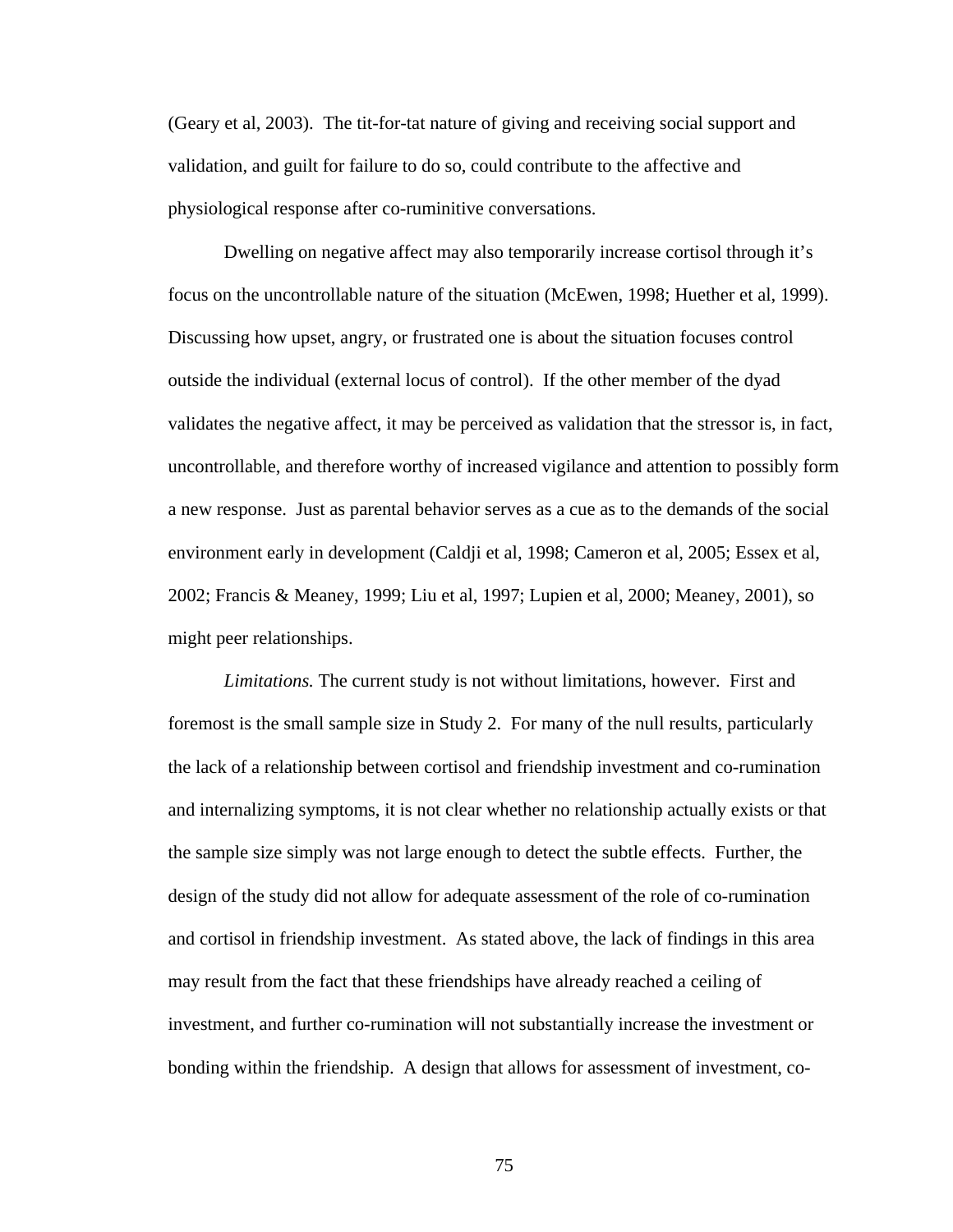(Geary et al, 2003). The tit-for-tat nature of giving and receiving social support and validation, and guilt for failure to do so, could contribute to the affective and physiological response after co-ruminitive conversations.

Dwelling on negative affect may also temporarily increase cortisol through it's focus on the uncontrollable nature of the situation (McEwen, 1998; Huether et al, 1999). Discussing how upset, angry, or frustrated one is about the situation focuses control outside the individual (external locus of control). If the other member of the dyad validates the negative affect, it may be perceived as validation that the stressor is, in fact, uncontrollable, and therefore worthy of increased vigilance and attention to possibly form a new response. Just as parental behavior serves as a cue as to the demands of the social environment early in development (Caldji et al, 1998; Cameron et al, 2005; Essex et al, 2002; Francis & Meaney, 1999; Liu et al, 1997; Lupien et al, 2000; Meaney, 2001), so might peer relationships.

*Limitations.* The current study is not without limitations, however. First and foremost is the small sample size in Study 2. For many of the null results, particularly the lack of a relationship between cortisol and friendship investment and co-rumination and internalizing symptoms, it is not clear whether no relationship actually exists or that the sample size simply was not large enough to detect the subtle effects. Further, the design of the study did not allow for adequate assessment of the role of co-rumination and cortisol in friendship investment. As stated above, the lack of findings in this area may result from the fact that these friendships have already reached a ceiling of investment, and further co-rumination will not substantially increase the investment or bonding within the friendship. A design that allows for assessment of investment, co-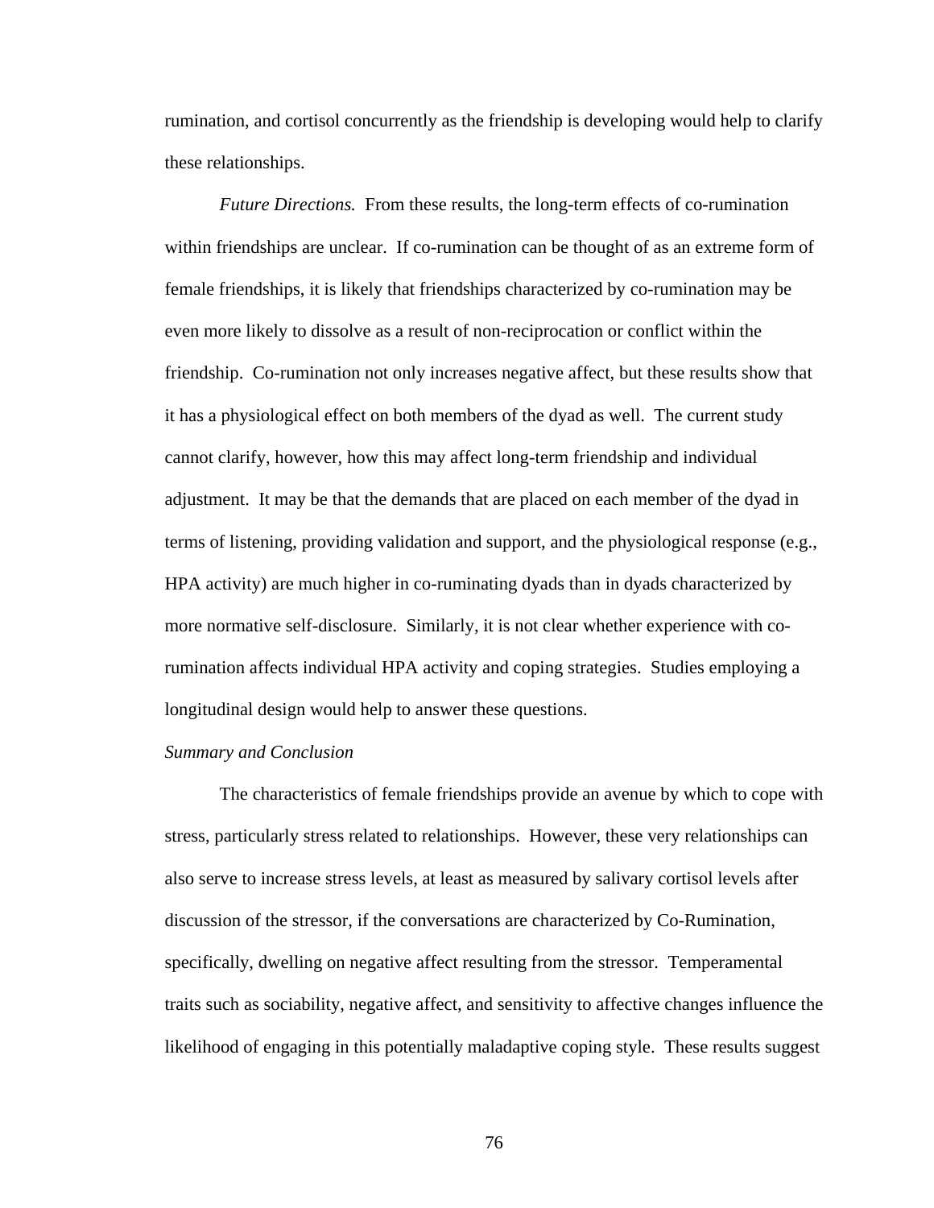rumination, and cortisol concurrently as the friendship is developing would help to clarify these relationships.

*Future Directions.* From these results, the long-term effects of co-rumination within friendships are unclear. If co-rumination can be thought of as an extreme form of female friendships, it is likely that friendships characterized by co-rumination may be even more likely to dissolve as a result of non-reciprocation or conflict within the friendship. Co-rumination not only increases negative affect, but these results show that it has a physiological effect on both members of the dyad as well. The current study cannot clarify, however, how this may affect long-term friendship and individual adjustment. It may be that the demands that are placed on each member of the dyad in terms of listening, providing validation and support, and the physiological response (e.g., HPA activity) are much higher in co-ruminating dyads than in dyads characterized by more normative self-disclosure. Similarly, it is not clear whether experience with co-rumination affects individual HPA activity and coping strategies. Studies employing a longitudinal design would help to answer these questions.

*Summary and Conclusion*

The characteristics of female friendships provide an avenue by which to cope with stress, particularly stress related to relationships. However, these very relationships can also serve to increase stress levels, at least as measured by salivary cortisol levels after discussion of the stressor, if the conversations are characterized by Co-Rumination, specifically, dwelling on negative affect resulting from the stressor. Temperamental traits such as sociability, negative affect, and sensitivity to affective changes influence the likelihood of engaging in this potentially maladaptive coping style. These results suggest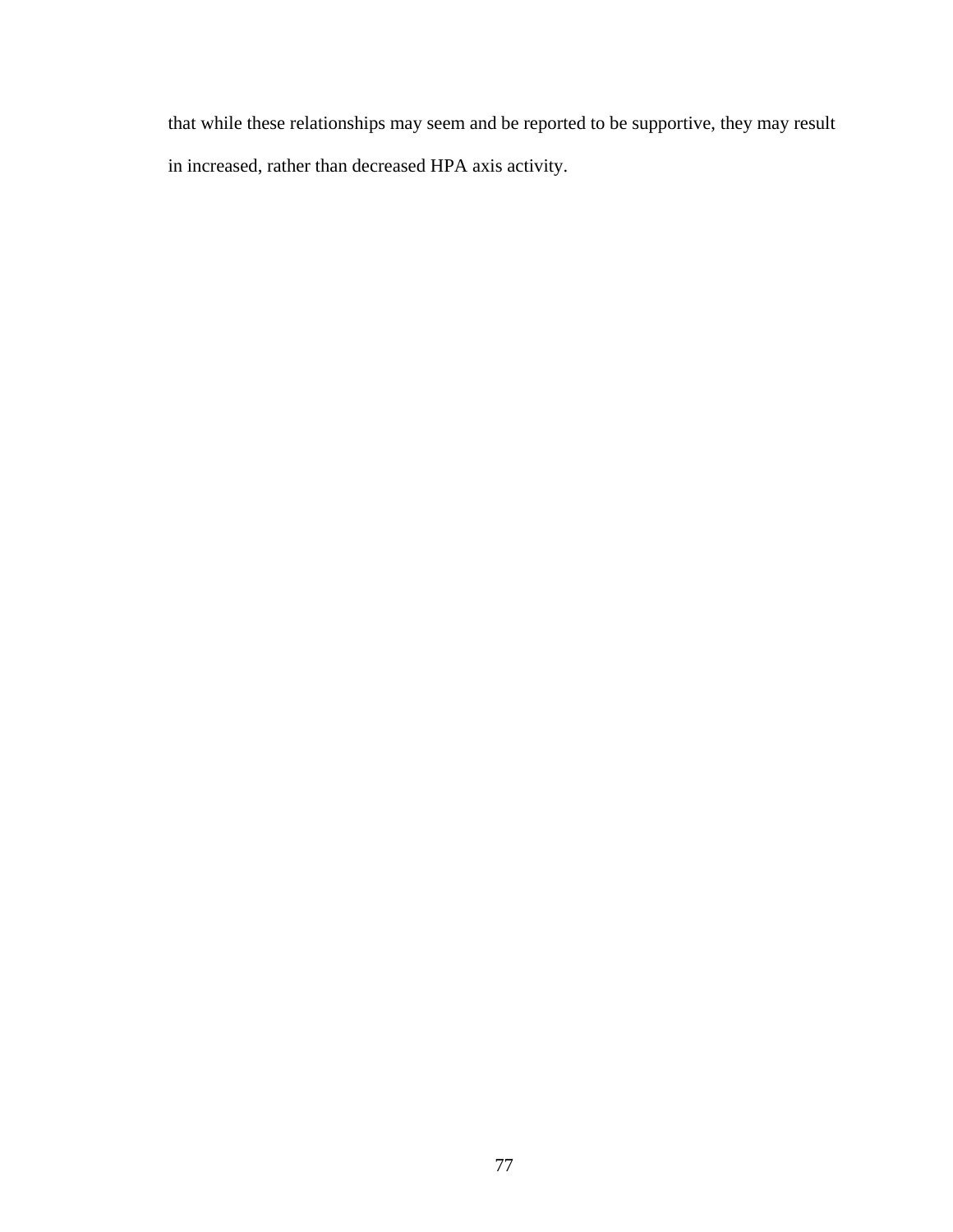that while these relationships may seem and be reported to be supportive, they may result in increased, rather than decreased HPA axis activity.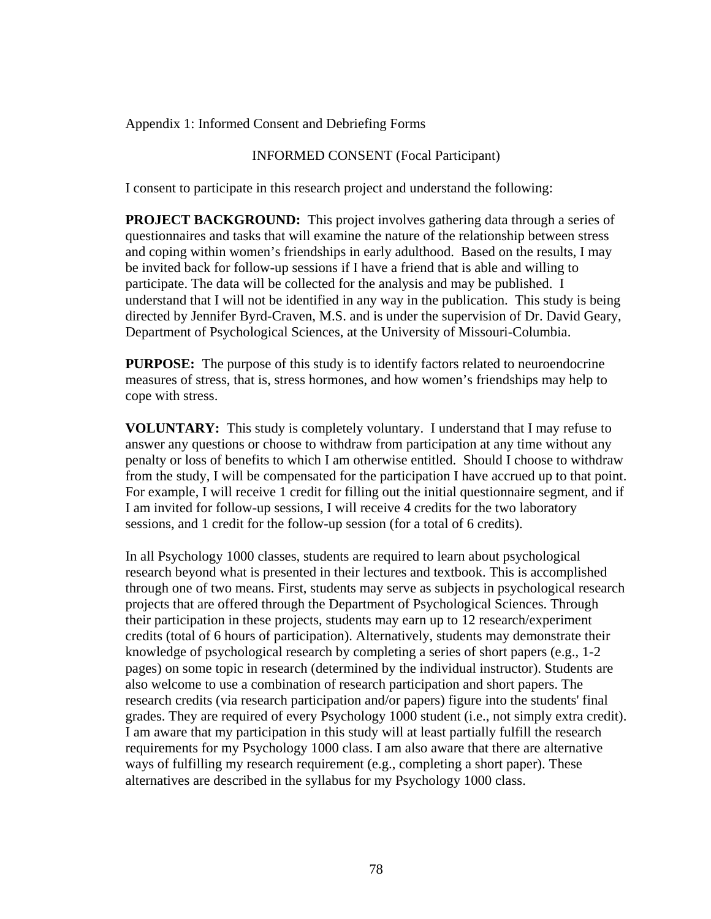Appendix 1: Informed Consent and Debriefing Forms

INFORMED CONSENT (Focal Participant)

I consent to participate in this research project and understand the following:

**PROJECT BACKGROUND:** This project involves gathering data through a series of questionnaires and tasks that will examine the nature of the relationship between stress and coping within women's friendships in early adulthood. Based on the results, I may be invited back for follow-up sessions if I have a friend that is able and willing to participate. The data will be collected for the analysis and may be published. I understand that I will not be identified in any way in the publication. This study is being directed by Jennifer Byrd-Craven, M.S. and is under the supervision of Dr. David Geary, Department of Psychological Sciences, at the University of Missouri-Columbia.

**PURPOSE:** The purpose of this study is to identify factors related to neuroendocrine measures of stress, that is, stress hormones, and how women's friendships may help to cope with stress.

**VOLUNTARY:** This study is completely voluntary. I understand that I may refuse to answer any questions or choose to withdraw from participation at any time without any penalty or loss of benefits to which I am otherwise entitled. Should I choose to withdraw from the study, I will be compensated for the participation I have accrued up to that point. For example, I will receive 1 credit for filling out the initial questionnaire segment, and if I am invited for follow-up sessions, I will receive 4 credits for the two laboratory sessions, and 1 credit for the follow-up session (for a total of 6 credits).

In all Psychology 1000 classes, students are required to learn about psychological research beyond what is presented in their lectures and textbook. This is accomplished through one of two means. First, students may serve as subjects in psychological research projects that are offered through the Department of Psychological Sciences. Through their participation in these projects, students may earn up to 12 research/experiment credits (total of 6 hours of participation). Alternatively, students may demonstrate their knowledge of psychological research by completing a series of short papers (e.g., 1-2 pages) on some topic in research (determined by the individual instructor). Students are also welcome to use a combination of research participation and short papers. The research credits (via research participation and/or papers) figure into the students' final grades. They are required of every Psychology 1000 student (i.e., not simply extra credit). I am aware that my participation in this study will at least partially fulfill the research requirements for my Psychology 1000 class. I am also aware that there are alternative ways of fulfilling my research requirement (e.g., completing a short paper). These alternatives are described in the syllabus for my Psychology 1000 class.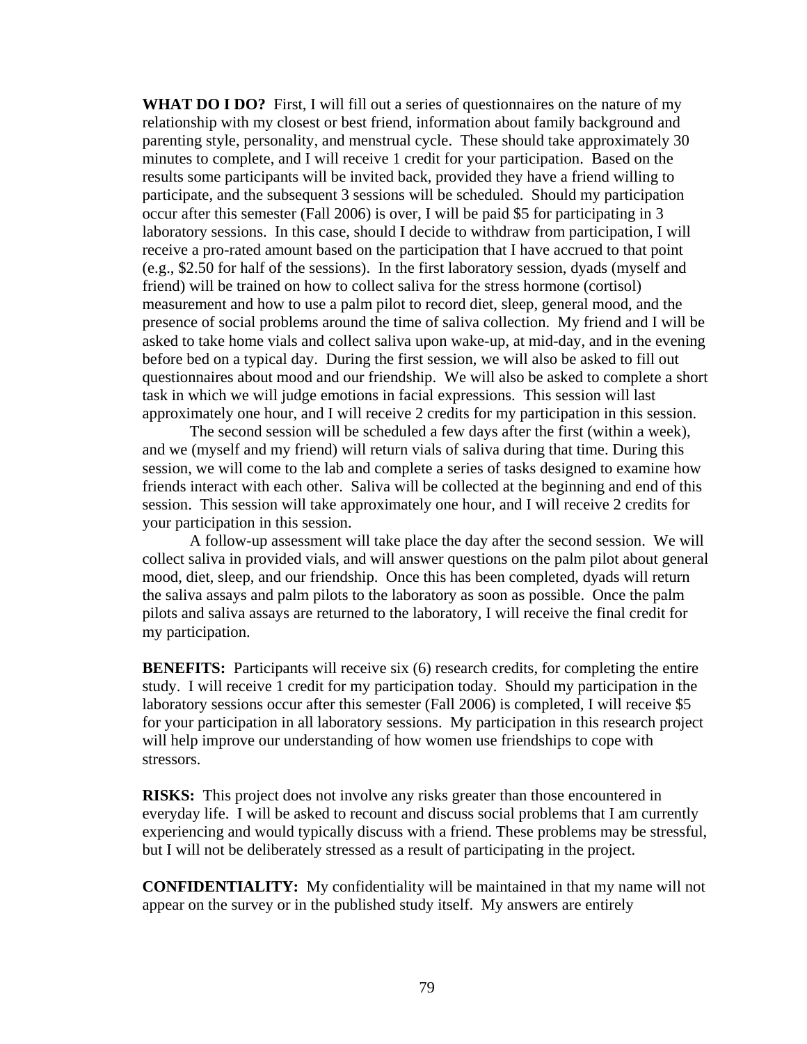**WHAT DO I DO?** First, I will fill out a series of questionnaires on the nature of my relationship with my closest or best friend, information about family background and parenting style, personality, and menstrual cycle. These should take approximately 30 minutes to complete, and I will receive 1 credit for your participation. Based on the results some participants will be invited back, provided they have a friend willing to participate, and the subsequent 3 sessions will be scheduled. Should my participation occur after this semester (Fall 2006) is over, I will be paid $5 for participating in 3 laboratory sessions. In this case, should I decide to withdraw from participation, I will receive a pro-rated amount based on the participation that I have accrued to that point (e.g., $2.50 for half of the sessions). In the first laboratory session, dyads (myself and friend) will be trained on how to collect saliva for the stress hormone (cortisol) measurement and how to use a palm pilot to record diet, sleep, general mood, and the presence of social problems around the time of saliva collection. My friend and I will be asked to take home vials and collect saliva upon wake-up, at mid-day, and in the evening before bed on a typical day. During the first session, we will also be asked to fill out questionnaires about mood and our friendship. We will also be asked to complete a short task in which we will judge emotions in facial expressions. This session will last approximately one hour, and I will receive 2 credits for my participation in this session.

The second session will be scheduled a few days after the first (within a week), and we (myself and my friend) will return vials of saliva during that time. During this session, we will come to the lab and complete a series of tasks designed to examine how friends interact with each other. Saliva will be collected at the beginning and end of this session. This session will take approximately one hour, and I will receive 2 credits for your participation in this session.

A follow-up assessment will take place the day after the second session. We will collect saliva in provided vials, and will answer questions on the palm pilot about general mood, diet, sleep, and our friendship. Once this has been completed, dyads will return the saliva assays and palm pilots to the laboratory as soon as possible. Once the palm pilots and saliva assays are returned to the laboratory, I will receive the final credit for my participation.

**BENEFITS:** Participants will receive six (6) research credits, for completing the entire study. I will receive 1 credit for my participation today. Should my participation in the laboratory sessions occur after this semester (Fall 2006) is completed, I will receive $5 for your participation in all laboratory sessions. My participation in this research project will help improve our understanding of how women use friendships to cope with stressors.

**RISKS:** This project does not involve any risks greater than those encountered in everyday life. I will be asked to recount and discuss social problems that I am currently experiencing and would typically discuss with a friend. These problems may be stressful, but I will not be deliberately stressed as a result of participating in the project.

**CONFIDENTIALITY:** My confidentiality will be maintained in that my name will not appear on the survey or in the published study itself. My answers are entirely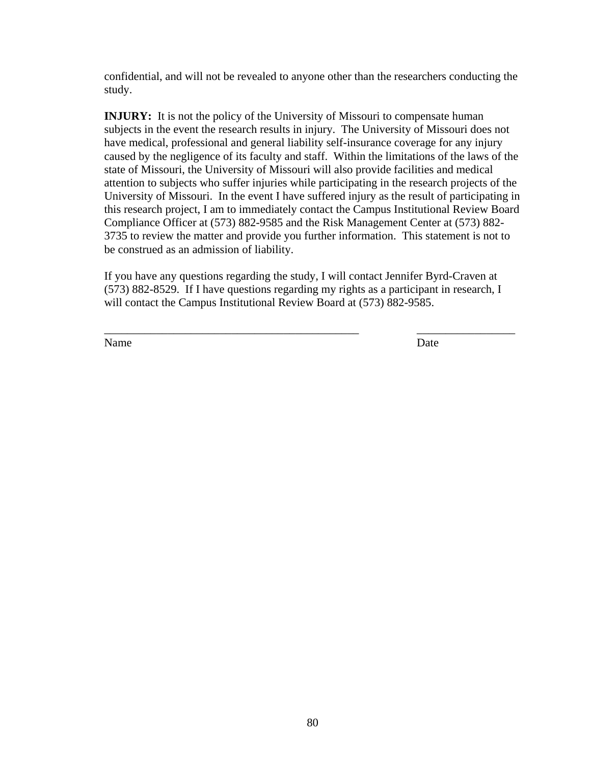confidential, and will not be revealed to anyone other than the researchers conducting the study.

**INJURY:** It is not the policy of the University of Missouri to compensate human subjects in the event the research results in injury. The University of Missouri does not have medical, professional and general liability self-insurance coverage for any injury caused by the negligence of its faculty and staff. Within the limitations of the laws of the state of Missouri, the University of Missouri will also provide facilities and medical attention to subjects who suffer injuries while participating in the research projects of the University of Missouri. In the event I have suffered injury as the result of participating in this research project, I am to immediately contact the Campus Institutional Review Board Compliance Officer at (573) 882-9585 and the Risk Management Center at (573) 882-3735 to review the matter and provide you further information. This statement is not to be construed as an admission of liability.

If you have any questions regarding the study, I will contact Jennifer Byrd-Craven at (573) 882-8529. If I have questions regarding my rights as a participant in research, I will contact the Campus Institutional Review Board at (573) 882-9585.

_____________________________________________ _________________

Name Date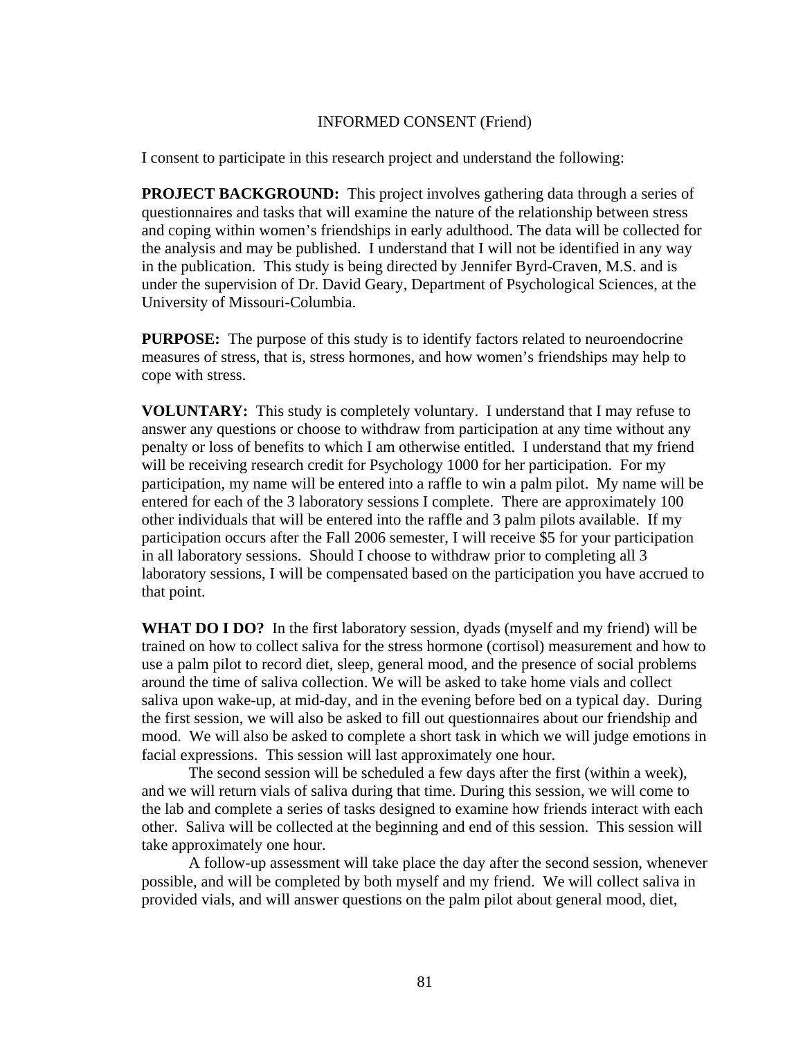INFORMED CONSENT (Friend)

I consent to participate in this research project and understand the following:

**PROJECT BACKGROUND:** This project involves gathering data through a series of questionnaires and tasks that will examine the nature of the relationship between stress and coping within women's friendships in early adulthood. The data will be collected for the analysis and may be published. I understand that I will not be identified in any way in the publication. This study is being directed by Jennifer Byrd-Craven, M.S. and is under the supervision of Dr. David Geary, Department of Psychological Sciences, at the University of Missouri-Columbia.

**PURPOSE:** The purpose of this study is to identify factors related to neuroendocrine measures of stress, that is, stress hormones, and how women's friendships may help to cope with stress.

**VOLUNTARY:** This study is completely voluntary. I understand that I may refuse to answer any questions or choose to withdraw from participation at any time without any penalty or loss of benefits to which I am otherwise entitled. I understand that my friend will be receiving research credit for Psychology 1000 for her participation. For my participation, my name will be entered into a raffle to win a palm pilot. My name will be entered for each of the 3 laboratory sessions I complete. There are approximately 100 other individuals that will be entered into the raffle and 3 palm pilots available. If my participation occurs after the Fall 2006 semester, I will receive $5 for your participation in all laboratory sessions. Should I choose to withdraw prior to completing all 3 laboratory sessions, I will be compensated based on the participation you have accrued to that point.

**WHAT DO I DO?** In the first laboratory session, dyads (myself and my friend) will be trained on how to collect saliva for the stress hormone (cortisol) measurement and how to use a palm pilot to record diet, sleep, general mood, and the presence of social problems around the time of saliva collection. We will be asked to take home vials and collect saliva upon wake-up, at mid-day, and in the evening before bed on a typical day. During the first session, we will also be asked to fill out questionnaires about our friendship and mood. We will also be asked to complete a short task in which we will judge emotions in facial expressions. This session will last approximately one hour.

The second session will be scheduled a few days after the first (within a week), and we will return vials of saliva during that time. During this session, we will come to the lab and complete a series of tasks designed to examine how friends interact with each other. Saliva will be collected at the beginning and end of this session. This session will take approximately one hour.

A follow-up assessment will take place the day after the second session, whenever possible, and will be completed by both myself and my friend. We will collect saliva in provided vials, and will answer questions on the palm pilot about general mood, diet,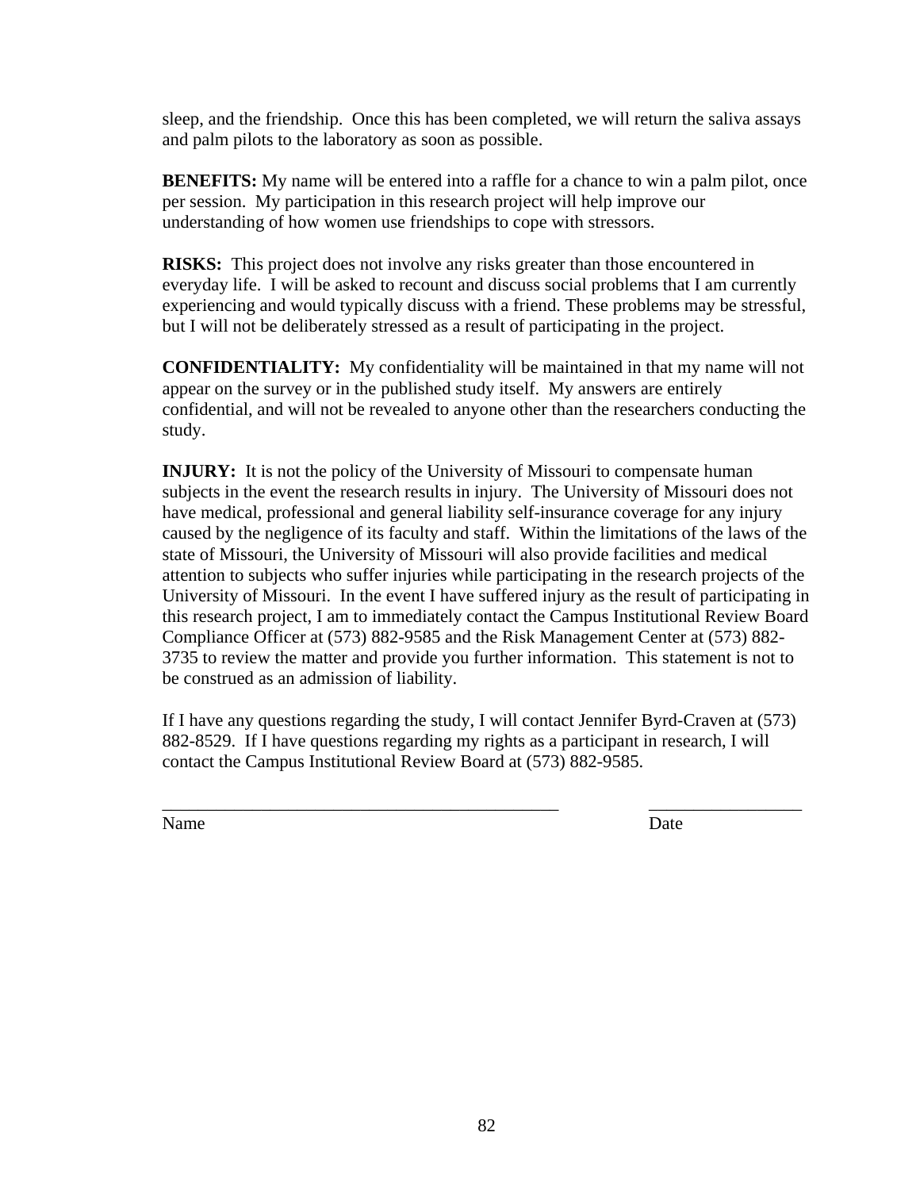sleep, and the friendship. Once this has been completed, we will return the saliva assays and palm pilots to the laboratory as soon as possible.

**BENEFITS:** My name will be entered into a raffle for a chance to win a palm pilot, once per session. My participation in this research project will help improve our understanding of how women use friendships to cope with stressors.

**RISKS:** This project does not involve any risks greater than those encountered in everyday life. I will be asked to recount and discuss social problems that I am currently experiencing and would typically discuss with a friend. These problems may be stressful, but I will not be deliberately stressed as a result of participating in the project.

**CONFIDENTIALITY:** My confidentiality will be maintained in that my name will not appear on the survey or in the published study itself. My answers are entirely confidential, and will not be revealed to anyone other than the researchers conducting the study.

**INJURY:** It is not the policy of the University of Missouri to compensate human subjects in the event the research results in injury. The University of Missouri does not have medical, professional and general liability self-insurance coverage for any injury caused by the negligence of its faculty and staff. Within the limitations of the laws of the state of Missouri, the University of Missouri will also provide facilities and medical attention to subjects who suffer injuries while participating in the research projects of the University of Missouri. In the event I have suffered injury as the result of participating in this research project, I am to immediately contact the Campus Institutional Review Board Compliance Officer at (573) 882-9585 and the Risk Management Center at (573) 882-3735 to review the matter and provide you further information. This statement is not to be construed as an admission of liability.

If I have any questions regarding the study, I will contact Jennifer Byrd-Craven at (573) 882-8529. If I have questions regarding my rights as a participant in research, I will contact the Campus Institutional Review Board at (573) 882-9585.

_____________________________________________ _________________

Name Date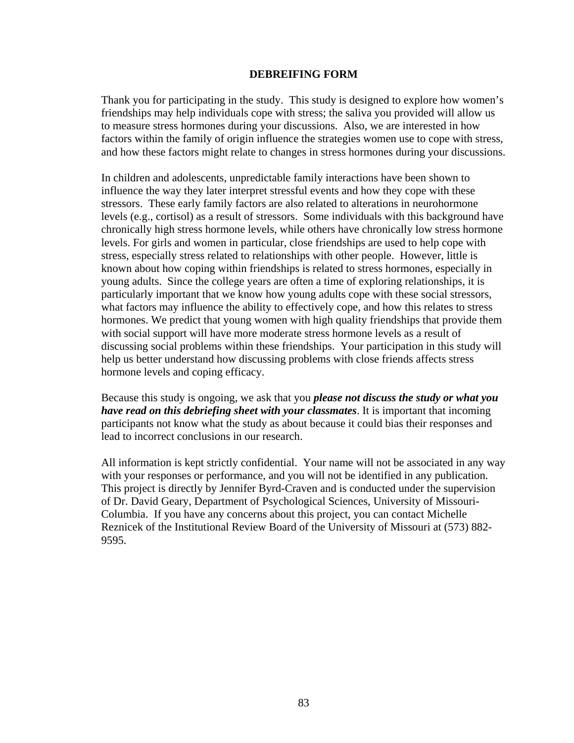**DEBREIFING FORM**

Thank you for participating in the study. This study is designed to explore how women's friendships may help individuals cope with stress; the saliva you provided will allow us to measure stress hormones during your discussions. Also, we are interested in how factors within the family of origin influence the strategies women use to cope with stress, and how these factors might relate to changes in stress hormones during your discussions.

In children and adolescents, unpredictable family interactions have been shown to influence the way they later interpret stressful events and how they cope with these stressors. These early family factors are also related to alterations in neurohormone levels (e.g., cortisol) as a result of stressors. Some individuals with this background have chronically high stress hormone levels, while others have chronically low stress hormone levels. For girls and women in particular, close friendships are used to help cope with stress, especially stress related to relationships with other people. However, little is known about how coping within friendships is related to stress hormones, especially in young adults. Since the college years are often a time of exploring relationships, it is particularly important that we know how young adults cope with these social stressors, what factors may influence the ability to effectively cope, and how this relates to stress hormones. We predict that young women with high quality friendships that provide them with social support will have more moderate stress hormone levels as a result of discussing social problems within these friendships. Your participation in this study will help us better understand how discussing problems with close friends affects stress hormone levels and coping efficacy.

Because this study is ongoing, we ask that you ***please not discuss the study or what you have read on this debriefing sheet with your classmates***. It is important that incoming participants not know what the study as about because it could bias their responses and lead to incorrect conclusions in our research.

All information is kept strictly confidential. Your name will not be associated in any way with your responses or performance, and you will not be identified in any publication. This project is directly by Jennifer Byrd-Craven and is conducted under the supervision of Dr. David Geary, Department of Psychological Sciences, University of Missouri-Columbia. If you have any concerns about this project, you can contact Michelle Reznicek of the Institutional Review Board of the University of Missouri at (573) 882-9595.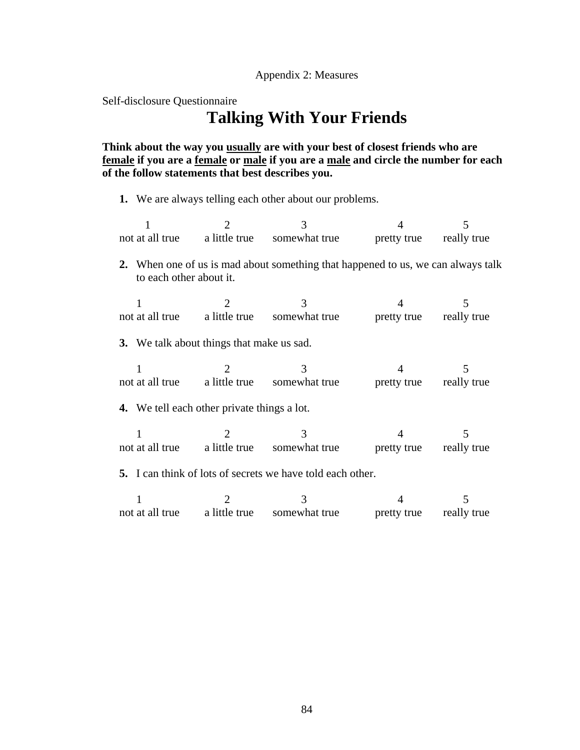Appendix 2: Measures

Self-disclosure Questionnaire

# Talking With Your Friends

**Think about the way you __usually__ are with your best of closest friends who are __female__ if you are a __female__ or __male__ if you are a __male__ and circle the number for each of the follow statements that best describes you.**

**1.** We are always telling each other about our problems.

| 1 | 2 | 3 | 4 | 5 |
|---|---|---|---|---|
| not at all true | a little true | somewhat true | pretty true | really true |

**2.** When one of us is mad about something that happened to us, we can always talk to each other about it.

| 1 | 2 | 3 | 4 | 5 |
|---|---|---|---|---|
| not at all true | a little true | somewhat true | pretty true | really true |

**3.** We talk about things that make us sad.

| 1 | 2 | 3 | 4 | 5 |
|---|---|---|---|---|
| not at all true | a little true | somewhat true | pretty true | really true |

**4.** We tell each other private things a lot.

| 1 | 2 | 3 | 4 | 5 |
|---|---|---|---|---|
| not at all true | a little true | somewhat true | pretty true | really true |

**5.** I can think of lots of secrets we have told each other.

| 1 | 2 | 3 | 4 | 5 |
|---|---|---|---|---|
| not at all true | a little true | somewhat true | pretty true | really true |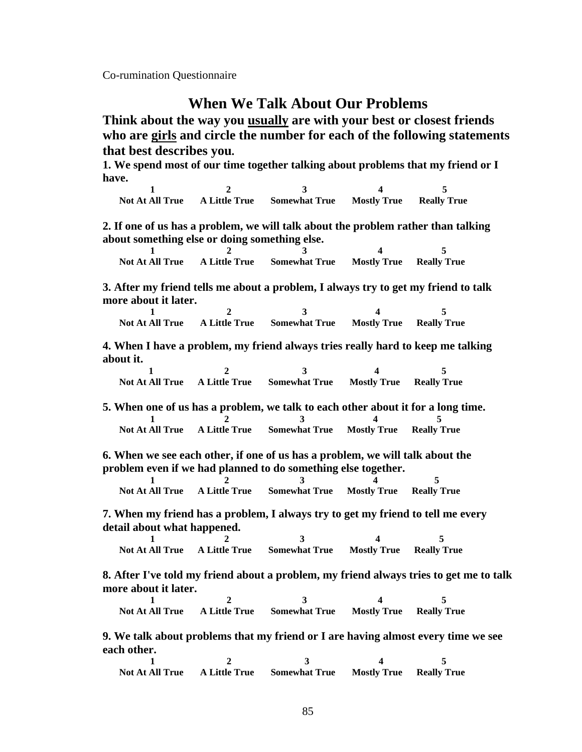Co-rumination Questionnaire

# When We Talk About Our Problems

**Think about the way you <u>usually</u> are with your best or closest friends who are <u>girls</u> and circle the number for each of the following statements that best describes you.**

**1. We spend most of our time together talking about problems that my friend or I have.**

| 1 | 2 | 3 | 4 | 5 |
|---|---|---|---|---|
| Not At All True | A Little True | Somewhat True | Mostly True | Really True |

**2. If one of us has a problem, we will talk about the problem rather than talking about something else or doing something else.**

| 1 | 2 | 3 | 4 | 5 |
|---|---|---|---|---|
| Not At All True | A Little True | Somewhat True | Mostly True | Really True |

**3. After my friend tells me about a problem, I always try to get my friend to talk more about it later.**

| 1 | 2 | 3 | 4 | 5 |
|---|---|---|---|---|
| Not At All True | A Little True | Somewhat True | Mostly True | Really True |

**4. When I have a problem, my friend always tries really hard to keep me talking about it.**

| 1 | 2 | 3 | 4 | 5 |
|---|---|---|---|---|
| Not At All True | A Little True | Somewhat True | Mostly True | Really True |

**5. When one of us has a problem, we talk to each other about it for a long time.**

| 1 | 2 | 3 | 4 | 5 |
|---|---|---|---|---|
| Not At All True | A Little True | Somewhat True | Mostly True | Really True |

**6. When we see each other, if one of us has a problem, we will talk about the problem even if we had planned to do something else together.**

| 1 | 2 | 3 | 4 | 5 |
|---|---|---|---|---|
| Not At All True | A Little True | Somewhat True | Mostly True | Really True |

**7. When my friend has a problem, I always try to get my friend to tell me every detail about what happened.**

| 1 | 2 | 3 | 4 | 5 |
|---|---|---|---|---|
| Not At All True | A Little True | Somewhat True | Mostly True | Really True |

**8. After I've told my friend about a problem, my friend always tries to get me to talk more about it later.**

| 1 | 2 | 3 | 4 | 5 |
|---|---|---|---|---|
| Not At All True | A Little True | Somewhat True | Mostly True | Really True |

**9. We talk about problems that my friend or I are having almost every time we see each other.**

| 1 | 2 | 3 | 4 | 5 |
|---|---|---|---|---|
| Not At All True | A Little True | Somewhat True | Mostly True | Really True |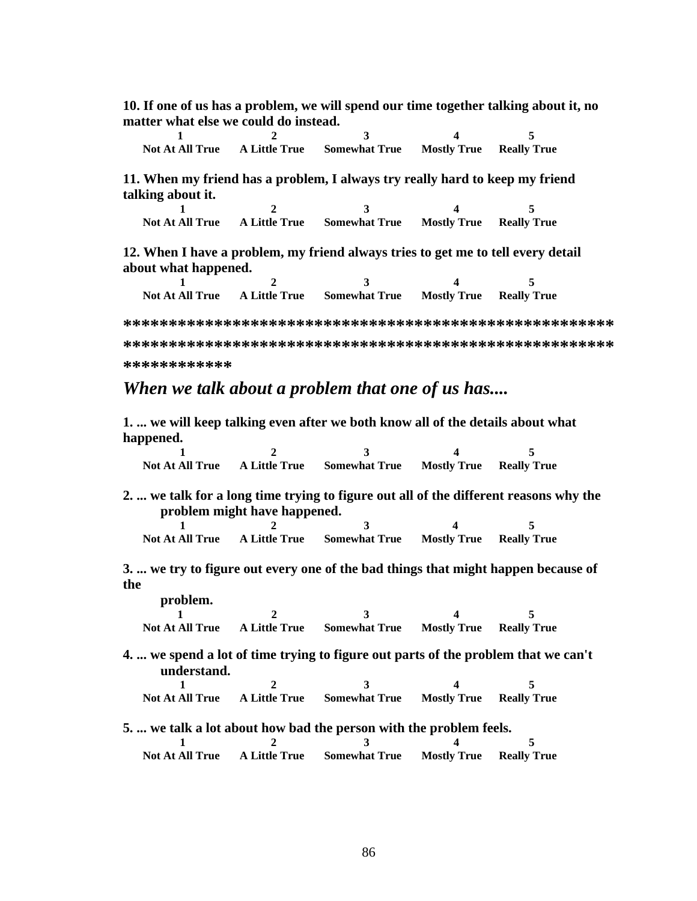**10. If one of us has a problem, we will spend our time together talking about it, no matter what else we could do instead.**

| 1 | 2 | 3 | 4 | 5 |
|---|---|---|---|---|
| Not At All True | A Little True | Somewhat True | Mostly True | Really True |

**11. When my friend has a problem, I always try really hard to keep my friend talking about it.**

| 1 | 2 | 3 | 4 | 5 |
|---|---|---|---|---|
| Not At All True | A Little True | Somewhat True | Mostly True | Really True |

**12. When I have a problem, my friend always tries to get me to tell every detail about what happened.**

| 1 | 2 | 3 | 4 | 5 |
|---|---|---|---|---|
| Not At All True | A Little True | Somewhat True | Mostly True | Really True |

**************************************************************************************************************************

## *When we talk about a problem that one of us has....*

**1. ... we will keep talking even after we both know all of the details about what happened.**

| 1 | 2 | 3 | 4 | 5 |
|---|---|---|---|---|
| Not At All True | A Little True | Somewhat True | Mostly True | Really True |

**2. ... we talk for a long time trying to figure out all of the different reasons why the problem might have happened.**

| 1 | 2 | 3 | 4 | 5 |
|---|---|---|---|---|
| Not At All True | A Little True | Somewhat True | Mostly True | Really True |

**3. ... we try to figure out every one of the bad things that might happen because of the problem.**

| 1 | 2 | 3 | 4 | 5 |
|---|---|---|---|---|
| Not At All True | A Little True | Somewhat True | Mostly True | Really True |

**4. ... we spend a lot of time trying to figure out parts of the problem that we can't understand.**

| 1 | 2 | 3 | 4 | 5 |
|---|---|---|---|---|
| Not At All True | A Little True | Somewhat True | Mostly True | Really True |

**5. ... we talk a lot about how bad the person with the problem feels.**

| 1 | 2 | 3 | 4 | 5 |
|---|---|---|---|---|
| Not At All True | A Little True | Somewhat True | Mostly True | Really True |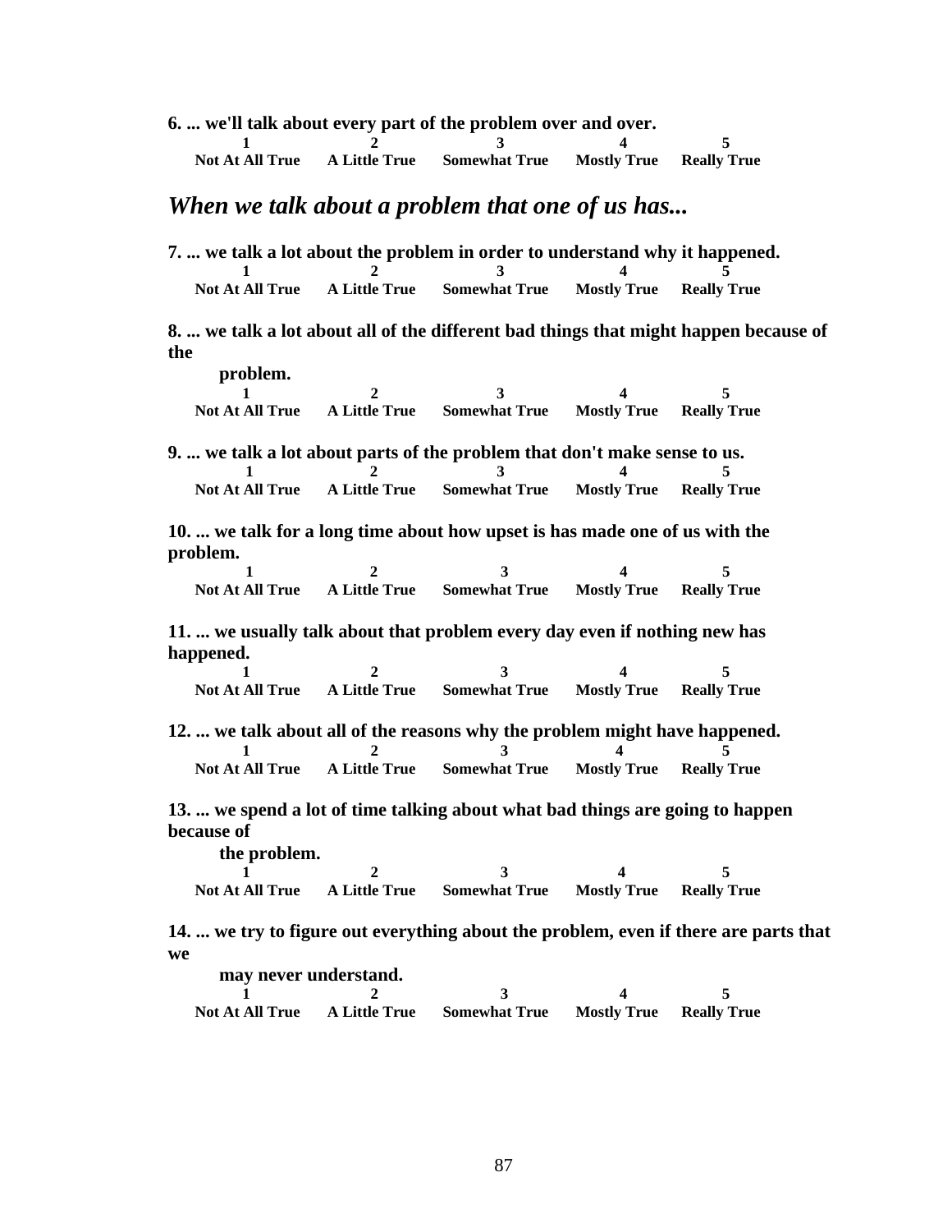**6. ... we'll talk about every part of the problem over and over.**

| 1 | 2 | 3 | 4 | 5 |
|---|---|---|---|---|
| Not At All True | A Little True | Somewhat True | Mostly True | Really True |

## *When we talk about a problem that one of us has...*

**7. ... we talk a lot about the problem in order to understand why it happened.**

| 1 | 2 | 3 | 4 | 5 |
|---|---|---|---|---|
| Not At All True | A Little True | Somewhat True | Mostly True | Really True |

**8. ... we talk a lot about all of the different bad things that might happen because of the problem.**

| 1 | 2 | 3 | 4 | 5 |
|---|---|---|---|---|
| Not At All True | A Little True | Somewhat True | Mostly True | Really True |

**9. ... we talk a lot about parts of the problem that don't make sense to us.**

| 1 | 2 | 3 | 4 | 5 |
|---|---|---|---|---|
| Not At All True | A Little True | Somewhat True | Mostly True | Really True |

**10. ... we talk for a long time about how upset is has made one of us with the problem.**

| 1 | 2 | 3 | 4 | 5 |
|---|---|---|---|---|
| Not At All True | A Little True | Somewhat True | Mostly True | Really True |

**11. ... we usually talk about that problem every day even if nothing new has happened.**

| 1 | 2 | 3 | 4 | 5 |
|---|---|---|---|---|
| Not At All True | A Little True | Somewhat True | Mostly True | Really True |

**12. ... we talk about all of the reasons why the problem might have happened.**

| 1 | 2 | 3 | 4 | 5 |
|---|---|---|---|---|
| Not At All True | A Little True | Somewhat True | Mostly True | Really True |

**13. ... we spend a lot of time talking about what bad things are going to happen because of the problem.**

| 1 | 2 | 3 | 4 | 5 |
|---|---|---|---|---|
| Not At All True | A Little True | Somewhat True | Mostly True | Really True |

**14. ... we try to figure out everything about the problem, even if there are parts that we may never understand.**

| 1 | 2 | 3 | 4 | 5 |
|---|---|---|---|---|
| Not At All True | A Little True | Somewhat True | Mostly True | Really True |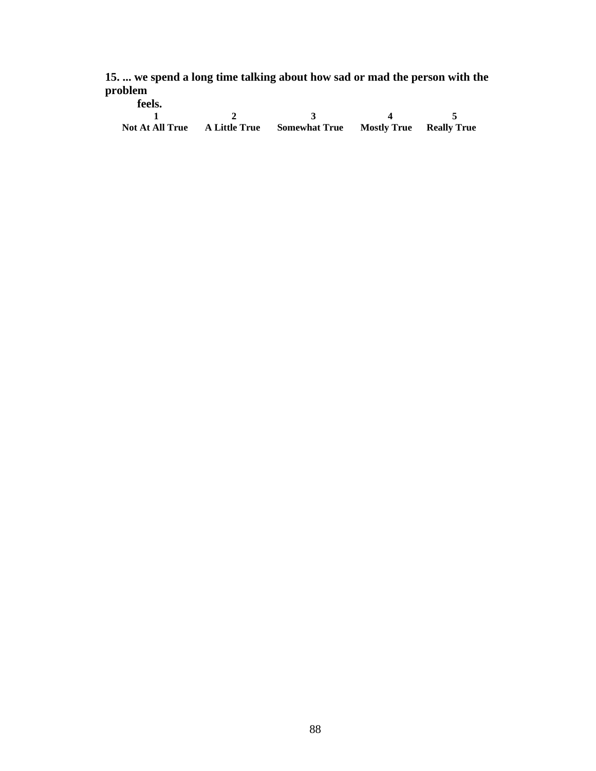**15. ... we spend a long time talking about how sad or mad the person with the problem feels.**

| 1 | 2 | 3 | 4 | 5 |
|---|---|---|---|---|
| **Not At All True** | **A Little True** | **Somewhat True** | **Mostly True** | **Really True** |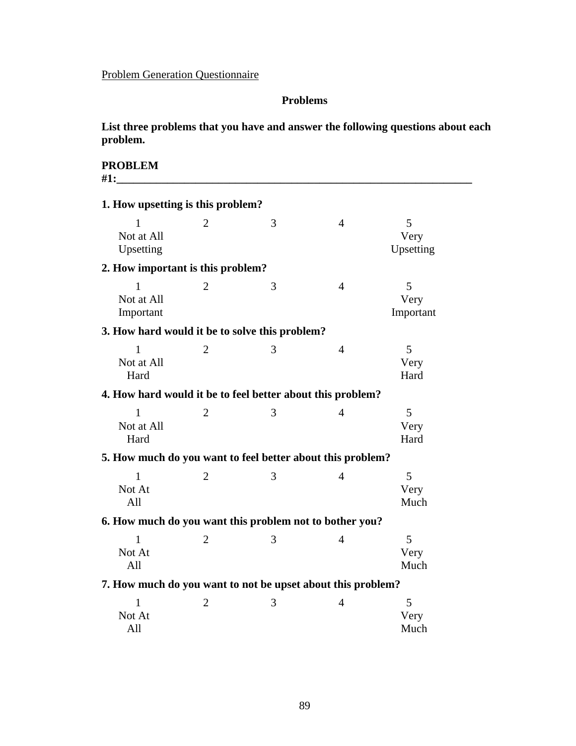Problem Generation Questionnaire

**Problems**

**List three problems that you have and answer the following questions about each problem.**

**PROBLEM #1:___________________________________________________________________**

**1. How upsetting is this problem?**

| 1 | 2 | 3 | 4 | 5 |
|---|---|---|---|---|
| Not at All Upsetting | | | | Very Upsetting |

**2. How important is this problem?**

| 1 | 2 | 3 | 4 | 5 |
|---|---|---|---|---|
| Not at All Important | | | | Very Important |

**3. How hard would it be to solve this problem?**

| 1 | 2 | 3 | 4 | 5 |
|---|---|---|---|---|
| Not at All Hard | | | | Very Hard |

**4. How hard would it be to feel better about this problem?**

| 1 | 2 | 3 | 4 | 5 |
|---|---|---|---|---|
| Not at All Hard | | | | Very Hard |

**5. How much do you want to feel better about this problem?**

| 1 | 2 | 3 | 4 | 5 |
|---|---|---|---|---|
| Not At All | | | | Very Much |

**6. How much do you want this problem not to bother you?**

| 1 | 2 | 3 | 4 | 5 |
|---|---|---|---|---|
| Not At All | | | | Very Much |

**7. How much do you want to not be upset about this problem?**

| 1 | 2 | 3 | 4 | 5 |
|---|---|---|---|---|
| Not At All | | | | Very Much |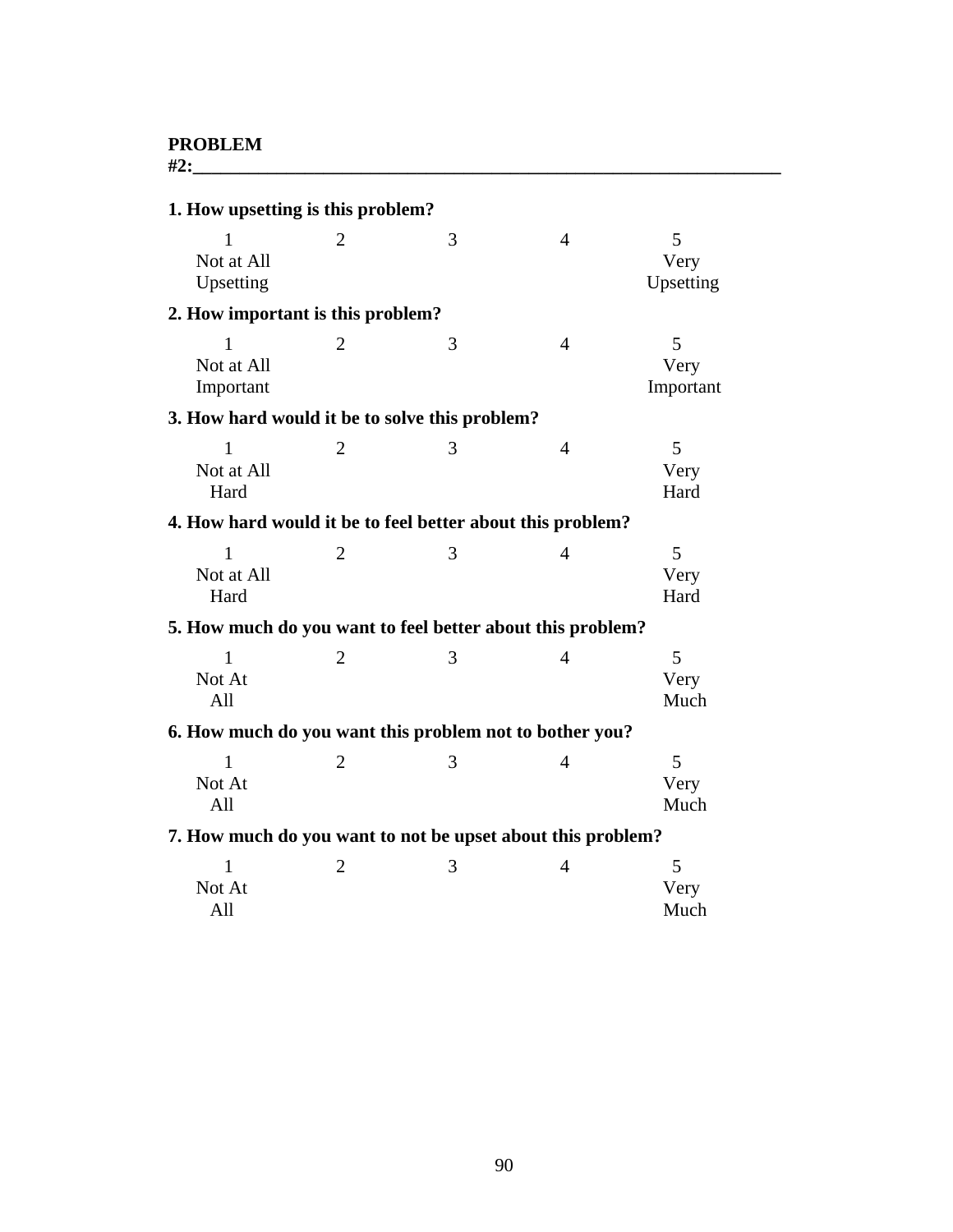**PROBLEM #2:\_\_\_\_\_\_\_\_\_\_\_\_\_\_\_\_\_\_\_\_\_\_\_\_\_\_\_\_\_\_\_\_\_\_\_\_\_\_\_\_\_\_\_\_\_\_\_\_\_\_\_\_\_\_\_\_\_\_\_\_\_\_\_\_**

**1. How upsetting is this problem?**

| 1 | 2 | 3 | 4 | 5 |
|---|---|---|---|---|
| Not at All Upsetting | | | | Very Upsetting |

**2. How important is this problem?**

| 1 | 2 | 3 | 4 | 5 |
|---|---|---|---|---|
| Not at All Important | | | | Very Important |

**3. How hard would it be to solve this problem?**

| 1 | 2 | 3 | 4 | 5 |
|---|---|---|---|---|
| Not at All Hard | | | | Very Hard |

**4. How hard would it be to feel better about this problem?**

| 1 | 2 | 3 | 4 | 5 |
|---|---|---|---|---|
| Not at All Hard | | | | Very Hard |

**5. How much do you want to feel better about this problem?**

| 1 | 2 | 3 | 4 | 5 |
|---|---|---|---|---|
| Not At All | | | | Very Much |

**6. How much do you want this problem not to bother you?**

| 1 | 2 | 3 | 4 | 5 |
|---|---|---|---|---|
| Not At All | | | | Very Much |

**7. How much do you want to not be upset about this problem?**

| 1 | 2 | 3 | 4 | 5 |
|---|---|---|---|---|
| Not At All | | | | Very Much |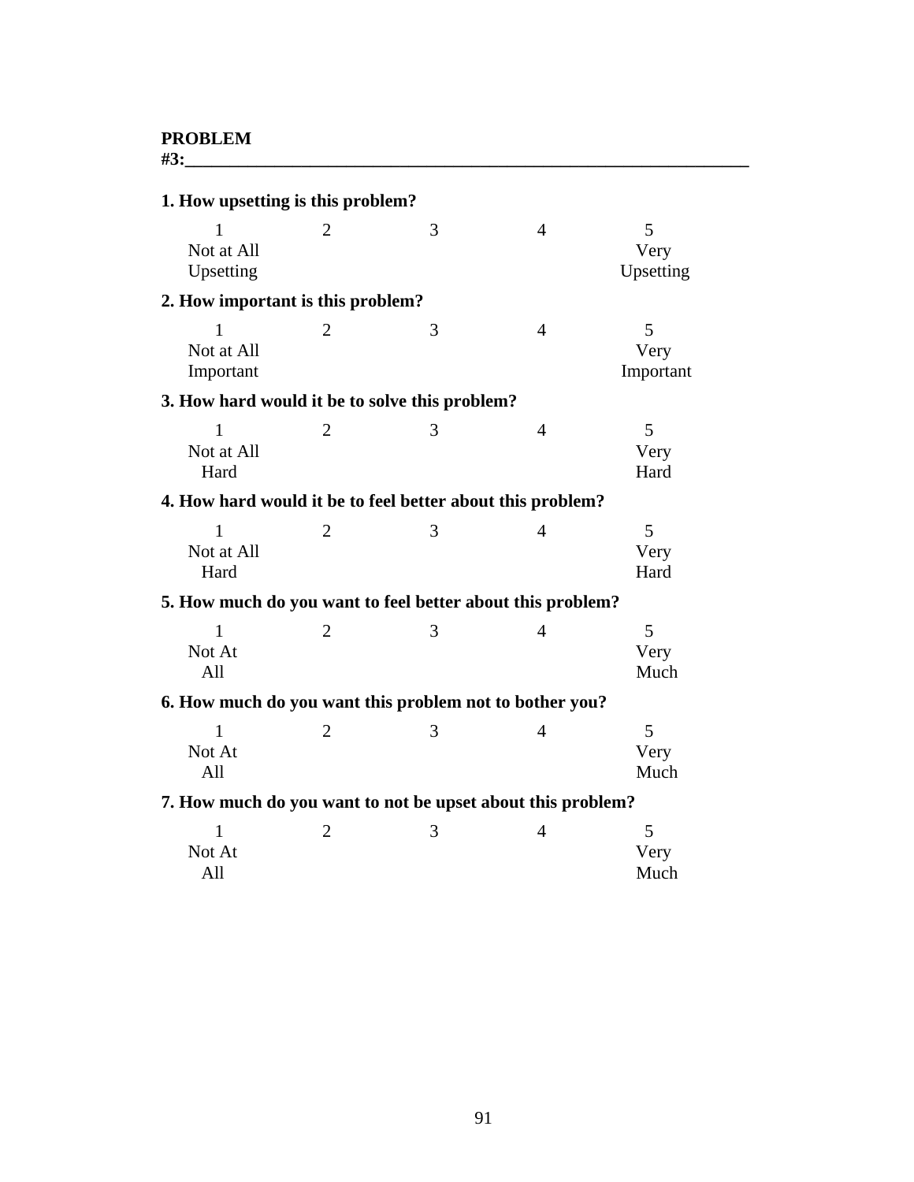**PROBLEM #3:**_________________________________________________________________

**1. How upsetting is this problem?**

| 1 | 2 | 3 | 4 | 5 |
|---|---|---|---|---|
| Not at All Upsetting | | | | Very Upsetting |

**2. How important is this problem?**

| 1 | 2 | 3 | 4 | 5 |
|---|---|---|---|---|
| Not at All Important | | | | Very Important |

**3. How hard would it be to solve this problem?**

| 1 | 2 | 3 | 4 | 5 |
|---|---|---|---|---|
| Not at All Hard | | | | Very Hard |

**4. How hard would it be to feel better about this problem?**

| 1 | 2 | 3 | 4 | 5 |
|---|---|---|---|---|
| Not at All Hard | | | | Very Hard |

**5. How much do you want to feel better about this problem?**

| 1 | 2 | 3 | 4 | 5 |
|---|---|---|---|---|
| Not At All | | | | Very Much |

**6. How much do you want this problem not to bother you?**

| 1 | 2 | 3 | 4 | 5 |
|---|---|---|---|---|
| Not At All | | | | Very Much |

**7. How much do you want to not be upset about this problem?**

| 1 | 2 | 3 | 4 | 5 |
|---|---|---|---|---|
| Not At All | | | | Very Much |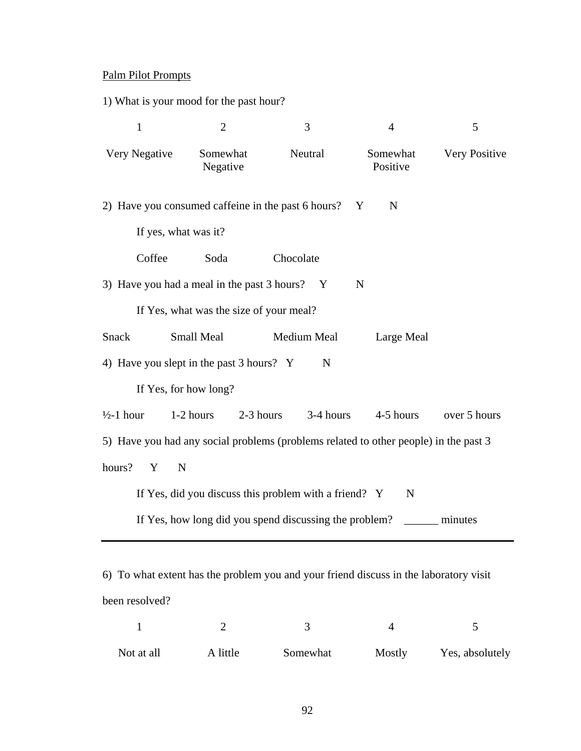<u>Palm Pilot Prompts</u>

1) What is your mood for the past hour?

| 1 | 2 | 3 | 4 | 5 |
|---|---|---|---|---|
| Very Negative | Somewhat Negative | Neutral | Somewhat Positive | Very Positive |

2) Have you consumed caffeine in the past 6 hours? Y N

If yes, what was it?

Coffee Soda Chocolate

3) Have you had a meal in the past 3 hours? Y N

If Yes, what was the size of your meal?

Snack Small Meal Medium Meal Large Meal

4) Have you slept in the past 3 hours? Y N

If Yes, for how long?

½-1 hour 1-2 hours 2-3 hours 3-4 hours 4-5 hours over 5 hours

5) Have you had any social problems (problems related to other people) in the past 3 hours? Y N

If Yes, did you discuss this problem with a friend? Y N

If Yes, how long did you spend discussing the problem? ______ minutes

---

6) To what extent has the problem you and your friend discuss in the laboratory visit been resolved?

| 1 | 2 | 3 | 4 | 5 |
|---|---|---|---|---|
| Not at all | A little | Somewhat | Mostly | Yes, absolutely |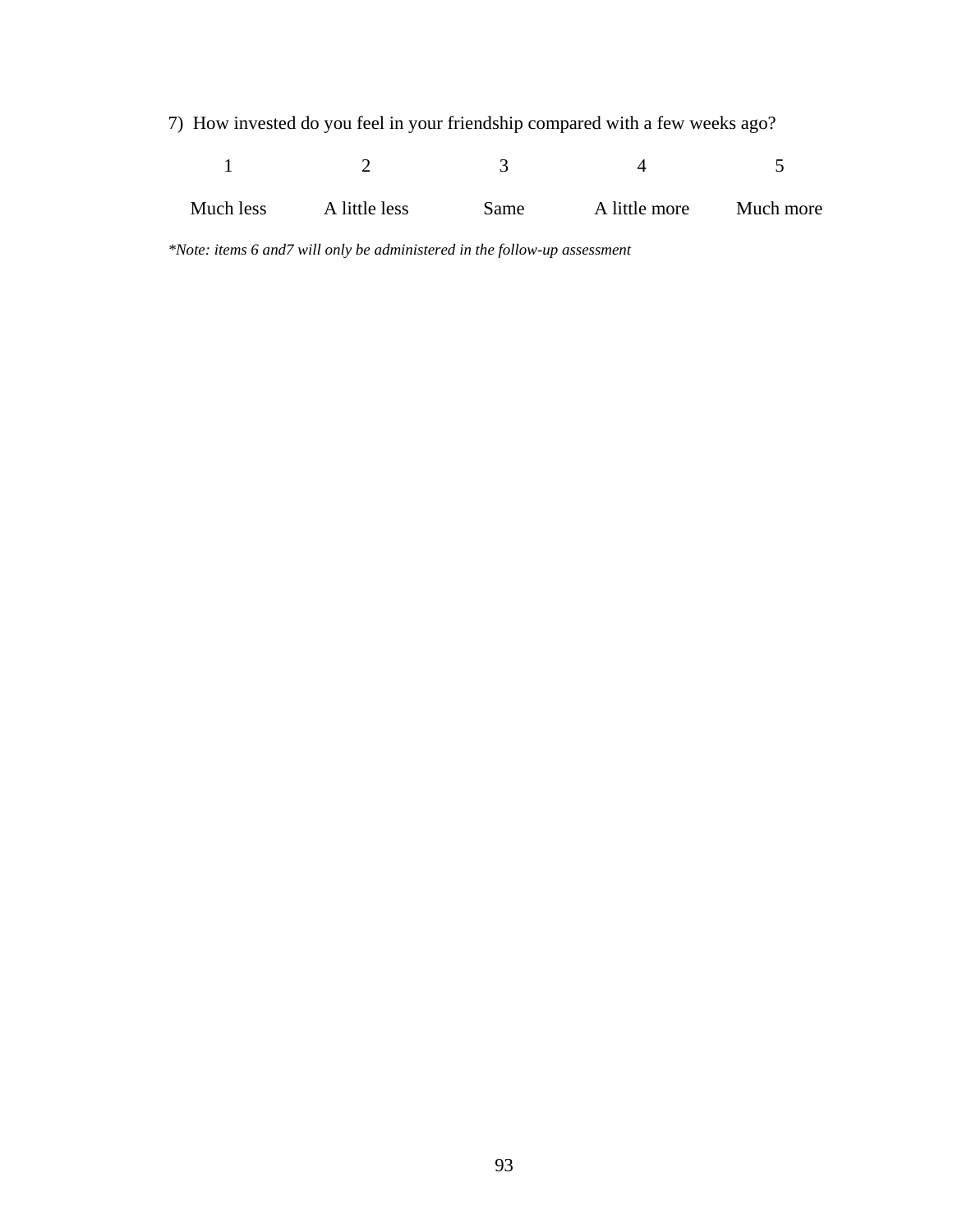7) How invested do you feel in your friendship compared with a few weeks ago?

| 1 | 2 | 3 | 4 | 5 |
|---|---|---|---|---|
| Much less | A little less | Same | A little more | Much more |

*\*Note: items 6 and7 will only be administered in the follow-up assessment*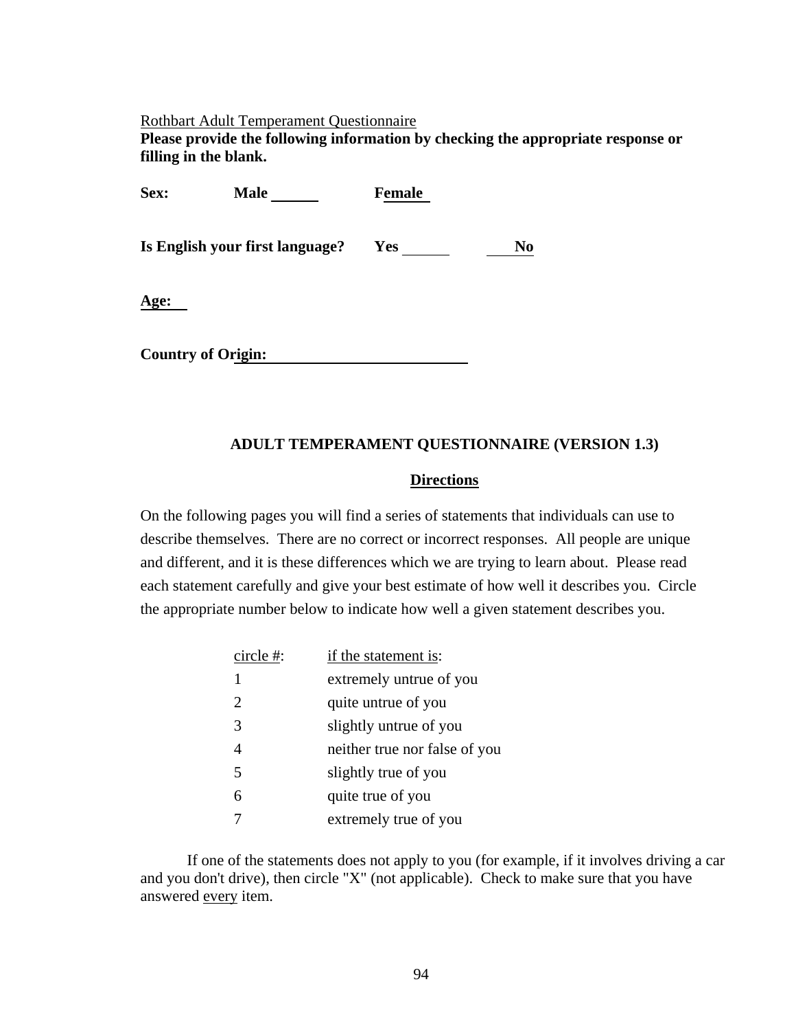Rothbart Adult Temperament Questionnaire

**Please provide the following information by checking the appropriate response or filling in the blank.**

**Sex:** **Male** ______ **Female** ______

**Is English your first language?** **Yes** ______ ______ **No**

**Age:** ______

**Country of Origin:** ______________________________

## ADULT TEMPERAMENT QUESTIONNAIRE (VERSION 1.3)

### Directions

On the following pages you will find a series of statements that individuals can use to describe themselves. There are no correct or incorrect responses. All people are unique and different, and it is these differences which we are trying to learn about. Please read each statement carefully and give your best estimate of how well it describes you. Circle the appropriate number below to indicate how well a given statement describes you.

| circle #: | if the statement is: |
|---|---|
| 1 | extremely untrue of you |
| 2 | quite untrue of you |
| 3 | slightly untrue of you |
| 4 | neither true nor false of you |
| 5 | slightly true of you |
| 6 | quite true of you |
| 7 | extremely true of you |

If one of the statements does not apply to you (for example, if it involves driving a car and you don't drive), then circle "X" (not applicable). Check to make sure that you have answered every item.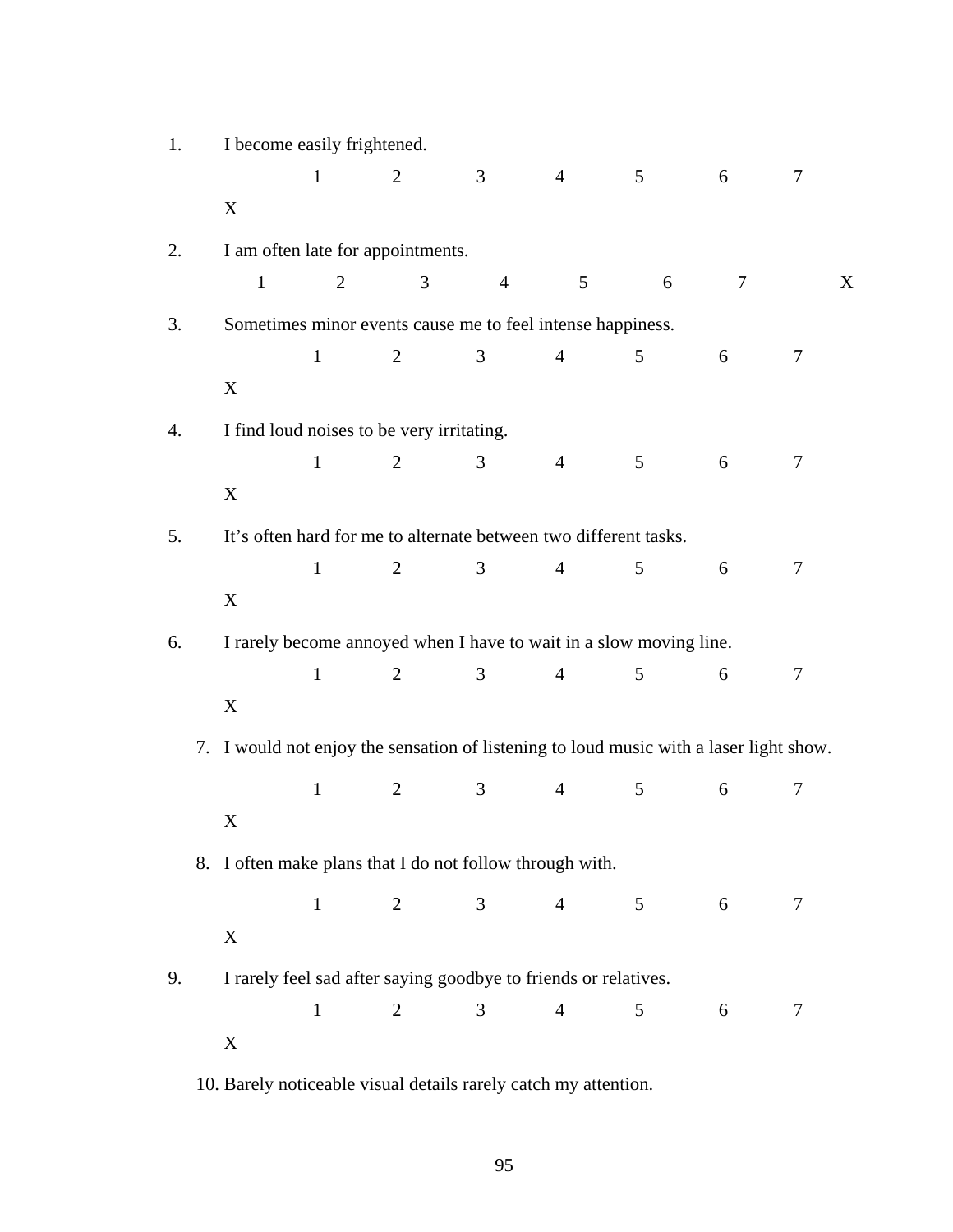1. I become easily frightened.

   1 2 3 4 5 6 7

   X

2. I am often late for appointments.

   1 2 3 4 5 6 7 X

3. Sometimes minor events cause me to feel intense happiness.

   1 2 3 4 5 6 7

   X

4. I find loud noises to be very irritating.

   1 2 3 4 5 6 7

   X

5. It's often hard for me to alternate between two different tasks.

   1 2 3 4 5 6 7

   X

6. I rarely become annoyed when I have to wait in a slow moving line.

   1 2 3 4 5 6 7

   X

7. I would not enjoy the sensation of listening to loud music with a laser light show.

   1 2 3 4 5 6 7

   X

8. I often make plans that I do not follow through with.

   1 2 3 4 5 6 7

   X

9. I rarely feel sad after saying goodbye to friends or relatives.

   1 2 3 4 5 6 7

   X

10. Barely noticeable visual details rarely catch my attention.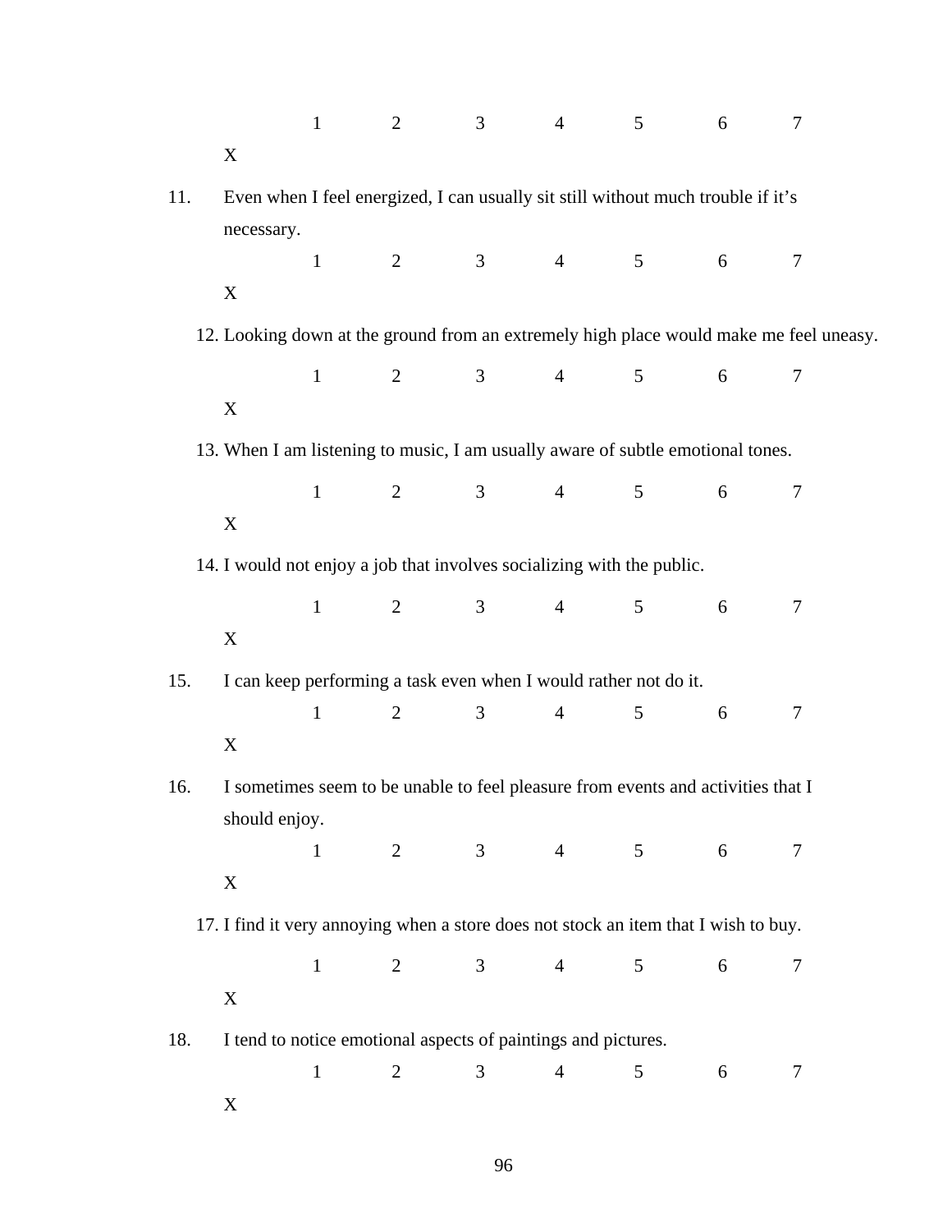1 2 3 4 5 6 7

X

11. Even when I feel energized, I can usually sit still without much trouble if it's necessary.

1 2 3 4 5 6 7

X

12. Looking down at the ground from an extremely high place would make me feel uneasy.

1 2 3 4 5 6 7

X

13. When I am listening to music, I am usually aware of subtle emotional tones.

1 2 3 4 5 6 7

X

14. I would not enjoy a job that involves socializing with the public.

1 2 3 4 5 6 7

X

15. I can keep performing a task even when I would rather not do it.

1 2 3 4 5 6 7

X

16. I sometimes seem to be unable to feel pleasure from events and activities that I should enjoy.

1 2 3 4 5 6 7

X

17. I find it very annoying when a store does not stock an item that I wish to buy.

1 2 3 4 5 6 7

X

18. I tend to notice emotional aspects of paintings and pictures.

1 2 3 4 5 6 7

X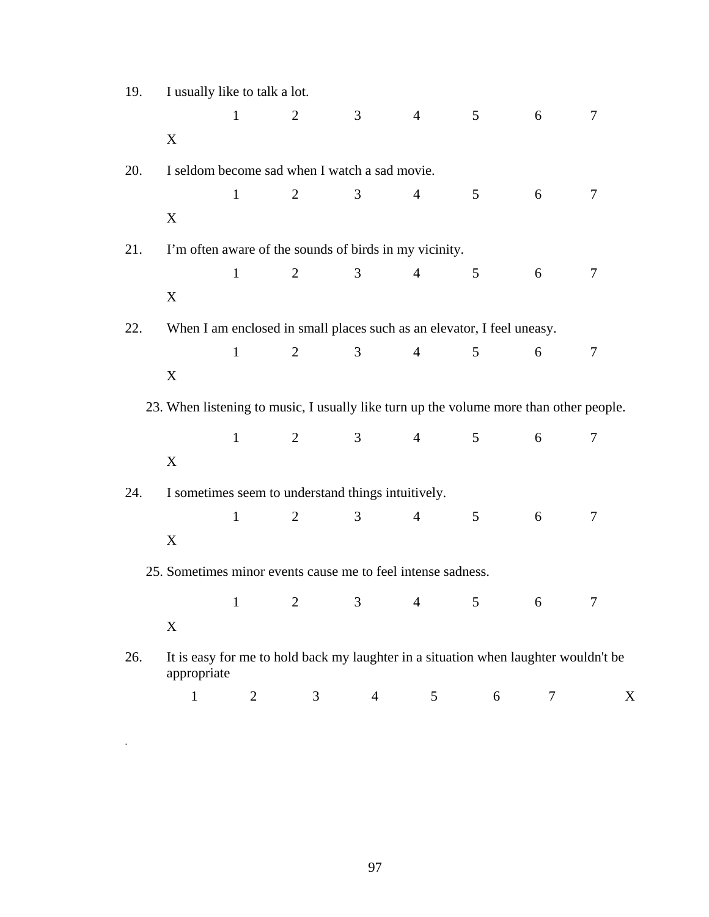19. I usually like to talk a lot.

    1 2 3 4 5 6 7

    X

20. I seldom become sad when I watch a sad movie.

    1 2 3 4 5 6 7

    X

21. I'm often aware of the sounds of birds in my vicinity.

    1 2 3 4 5 6 7

    X

22. When I am enclosed in small places such as an elevator, I feel uneasy.

    1 2 3 4 5 6 7

    X

23. When listening to music, I usually like turn up the volume more than other people.

    1 2 3 4 5 6 7

    X

24. I sometimes seem to understand things intuitively.

    1 2 3 4 5 6 7

    X

25. Sometimes minor events cause me to feel intense sadness.

    1 2 3 4 5 6 7

    X

26. It is easy for me to hold back my laughter in a situation when laughter wouldn't be appropriate

    1 2 3 4 5 6 7 X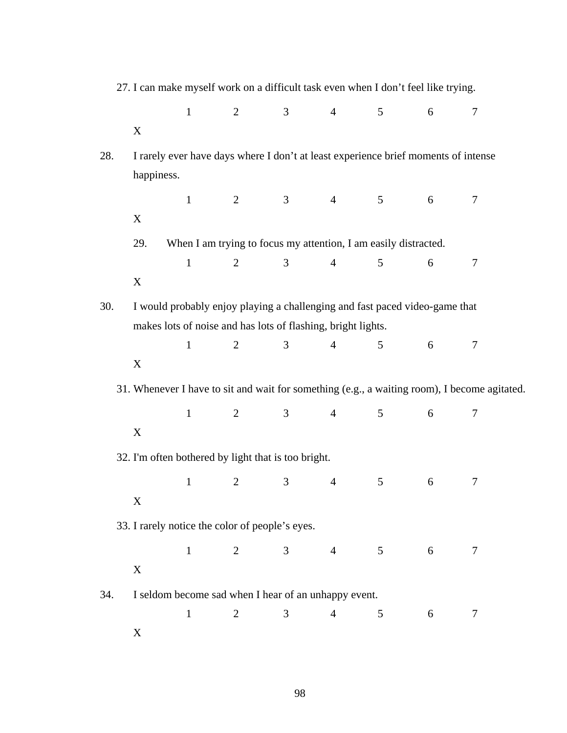27. I can make myself work on a difficult task even when I don't feel like trying.

    1 2 3 4 5 6 7

    X

28. I rarely ever have days where I don't at least experience brief moments of intense happiness.

    1 2 3 4 5 6 7

    X

29. When I am trying to focus my attention, I am easily distracted.

    1 2 3 4 5 6 7

    X

30. I would probably enjoy playing a challenging and fast paced video-game that makes lots of noise and has lots of flashing, bright lights.

    1 2 3 4 5 6 7

    X

31. Whenever I have to sit and wait for something (e.g., a waiting room), I become agitated.

    1 2 3 4 5 6 7

    X

32. I'm often bothered by light that is too bright.

    1 2 3 4 5 6 7

    X

33. I rarely notice the color of people's eyes.

    1 2 3 4 5 6 7

    X

34. I seldom become sad when I hear of an unhappy event.

    1 2 3 4 5 6 7

    X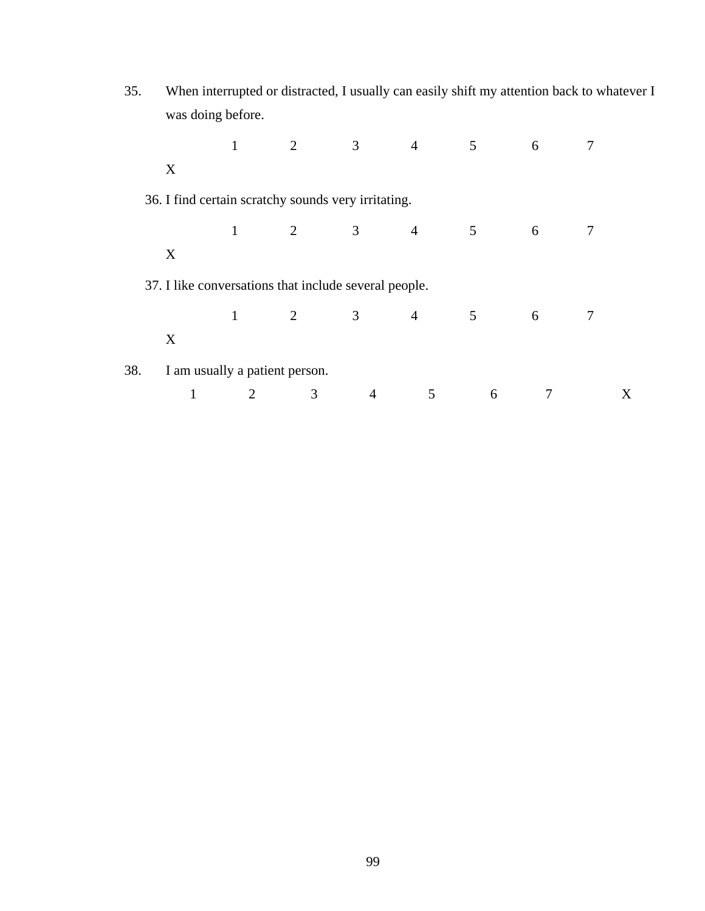35. When interrupted or distracted, I usually can easily shift my attention back to whatever I was doing before.

1 2 3 4 5 6 7 X

36. I find certain scratchy sounds very irritating.

1 2 3 4 5 6 7 X

37. I like conversations that include several people.

1 2 3 4 5 6 7 X

38. I am usually a patient person.

1 2 3 4 5 6 7 X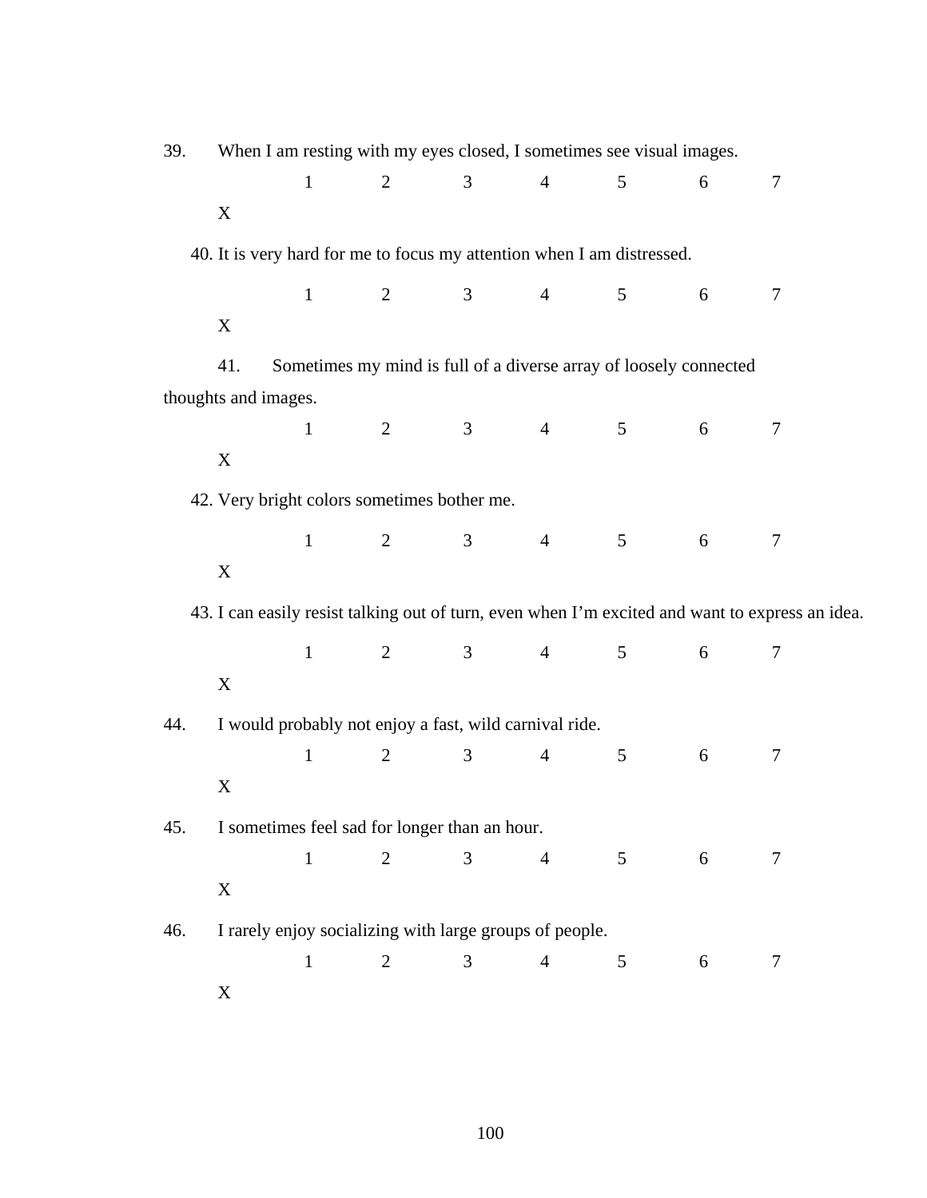39. When I am resting with my eyes closed, I sometimes see visual images.

1 2 3 4 5 6 7

X

40. It is very hard for me to focus my attention when I am distressed.

1 2 3 4 5 6 7

X

41. Sometimes my mind is full of a diverse array of loosely connected thoughts and images.

1 2 3 4 5 6 7

X

42. Very bright colors sometimes bother me.

1 2 3 4 5 6 7

X

43. I can easily resist talking out of turn, even when I'm excited and want to express an idea.

1 2 3 4 5 6 7

X

44. I would probably not enjoy a fast, wild carnival ride.

1 2 3 4 5 6 7

X

45. I sometimes feel sad for longer than an hour.

1 2 3 4 5 6 7

X

46. I rarely enjoy socializing with large groups of people.

1 2 3 4 5 6 7

X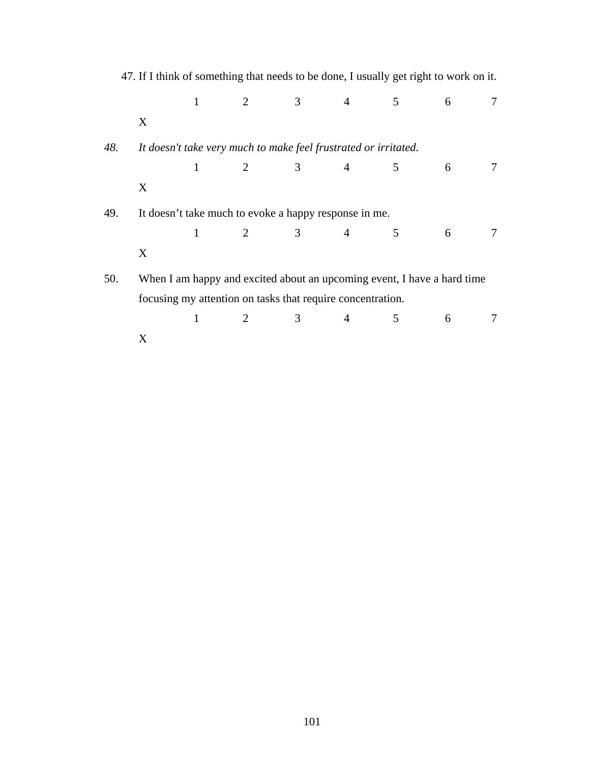47. If I think of something that needs to be done, I usually get right to work on it.

1 2 3 4 5 6 7

X

*48. It doesn't take very much to make feel frustrated or irritated.*

1 2 3 4 5 6 7

X

49. It doesn't take much to evoke a happy response in me.

1 2 3 4 5 6 7

X

50. When I am happy and excited about an upcoming event, I have a hard time focusing my attention on tasks that require concentration.

1 2 3 4 5 6 7

X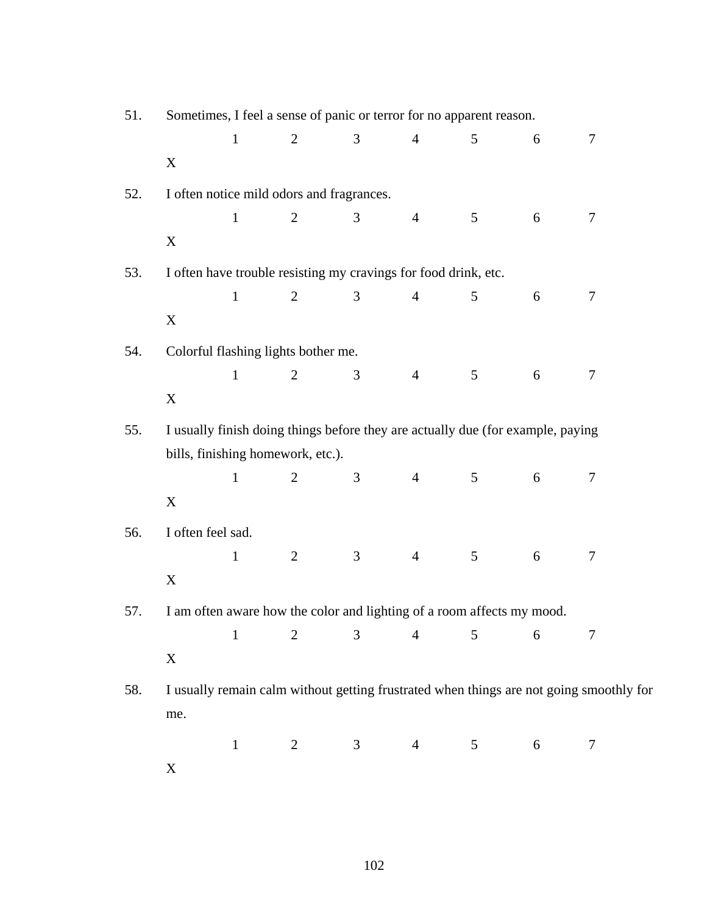51. Sometimes, I feel a sense of panic or terror for no apparent reason.

    1 2 3 4 5 6 7

    X

52. I often notice mild odors and fragrances.

    1 2 3 4 5 6 7

    X

53. I often have trouble resisting my cravings for food drink, etc.

    1 2 3 4 5 6 7

    X

54. Colorful flashing lights bother me.

    1 2 3 4 5 6 7

    X

55. I usually finish doing things before they are actually due (for example, paying bills, finishing homework, etc.).

    1 2 3 4 5 6 7

    X

56. I often feel sad.

    1 2 3 4 5 6 7

    X

57. I am often aware how the color and lighting of a room affects my mood.

    1 2 3 4 5 6 7

    X

58. I usually remain calm without getting frustrated when things are not going smoothly for me.

    1 2 3 4 5 6 7

    X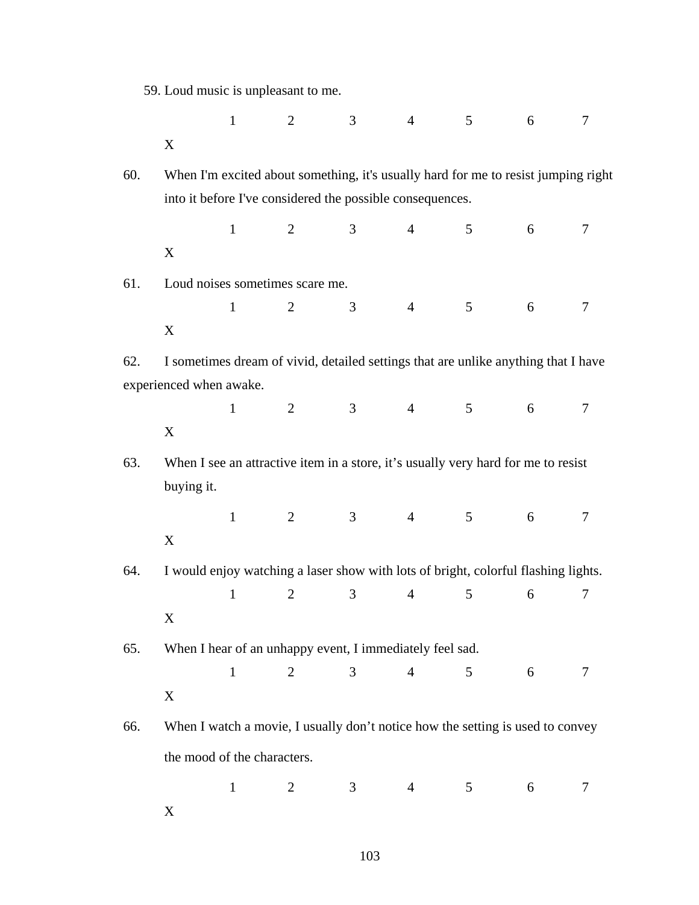59. Loud music is unpleasant to me.

1 2 3 4 5 6 7 X

60. When I'm excited about something, it's usually hard for me to resist jumping right into it before I've considered the possible consequences.

1 2 3 4 5 6 7 X

61. Loud noises sometimes scare me.

1 2 3 4 5 6 7 X

62. I sometimes dream of vivid, detailed settings that are unlike anything that I have experienced when awake.

1 2 3 4 5 6 7 X

63. When I see an attractive item in a store, it's usually very hard for me to resist buying it.

1 2 3 4 5 6 7 X

64. I would enjoy watching a laser show with lots of bright, colorful flashing lights.

1 2 3 4 5 6 7 X

65. When I hear of an unhappy event, I immediately feel sad.

1 2 3 4 5 6 7 X

66. When I watch a movie, I usually don't notice how the setting is used to convey the mood of the characters.

1 2 3 4 5 6 7 X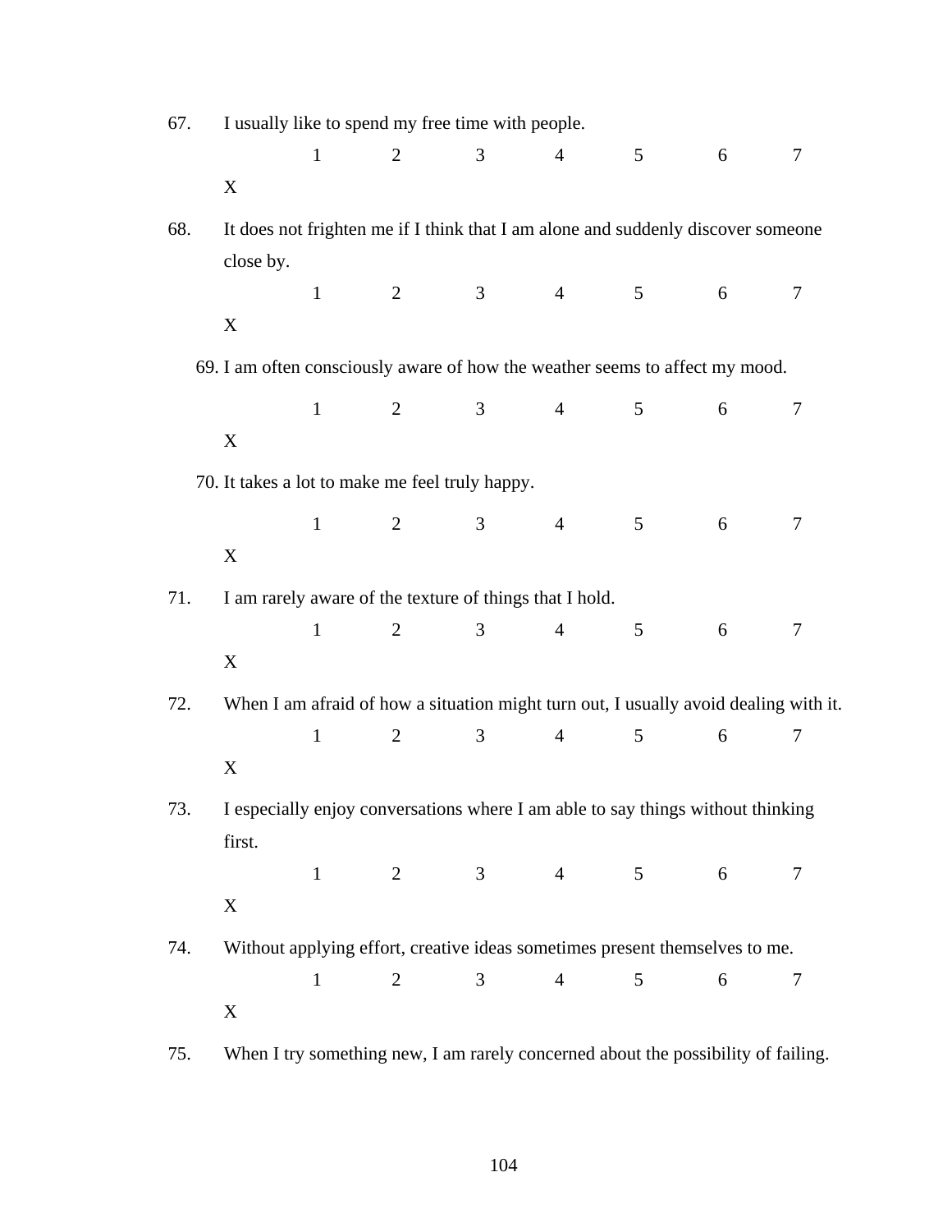67. I usually like to spend my free time with people.

    1 2 3 4 5 6 7

    X

68. It does not frighten me if I think that I am alone and suddenly discover someone close by.

    1 2 3 4 5 6 7

    X

69. I am often consciously aware of how the weather seems to affect my mood.

    1 2 3 4 5 6 7

    X

70. It takes a lot to make me feel truly happy.

    1 2 3 4 5 6 7

    X

71. I am rarely aware of the texture of things that I hold.

    1 2 3 4 5 6 7

    X

72. When I am afraid of how a situation might turn out, I usually avoid dealing with it.

    1 2 3 4 5 6 7

    X

73. I especially enjoy conversations where I am able to say things without thinking first.

    1 2 3 4 5 6 7

    X

74. Without applying effort, creative ideas sometimes present themselves to me.

    1 2 3 4 5 6 7

    X

75. When I try something new, I am rarely concerned about the possibility of failing.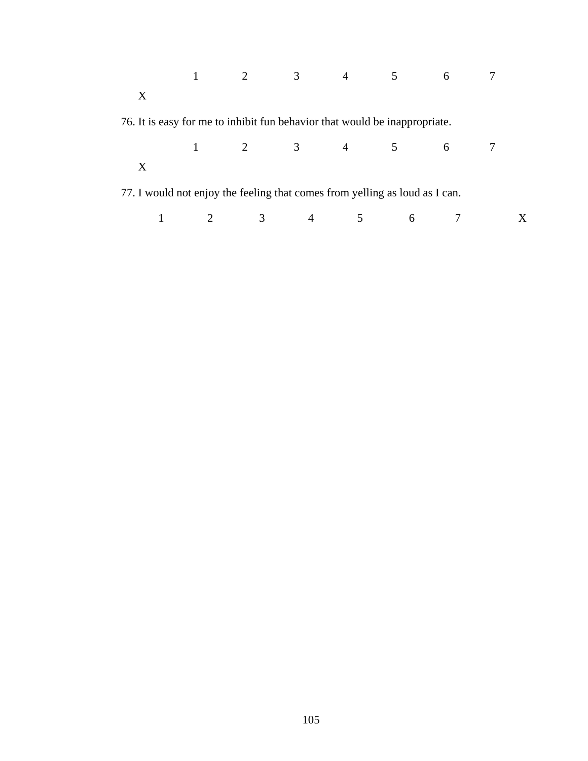1 2 3 4 5 6 7

X

76. It is easy for me to inhibit fun behavior that would be inappropriate.

1 2 3 4 5 6 7

X

77. I would not enjoy the feeling that comes from yelling as loud as I can.

1 2 3 4 5 6 7 X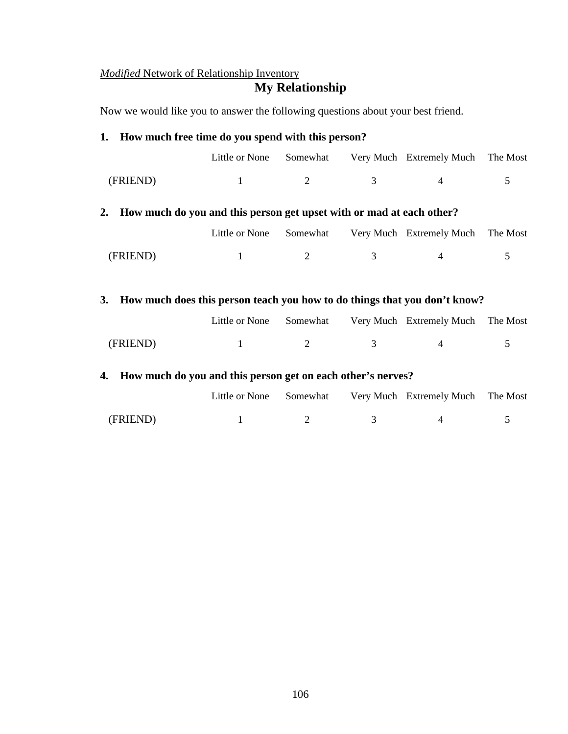*Modified* Network of Relationship Inventory

## My Relationship

Now we would like you to answer the following questions about your best friend.

**1. How much free time do you spend with this person?**

| | Little or None | Somewhat | Very Much | Extremely Much | The Most |
|---|---|---|---|---|---|
| (FRIEND) | 1 | 2 | 3 | 4 | 5 |

**2. How much do you and this person get upset with or mad at each other?**

| | Little or None | Somewhat | Very Much | Extremely Much | The Most |
|---|---|---|---|---|---|
| (FRIEND) | 1 | 2 | 3 | 4 | 5 |

**3. How much does this person teach you how to do things that you don't know?**

| | Little or None | Somewhat | Very Much | Extremely Much | The Most |
|---|---|---|---|---|---|
| (FRIEND) | 1 | 2 | 3 | 4 | 5 |

**4. How much do you and this person get on each other's nerves?**

| | Little or None | Somewhat | Very Much | Extremely Much | The Most |
|---|---|---|---|---|---|
| (FRIEND) | 1 | 2 | 3 | 4 | 5 |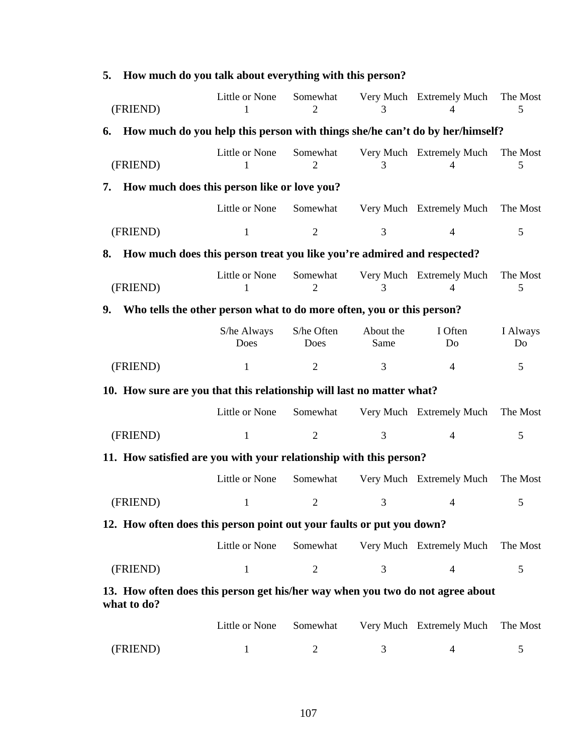**5. How much do you talk about everything with this person?**

| | Little or None | Somewhat | Very Much | Extremely Much | The Most |
|---|---|---|---|---|---|
| (FRIEND) | 1 | 2 | 3 | 4 | 5 |

**6. How much do you help this person with things she/he can't do by her/himself?**

| | Little or None | Somewhat | Very Much | Extremely Much | The Most |
|---|---|---|---|---|---|
| (FRIEND) | 1 | 2 | 3 | 4 | 5 |

**7. How much does this person like or love you?**

| | Little or None | Somewhat | Very Much | Extremely Much | The Most |
|---|---|---|---|---|---|
| (FRIEND) | 1 | 2 | 3 | 4 | 5 |

**8. How much does this person treat you like you're admired and respected?**

| | Little or None | Somewhat | Very Much | Extremely Much | The Most |
|---|---|---|---|---|---|
| (FRIEND) | 1 | 2 | 3 | 4 | 5 |

**9. Who tells the other person what to do more often, you or this person?**

| | S/he Always Does | S/he Often Does | About the Same | I Often Do | I Always Do |
|---|---|---|---|---|---|
| (FRIEND) | 1 | 2 | 3 | 4 | 5 |

**10. How sure are you that this relationship will last no matter what?**

| | Little or None | Somewhat | Very Much | Extremely Much | The Most |
|---|---|---|---|---|---|
| (FRIEND) | 1 | 2 | 3 | 4 | 5 |

**11. How satisfied are you with your relationship with this person?**

| | Little or None | Somewhat | Very Much | Extremely Much | The Most |
|---|---|---|---|---|---|
| (FRIEND) | 1 | 2 | 3 | 4 | 5 |

**12. How often does this person point out your faults or put you down?**

| | Little or None | Somewhat | Very Much | Extremely Much | The Most |
|---|---|---|---|---|---|
| (FRIEND) | 1 | 2 | 3 | 4 | 5 |

**13. How often does this person get his/her way when you two do not agree about what to do?**

| | Little or None | Somewhat | Very Much | Extremely Much | The Most |
|---|---|---|---|---|---|
| (FRIEND) | 1 | 2 | 3 | 4 | 5 |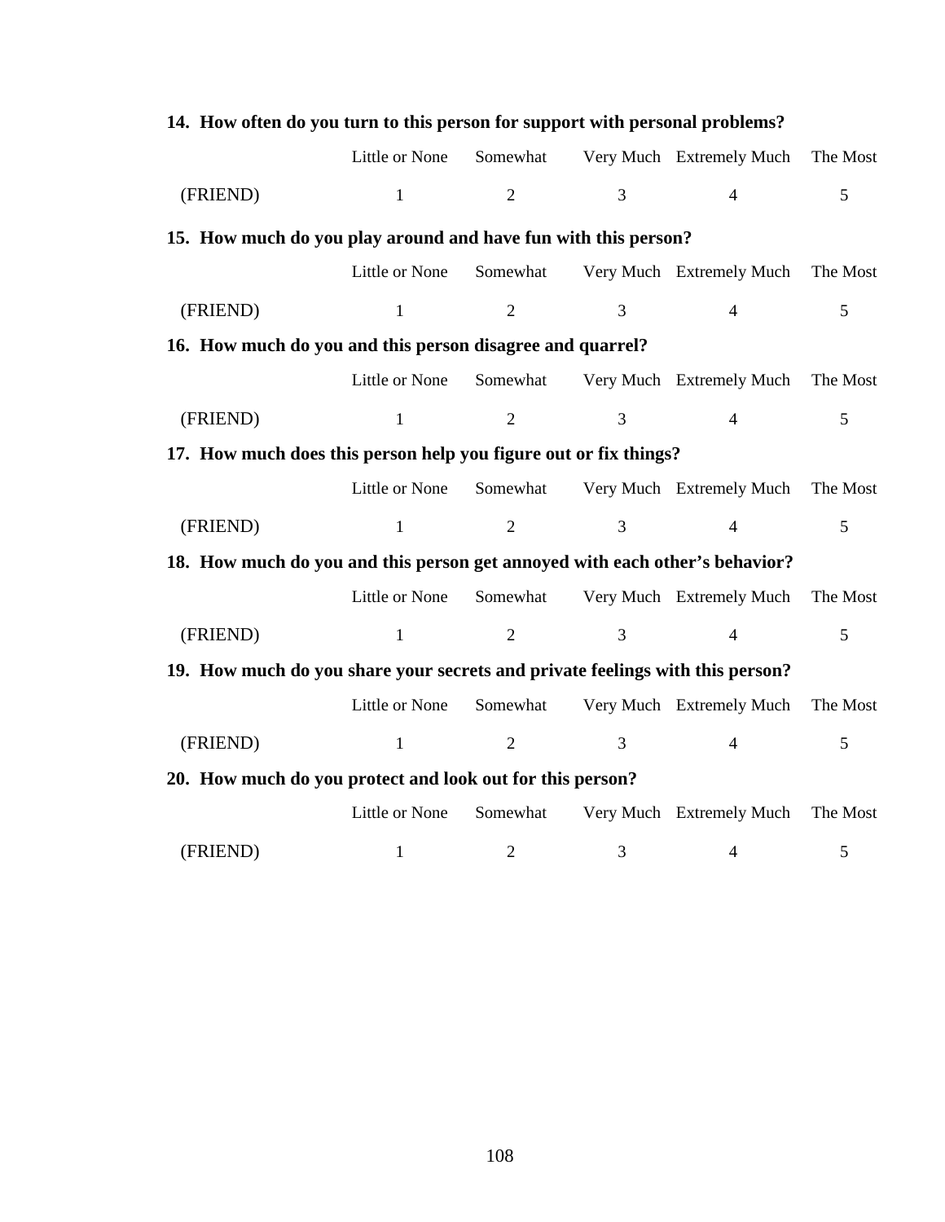**14. How often do you turn to this person for support with personal problems?**

| | Little or None | Somewhat | Very Much | Extremely Much | The Most |
|---|---|---|---|---|---|
| (FRIEND) | 1 | 2 | 3 | 4 | 5 |

**15. How much do you play around and have fun with this person?**

| | Little or None | Somewhat | Very Much | Extremely Much | The Most |
|---|---|---|---|---|---|
| (FRIEND) | 1 | 2 | 3 | 4 | 5 |

**16. How much do you and this person disagree and quarrel?**

| | Little or None | Somewhat | Very Much | Extremely Much | The Most |
|---|---|---|---|---|---|
| (FRIEND) | 1 | 2 | 3 | 4 | 5 |

**17. How much does this person help you figure out or fix things?**

| | Little or None | Somewhat | Very Much | Extremely Much | The Most |
|---|---|---|---|---|---|
| (FRIEND) | 1 | 2 | 3 | 4 | 5 |

**18. How much do you and this person get annoyed with each other's behavior?**

| | Little or None | Somewhat | Very Much | Extremely Much | The Most |
|---|---|---|---|---|---|
| (FRIEND) | 1 | 2 | 3 | 4 | 5 |

**19. How much do you share your secrets and private feelings with this person?**

| | Little or None | Somewhat | Very Much | Extremely Much | The Most |
|---|---|---|---|---|---|
| (FRIEND) | 1 | 2 | 3 | 4 | 5 |

**20. How much do you protect and look out for this person?**

| | Little or None | Somewhat | Very Much | Extremely Much | The Most |
|---|---|---|---|---|---|
| (FRIEND) | 1 | 2 | 3 | 4 | 5 |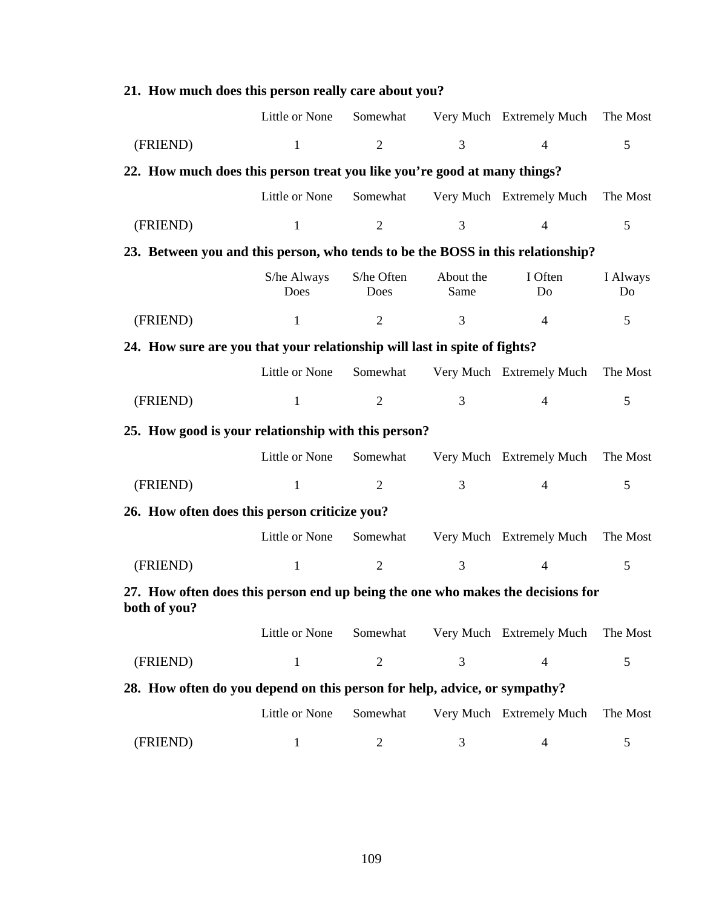**21. How much does this person really care about you?**

| | Little or None | Somewhat | Very Much | Extremely Much | The Most |
|---|---|---|---|---|---|
| (FRIEND) | 1 | 2 | 3 | 4 | 5 |

**22. How much does this person treat you like you're good at many things?**

| | Little or None | Somewhat | Very Much | Extremely Much | The Most |
|---|---|---|---|---|---|
| (FRIEND) | 1 | 2 | 3 | 4 | 5 |

**23. Between you and this person, who tends to be the BOSS in this relationship?**

| | S/he Always Does | S/he Often Does | About the Same | I Often Do | I Always Do |
|---|---|---|---|---|---|
| (FRIEND) | 1 | 2 | 3 | 4 | 5 |

**24. How sure are you that your relationship will last in spite of fights?**

| | Little or None | Somewhat | Very Much | Extremely Much | The Most |
|---|---|---|---|---|---|
| (FRIEND) | 1 | 2 | 3 | 4 | 5 |

**25. How good is your relationship with this person?**

| | Little or None | Somewhat | Very Much | Extremely Much | The Most |
|---|---|---|---|---|---|
| (FRIEND) | 1 | 2 | 3 | 4 | 5 |

**26. How often does this person criticize you?**

| | Little or None | Somewhat | Very Much | Extremely Much | The Most |
|---|---|---|---|---|---|
| (FRIEND) | 1 | 2 | 3 | 4 | 5 |

**27. How often does this person end up being the one who makes the decisions for both of you?**

| | Little or None | Somewhat | Very Much | Extremely Much | The Most |
|---|---|---|---|---|---|
| (FRIEND) | 1 | 2 | 3 | 4 | 5 |

**28. How often do you depend on this person for help, advice, or sympathy?**

| | Little or None | Somewhat | Very Much | Extremely Much | The Most |
|---|---|---|---|---|---|
| (FRIEND) | 1 | 2 | 3 | 4 | 5 |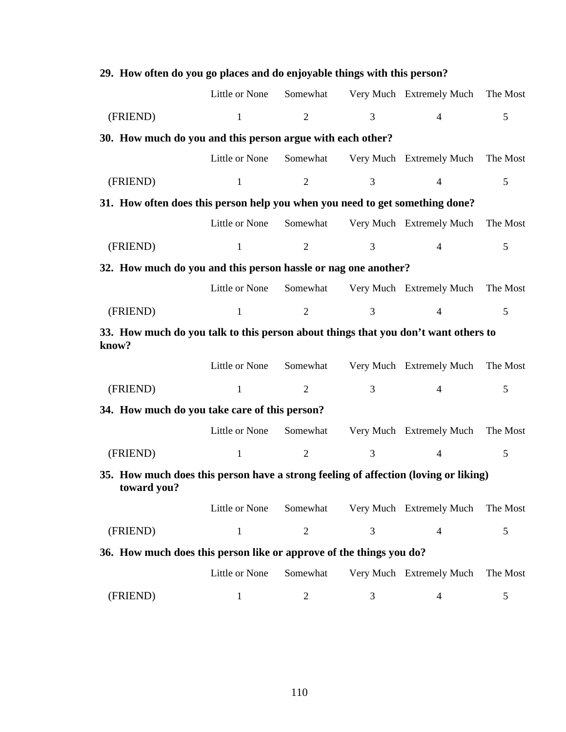**29. How often do you go places and do enjoyable things with this person?**

| | Little or None | Somewhat | Very Much | Extremely Much | The Most |
|---|---|---|---|---|---|
| (FRIEND) | 1 | 2 | 3 | 4 | 5 |

**30. How much do you and this person argue with each other?**

| | Little or None | Somewhat | Very Much | Extremely Much | The Most |
|---|---|---|---|---|---|
| (FRIEND) | 1 | 2 | 3 | 4 | 5 |

**31. How often does this person help you when you need to get something done?**

| | Little or None | Somewhat | Very Much | Extremely Much | The Most |
|---|---|---|---|---|---|
| (FRIEND) | 1 | 2 | 3 | 4 | 5 |

**32. How much do you and this person hassle or nag one another?**

| | Little or None | Somewhat | Very Much | Extremely Much | The Most |
|---|---|---|---|---|---|
| (FRIEND) | 1 | 2 | 3 | 4 | 5 |

**33. How much do you talk to this person about things that you don't want others to know?**

| | Little or None | Somewhat | Very Much | Extremely Much | The Most |
|---|---|---|---|---|---|
| (FRIEND) | 1 | 2 | 3 | 4 | 5 |

**34. How much do you take care of this person?**

| | Little or None | Somewhat | Very Much | Extremely Much | The Most |
|---|---|---|---|---|---|
| (FRIEND) | 1 | 2 | 3 | 4 | 5 |

**35. How much does this person have a strong feeling of affection (loving or liking) toward you?**

| | Little or None | Somewhat | Very Much | Extremely Much | The Most |
|---|---|---|---|---|---|
| (FRIEND) | 1 | 2 | 3 | 4 | 5 |

**36. How much does this person like or approve of the things you do?**

| | Little or None | Somewhat | Very Much | Extremely Much | The Most |
|---|---|---|---|---|---|
| (FRIEND) | 1 | 2 | 3 | 4 | 5 |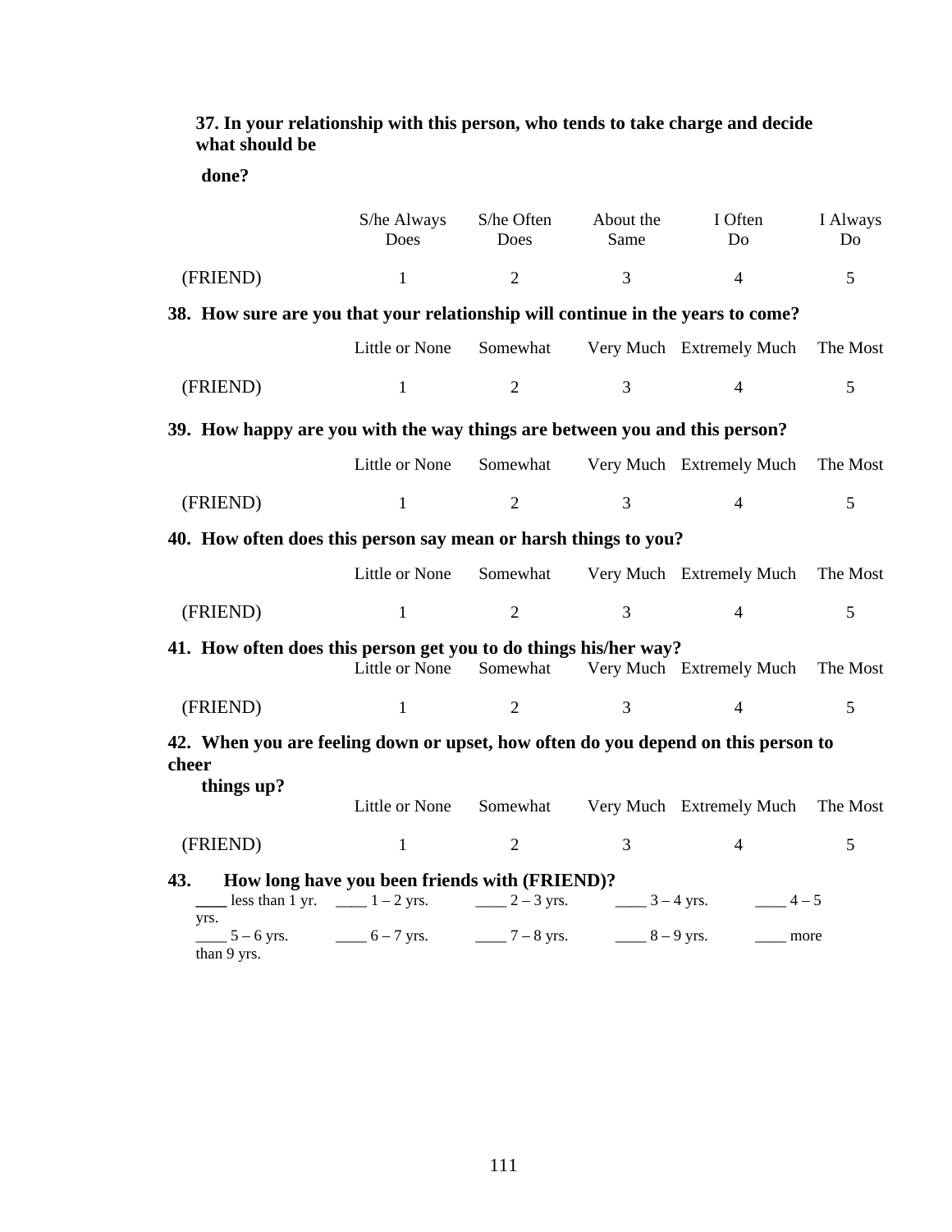**37. In your relationship with this person, who tends to take charge and decide what should be done?**

| | S/he Always Does | S/he Often Does | About the Same | I Often Do | I Always Do |
|---|---|---|---|---|---|
| (FRIEND) | 1 | 2 | 3 | 4 | 5 |

**38. How sure are you that your relationship will continue in the years to come?**

| | Little or None | Somewhat | Very Much | Extremely Much | The Most |
|---|---|---|---|---|---|
| (FRIEND) | 1 | 2 | 3 | 4 | 5 |

**39. How happy are you with the way things are between you and this person?**

| | Little or None | Somewhat | Very Much | Extremely Much | The Most |
|---|---|---|---|---|---|
| (FRIEND) | 1 | 2 | 3 | 4 | 5 |

**40. How often does this person say mean or harsh things to you?**

| | Little or None | Somewhat | Very Much | Extremely Much | The Most |
|---|---|---|---|---|---|
| (FRIEND) | 1 | 2 | 3 | 4 | 5 |

**41. How often does this person get you to do things his/her way?**

| | Little or None | Somewhat | Very Much | Extremely Much | The Most |
|---|---|---|---|---|---|
| (FRIEND) | 1 | 2 | 3 | 4 | 5 |

**42. When you are feeling down or upset, how often do you depend on this person to cheer things up?**

| | Little or None | Somewhat | Very Much | Extremely Much | The Most |
|---|---|---|---|---|---|
| (FRIEND) | 1 | 2 | 3 | 4 | 5 |

**43. How long have you been friends with (FRIEND)?**

____ less than 1 yr. ____ 1 – 2 yrs. ____ 2 – 3 yrs. ____ 3 – 4 yrs. ____ 4 – 5 yrs.

____ 5 – 6 yrs. ____ 6 – 7 yrs. ____ 7 – 8 yrs. ____ 8 – 9 yrs. ____ more than 9 yrs.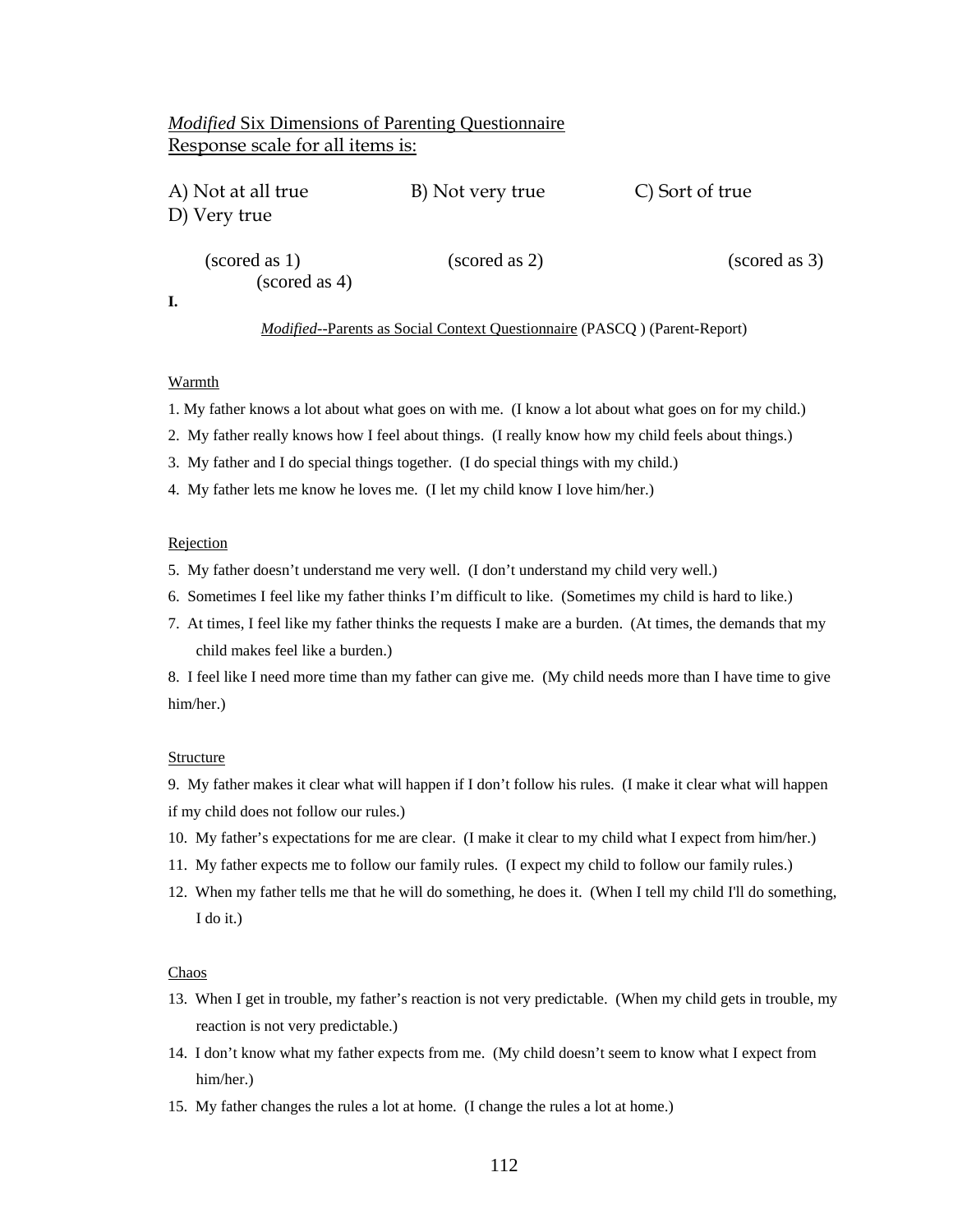*Modified* Six Dimensions of Parenting Questionnaire
Response scale for all items is:

A) Not at all true B) Not very true C) Sort of true D) Very true

(scored as 1) (scored as 2) (scored as 3) (scored as 4)

**I.**

*Modified*--Parents as Social Context Questionnaire (PASCQ ) (Parent-Report)

Warmth

1. My father knows a lot about what goes on with me. (I know a lot about what goes on for my child.)
2. My father really knows how I feel about things. (I really know how my child feels about things.)
3. My father and I do special things together. (I do special things with my child.)
4. My father lets me know he loves me. (I let my child know I love him/her.)

Rejection

5. My father doesn't understand me very well. (I don't understand my child very well.)
6. Sometimes I feel like my father thinks I'm difficult to like. (Sometimes my child is hard to like.)
7. At times, I feel like my father thinks the requests I make are a burden. (At times, the demands that my child makes feel like a burden.)
8. I feel like I need more time than my father can give me. (My child needs more than I have time to give him/her.)

Structure

9. My father makes it clear what will happen if I don't follow his rules. (I make it clear what will happen if my child does not follow our rules.)
10. My father's expectations for me are clear. (I make it clear to my child what I expect from him/her.)
11. My father expects me to follow our family rules. (I expect my child to follow our family rules.)
12. When my father tells me that he will do something, he does it. (When I tell my child I'll do something, I do it.)

Chaos

13. When I get in trouble, my father's reaction is not very predictable. (When my child gets in trouble, my reaction is not very predictable.)
14. I don't know what my father expects from me. (My child doesn't seem to know what I expect from him/her.)
15. My father changes the rules a lot at home. (I change the rules a lot at home.)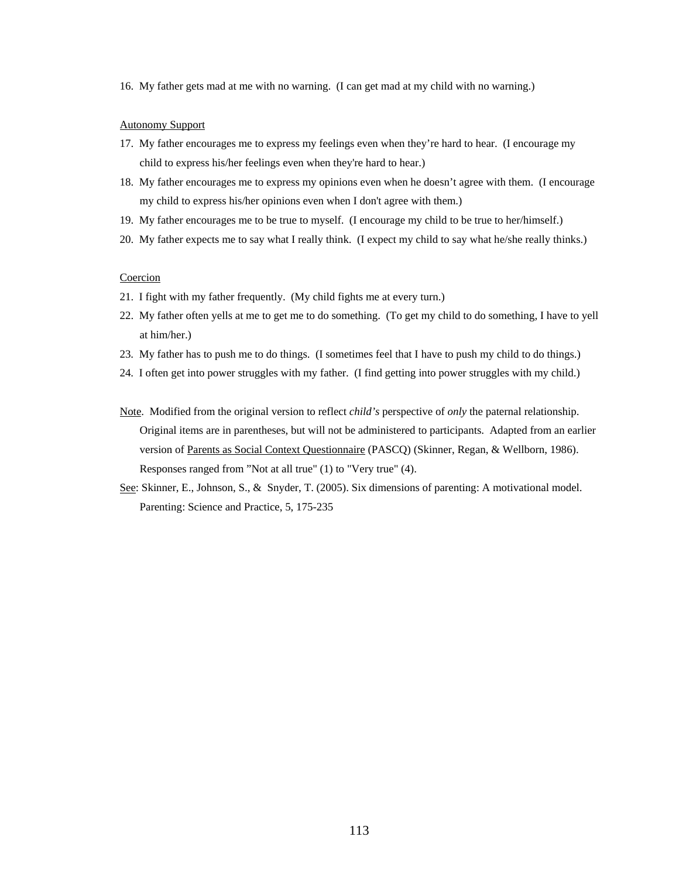16. My father gets mad at me with no warning. (I can get mad at my child with no warning.)

Autonomy Support

17. My father encourages me to express my feelings even when they're hard to hear. (I encourage my child to express his/her feelings even when they're hard to hear.)
18. My father encourages me to express my opinions even when he doesn't agree with them. (I encourage my child to express his/her opinions even when I don't agree with them.)
19. My father encourages me to be true to myself. (I encourage my child to be true to her/himself.)
20. My father expects me to say what I really think. (I expect my child to say what he/she really thinks.)

Coercion

21. I fight with my father frequently. (My child fights me at every turn.)
22. My father often yells at me to get me to do something. (To get my child to do something, I have to yell at him/her.)
23. My father has to push me to do things. (I sometimes feel that I have to push my child to do things.)
24. I often get into power struggles with my father. (I find getting into power struggles with my child.)

Note. Modified from the original version to reflect *child's* perspective of *only* the paternal relationship. Original items are in parentheses, but will not be administered to participants. Adapted from an earlier version of Parents as Social Context Questionnaire (PASCQ) (Skinner, Regan, & Wellborn, 1986). Responses ranged from "Not at all true" (1) to "Very true" (4).

See: Skinner, E., Johnson, S., & Snyder, T. (2005). Six dimensions of parenting: A motivational model. Parenting: Science and Practice, 5, 175-235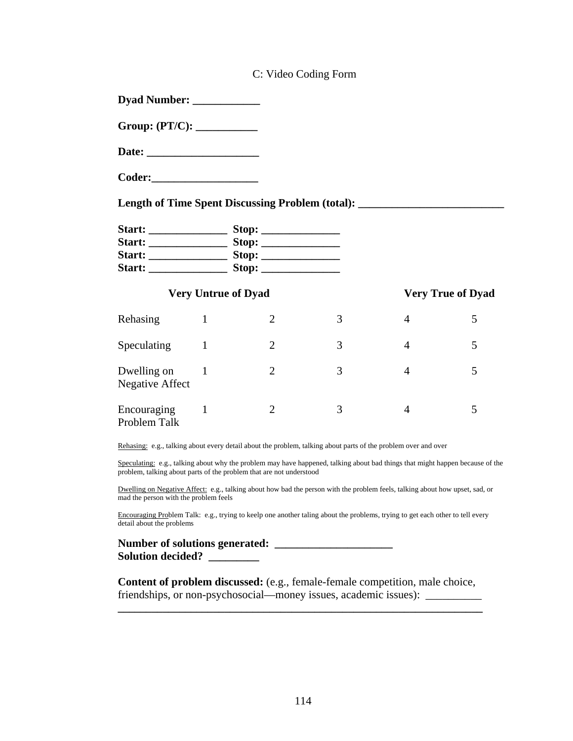C: Video Coding Form

**Dyad Number: ____________**

**Group: (PT/C): ___________**

**Date: ____________________**

**Coder:___________________**

**Length of Time Spent Discussing Problem (total): _________________________**

**Start: ______________ Stop: ______________**
**Start: ______________ Stop: ______________**
**Start: ______________ Stop: ______________**
**Start: ______________ Stop: ______________**

| | **Very Untrue of Dyad** | | | | **Very True of Dyad** |
|---|---|---|---|---|---|
| Rehasing | 1 | 2 | 3 | 4 | 5 |
| Speculating | 1 | 2 | 3 | 4 | 5 |
| Dwelling on Negative Affect | 1 | 2 | 3 | 4 | 5 |
| Encouraging Problem Talk | 1 | 2 | 3 | 4 | 5 |

Rehasing: e.g., talking about every detail about the problem, talking about parts of the problem over and over

Speculating: e.g., talking about why the problem may have happened, talking about bad things that might happen because of the problem, talking about parts of the problem that are not understood

Dwelling on Negative Affect: e.g., talking about how bad the person with the problem feels, talking about how upset, sad, or mad the person with the problem feels

Encouraging Problem Talk: e.g., trying to keelp one another taling about the problems, trying to get each other to tell every detail about the problems

**Number of solutions generated: _____________________**
**Solution decided? _________**

**Content of problem discussed:** (e.g., female-female competition, male choice, friendships, or non-psychosocial—money issues, academic issues): __________
_________________________________________________________________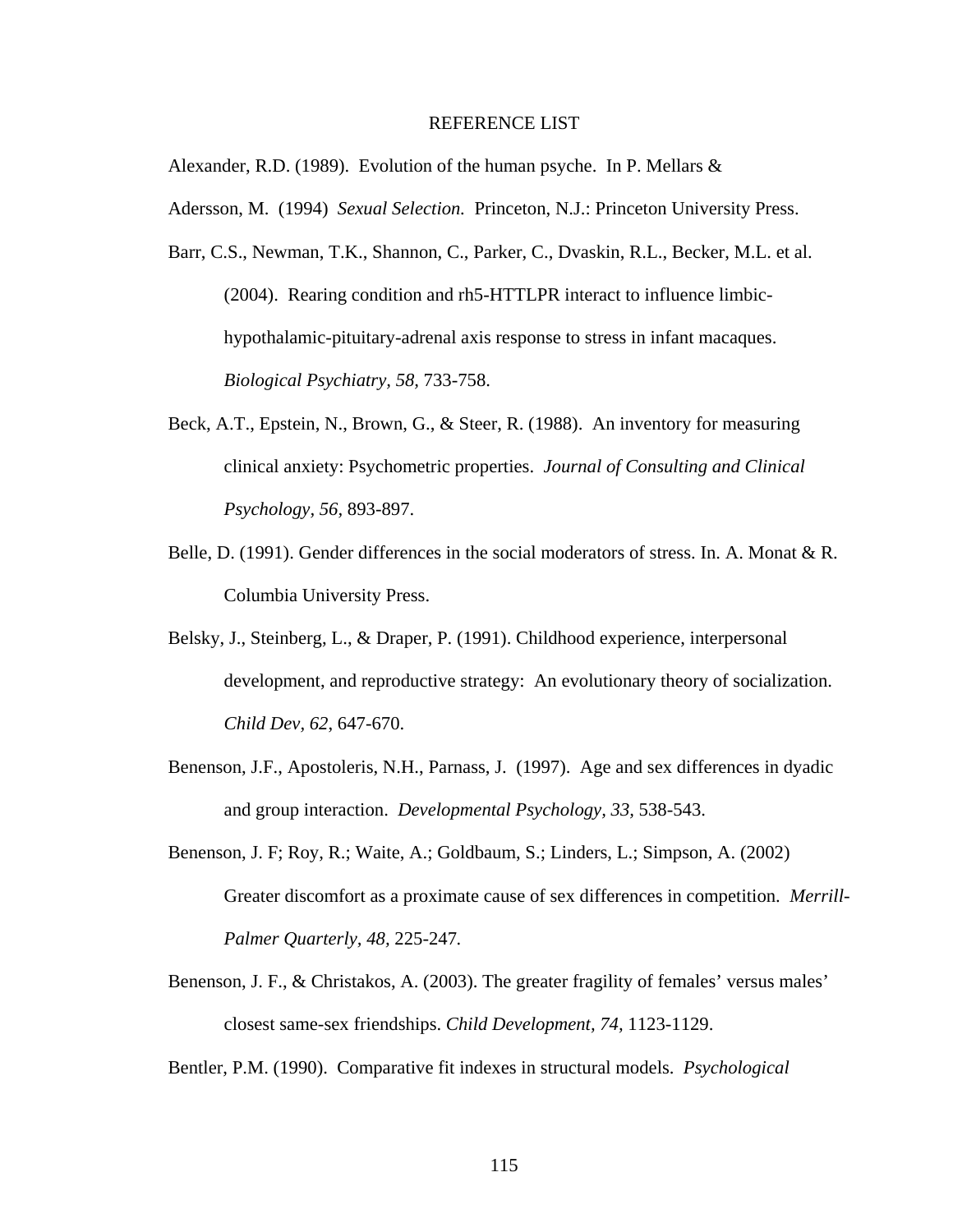# REFERENCE LIST

Alexander, R.D. (1989). Evolution of the human psyche. In P. Mellars &

Adersson, M. (1994) *Sexual Selection.* Princeton, N.J.: Princeton University Press.

Barr, C.S., Newman, T.K., Shannon, C., Parker, C., Dvaskin, R.L., Becker, M.L. et al. (2004). Rearing condition and rh5-HTTLPR interact to influence limbic-hypothalamic-pituitary-adrenal axis response to stress in infant macaques. *Biological Psychiatry, 58*, 733-758.

Beck, A.T., Epstein, N., Brown, G., & Steer, R. (1988). An inventory for measuring clinical anxiety: Psychometric properties. *Journal of Consulting and Clinical Psychology, 56,* 893-897.

Belle, D. (1991). Gender differences in the social moderators of stress. In. A. Monat & R. Columbia University Press.

Belsky, J., Steinberg, L., & Draper, P. (1991). Childhood experience, interpersonal development, and reproductive strategy: An evolutionary theory of socialization. *Child Dev, 62*, 647-670.

Benenson, J.F., Apostoleris, N.H., Parnass, J. (1997). Age and sex differences in dyadic and group interaction. *Developmental Psychology, 33,* 538-543.

Benenson, J. F; Roy, R.; Waite, A.; Goldbaum, S.; Linders, L.; Simpson, A. (2002) Greater discomfort as a proximate cause of sex differences in competition. *Merrill-Palmer Quarterly, 48*, 225-247.

Benenson, J. F., & Christakos, A. (2003). The greater fragility of females' versus males' closest same-sex friendships. *Child Development, 74,* 1123-1129.

Bentler, P.M. (1990). Comparative fit indexes in structural models. *Psychological*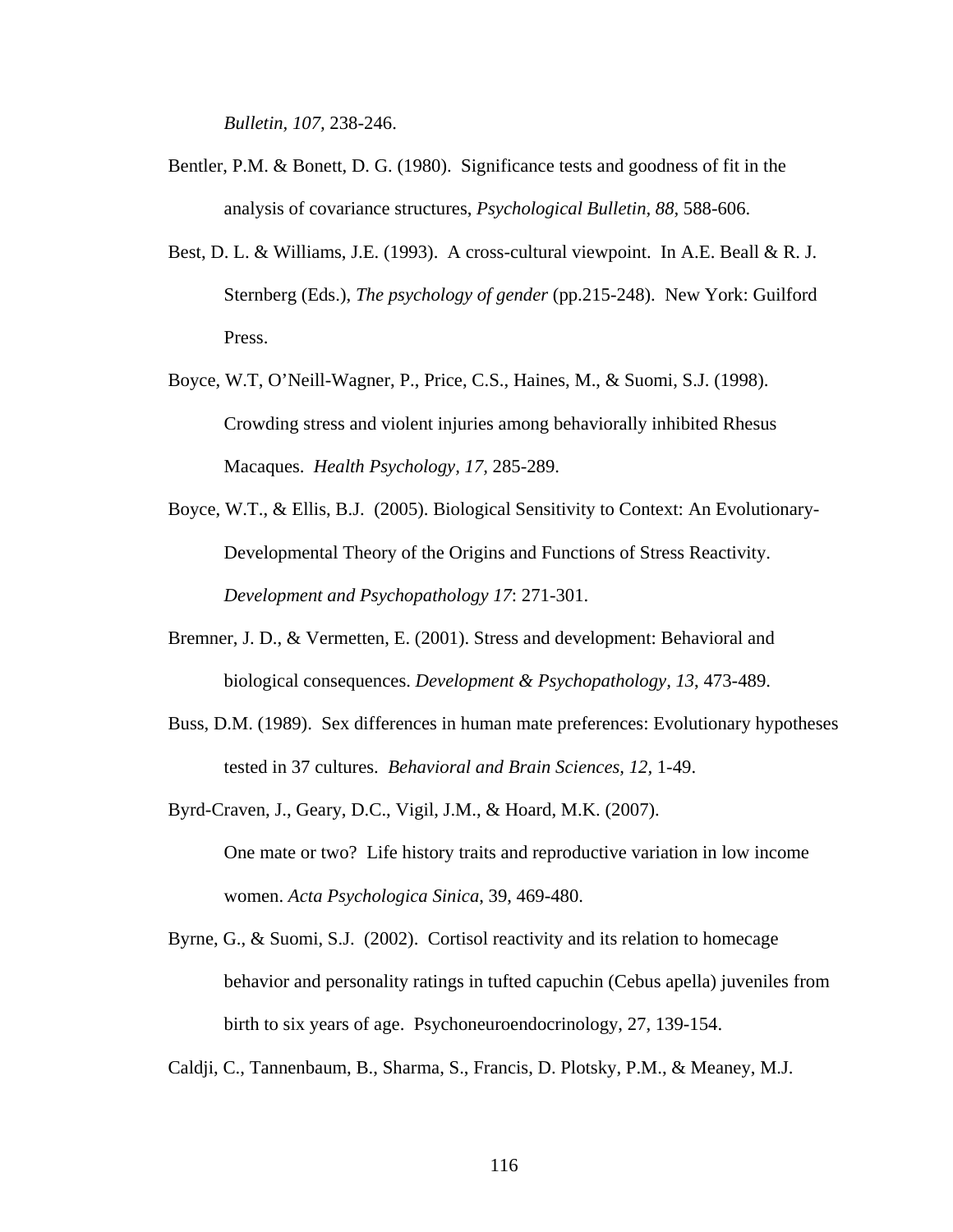*Bulletin, 107*, 238-246.

Bentler, P.M. & Bonett, D. G. (1980). Significance tests and goodness of fit in the analysis of covariance structures, *Psychological Bulletin, 88*, 588-606.

Best, D. L. & Williams, J.E. (1993). A cross-cultural viewpoint. In A.E. Beall & R. J. Sternberg (Eds.), *The psychology of gender* (pp.215-248). New York: Guilford Press.

Boyce, W.T, O'Neill-Wagner, P., Price, C.S., Haines, M., & Suomi, S.J. (1998). Crowding stress and violent injuries among behaviorally inhibited Rhesus Macaques. *Health Psychology, 17,* 285-289.

Boyce, W.T., & Ellis, B.J. (2005). Biological Sensitivity to Context: An Evolutionary-Developmental Theory of the Origins and Functions of Stress Reactivity. *Development and Psychopathology 17*: 271-301.

Bremner, J. D., & Vermetten, E. (2001). Stress and development: Behavioral and biological consequences. *Development & Psychopathology, 13*, 473-489.

Buss, D.M. (1989). Sex differences in human mate preferences: Evolutionary hypotheses tested in 37 cultures. *Behavioral and Brain Sciences, 12*, 1-49.

Byrd-Craven, J., Geary, D.C., Vigil, J.M., & Hoard, M.K. (2007). One mate or two? Life history traits and reproductive variation in low income women. *Acta Psychologica Sinica*, 39, 469-480.

Byrne, G., & Suomi, S.J. (2002). Cortisol reactivity and its relation to homecage behavior and personality ratings in tufted capuchin (Cebus apella) juveniles from birth to six years of age. Psychoneuroendocrinology, 27, 139-154.

Caldji, C., Tannenbaum, B., Sharma, S., Francis, D. Plotsky, P.M., & Meaney, M.J.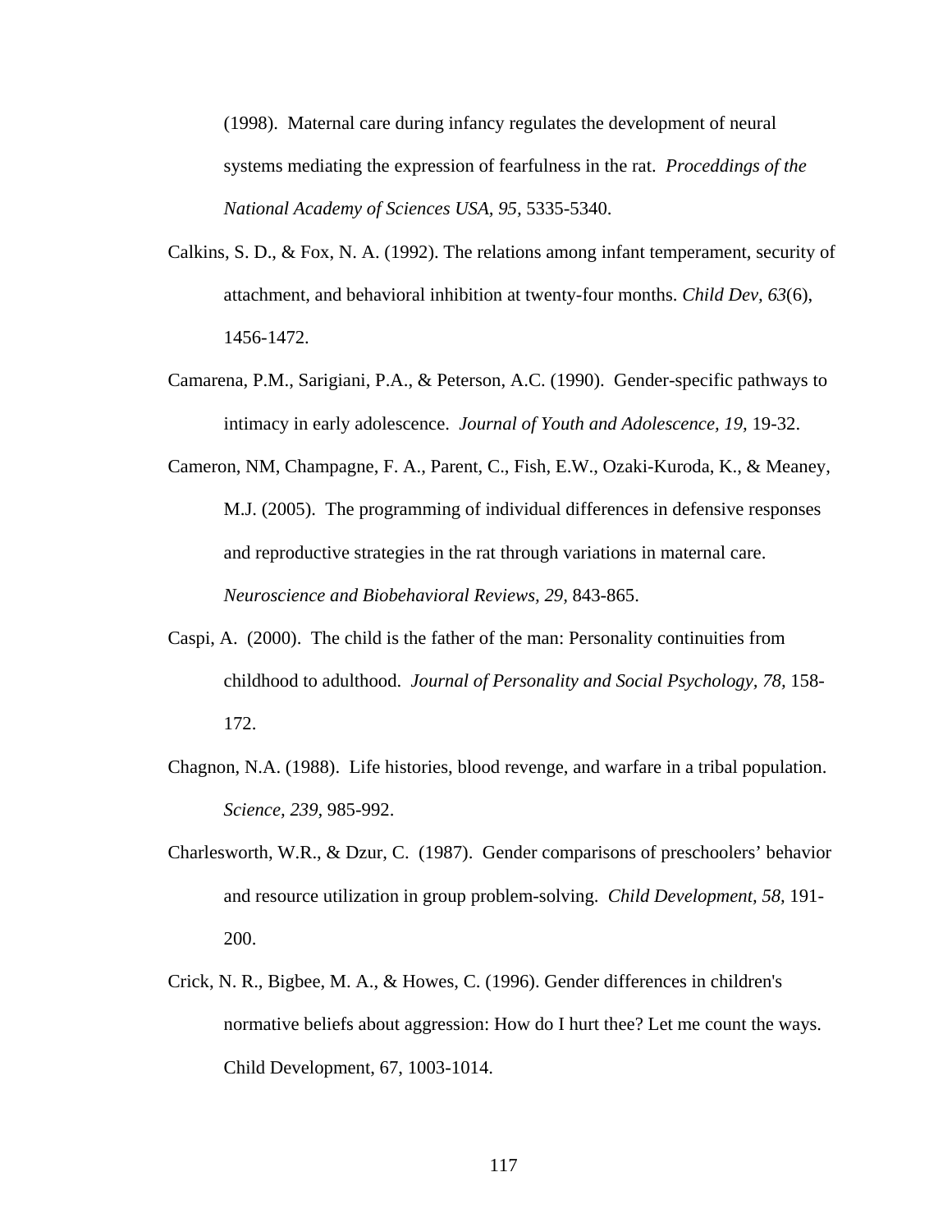(1998). Maternal care during infancy regulates the development of neural systems mediating the expression of fearfulness in the rat. *Proceddings of the National Academy of Sciences USA, 95,* 5335-5340.

Calkins, S. D., & Fox, N. A. (1992). The relations among infant temperament, security of attachment, and behavioral inhibition at twenty-four months. *Child Dev, 63*(6), 1456-1472.

Camarena, P.M., Sarigiani, P.A., & Peterson, A.C. (1990). Gender-specific pathways to intimacy in early adolescence. *Journal of Youth and Adolescence, 19,* 19-32.

Cameron, NM, Champagne, F. A., Parent, C., Fish, E.W., Ozaki-Kuroda, K., & Meaney, M.J. (2005). The programming of individual differences in defensive responses and reproductive strategies in the rat through variations in maternal care. *Neuroscience and Biobehavioral Reviews, 29,* 843-865.

Caspi, A. (2000). The child is the father of the man: Personality continuities from childhood to adulthood. *Journal of Personality and Social Psychology, 78,* 158-172.

Chagnon, N.A. (1988). Life histories, blood revenge, and warfare in a tribal population. *Science, 239,* 985-992.

Charlesworth, W.R., & Dzur, C. (1987). Gender comparisons of preschoolers' behavior and resource utilization in group problem-solving. *Child Development, 58,* 191-200.

Crick, N. R., Bigbee, M. A., & Howes, C. (1996). Gender differences in children's normative beliefs about aggression: How do I hurt thee? Let me count the ways. Child Development, 67, 1003-1014.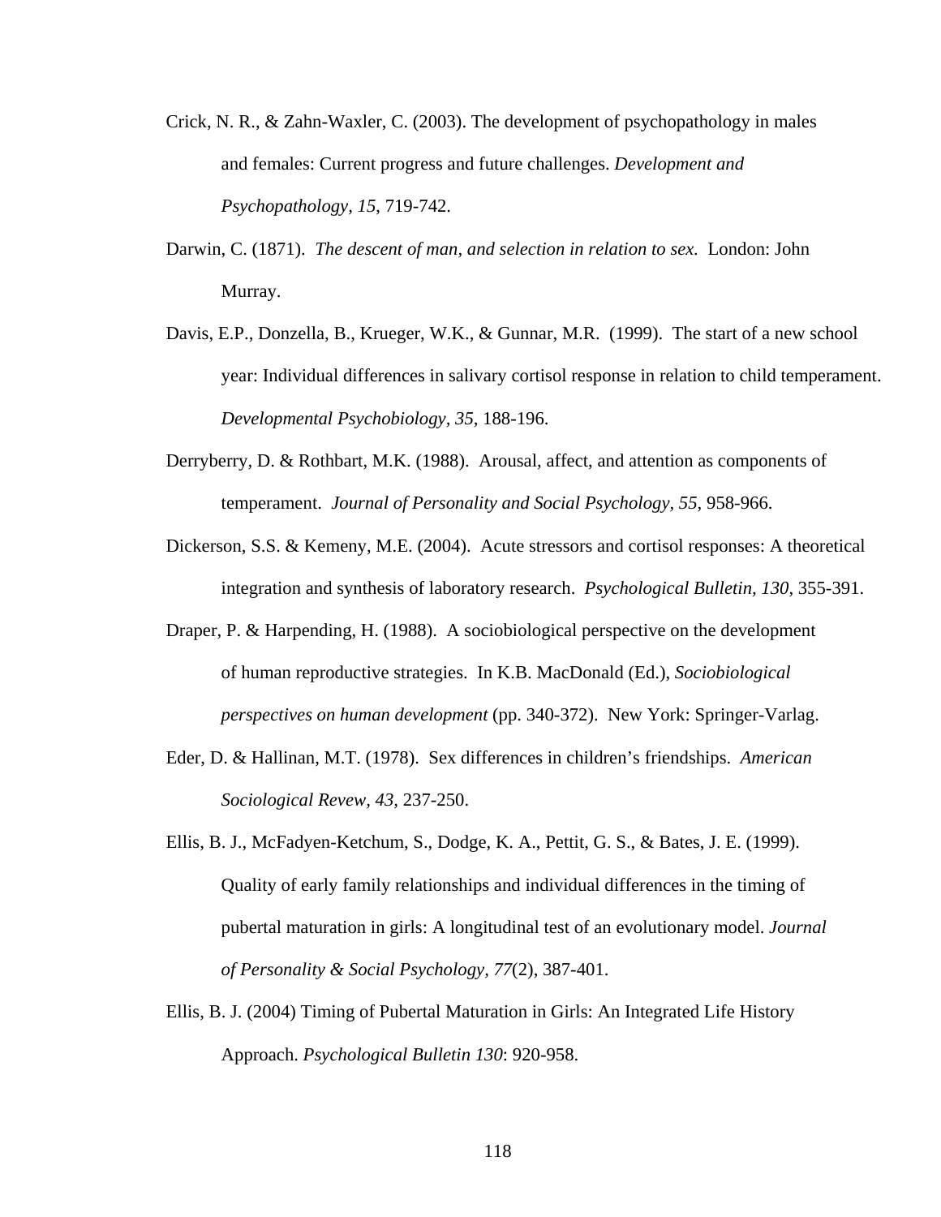Crick, N. R., & Zahn-Waxler, C. (2003). The development of psychopathology in males and females: Current progress and future challenges. *Development and Psychopathology, 15*, 719-742.

Darwin, C. (1871). *The descent of man, and selection in relation to sex.* London: John Murray.

Davis, E.P., Donzella, B., Krueger, W.K., & Gunnar, M.R. (1999). The start of a new school year: Individual differences in salivary cortisol response in relation to child temperament. *Developmental Psychobiology, 35*, 188-196.

Derryberry, D. & Rothbart, M.K. (1988). Arousal, affect, and attention as components of temperament. *Journal of Personality and Social Psychology, 55*, 958-966.

Dickerson, S.S. & Kemeny, M.E. (2004). Acute stressors and cortisol responses: A theoretical integration and synthesis of laboratory research. *Psychological Bulletin, 130*, 355-391.

Draper, P. & Harpending, H. (1988). A sociobiological perspective on the development of human reproductive strategies. In K.B. MacDonald (Ed.), *Sociobiological perspectives on human development* (pp. 340-372). New York: Springer-Varlag.

Eder, D. & Hallinan, M.T. (1978). Sex differences in children's friendships. *American Sociological Revew, 43*, 237-250.

Ellis, B. J., McFadyen-Ketchum, S., Dodge, K. A., Pettit, G. S., & Bates, J. E. (1999). Quality of early family relationships and individual differences in the timing of pubertal maturation in girls: A longitudinal test of an evolutionary model. *Journal of Personality & Social Psychology, 77*(2), 387-401.

Ellis, B. J. (2004) Timing of Pubertal Maturation in Girls: An Integrated Life History Approach. *Psychological Bulletin 130*: 920-958.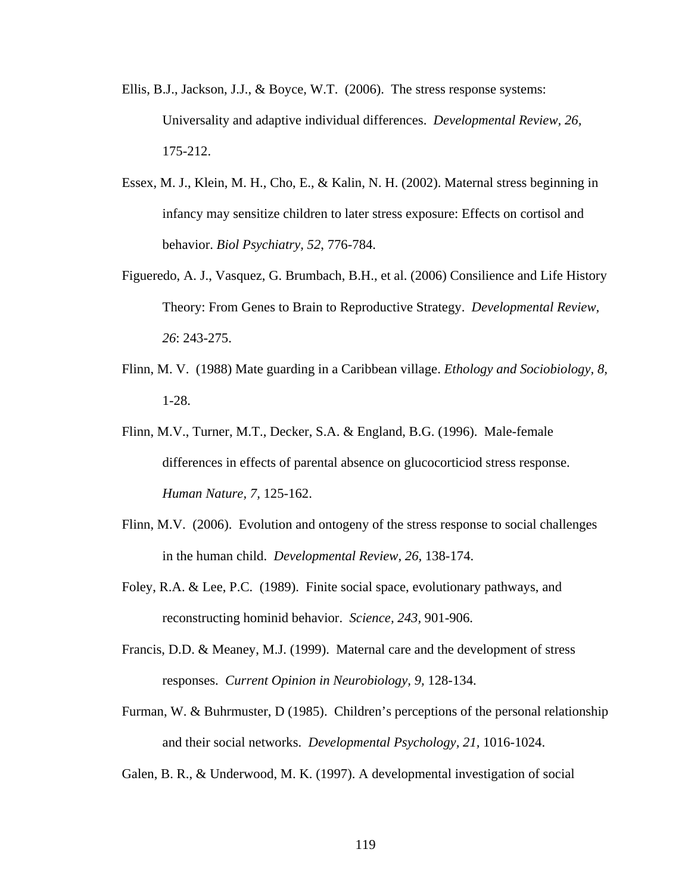Ellis, B.J., Jackson, J.J., & Boyce, W.T. (2006). The stress response systems: Universality and adaptive individual differences. *Developmental Review, 26,* 175-212.

Essex, M. J., Klein, M. H., Cho, E., & Kalin, N. H. (2002). Maternal stress beginning in infancy may sensitize children to later stress exposure: Effects on cortisol and behavior. *Biol Psychiatry, 52*, 776-784.

Figueredo, A. J., Vasquez, G. Brumbach, B.H., et al. (2006) Consilience and Life History Theory: From Genes to Brain to Reproductive Strategy. *Developmental Review, 26*: 243-275.

Flinn, M. V. (1988) Mate guarding in a Caribbean village. *Ethology and Sociobiology, 8,* 1-28.

Flinn, M.V., Turner, M.T., Decker, S.A. & England, B.G. (1996). Male-female differences in effects of parental absence on glucocorticiod stress response. *Human Nature, 7,* 125-162.

Flinn, M.V. (2006). Evolution and ontogeny of the stress response to social challenges in the human child. *Developmental Review, 26,* 138-174.

Foley, R.A. & Lee, P.C. (1989). Finite social space, evolutionary pathways, and reconstructing hominid behavior. *Science, 243*, 901-906.

Francis, D.D. & Meaney, M.J. (1999). Maternal care and the development of stress responses. *Current Opinion in Neurobiology, 9,* 128-134.

Furman, W. & Buhrmuster, D (1985). Children's perceptions of the personal relationship and their social networks. *Developmental Psychology, 21*, 1016-1024.

Galen, B. R., & Underwood, M. K. (1997). A developmental investigation of social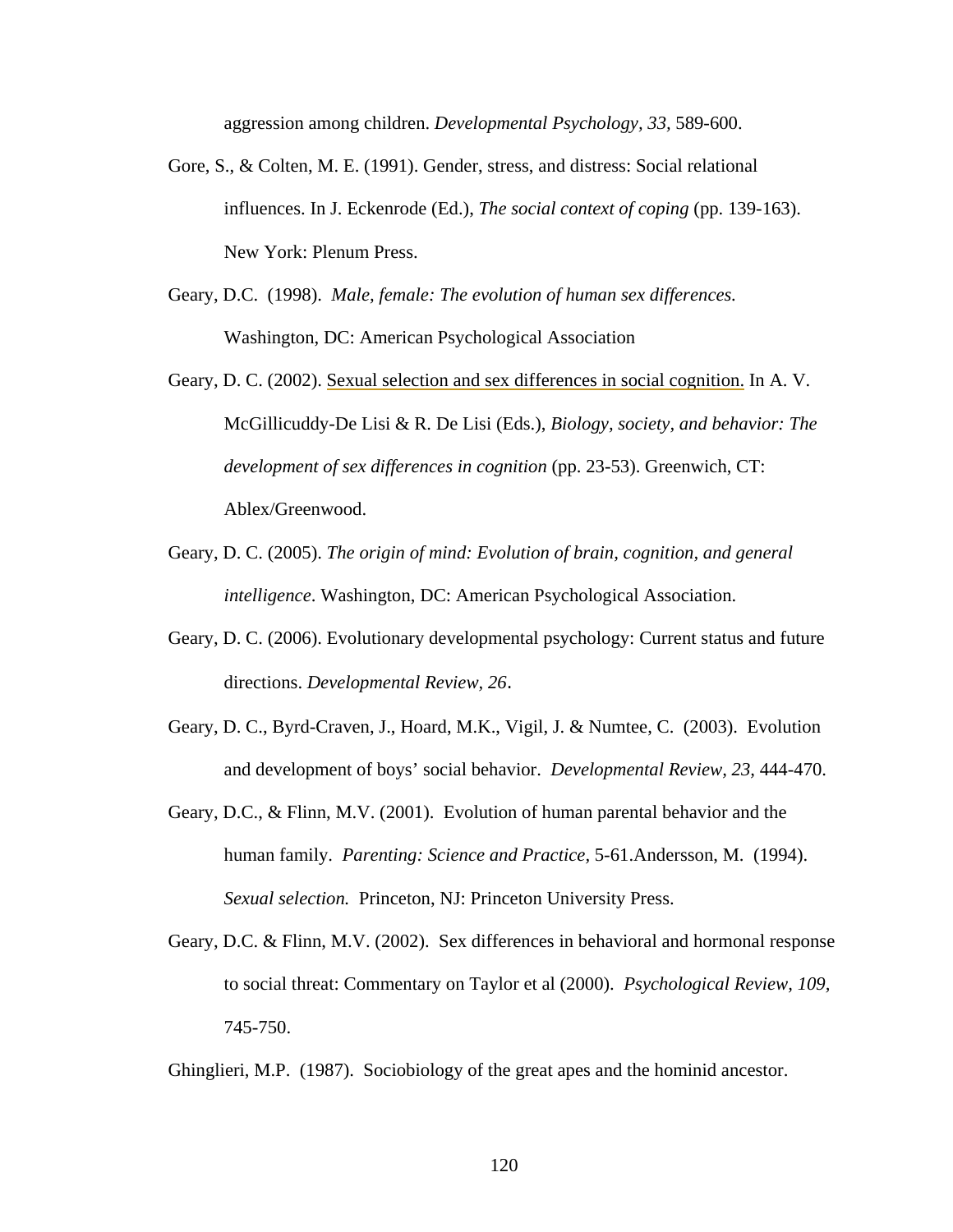aggression among children. *Developmental Psychology, 33,* 589-600.

Gore, S., & Colten, M. E. (1991). Gender, stress, and distress: Social relational influences. In J. Eckenrode (Ed.), *The social context of coping* (pp. 139-163). New York: Plenum Press.

Geary, D.C. (1998). *Male, female: The evolution of human sex differences.* Washington, DC: American Psychological Association

Geary, D. C. (2002). Sexual selection and sex differences in social cognition. In A. V. McGillicuddy-De Lisi & R. De Lisi (Eds.), *Biology, society, and behavior: The development of sex differences in cognition* (pp. 23-53). Greenwich, CT: Ablex/Greenwood.

Geary, D. C. (2005). *The origin of mind: Evolution of brain, cognition, and general intelligence*. Washington, DC: American Psychological Association.

Geary, D. C. (2006). Evolutionary developmental psychology: Current status and future directions. *Developmental Review, 26*.

Geary, D. C., Byrd-Craven, J., Hoard, M.K., Vigil, J. & Numtee, C. (2003). Evolution and development of boys' social behavior. *Developmental Review, 23,* 444-470.

Geary, D.C., & Flinn, M.V. (2001). Evolution of human parental behavior and the human family. *Parenting: Science and Practice,* 5-61.Andersson, M. (1994). *Sexual selection.* Princeton, NJ: Princeton University Press.

Geary, D.C. & Flinn, M.V. (2002). Sex differences in behavioral and hormonal response to social threat: Commentary on Taylor et al (2000). *Psychological Review, 109,* 745-750.

Ghinglieri, M.P. (1987). Sociobiology of the great apes and the hominid ancestor.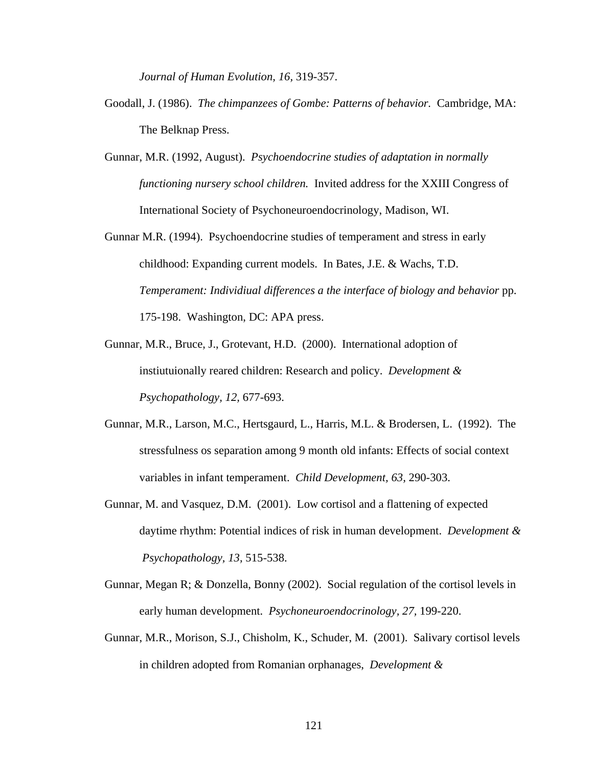*Journal of Human Evolution, 16*, 319-357.

Goodall, J. (1986). *The chimpanzees of Gombe: Patterns of behavior*. Cambridge, MA: The Belknap Press.

Gunnar, M.R. (1992, August). *Psychoendocrine studies of adaptation in normally functioning nursery school children.* Invited address for the XXIII Congress of International Society of Psychoneuroendocrinology, Madison, WI.

Gunnar M.R. (1994). Psychoendocrine studies of temperament and stress in early childhood: Expanding current models. In Bates, J.E. & Wachs, T.D. *Temperament: Individiual differences a the interface of biology and behavior* pp. 175-198. Washington, DC: APA press.

Gunnar, M.R., Bruce, J., Grotevant, H.D. (2000). International adoption of instiutuionally reared children: Research and policy. *Development & Psychopathology, 12,* 677-693.

Gunnar, M.R., Larson, M.C., Hertsgaurd, L., Harris, M.L. & Brodersen, L. (1992). The stressfulness os separation among 9 month old infants: Effects of social context variables in infant temperament. *Child Development, 63,* 290-303.

Gunnar, M. and Vasquez, D.M. (2001). Low cortisol and a flattening of expected daytime rhythm: Potential indices of risk in human development. *Development & Psychopathology, 13,* 515-538.

Gunnar, Megan R; & Donzella, Bonny (2002). Social regulation of the cortisol levels in early human development. *Psychoneuroendocrinology, 27,* 199-220.

Gunnar, M.R., Morison, S.J., Chisholm, K., Schuder, M. (2001). Salivary cortisol levels in children adopted from Romanian orphanages, *Development &*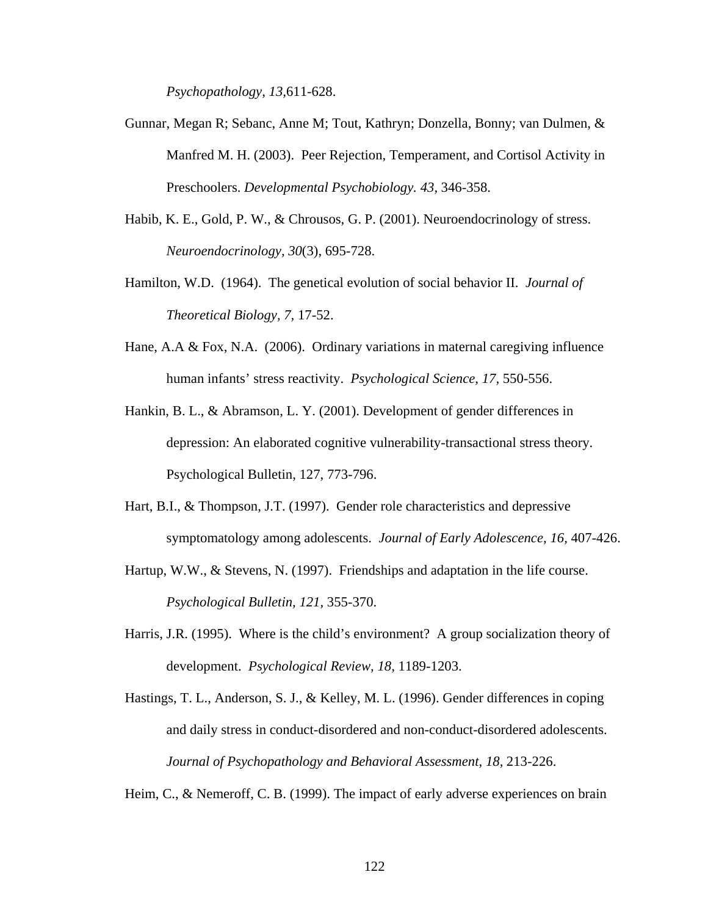*Psychopathology, 13,*611-628.

Gunnar, Megan R; Sebanc, Anne M; Tout, Kathryn; Donzella, Bonny; van Dulmen, & Manfred M. H. (2003). Peer Rejection, Temperament, and Cortisol Activity in Preschoolers. *Developmental Psychobiology. 43,* 346-358.

Habib, K. E., Gold, P. W., & Chrousos, G. P. (2001). Neuroendocrinology of stress. *Neuroendocrinology, 30*(3), 695-728.

Hamilton, W.D. (1964). The genetical evolution of social behavior II. *Journal of Theoretical Biology, 7,* 17-52.

Hane, A.A & Fox, N.A. (2006). Ordinary variations in maternal caregiving influence human infants' stress reactivity. *Psychological Science, 17,* 550-556.

Hankin, B. L., & Abramson, L. Y. (2001). Development of gender differences in depression: An elaborated cognitive vulnerability-transactional stress theory. Psychological Bulletin, 127, 773-796.

Hart, B.I., & Thompson, J.T. (1997). Gender role characteristics and depressive symptomatology among adolescents. *Journal of Early Adolescence, 16,* 407-426.

Hartup, W.W., & Stevens, N. (1997). Friendships and adaptation in the life course. *Psychological Bulletin, 121,* 355-370.

Harris, J.R. (1995). Where is the child's environment? A group socialization theory of development. *Psychological Review, 18,* 1189-1203.

Hastings, T. L., Anderson, S. J., & Kelley, M. L. (1996). Gender differences in coping and daily stress in conduct-disordered and non-conduct-disordered adolescents. *Journal of Psychopathology and Behavioral Assessment, 18,* 213-226.

Heim, C., & Nemeroff, C. B. (1999). The impact of early adverse experiences on brain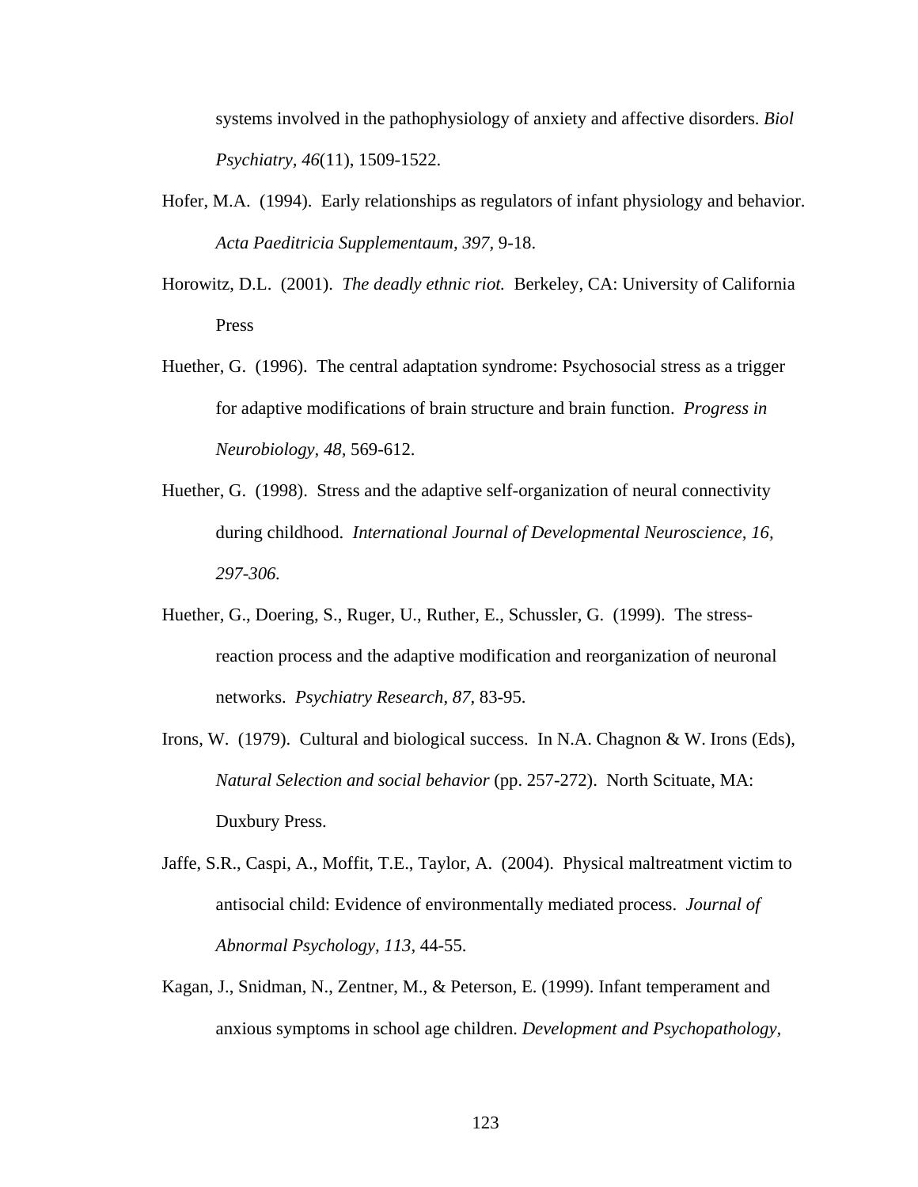systems involved in the pathophysiology of anxiety and affective disorders. *Biol Psychiatry, 46*(11), 1509-1522.

Hofer, M.A. (1994). Early relationships as regulators of infant physiology and behavior. *Acta Paeditricia Supplementaum, 397,* 9-18.

Horowitz, D.L. (2001). *The deadly ethnic riot.* Berkeley, CA: University of California Press

Huether, G. (1996). The central adaptation syndrome: Psychosocial stress as a trigger for adaptive modifications of brain structure and brain function. *Progress in Neurobiology, 48,* 569-612.

Huether, G. (1998). Stress and the adaptive self-organization of neural connectivity during childhood. *International Journal of Developmental Neuroscience, 16, 297-306.*

Huether, G., Doering, S., Ruger, U., Ruther, E., Schussler, G. (1999). The stress-reaction process and the adaptive modification and reorganization of neuronal networks. *Psychiatry Research, 87,* 83-95.

Irons, W. (1979). Cultural and biological success. In N.A. Chagnon & W. Irons (Eds), *Natural Selection and social behavior* (pp. 257-272). North Scituate, MA: Duxbury Press.

Jaffe, S.R., Caspi, A., Moffit, T.E., Taylor, A. (2004). Physical maltreatment victim to antisocial child: Evidence of environmentally mediated process. *Journal of Abnormal Psychology, 113,* 44-55.

Kagan, J., Snidman, N., Zentner, M., & Peterson, E. (1999). Infant temperament and anxious symptoms in school age children. *Development and Psychopathology,*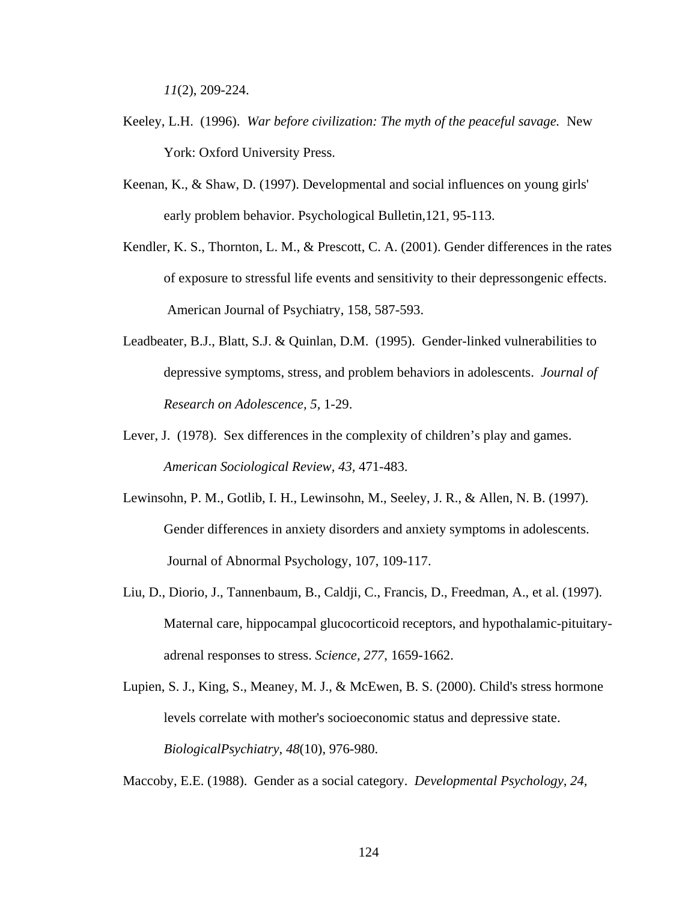*11*(2), 209-224.

Keeley, L.H. (1996). *War before civilization: The myth of the peaceful savage.* New York: Oxford University Press.

Keenan, K., & Shaw, D. (1997). Developmental and social influences on young girls' early problem behavior. Psychological Bulletin,121, 95-113.

Kendler, K. S., Thornton, L. M., & Prescott, C. A. (2001). Gender differences in the rates of exposure to stressful life events and sensitivity to their depressongenic effects. American Journal of Psychiatry, 158, 587-593.

Leadbeater, B.J., Blatt, S.J. & Quinlan, D.M. (1995). Gender-linked vulnerabilities to depressive symptoms, stress, and problem behaviors in adolescents. *Journal of Research on Adolescence, 5*, 1-29.

Lever, J. (1978). Sex differences in the complexity of children's play and games. *American Sociological Review, 43*, 471-483.

Lewinsohn, P. M., Gotlib, I. H., Lewinsohn, M., Seeley, J. R., & Allen, N. B. (1997). Gender differences in anxiety disorders and anxiety symptoms in adolescents. Journal of Abnormal Psychology, 107, 109-117.

Liu, D., Diorio, J., Tannenbaum, B., Caldji, C., Francis, D., Freedman, A., et al. (1997). Maternal care, hippocampal glucocorticoid receptors, and hypothalamic-pituitary-adrenal responses to stress. *Science, 277*, 1659-1662.

Lupien, S. J., King, S., Meaney, M. J., & McEwen, B. S. (2000). Child's stress hormone levels correlate with mother's socioeconomic status and depressive state. *BiologicalPsychiatry, 48*(10), 976-980.

Maccoby, E.E. (1988). Gender as a social category. *Developmental Psychology, 24,*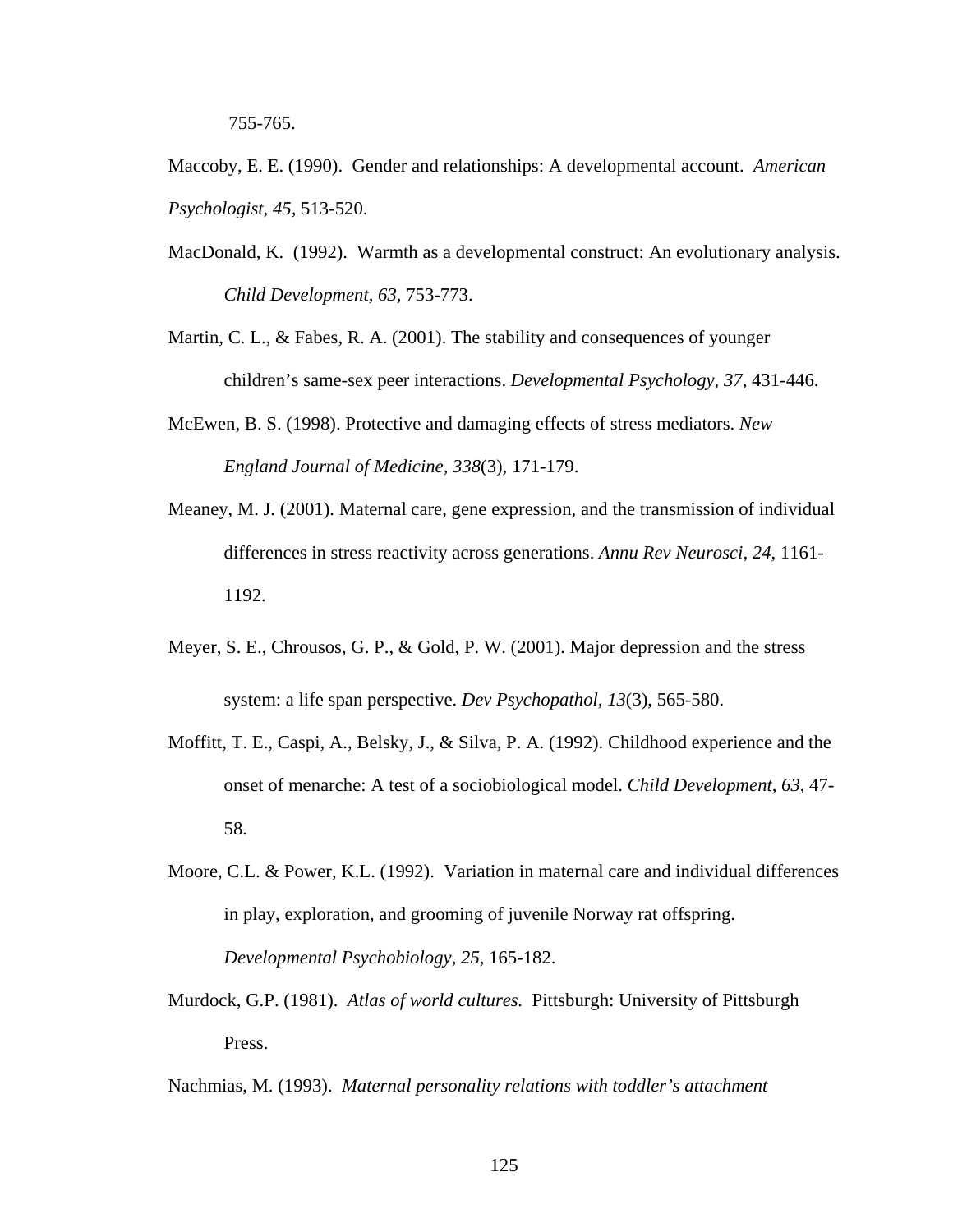755-765.

Maccoby, E. E. (1990). Gender and relationships: A developmental account. *American Psychologist, 45*, 513-520.

MacDonald, K. (1992). Warmth as a developmental construct: An evolutionary analysis. *Child Development, 63*, 753-773.

Martin, C. L., & Fabes, R. A. (2001). The stability and consequences of younger children's same-sex peer interactions. *Developmental Psychology, 37*, 431-446.

McEwen, B. S. (1998). Protective and damaging effects of stress mediators. *New England Journal of Medicine, 338*(3), 171-179.

Meaney, M. J. (2001). Maternal care, gene expression, and the transmission of individual differences in stress reactivity across generations. *Annu Rev Neurosci, 24*, 1161-1192.

Meyer, S. E., Chrousos, G. P., & Gold, P. W. (2001). Major depression and the stress system: a life span perspective. *Dev Psychopathol, 13*(3), 565-580.

Moffitt, T. E., Caspi, A., Belsky, J., & Silva, P. A. (1992). Childhood experience and the onset of menarche: A test of a sociobiological model. *Child Development, 63*, 47-58.

Moore, C.L. & Power, K.L. (1992). Variation in maternal care and individual differences in play, exploration, and grooming of juvenile Norway rat offspring. *Developmental Psychobiology, 25*, 165-182.

Murdock, G.P. (1981). *Atlas of world cultures.* Pittsburgh: University of Pittsburgh Press.

Nachmias, M. (1993). *Maternal personality relations with toddler's attachment*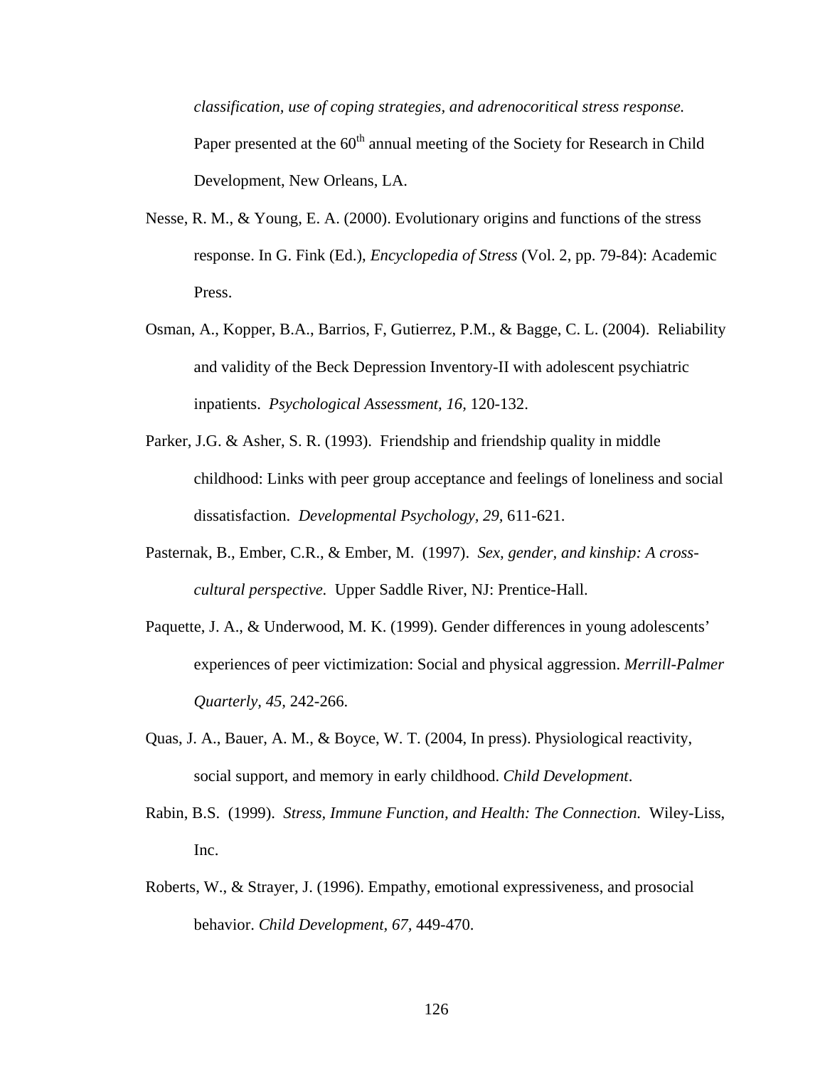*classification, use of coping strategies, and adrenocoritical stress response.* Paper presented at the 60th annual meeting of the Society for Research in Child Development, New Orleans, LA.

Nesse, R. M., & Young, E. A. (2000). Evolutionary origins and functions of the stress response. In G. Fink (Ed.), *Encyclopedia of Stress* (Vol. 2, pp. 79-84): Academic Press.

Osman, A., Kopper, B.A., Barrios, F, Gutierrez, P.M., & Bagge, C. L. (2004). Reliability and validity of the Beck Depression Inventory-II with adolescent psychiatric inpatients. *Psychological Assessment, 16,* 120-132.

Parker, J.G. & Asher, S. R. (1993). Friendship and friendship quality in middle childhood: Links with peer group acceptance and feelings of loneliness and social dissatisfaction. *Developmental Psychology, 29,* 611-621.

Pasternak, B., Ember, C.R., & Ember, M. (1997). *Sex, gender, and kinship: A cross-cultural perspective.* Upper Saddle River, NJ: Prentice-Hall.

Paquette, J. A., & Underwood, M. K. (1999). Gender differences in young adolescents' experiences of peer victimization: Social and physical aggression. *Merrill-Palmer Quarterly, 45,* 242-266.

Quas, J. A., Bauer, A. M., & Boyce, W. T. (2004, In press). Physiological reactivity, social support, and memory in early childhood. *Child Development*.

Rabin, B.S. (1999). *Stress, Immune Function, and Health: The Connection.* Wiley-Liss, Inc.

Roberts, W., & Strayer, J. (1996). Empathy, emotional expressiveness, and prosocial behavior. *Child Development, 67,* 449-470.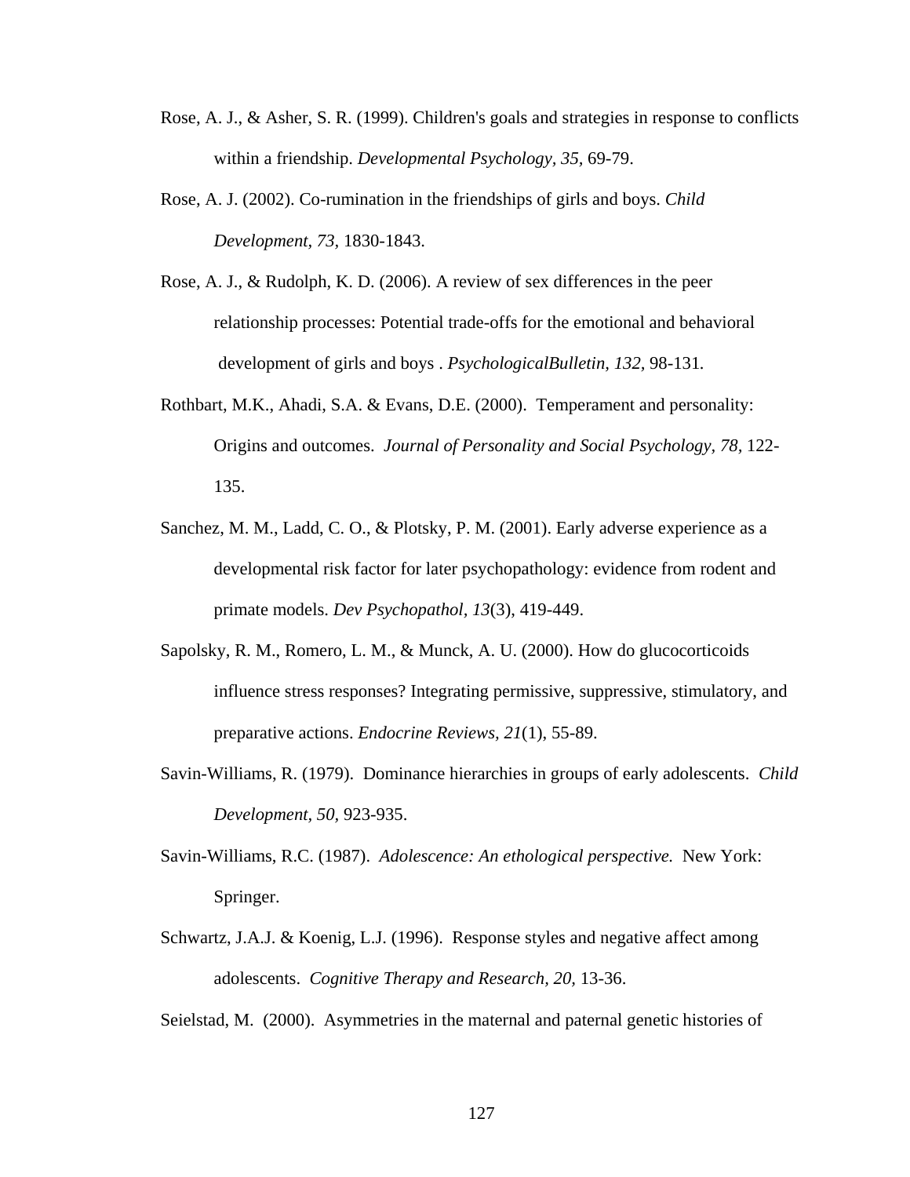Rose, A. J., & Asher, S. R. (1999). Children's goals and strategies in response to conflicts within a friendship. *Developmental Psychology, 35*, 69-79.

Rose, A. J. (2002). Co-rumination in the friendships of girls and boys. *Child Development, 73,* 1830-1843.

Rose, A. J., & Rudolph, K. D. (2006). A review of sex differences in the peer relationship processes: Potential trade-offs for the emotional and behavioral development of girls and boys . *PsychologicalBulletin, 132,* 98-131.

Rothbart, M.K., Ahadi, S.A. & Evans, D.E. (2000). Temperament and personality: Origins and outcomes. *Journal of Personality and Social Psychology, 78,* 122-135.

Sanchez, M. M., Ladd, C. O., & Plotsky, P. M. (2001). Early adverse experience as a developmental risk factor for later psychopathology: evidence from rodent and primate models. *Dev Psychopathol, 13*(3), 419-449.

Sapolsky, R. M., Romero, L. M., & Munck, A. U. (2000). How do glucocorticoids influence stress responses? Integrating permissive, suppressive, stimulatory, and preparative actions. *Endocrine Reviews, 21*(1), 55-89.

Savin-Williams, R. (1979). Dominance hierarchies in groups of early adolescents. *Child Development, 50*, 923-935.

Savin-Williams, R.C. (1987). *Adolescence: An ethological perspective.* New York: Springer.

Schwartz, J.A.J. & Koenig, L.J. (1996). Response styles and negative affect among adolescents. *Cognitive Therapy and Research, 20*, 13-36.

Seielstad, M. (2000). Asymmetries in the maternal and paternal genetic histories of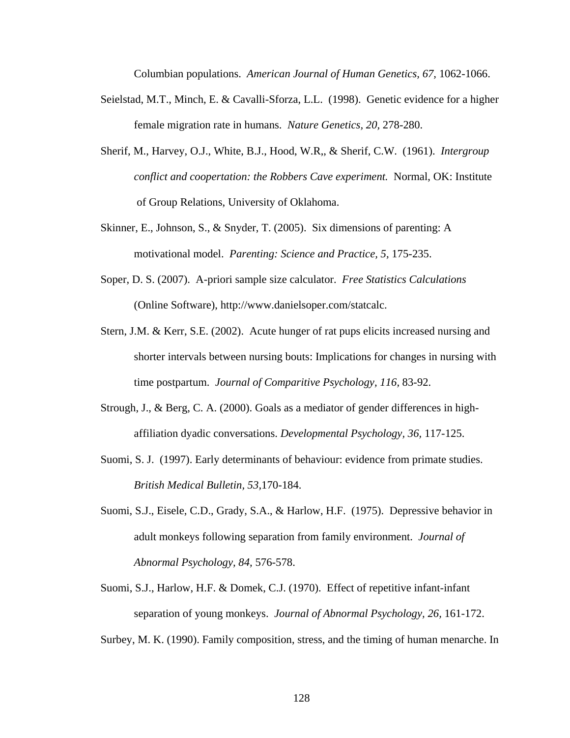Columbian populations. *American Journal of Human Genetics, 67,* 1062-1066.

Seielstad, M.T., Minch, E. & Cavalli-Sforza, L.L. (1998). Genetic evidence for a higher female migration rate in humans. *Nature Genetics, 20,* 278-280.

Sherif, M., Harvey, O.J., White, B.J., Hood, W.R,, & Sherif, C.W. (1961). *Intergroup conflict and coopertation: the Robbers Cave experiment.* Normal, OK: Institute of Group Relations, University of Oklahoma.

Skinner, E., Johnson, S., & Snyder, T. (2005). Six dimensions of parenting: A motivational model. *Parenting: Science and Practice, 5,* 175-235.

Soper, D. S. (2007). A-priori sample size calculator. *Free Statistics Calculations* (Online Software), http://www.danielsoper.com/statcalc.

Stern, J.M. & Kerr, S.E. (2002). Acute hunger of rat pups elicits increased nursing and shorter intervals between nursing bouts: Implications for changes in nursing with time postpartum. *Journal of Comparitive Psychology, 116,* 83-92.

Strough, J., & Berg, C. A. (2000). Goals as a mediator of gender differences in high-affiliation dyadic conversations. *Developmental Psychology, 36,* 117-125.

Suomi, S. J. (1997). Early determinants of behaviour: evidence from primate studies. *British Medical Bulletin, 53,*170-184.

Suomi, S.J., Eisele, C.D., Grady, S.A., & Harlow, H.F. (1975). Depressive behavior in adult monkeys following separation from family environment. *Journal of Abnormal Psychology, 84,* 576-578.

Suomi, S.J., Harlow, H.F. & Domek, C.J. (1970). Effect of repetitive infant-infant separation of young monkeys. *Journal of Abnormal Psychology, 26,* 161-172.

Surbey, M. K. (1990). Family composition, stress, and the timing of human menarche. In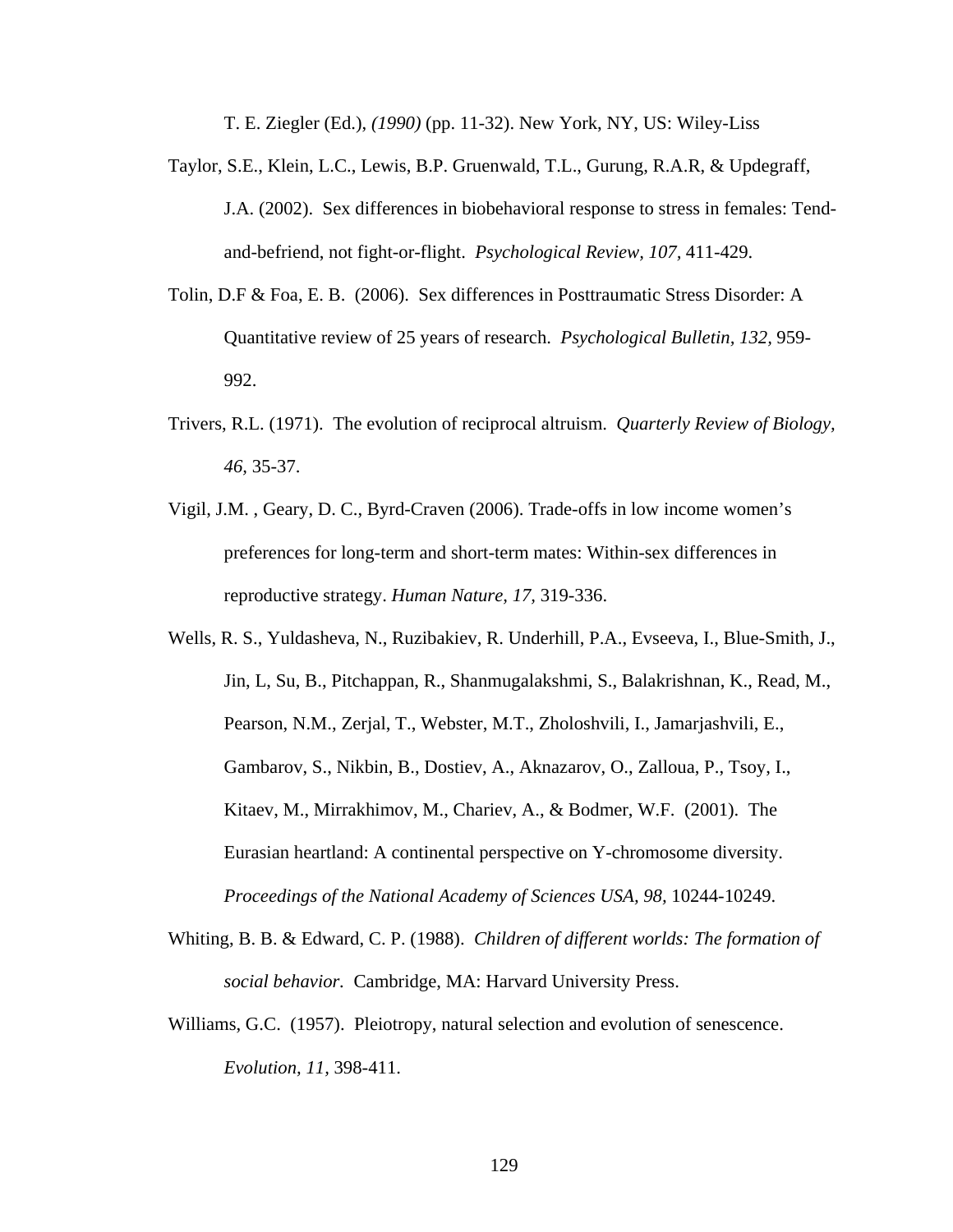T. E. Ziegler (Ed.), *(1990)* (pp. 11-32). New York, NY, US: Wiley-Liss

Taylor, S.E., Klein, L.C., Lewis, B.P. Gruenwald, T.L., Gurung, R.A.R, & Updegraff, J.A. (2002). Sex differences in biobehavioral response to stress in females: Tend-and-befriend, not fight-or-flight. *Psychological Review, 107,* 411-429.

Tolin, D.F & Foa, E. B. (2006). Sex differences in Posttraumatic Stress Disorder: A Quantitative review of 25 years of research. *Psychological Bulletin, 132,* 959-992.

Trivers, R.L. (1971). The evolution of reciprocal altruism. *Quarterly Review of Biology, 46,* 35-37.

Vigil, J.M. , Geary, D. C., Byrd-Craven (2006). Trade-offs in low income women's preferences for long-term and short-term mates: Within-sex differences in reproductive strategy. *Human Nature, 17,* 319-336.

Wells, R. S., Yuldasheva, N., Ruzibakiev, R. Underhill, P.A., Evseeva, I., Blue-Smith, J., Jin, L, Su, B., Pitchappan, R., Shanmugalakshmi, S., Balakrishnan, K., Read, M., Pearson, N.M., Zerjal, T., Webster, M.T., Zholoshvili, I., Jamarjashvili, E., Gambarov, S., Nikbin, B., Dostiev, A., Aknazarov, O., Zalloua, P., Tsoy, I., Kitaev, M., Mirrakhimov, M., Chariev, A., & Bodmer, W.F. (2001). The Eurasian heartland: A continental perspective on Y-chromosome diversity. *Proceedings of the National Academy of Sciences USA, 98,* 10244-10249.

Whiting, B. B. & Edward, C. P. (1988). *Children of different worlds: The formation of social behavior.* Cambridge, MA: Harvard University Press.

Williams, G.C. (1957). Pleiotropy, natural selection and evolution of senescence. *Evolution, 11,* 398-411.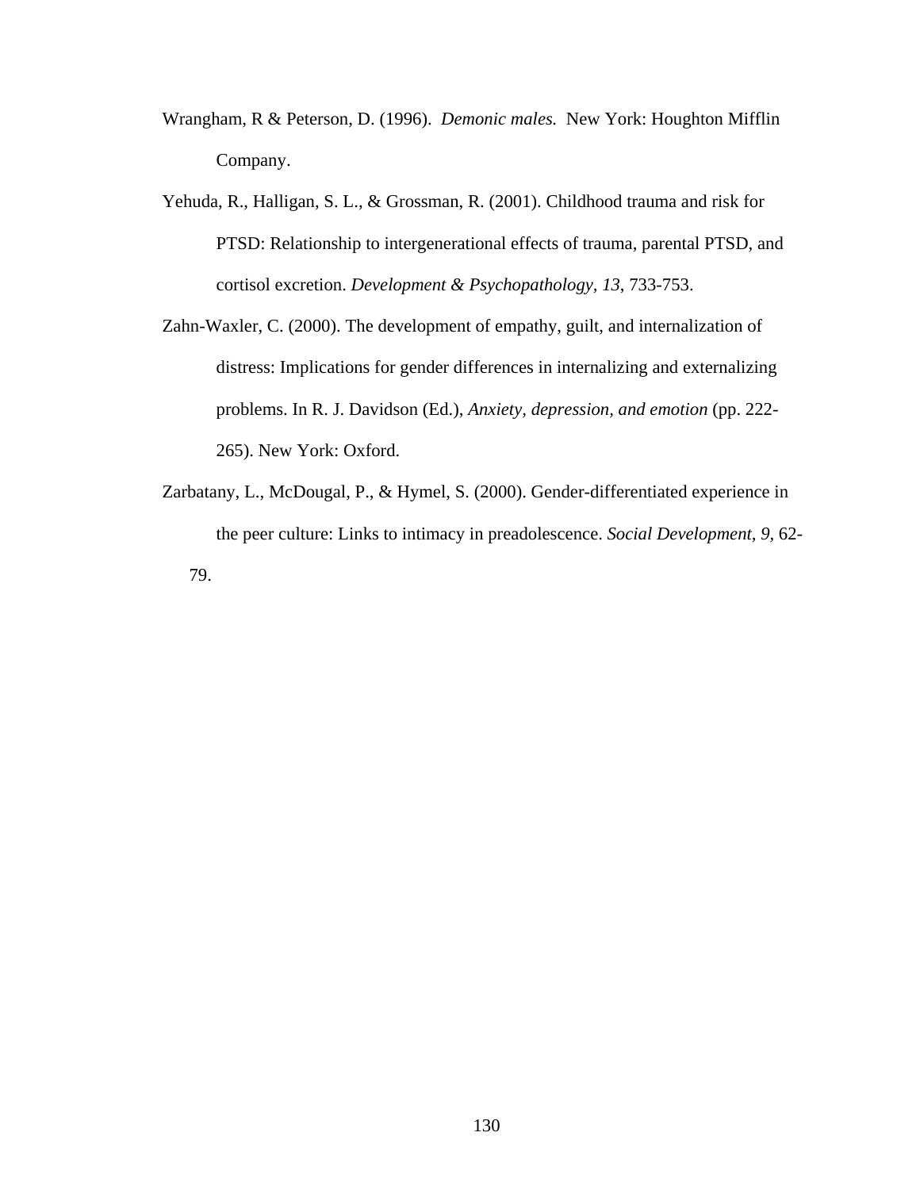Wrangham, R & Peterson, D. (1996). *Demonic males.* New York: Houghton Mifflin Company.

Yehuda, R., Halligan, S. L., & Grossman, R. (2001). Childhood trauma and risk for PTSD: Relationship to intergenerational effects of trauma, parental PTSD, and cortisol excretion. *Development & Psychopathology, 13*, 733-753.

Zahn-Waxler, C. (2000). The development of empathy, guilt, and internalization of distress: Implications for gender differences in internalizing and externalizing problems. In R. J. Davidson (Ed.), *Anxiety, depression, and emotion* (pp. 222-265). New York: Oxford.

Zarbatany, L., McDougal, P., & Hymel, S. (2000). Gender-differentiated experience in the peer culture: Links to intimacy in preadolescence. *Social Development, 9,* 62-79.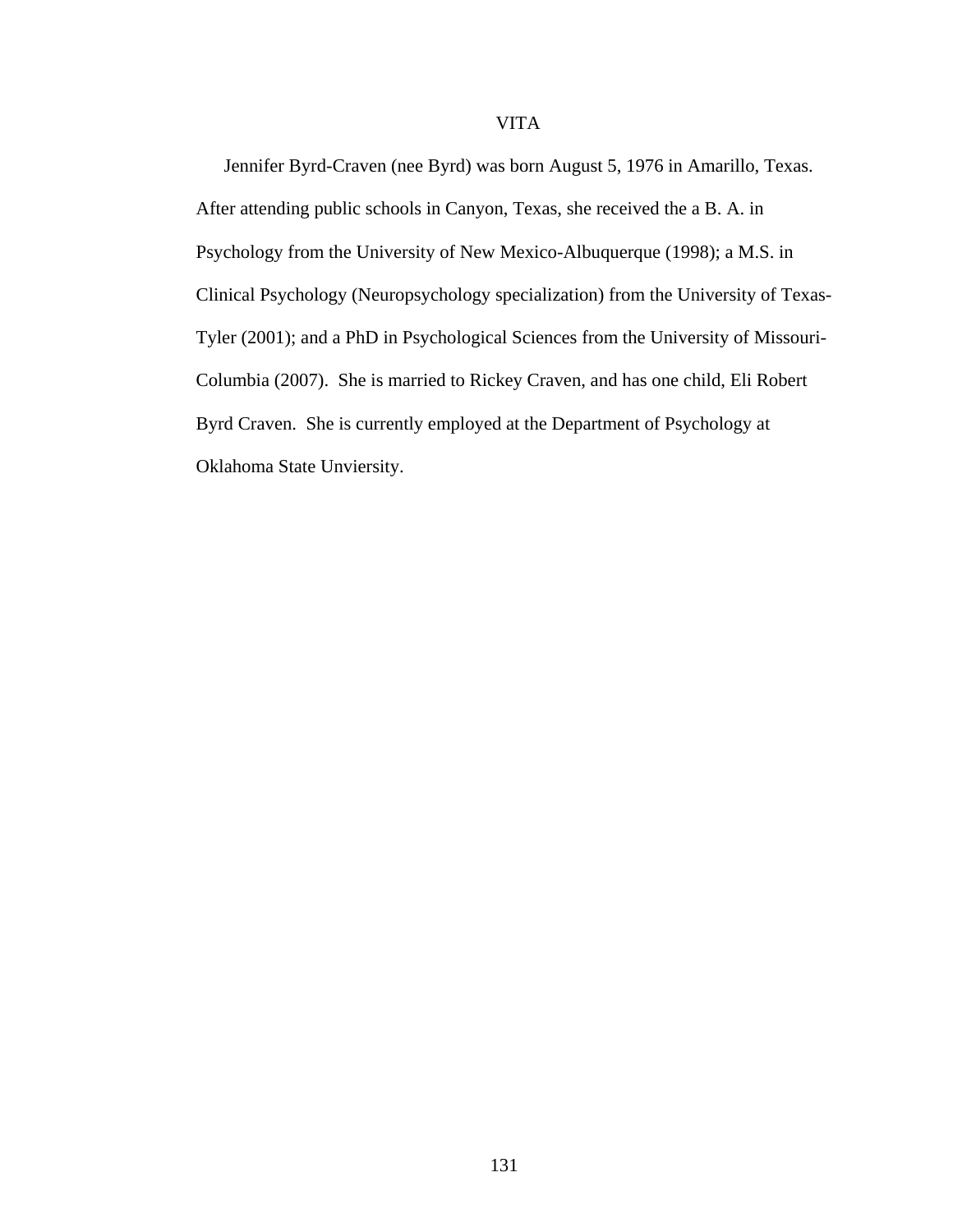# VITA

Jennifer Byrd-Craven (nee Byrd) was born August 5, 1976 in Amarillo, Texas. After attending public schools in Canyon, Texas, she received the a B. A. in Psychology from the University of New Mexico-Albuquerque (1998); a M.S. in Clinical Psychology (Neuropsychology specialization) from the University of Texas-Tyler (2001); and a PhD in Psychological Sciences from the University of Missouri-Columbia (2007). She is married to Rickey Craven, and has one child, Eli Robert Byrd Craven. She is currently employed at the Department of Psychology at Oklahoma State Unviersity.